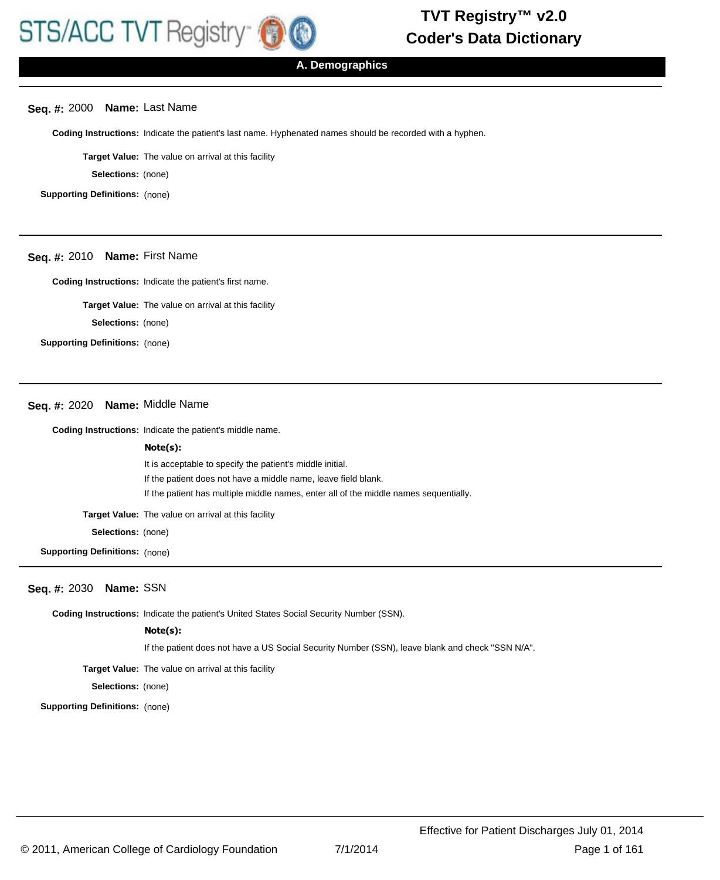# TVT Registry™ v2.0
# Coder's Data Dictionary

## A. Demographics

---

**Seq. #:** 2000 **Name:** Last Name

**Coding Instructions:** Indicate the patient's last name. Hyphenated names should be recorded with a hyphen.

**Target Value:** The value on arrival at this facility

**Selections:** (none)

**Supporting Definitions:** (none)

---

**Seq. #:** 2010 **Name:** First Name

**Coding Instructions:** Indicate the patient's first name.

**Target Value:** The value on arrival at this facility

**Selections:** (none)

**Supporting Definitions:** (none)

---

**Seq. #:** 2020 **Name:** Middle Name

**Coding Instructions:** Indicate the patient's middle name.

**Note(s):**

It is acceptable to specify the patient's middle initial.

If the patient does not have a middle name, leave field blank.

If the patient has multiple middle names, enter all of the middle names sequentially.

**Target Value:** The value on arrival at this facility

**Selections:** (none)

**Supporting Definitions:** (none)

---

**Seq. #:** 2030 **Name:** SSN

**Coding Instructions:** Indicate the patient's United States Social Security Number (SSN).

**Note(s):**

If the patient does not have a US Social Security Number (SSN), leave blank and check "SSN N/A".

**Target Value:** The value on arrival at this facility

**Selections:** (none)

**Supporting Definitions:** (none)

Effective for Patient Discharges July 01, 2014

© 2011, American College of Cardiology Foundation 7/1/2014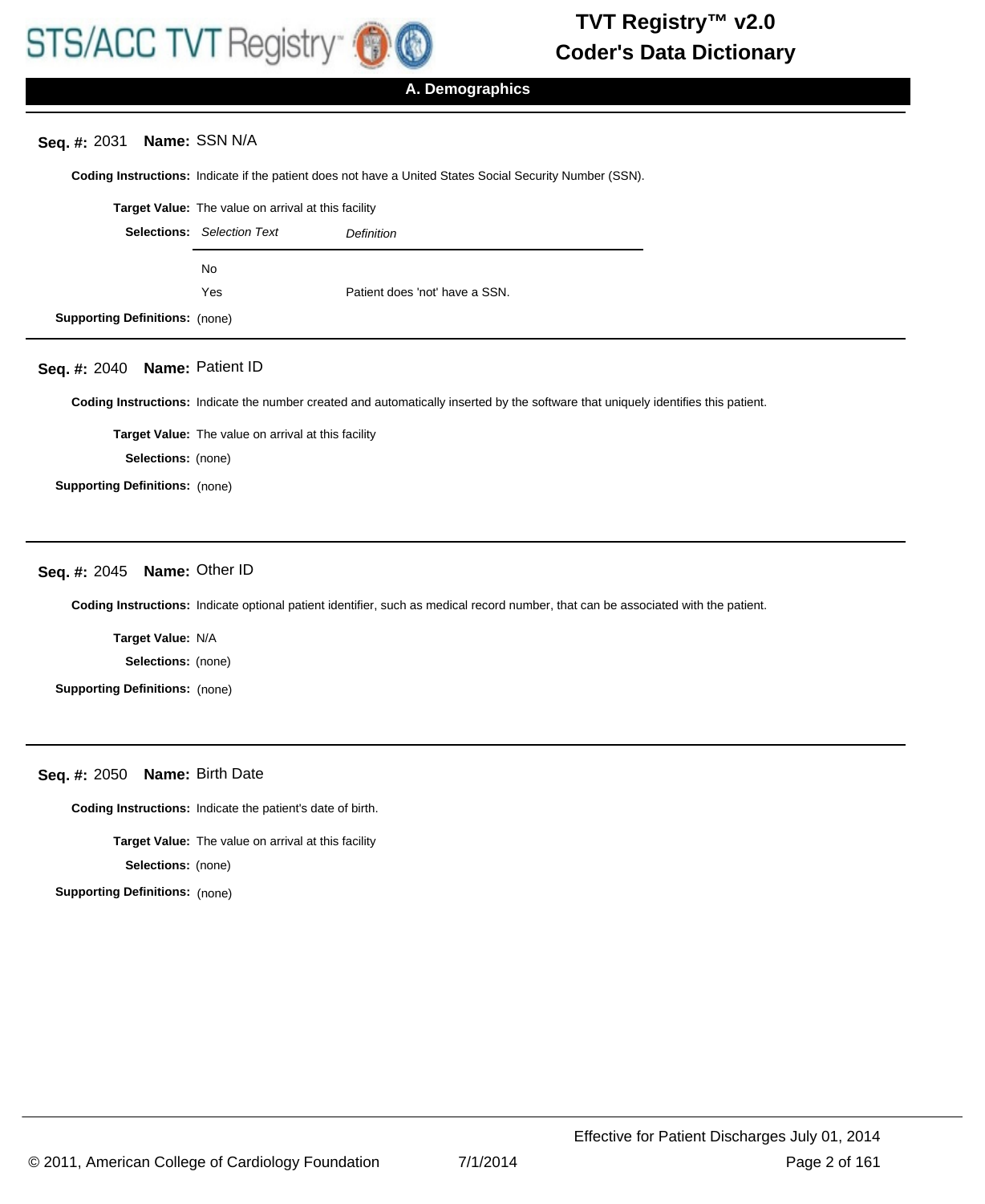## A. Demographics

**Seq. #:** 2031 **Name:** SSN N/A

**Coding Instructions:** Indicate if the patient does not have a United States Social Security Number (SSN).

**Target Value:** The value on arrival at this facility

**Selections:**

| *Selection Text* | *Definition* |
|---|---|
| No | |
| Yes | Patient does 'not' have a SSN. |

**Supporting Definitions:** (none)

---

**Seq. #:** 2040 **Name:** Patient ID

**Coding Instructions:** Indicate the number created and automatically inserted by the software that uniquely identifies this patient.

**Target Value:** The value on arrival at this facility

**Selections:** (none)

**Supporting Definitions:** (none)

---

**Seq. #:** 2045 **Name:** Other ID

**Coding Instructions:** Indicate optional patient identifier, such as medical record number, that can be associated with the patient.

**Target Value:** N/A

**Selections:** (none)

**Supporting Definitions:** (none)

---

**Seq. #:** 2050 **Name:** Birth Date

**Coding Instructions:** Indicate the patient's date of birth.

**Target Value:** The value on arrival at this facility

**Selections:** (none)

**Supporting Definitions:** (none)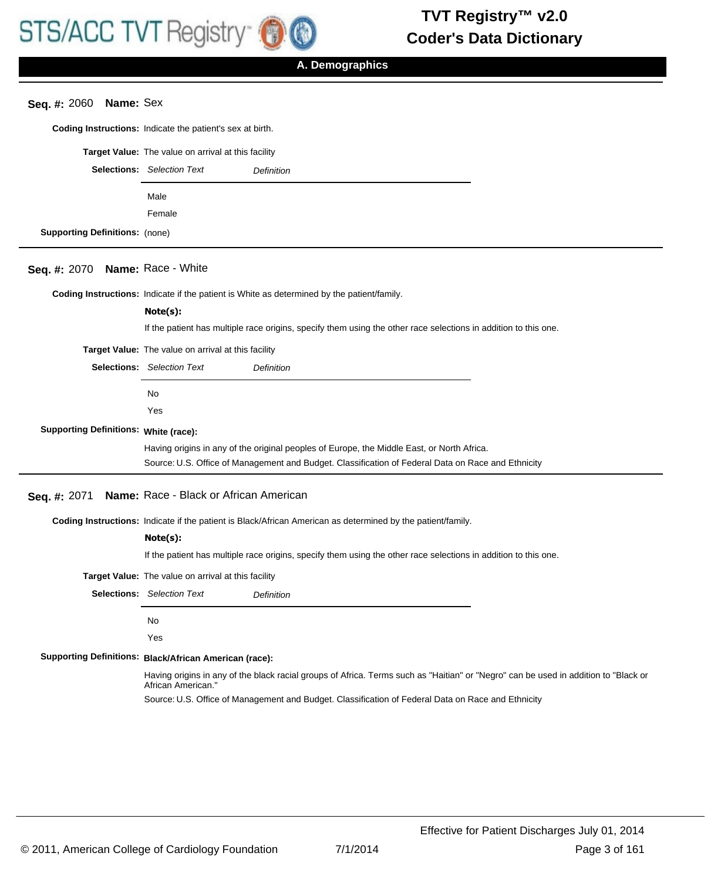## A. Demographics

**Seq. #:** 2060 **Name:** Sex

**Coding Instructions:** Indicate the patient's sex at birth.

**Target Value:** The value on arrival at this facility

**Selections:**

| *Selection Text* | *Definition* |
|---|---|
| Male | |
| Female | |

**Supporting Definitions:** (none)

---

**Seq. #:** 2070 **Name:** Race - White

**Coding Instructions:** Indicate if the patient is White as determined by the patient/family.

**Note(s):**

If the patient has multiple race origins, specify them using the other race selections in addition to this one.

**Target Value:** The value on arrival at this facility

**Selections:**

| *Selection Text* | *Definition* |
|---|---|
| No | |
| Yes | |

**Supporting Definitions:** **White (race):**

Having origins in any of the original peoples of Europe, the Middle East, or North Africa.

Source: U.S. Office of Management and Budget. Classification of Federal Data on Race and Ethnicity

---

**Seq. #:** 2071 **Name:** Race - Black or African American

**Coding Instructions:** Indicate if the patient is Black/African American as determined by the patient/family.

**Note(s):**

If the patient has multiple race origins, specify them using the other race selections in addition to this one.

**Target Value:** The value on arrival at this facility

**Selections:**

| *Selection Text* | *Definition* |
|---|---|
| No | |
| Yes | |

**Supporting Definitions:** **Black/African American (race):**

Having origins in any of the black racial groups of Africa. Terms such as "Haitian" or "Negro" can be used in addition to "Black or African American."

Source: U.S. Office of Management and Budget. Classification of Federal Data on Race and Ethnicity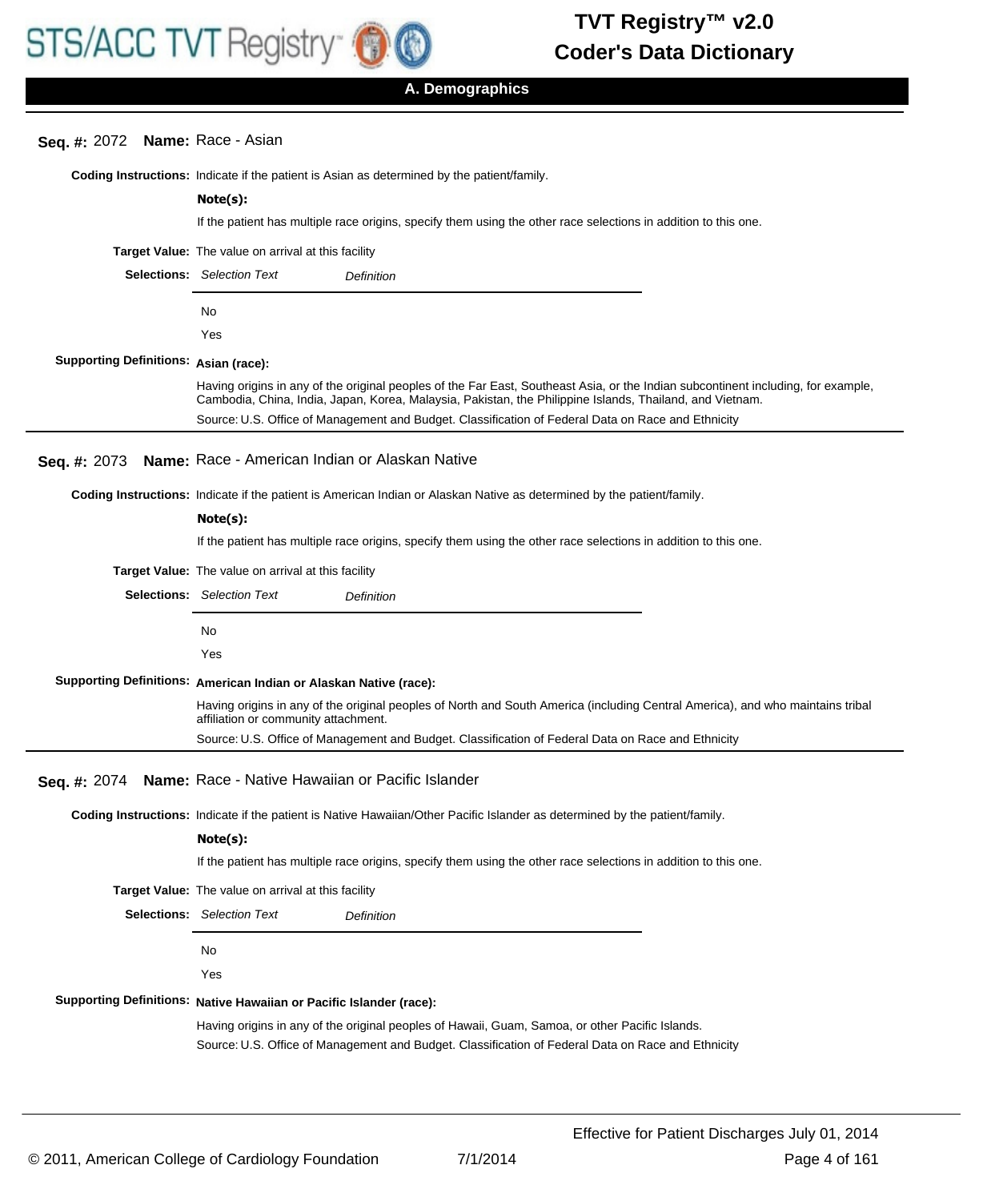## A. Demographics

**Seq. #:** 2072 **Name:** Race - Asian

**Coding Instructions:** Indicate if the patient is Asian as determined by the patient/family.

**Note(s):**

If the patient has multiple race origins, specify them using the other race selections in addition to this one.

**Target Value:** The value on arrival at this facility

**Selections:**

| *Selection Text* | *Definition* |
|---|---|
| No | |
| Yes | |

**Supporting Definitions:** **Asian (race):**

Having origins in any of the original peoples of the Far East, Southeast Asia, or the Indian subcontinent including, for example, Cambodia, China, India, Japan, Korea, Malaysia, Pakistan, the Philippine Islands, Thailand, and Vietnam.

Source: U.S. Office of Management and Budget. Classification of Federal Data on Race and Ethnicity

---

**Seq. #:** 2073 **Name:** Race - American Indian or Alaskan Native

**Coding Instructions:** Indicate if the patient is American Indian or Alaskan Native as determined by the patient/family.

**Note(s):**

If the patient has multiple race origins, specify them using the other race selections in addition to this one.

**Target Value:** The value on arrival at this facility

**Selections:**

| *Selection Text* | *Definition* |
|---|---|
| No | |
| Yes | |

**Supporting Definitions:** **American Indian or Alaskan Native (race):**

Having origins in any of the original peoples of North and South America (including Central America), and who maintains tribal affiliation or community attachment.

Source: U.S. Office of Management and Budget. Classification of Federal Data on Race and Ethnicity

---

**Seq. #:** 2074 **Name:** Race - Native Hawaiian or Pacific Islander

**Coding Instructions:** Indicate if the patient is Native Hawaiian/Other Pacific Islander as determined by the patient/family.

**Note(s):**

If the patient has multiple race origins, specify them using the other race selections in addition to this one.

**Target Value:** The value on arrival at this facility

**Selections:**

| *Selection Text* | *Definition* |
|---|---|
| No | |
| Yes | |

**Supporting Definitions:** **Native Hawaiian or Pacific Islander (race):**

Having origins in any of the original peoples of Hawaii, Guam, Samoa, or other Pacific Islands.

Source: U.S. Office of Management and Budget. Classification of Federal Data on Race and Ethnicity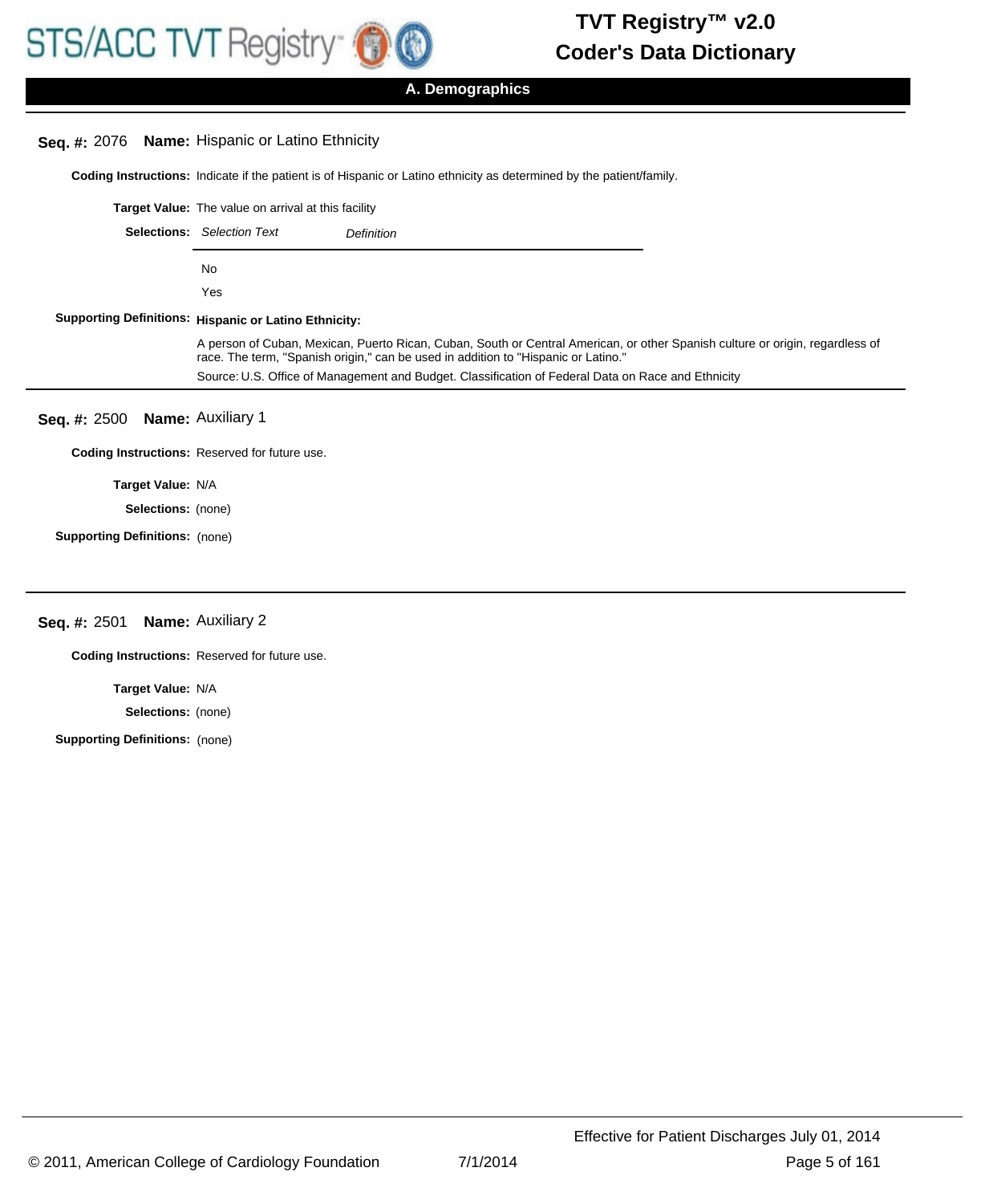## A. Demographics

**Seq. #:** 2076 **Name:** Hispanic or Latino Ethnicity

**Coding Instructions:** Indicate if the patient is of Hispanic or Latino ethnicity as determined by the patient/family.

**Target Value:** The value on arrival at this facility

**Selections:**

| *Selection Text* | *Definition* |
|---|---|
| No | |
| Yes | |

**Supporting Definitions:** **Hispanic or Latino Ethnicity:**

A person of Cuban, Mexican, Puerto Rican, Cuban, South or Central American, or other Spanish culture or origin, regardless of race. The term, "Spanish origin," can be used in addition to "Hispanic or Latino."

Source: U.S. Office of Management and Budget. Classification of Federal Data on Race and Ethnicity

---

**Seq. #:** 2500 **Name:** Auxiliary 1

**Coding Instructions:** Reserved for future use.

**Target Value:** N/A

**Selections:** (none)

**Supporting Definitions:** (none)

---

**Seq. #:** 2501 **Name:** Auxiliary 2

**Coding Instructions:** Reserved for future use.

**Target Value:** N/A

**Selections:** (none)

**Supporting Definitions:** (none)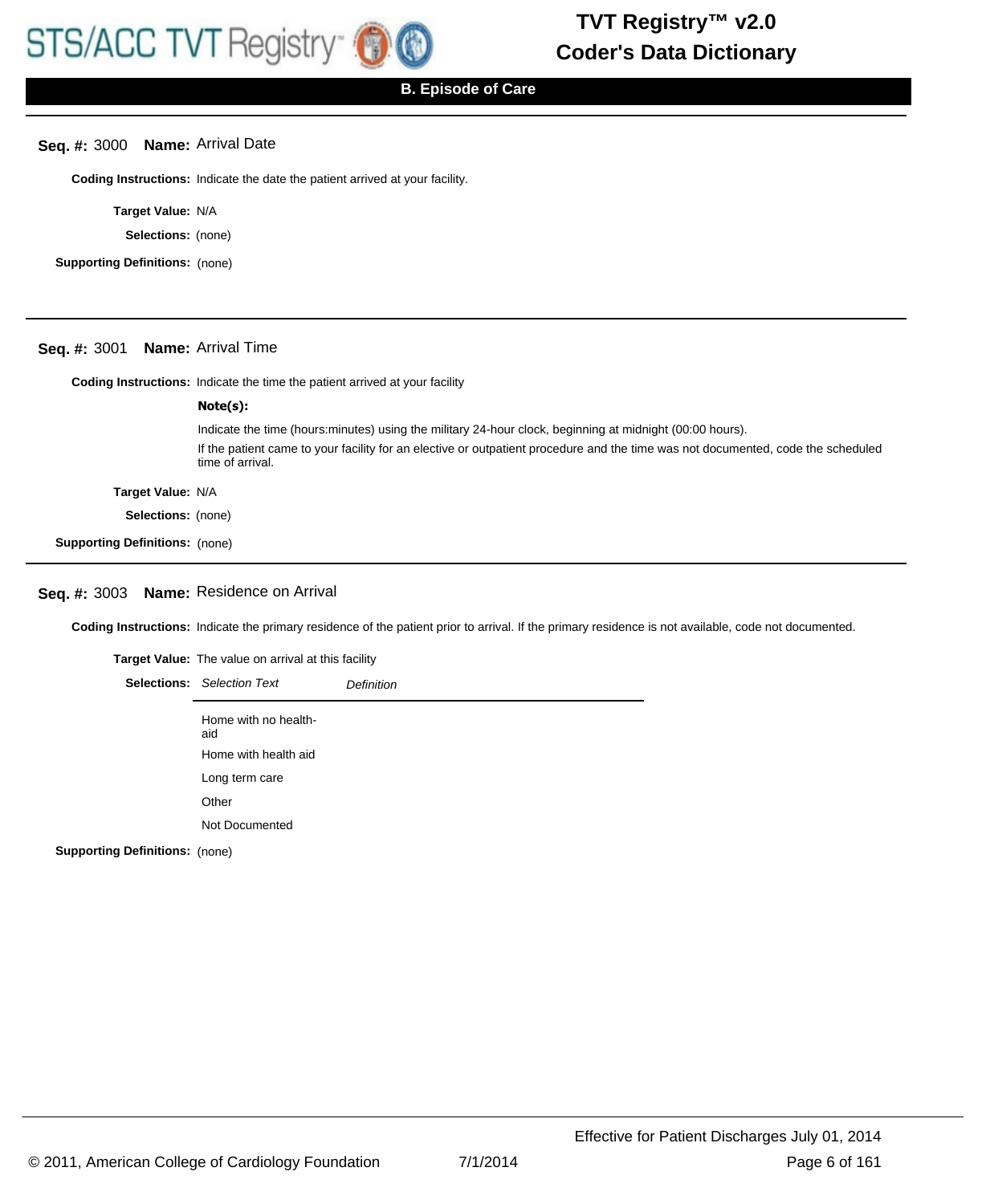## B. Episode of Care

---

**Seq. #:** 3000 **Name:** Arrival Date

**Coding Instructions:** Indicate the date the patient arrived at your facility.

**Target Value:** N/A

**Selections:** (none)

**Supporting Definitions:** (none)

---

**Seq. #:** 3001 **Name:** Arrival Time

**Coding Instructions:** Indicate the time the patient arrived at your facility

**Note(s):**

Indicate the time (hours:minutes) using the military 24-hour clock, beginning at midnight (00:00 hours).

If the patient came to your facility for an elective or outpatient procedure and the time was not documented, code the scheduled time of arrival.

**Target Value:** N/A

**Selections:** (none)

**Supporting Definitions:** (none)

---

**Seq. #:** 3003 **Name:** Residence on Arrival

**Coding Instructions:** Indicate the primary residence of the patient prior to arrival. If the primary residence is not available, code not documented.

**Target Value:** The value on arrival at this facility

**Selections:**

| *Selection Text* | *Definition* |
|---|---|
| Home with no health-aid | |
| Home with health aid | |
| Long term care | |
| Other | |
| Not Documented | |

**Supporting Definitions:** (none)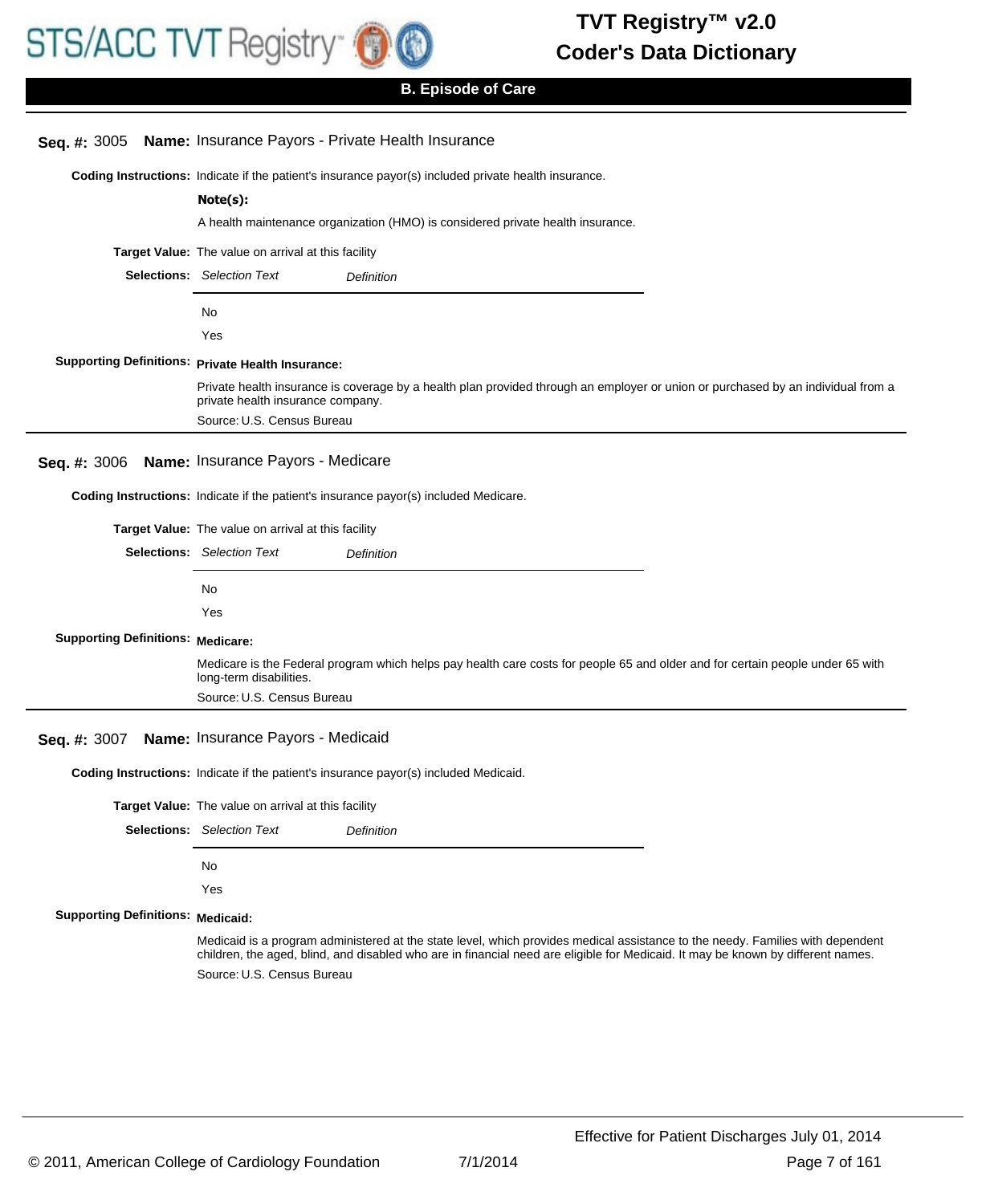## B. Episode of Care

**Seq. #:** 3005 **Name:** Insurance Payors - Private Health Insurance

**Coding Instructions:** Indicate if the patient's insurance payor(s) included private health insurance.

**Note(s):**

A health maintenance organization (HMO) is considered private health insurance.

**Target Value:** The value on arrival at this facility

**Selections:**

| *Selection Text* | *Definition* |
| --- | --- |
| No | |
| Yes | |

**Supporting Definitions:** **Private Health Insurance:**

Private health insurance is coverage by a health plan provided through an employer or union or purchased by an individual from a private health insurance company.

Source: U.S. Census Bureau

---

**Seq. #:** 3006 **Name:** Insurance Payors - Medicare

**Coding Instructions:** Indicate if the patient's insurance payor(s) included Medicare.

**Target Value:** The value on arrival at this facility

**Selections:**

| *Selection Text* | *Definition* |
| --- | --- |
| No | |
| Yes | |

**Supporting Definitions:** **Medicare:**

Medicare is the Federal program which helps pay health care costs for people 65 and older and for certain people under 65 with long-term disabilities.

Source: U.S. Census Bureau

---

**Seq. #:** 3007 **Name:** Insurance Payors - Medicaid

**Coding Instructions:** Indicate if the patient's insurance payor(s) included Medicaid.

**Target Value:** The value on arrival at this facility

**Selections:**

| *Selection Text* | *Definition* |
| --- | --- |
| No | |
| Yes | |

**Supporting Definitions:** **Medicaid:**

Medicaid is a program administered at the state level, which provides medical assistance to the needy. Families with dependent children, the aged, blind, and disabled who are in financial need are eligible for Medicaid. It may be known by different names.

Source: U.S. Census Bureau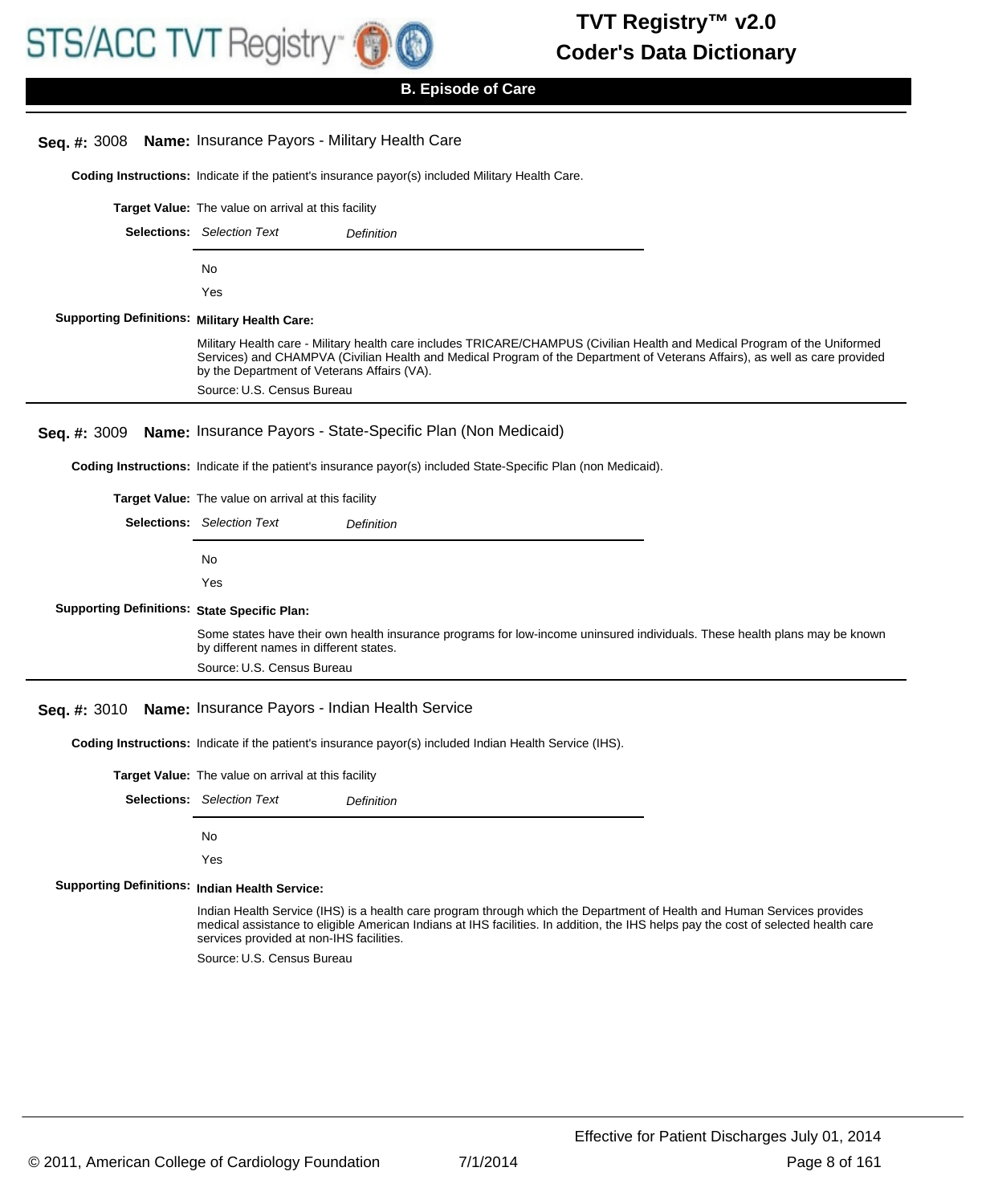## B. Episode of Care

**Seq. #:** 3008 **Name:** Insurance Payors - Military Health Care

**Coding Instructions:** Indicate if the patient's insurance payor(s) included Military Health Care.

**Target Value:** The value on arrival at this facility

**Selections:**

| *Selection Text* | *Definition* |
|---|---|
| No | |
| Yes | |

**Supporting Definitions:** **Military Health Care:**

Military Health care - Military health care includes TRICARE/CHAMPUS (Civilian Health and Medical Program of the Uniformed Services) and CHAMPVA (Civilian Health and Medical Program of the Department of Veterans Affairs), as well as care provided by the Department of Veterans Affairs (VA).

Source: U.S. Census Bureau

---

**Seq. #:** 3009 **Name:** Insurance Payors - State-Specific Plan (Non Medicaid)

**Coding Instructions:** Indicate if the patient's insurance payor(s) included State-Specific Plan (non Medicaid).

**Target Value:** The value on arrival at this facility

**Selections:**

| *Selection Text* | *Definition* |
|---|---|
| No | |
| Yes | |

**Supporting Definitions:** **State Specific Plan:**

Some states have their own health insurance programs for low-income uninsured individuals. These health plans may be known by different names in different states.

Source: U.S. Census Bureau

---

**Seq. #:** 3010 **Name:** Insurance Payors - Indian Health Service

**Coding Instructions:** Indicate if the patient's insurance payor(s) included Indian Health Service (IHS).

**Target Value:** The value on arrival at this facility

**Selections:**

| *Selection Text* | *Definition* |
|---|---|
| No | |
| Yes | |

**Supporting Definitions:** **Indian Health Service:**

Indian Health Service (IHS) is a health care program through which the Department of Health and Human Services provides medical assistance to eligible American Indians at IHS facilities. In addition, the IHS helps pay the cost of selected health care services provided at non-IHS facilities.

Source: U.S. Census Bureau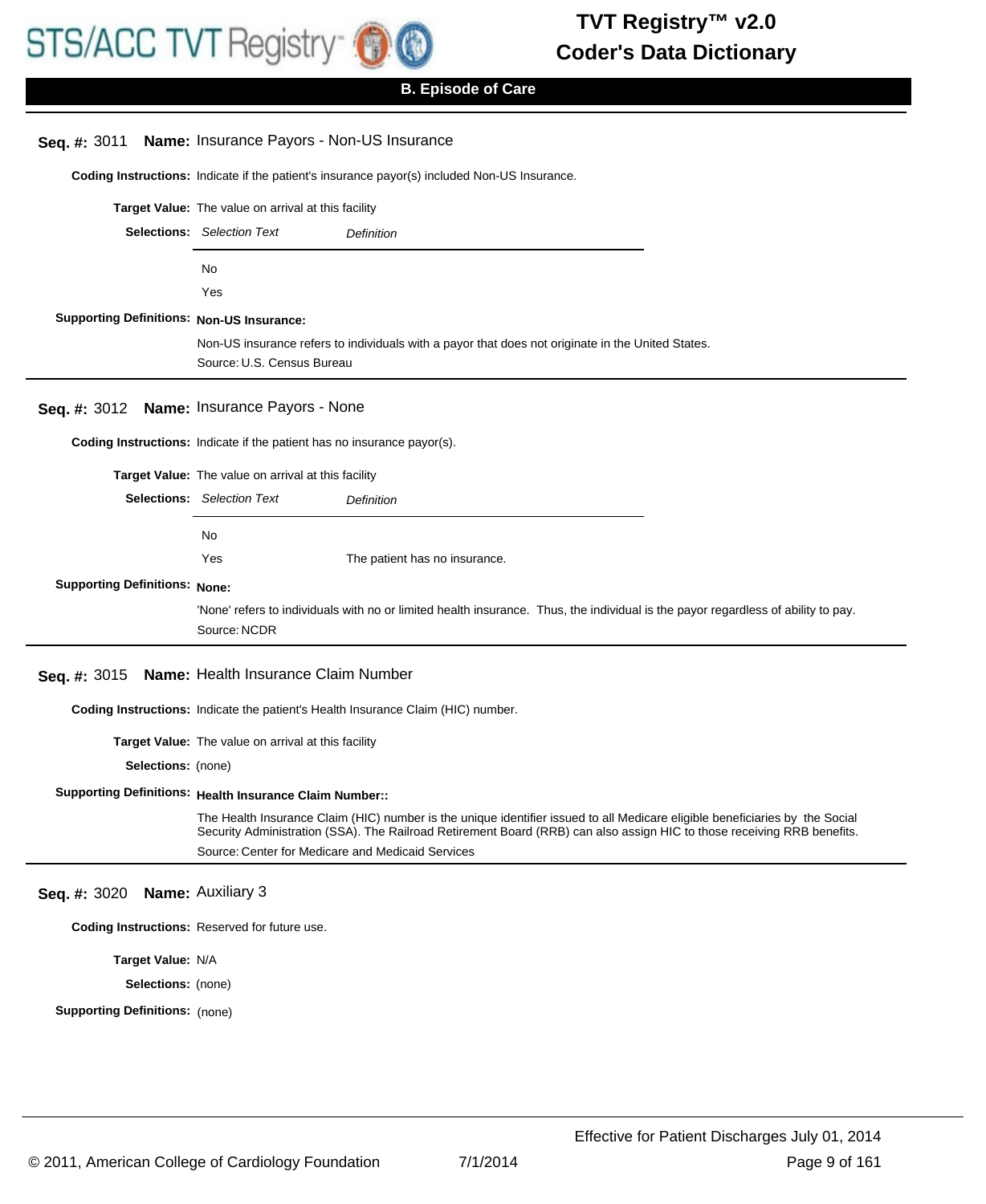## B. Episode of Care

**Seq. #:** 3011 **Name:** Insurance Payors - Non-US Insurance

**Coding Instructions:** Indicate if the patient's insurance payor(s) included Non-US Insurance.

**Target Value:** The value on arrival at this facility

**Selections:**

| *Selection Text* | *Definition* |
|---|---|
| No | |
| Yes | |

**Supporting Definitions:** **Non-US Insurance:**

Non-US insurance refers to individuals with a payor that does not originate in the United States.
Source: U.S. Census Bureau

---

**Seq. #:** 3012 **Name:** Insurance Payors - None

**Coding Instructions:** Indicate if the patient has no insurance payor(s).

**Target Value:** The value on arrival at this facility

**Selections:**

| *Selection Text* | *Definition* |
|---|---|
| No | |
| Yes | The patient has no insurance. |

**Supporting Definitions:** **None:**

'None' refers to individuals with no or limited health insurance. Thus, the individual is the payor regardless of ability to pay.
Source: NCDR

---

**Seq. #:** 3015 **Name:** Health Insurance Claim Number

**Coding Instructions:** Indicate the patient's Health Insurance Claim (HIC) number.

**Target Value:** The value on arrival at this facility

**Selections:** (none)

**Supporting Definitions:** **Health Insurance Claim Number::**

The Health Insurance Claim (HIC) number is the unique identifier issued to all Medicare eligible beneficiaries by the Social Security Administration (SSA). The Railroad Retirement Board (RRB) can also assign HIC to those receiving RRB benefits.
Source: Center for Medicare and Medicaid Services

---

**Seq. #:** 3020 **Name:** Auxiliary 3

**Coding Instructions:** Reserved for future use.

**Target Value:** N/A

**Selections:** (none)

**Supporting Definitions:** (none)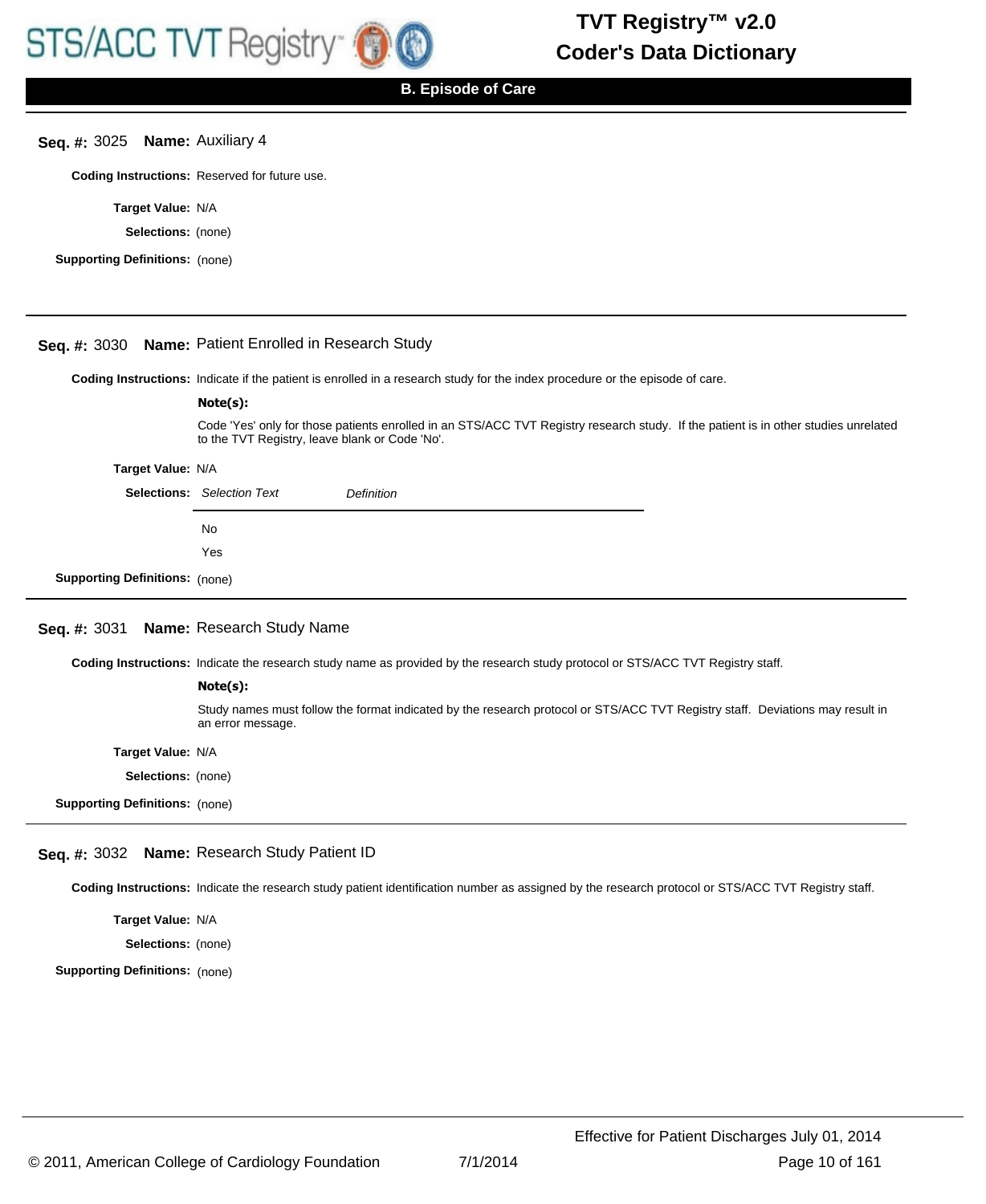## B. Episode of Care

**Seq. #:** 3025 **Name:** Auxiliary 4

**Coding Instructions:** Reserved for future use.

**Target Value:** N/A

**Selections:** (none)

**Supporting Definitions:** (none)

---

**Seq. #:** 3030 **Name:** Patient Enrolled in Research Study

**Coding Instructions:** Indicate if the patient is enrolled in a research study for the index procedure or the episode of care.

**Note(s):**

Code 'Yes' only for those patients enrolled in an STS/ACC TVT Registry research study. If the patient is in other studies unrelated to the TVT Registry, leave blank or Code 'No'.

**Target Value:** N/A

**Selections:**

| *Selection Text* | *Definition* |
|---|---|
| No | |
| Yes | |

**Supporting Definitions:** (none)

---

**Seq. #:** 3031 **Name:** Research Study Name

**Coding Instructions:** Indicate the research study name as provided by the research study protocol or STS/ACC TVT Registry staff.

**Note(s):**

Study names must follow the format indicated by the research protocol or STS/ACC TVT Registry staff. Deviations may result in an error message.

**Target Value:** N/A

**Selections:** (none)

**Supporting Definitions:** (none)

---

**Seq. #:** 3032 **Name:** Research Study Patient ID

**Coding Instructions:** Indicate the research study patient identification number as assigned by the research protocol or STS/ACC TVT Registry staff.

**Target Value:** N/A

**Selections:** (none)

**Supporting Definitions:** (none)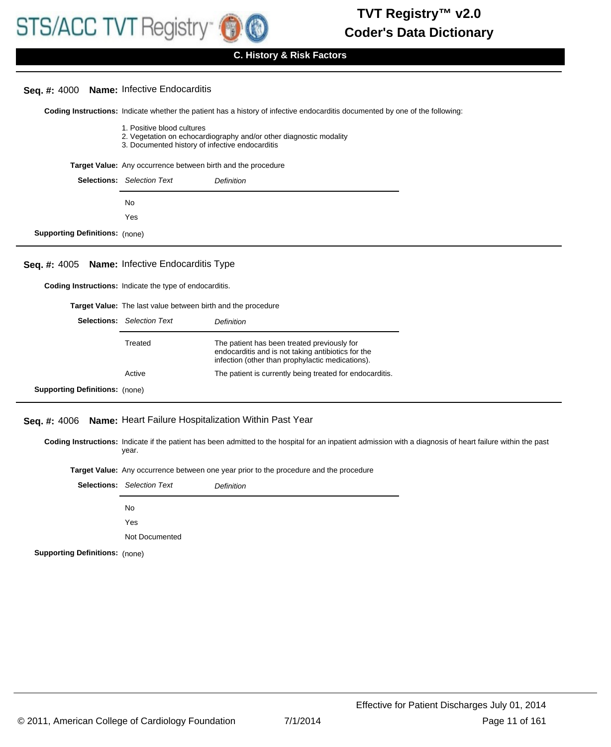## C. History & Risk Factors

---

### Seq. #: 4000 Name: Infective Endocarditis

**Coding Instructions:** Indicate whether the patient has a history of infective endocarditis documented by one of the following:

1. Positive blood cultures
2. Vegetation on echocardiography and/or other diagnostic modality
3. Documented history of infective endocarditis

**Target Value:** Any occurrence between birth and the procedure

**Selections:**

| *Selection Text* | *Definition* |
|---|---|
| No | |
| Yes | |

**Supporting Definitions:** (none)

---

### Seq. #: 4005 Name: Infective Endocarditis Type

**Coding Instructions:** Indicate the type of endocarditis.

**Target Value:** The last value between birth and the procedure

**Selections:**

| *Selection Text* | *Definition* |
|---|---|
| Treated | The patient has been treated previously for endocarditis and is not taking antibiotics for the infection (other than prophylactic medications). |
| Active | The patient is currently being treated for endocarditis. |

**Supporting Definitions:** (none)

---

### Seq. #: 4006 Name: Heart Failure Hospitalization Within Past Year

**Coding Instructions:** Indicate if the patient has been admitted to the hospital for an inpatient admission with a diagnosis of heart failure within the past year.

**Target Value:** Any occurrence between one year prior to the procedure and the procedure

**Selections:**

| *Selection Text* | *Definition* |
|---|---|
| No | |
| Yes | |
| Not Documented | |

**Supporting Definitions:** (none)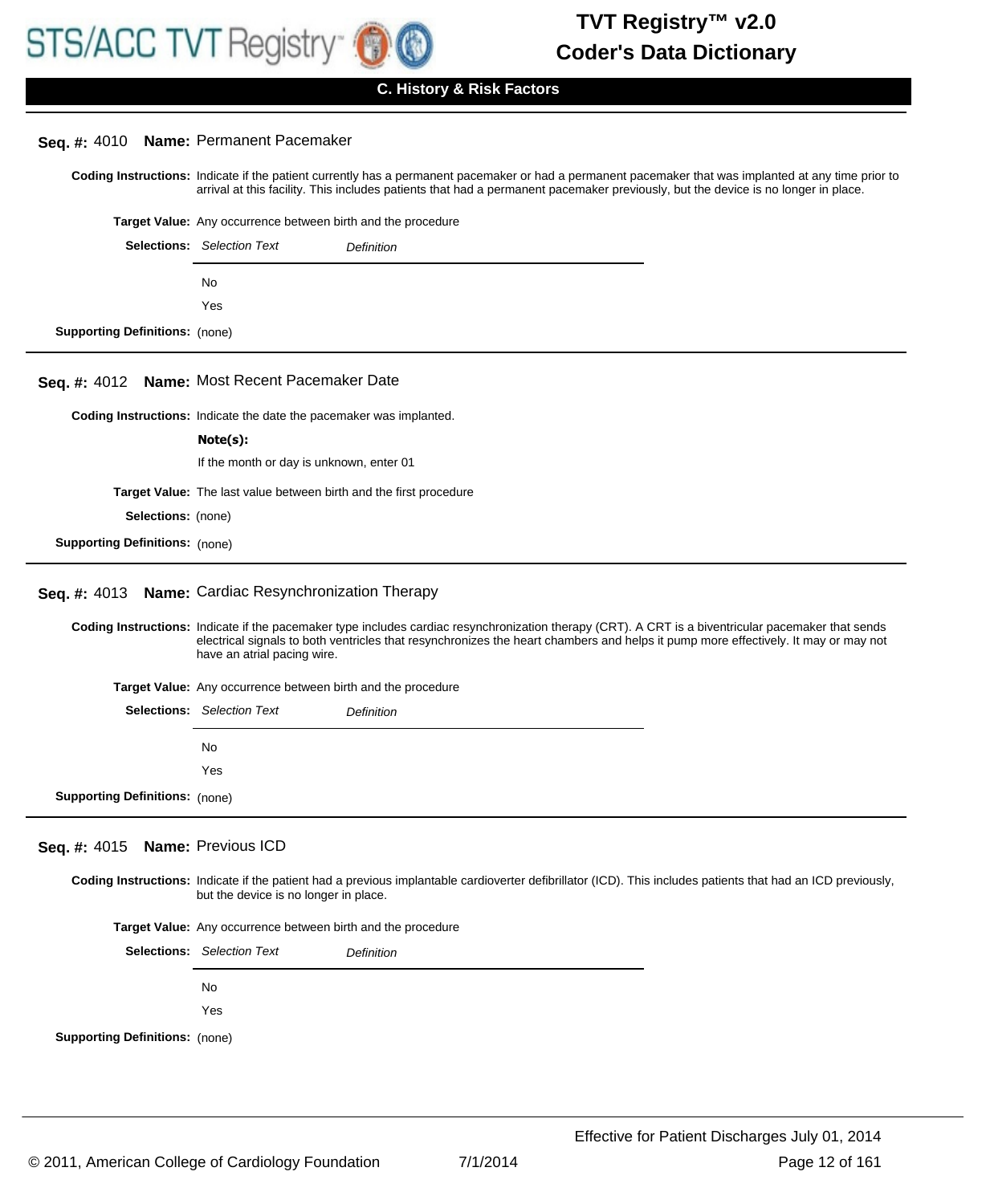## C. History & Risk Factors

**Seq. #:** 4010 **Name:** Permanent Pacemaker

**Coding Instructions:** Indicate if the patient currently has a permanent pacemaker or had a permanent pacemaker that was implanted at any time prior to arrival at this facility. This includes patients that had a permanent pacemaker previously, but the device is no longer in place.

**Target Value:** Any occurrence between birth and the procedure

**Selections:**

| *Selection Text* | *Definition* |
|---|---|
| No | |
| Yes | |

**Supporting Definitions:** (none)

---

**Seq. #:** 4012 **Name:** Most Recent Pacemaker Date

**Coding Instructions:** Indicate the date the pacemaker was implanted.

**Note(s):**

If the month or day is unknown, enter 01

**Target Value:** The last value between birth and the first procedure

**Selections:** (none)

**Supporting Definitions:** (none)

---

**Seq. #:** 4013 **Name:** Cardiac Resynchronization Therapy

**Coding Instructions:** Indicate if the pacemaker type includes cardiac resynchronization therapy (CRT). A CRT is a biventricular pacemaker that sends electrical signals to both ventricles that resynchronizes the heart chambers and helps it pump more effectively. It may or may not have an atrial pacing wire.

**Target Value:** Any occurrence between birth and the procedure

**Selections:**

| *Selection Text* | *Definition* |
|---|---|
| No | |
| Yes | |

**Supporting Definitions:** (none)

---

**Seq. #:** 4015 **Name:** Previous ICD

**Coding Instructions:** Indicate if the patient had a previous implantable cardioverter defibrillator (ICD). This includes patients that had an ICD previously, but the device is no longer in place.

**Target Value:** Any occurrence between birth and the procedure

**Selections:**

| *Selection Text* | *Definition* |
|---|---|
| No | |
| Yes | |

**Supporting Definitions:** (none)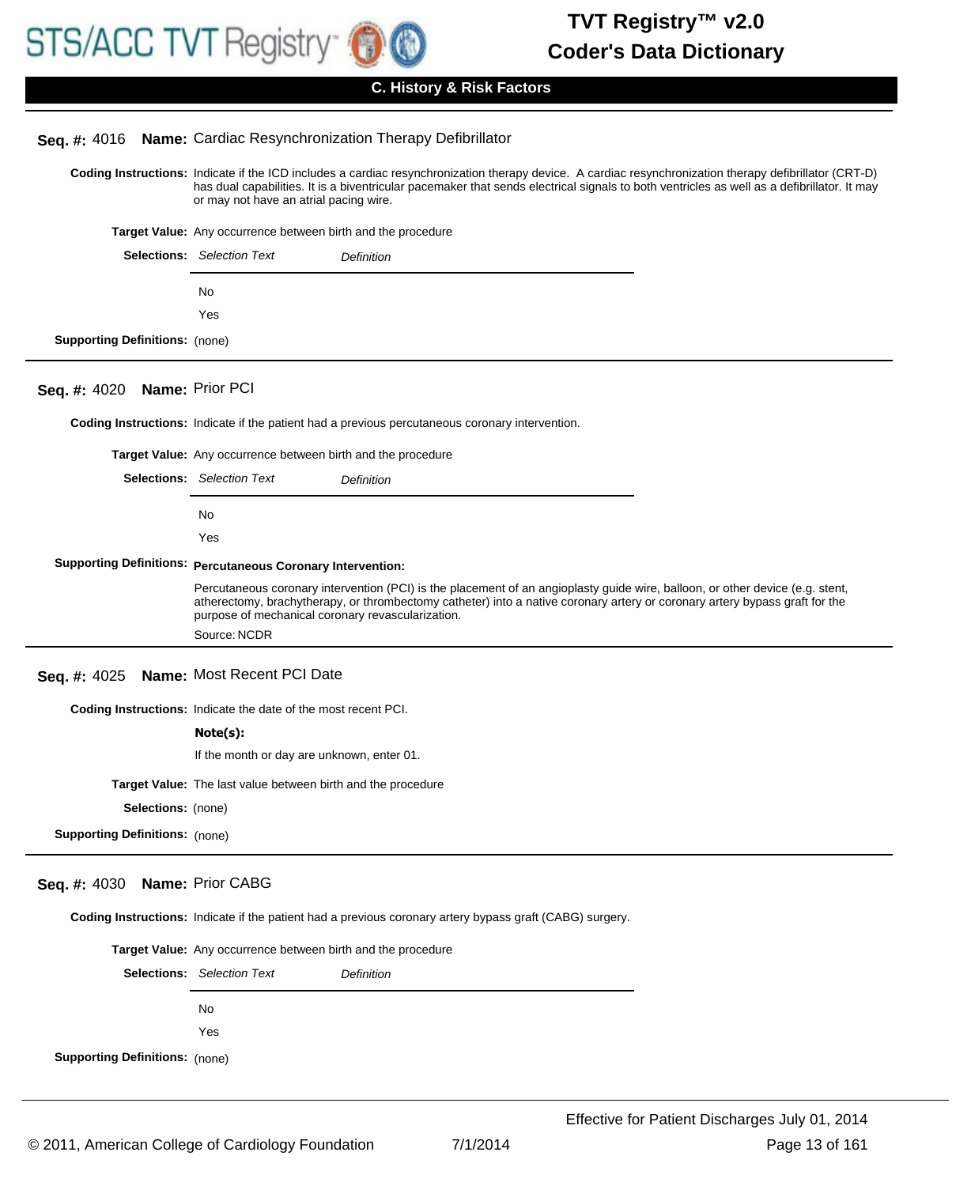## C. History & Risk Factors

**Seq. #:** 4016 **Name:** Cardiac Resynchronization Therapy Defibrillator

**Coding Instructions:** Indicate if the ICD includes a cardiac resynchronization therapy device. A cardiac resynchronization therapy defibrillator (CRT-D) has dual capabilities. It is a biventricular pacemaker that sends electrical signals to both ventricles as well as a defibrillator. It may or may not have an atrial pacing wire.

**Target Value:** Any occurrence between birth and the procedure

**Selections:**

| *Selection Text* | *Definition* |
|---|---|
| No | |
| Yes | |

**Supporting Definitions:** (none)

---

**Seq. #:** 4020 **Name:** Prior PCI

**Coding Instructions:** Indicate if the patient had a previous percutaneous coronary intervention.

**Target Value:** Any occurrence between birth and the procedure

**Selections:**

| *Selection Text* | *Definition* |
|---|---|
| No | |
| Yes | |

**Supporting Definitions:** **Percutaneous Coronary Intervention:**

Percutaneous coronary intervention (PCI) is the placement of an angioplasty guide wire, balloon, or other device (e.g. stent, atherectomy, brachytherapy, or thrombectomy catheter) into a native coronary artery or coronary artery bypass graft for the purpose of mechanical coronary revascularization.

Source: NCDR

---

**Seq. #:** 4025 **Name:** Most Recent PCI Date

**Coding Instructions:** Indicate the date of the most recent PCI.

**Note(s):**

If the month or day are unknown, enter 01.

**Target Value:** The last value between birth and the procedure

**Selections:** (none)

**Supporting Definitions:** (none)

---

**Seq. #:** 4030 **Name:** Prior CABG

**Coding Instructions:** Indicate if the patient had a previous coronary artery bypass graft (CABG) surgery.

**Target Value:** Any occurrence between birth and the procedure

**Selections:**

| *Selection Text* | *Definition* |
|---|---|
| No | |
| Yes | |

**Supporting Definitions:** (none)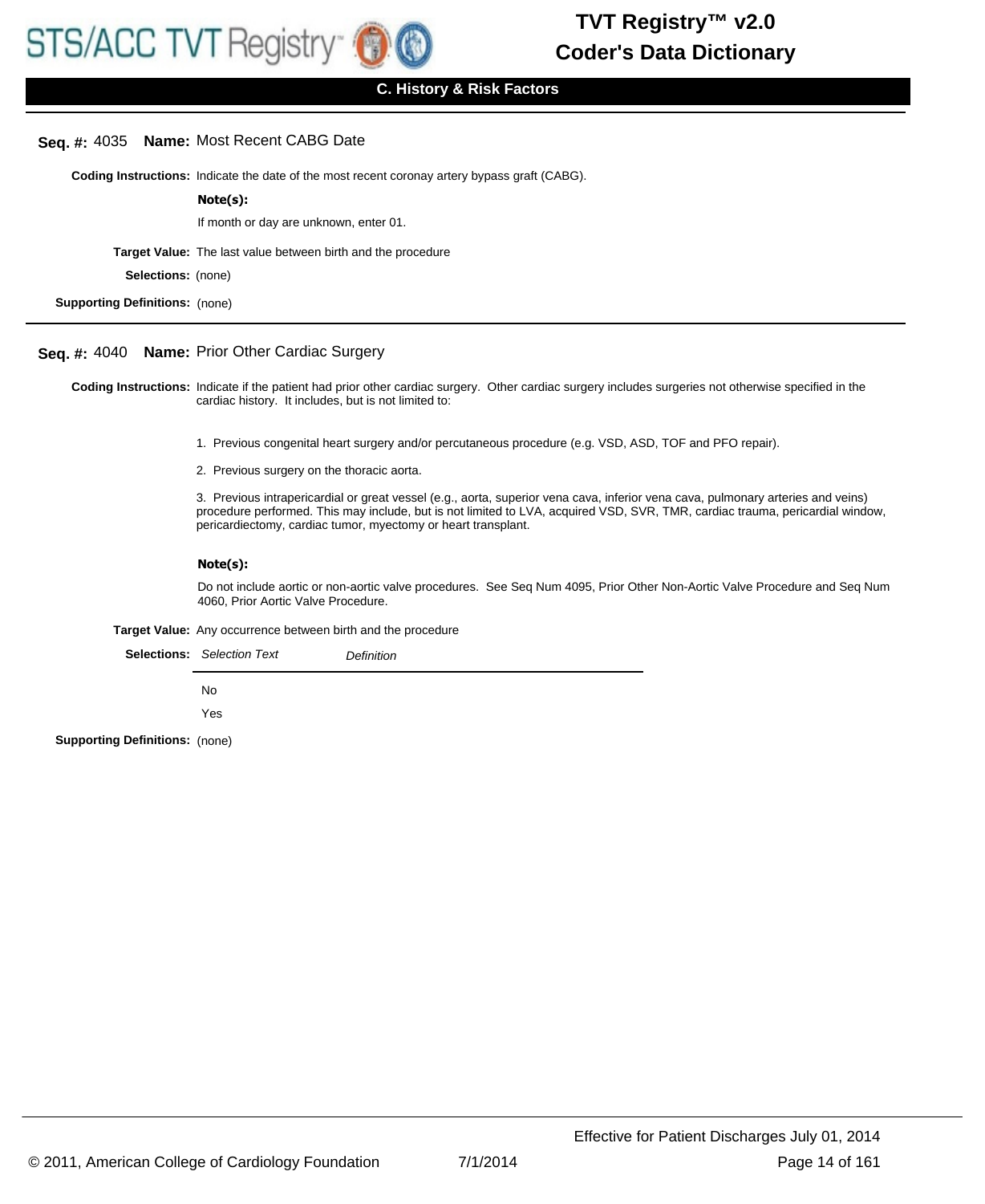## C. History & Risk Factors

**Seq. #:** 4035 **Name:** Most Recent CABG Date

**Coding Instructions:** Indicate the date of the most recent coronay artery bypass graft (CABG).

**Note(s):**

If month or day are unknown, enter 01.

**Target Value:** The last value between birth and the procedure

**Selections:** (none)

**Supporting Definitions:** (none)

---

**Seq. #:** 4040 **Name:** Prior Other Cardiac Surgery

**Coding Instructions:** Indicate if the patient had prior other cardiac surgery. Other cardiac surgery includes surgeries not otherwise specified in the cardiac history. It includes, but is not limited to:

1. Previous congenital heart surgery and/or percutaneous procedure (e.g. VSD, ASD, TOF and PFO repair).
2. Previous surgery on the thoracic aorta.
3. Previous intrapericardial or great vessel (e.g., aorta, superior vena cava, inferior vena cava, pulmonary arteries and veins) procedure performed. This may include, but is not limited to LVA, acquired VSD, SVR, TMR, cardiac trauma, pericardial window, pericardiectomy, cardiac tumor, myectomy or heart transplant.

**Note(s):**

Do not include aortic or non-aortic valve procedures. See Seq Num 4095, Prior Other Non-Aortic Valve Procedure and Seq Num 4060, Prior Aortic Valve Procedure.

**Target Value:** Any occurrence between birth and the procedure

**Selections:**

| *Selection Text* | *Definition* |
|---|---|
| No | |
| Yes | |

**Supporting Definitions:** (none)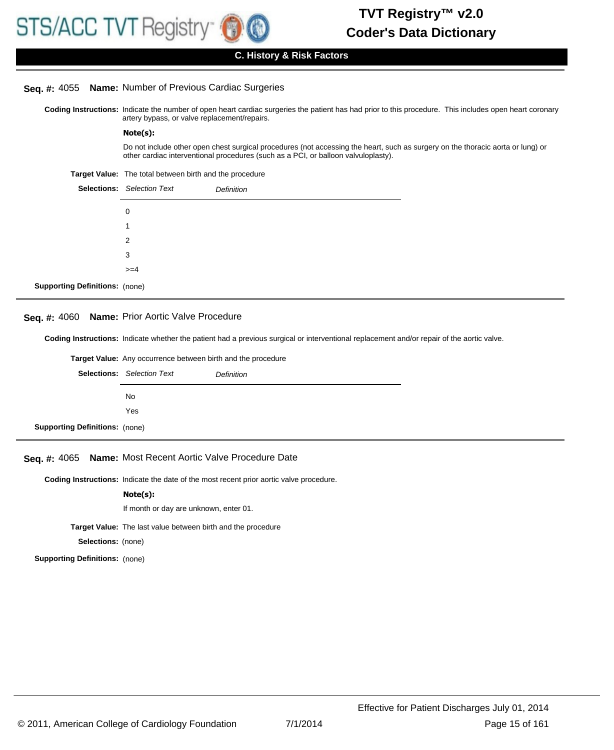## C. History & Risk Factors

**Seq. #:** 4055 **Name:** Number of Previous Cardiac Surgeries

**Coding Instructions:** Indicate the number of open heart cardiac surgeries the patient has had prior to this procedure. This includes open heart coronary artery bypass, or valve replacement/repairs.

**Note(s):**

Do not include other open chest surgical procedures (not accessing the heart, such as surgery on the thoracic aorta or lung) or other cardiac interventional procedures (such as a PCI, or balloon valvuloplasty).

**Target Value:** The total between birth and the procedure

**Selections:**

| *Selection Text* | *Definition* |
|---|---|
| 0 | |
| 1 | |
| 2 | |
| 3 | |
| >=4 | |

**Supporting Definitions:** (none)

---

**Seq. #:** 4060 **Name:** Prior Aortic Valve Procedure

**Coding Instructions:** Indicate whether the patient had a previous surgical or interventional replacement and/or repair of the aortic valve.

**Target Value:** Any occurrence between birth and the procedure

**Selections:**

| *Selection Text* | *Definition* |
|---|---|
| No | |
| Yes | |

**Supporting Definitions:** (none)

---

**Seq. #:** 4065 **Name:** Most Recent Aortic Valve Procedure Date

**Coding Instructions:** Indicate the date of the most recent prior aortic valve procedure.

**Note(s):**

If month or day are unknown, enter 01.

**Target Value:** The last value between birth and the procedure

**Selections:** (none)

**Supporting Definitions:** (none)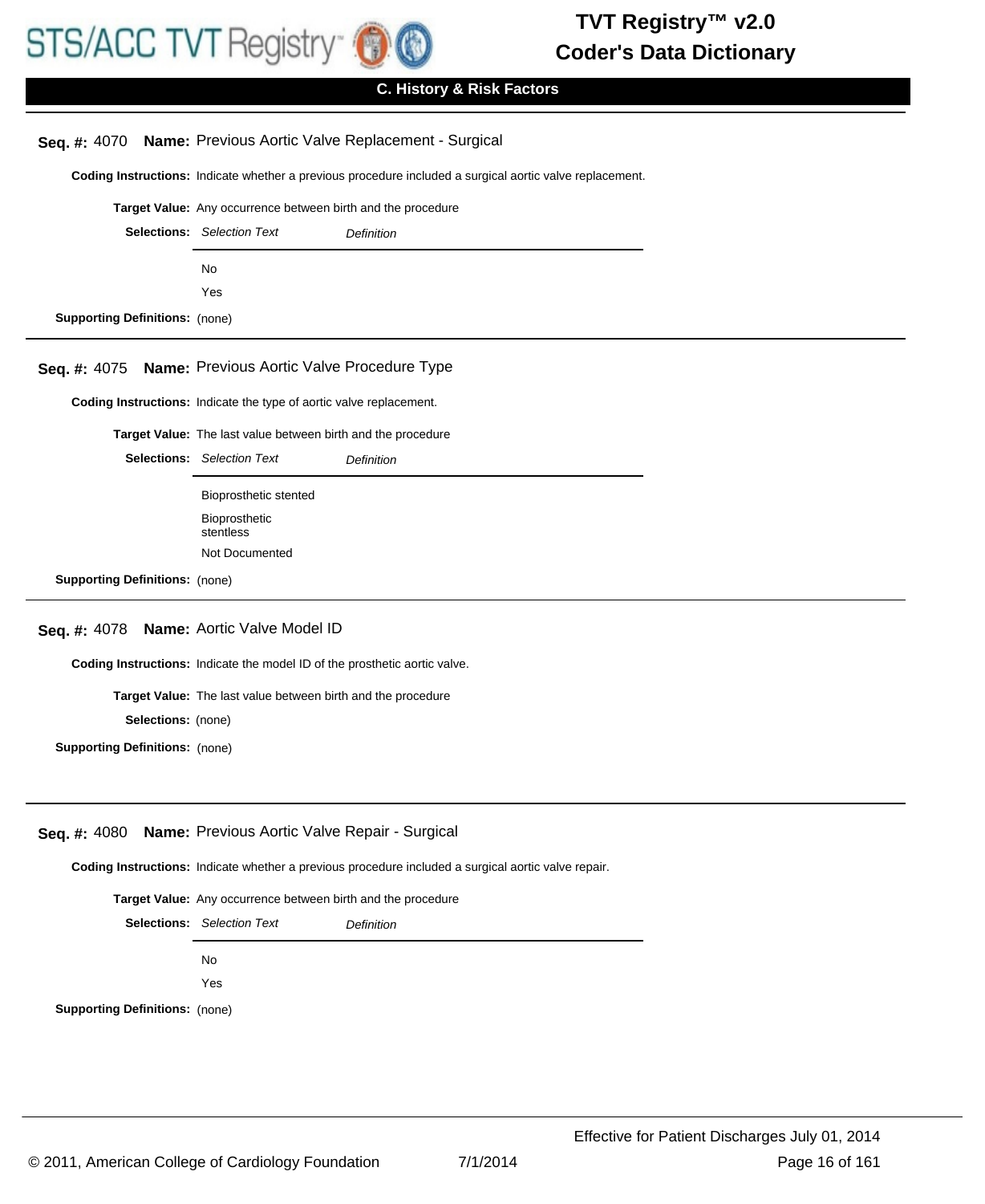## C. History & Risk Factors

**Seq. #:** 4070 **Name:** Previous Aortic Valve Replacement - Surgical

**Coding Instructions:** Indicate whether a previous procedure included a surgical aortic valve replacement.

**Target Value:** Any occurrence between birth and the procedure

**Selections:**

| *Selection Text* | *Definition* |
|---|---|
| No | |
| Yes | |

**Supporting Definitions:** (none)

---

**Seq. #:** 4075 **Name:** Previous Aortic Valve Procedure Type

**Coding Instructions:** Indicate the type of aortic valve replacement.

**Target Value:** The last value between birth and the procedure

**Selections:**

| *Selection Text* | *Definition* |
|---|---|
| Bioprosthetic stented | |
| Bioprosthetic stentless | |
| Not Documented | |

**Supporting Definitions:** (none)

---

**Seq. #:** 4078 **Name:** Aortic Valve Model ID

**Coding Instructions:** Indicate the model ID of the prosthetic aortic valve.

**Target Value:** The last value between birth and the procedure

**Selections:** (none)

**Supporting Definitions:** (none)

---

**Seq. #:** 4080 **Name:** Previous Aortic Valve Repair - Surgical

**Coding Instructions:** Indicate whether a previous procedure included a surgical aortic valve repair.

**Target Value:** Any occurrence between birth and the procedure

**Selections:**

| *Selection Text* | *Definition* |
|---|---|
| No | |
| Yes | |

**Supporting Definitions:** (none)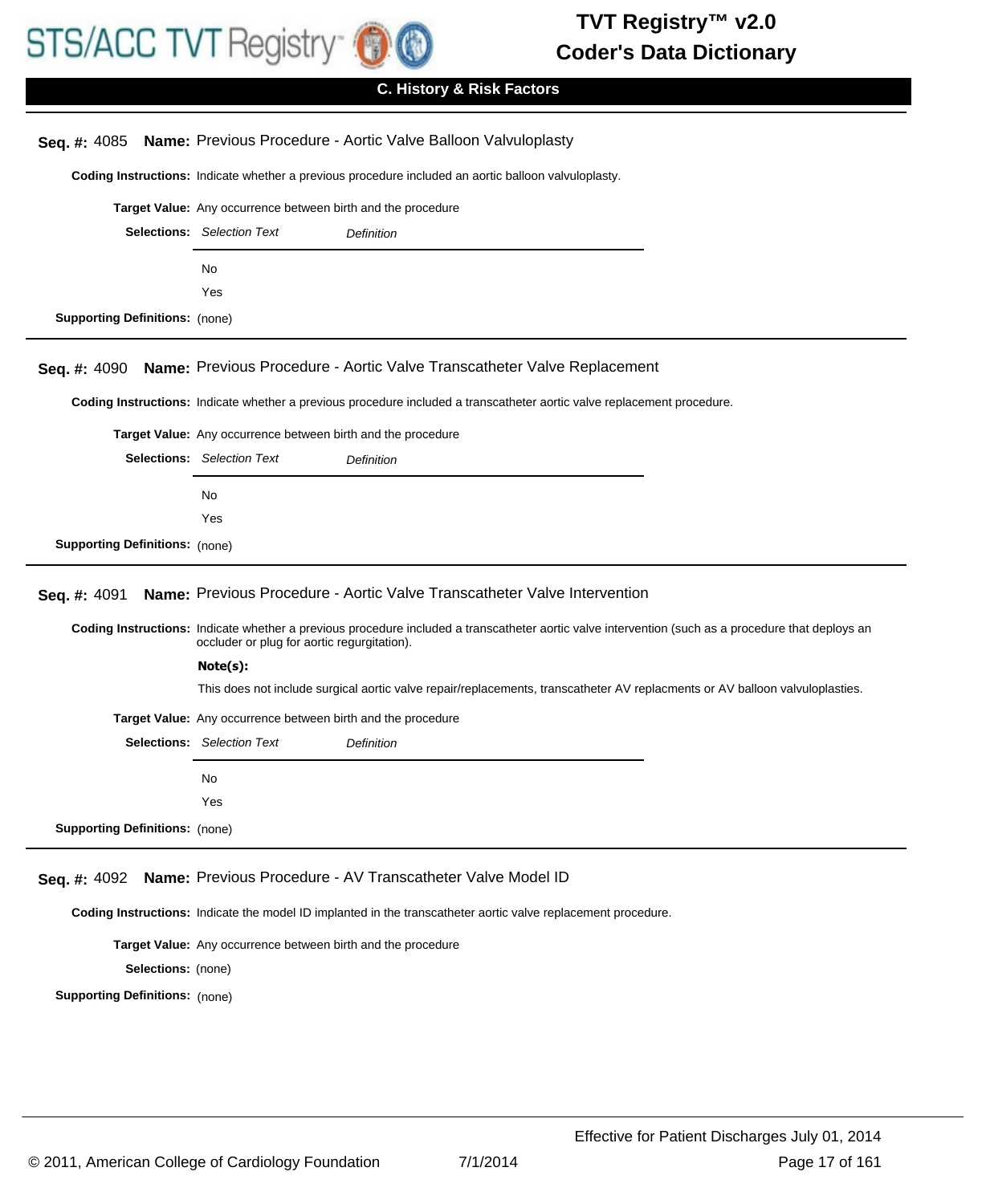## C. History & Risk Factors

**Seq. #:** 4085 **Name:** Previous Procedure - Aortic Valve Balloon Valvuloplasty

**Coding Instructions:** Indicate whether a previous procedure included an aortic balloon valvuloplasty.

**Target Value:** Any occurrence between birth and the procedure

**Selections:**

| *Selection Text* | *Definition* |
|---|---|
| No | |
| Yes | |

**Supporting Definitions:** (none)

---

**Seq. #:** 4090 **Name:** Previous Procedure - Aortic Valve Transcatheter Valve Replacement

**Coding Instructions:** Indicate whether a previous procedure included a transcatheter aortic valve replacement procedure.

**Target Value:** Any occurrence between birth and the procedure

**Selections:**

| *Selection Text* | *Definition* |
|---|---|
| No | |
| Yes | |

**Supporting Definitions:** (none)

---

**Seq. #:** 4091 **Name:** Previous Procedure - Aortic Valve Transcatheter Valve Intervention

**Coding Instructions:** Indicate whether a previous procedure included a transcatheter aortic valve intervention (such as a procedure that deploys an occluder or plug for aortic regurgitation).

**Note(s):**

This does not include surgical aortic valve repair/replacements, transcatheter AV replacments or AV balloon valvuloplasties.

**Target Value:** Any occurrence between birth and the procedure

**Selections:**

| *Selection Text* | *Definition* |
|---|---|
| No | |
| Yes | |

**Supporting Definitions:** (none)

---

**Seq. #:** 4092 **Name:** Previous Procedure - AV Transcatheter Valve Model ID

**Coding Instructions:** Indicate the model ID implanted in the transcatheter aortic valve replacement procedure.

**Target Value:** Any occurrence between birth and the procedure

**Selections:** (none)

**Supporting Definitions:** (none)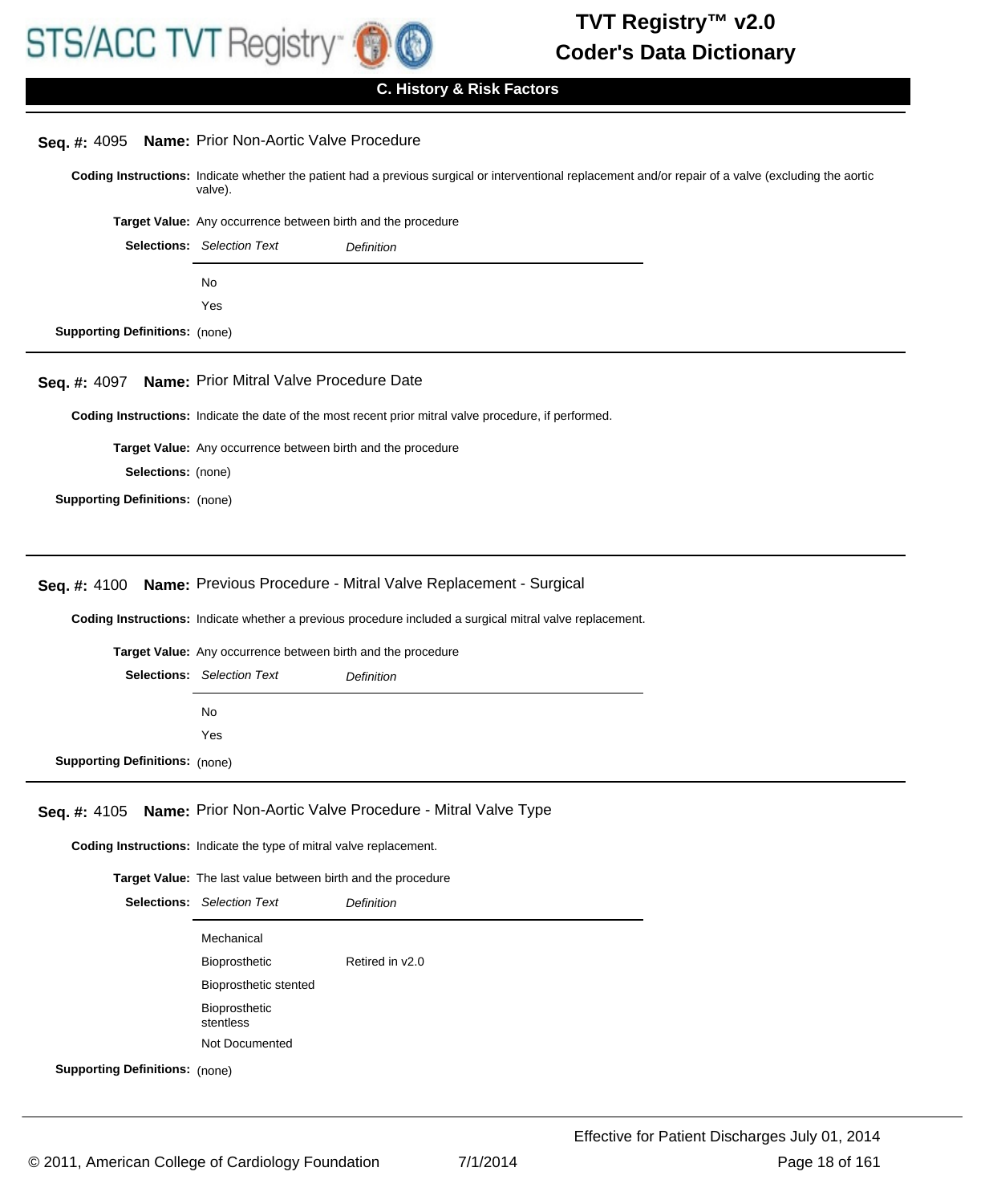## C. History & Risk Factors

**Seq. #:** 4095 **Name:** Prior Non-Aortic Valve Procedure

**Coding Instructions:** Indicate whether the patient had a previous surgical or interventional replacement and/or repair of a valve (excluding the aortic valve).

**Target Value:** Any occurrence between birth and the procedure

**Selections:**

| *Selection Text* | *Definition* |
|---|---|
| No | |
| Yes | |

**Supporting Definitions:** (none)

---

**Seq. #:** 4097 **Name:** Prior Mitral Valve Procedure Date

**Coding Instructions:** Indicate the date of the most recent prior mitral valve procedure, if performed.

**Target Value:** Any occurrence between birth and the procedure

**Selections:** (none)

**Supporting Definitions:** (none)

---

**Seq. #:** 4100 **Name:** Previous Procedure - Mitral Valve Replacement - Surgical

**Coding Instructions:** Indicate whether a previous procedure included a surgical mitral valve replacement.

**Target Value:** Any occurrence between birth and the procedure

**Selections:**

| *Selection Text* | *Definition* |
|---|---|
| No | |
| Yes | |

**Supporting Definitions:** (none)

---

**Seq. #:** 4105 **Name:** Prior Non-Aortic Valve Procedure - Mitral Valve Type

**Coding Instructions:** Indicate the type of mitral valve replacement.

**Target Value:** The last value between birth and the procedure

**Selections:**

| *Selection Text* | *Definition* |
|---|---|
| Mechanical | |
| Bioprosthetic | Retired in v2.0 |
| Bioprosthetic stented | |
| Bioprosthetic stentless | |
| Not Documented | |

**Supporting Definitions:** (none)

Effective for Patient Discharges July 01, 2014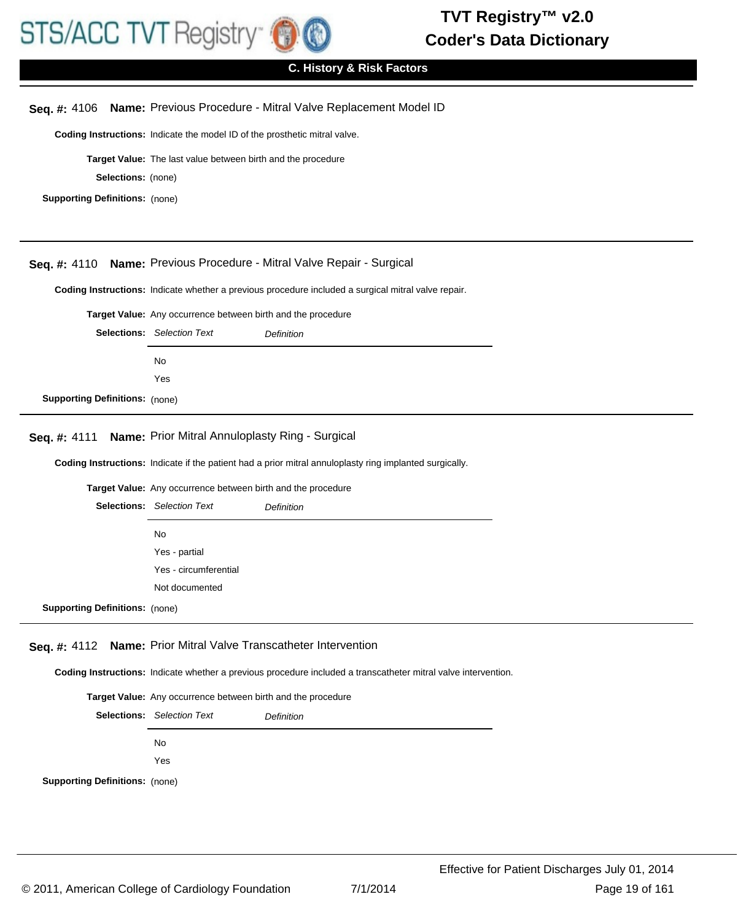## C. History & Risk Factors

---

**Seq. #:** 4106 **Name:** Previous Procedure - Mitral Valve Replacement Model ID

**Coding Instructions:** Indicate the model ID of the prosthetic mitral valve.

**Target Value:** The last value between birth and the procedure

**Selections:** (none)

**Supporting Definitions:** (none)

---

**Seq. #:** 4110 **Name:** Previous Procedure - Mitral Valve Repair - Surgical

**Coding Instructions:** Indicate whether a previous procedure included a surgical mitral valve repair.

**Target Value:** Any occurrence between birth and the procedure

**Selections:**

| *Selection Text* | *Definition* |
|---|---|
| No | |
| Yes | |

**Supporting Definitions:** (none)

---

**Seq. #:** 4111 **Name:** Prior Mitral Annuloplasty Ring - Surgical

**Coding Instructions:** Indicate if the patient had a prior mitral annuloplasty ring implanted surgically.

**Target Value:** Any occurrence between birth and the procedure

**Selections:**

| *Selection Text* | *Definition* |
|---|---|
| No | |
| Yes - partial | |
| Yes - circumferential | |
| Not documented | |

**Supporting Definitions:** (none)

---

**Seq. #:** 4112 **Name:** Prior Mitral Valve Transcatheter Intervention

**Coding Instructions:** Indicate whether a previous procedure included a transcatheter mitral valve intervention.

**Target Value:** Any occurrence between birth and the procedure

**Selections:**

| *Selection Text* | *Definition* |
|---|---|
| No | |
| Yes | |

**Supporting Definitions:** (none)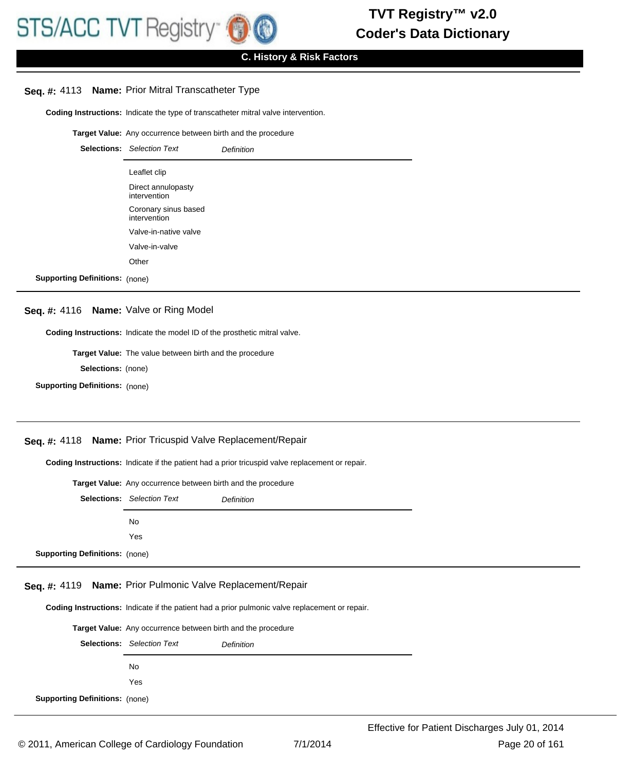## C. History & Risk Factors

**Seq. #:** 4113 **Name:** Prior Mitral Transcatheter Type

**Coding Instructions:** Indicate the type of transcatheter mitral valve intervention.

**Target Value:** Any occurrence between birth and the procedure

**Selections:**

| *Selection Text* | *Definition* |
|---|---|
| Leaflet clip | |
| Direct annulopasty intervention | |
| Coronary sinus based intervention | |
| Valve-in-native valve | |
| Valve-in-valve | |
| Other | |

**Supporting Definitions:** (none)

---

**Seq. #:** 4116 **Name:** Valve or Ring Model

**Coding Instructions:** Indicate the model ID of the prosthetic mitral valve.

**Target Value:** The value between birth and the procedure

**Selections:** (none)

**Supporting Definitions:** (none)

---

**Seq. #:** 4118 **Name:** Prior Tricuspid Valve Replacement/Repair

**Coding Instructions:** Indicate if the patient had a prior tricuspid valve replacement or repair.

**Target Value:** Any occurrence between birth and the procedure

**Selections:**

| *Selection Text* | *Definition* |
|---|---|
| No | |
| Yes | |

**Supporting Definitions:** (none)

---

**Seq. #:** 4119 **Name:** Prior Pulmonic Valve Replacement/Repair

**Coding Instructions:** Indicate if the patient had a prior pulmonic valve replacement or repair.

**Target Value:** Any occurrence between birth and the procedure

**Selections:**

| *Selection Text* | *Definition* |
|---|---|
| No | |
| Yes | |

**Supporting Definitions:** (none)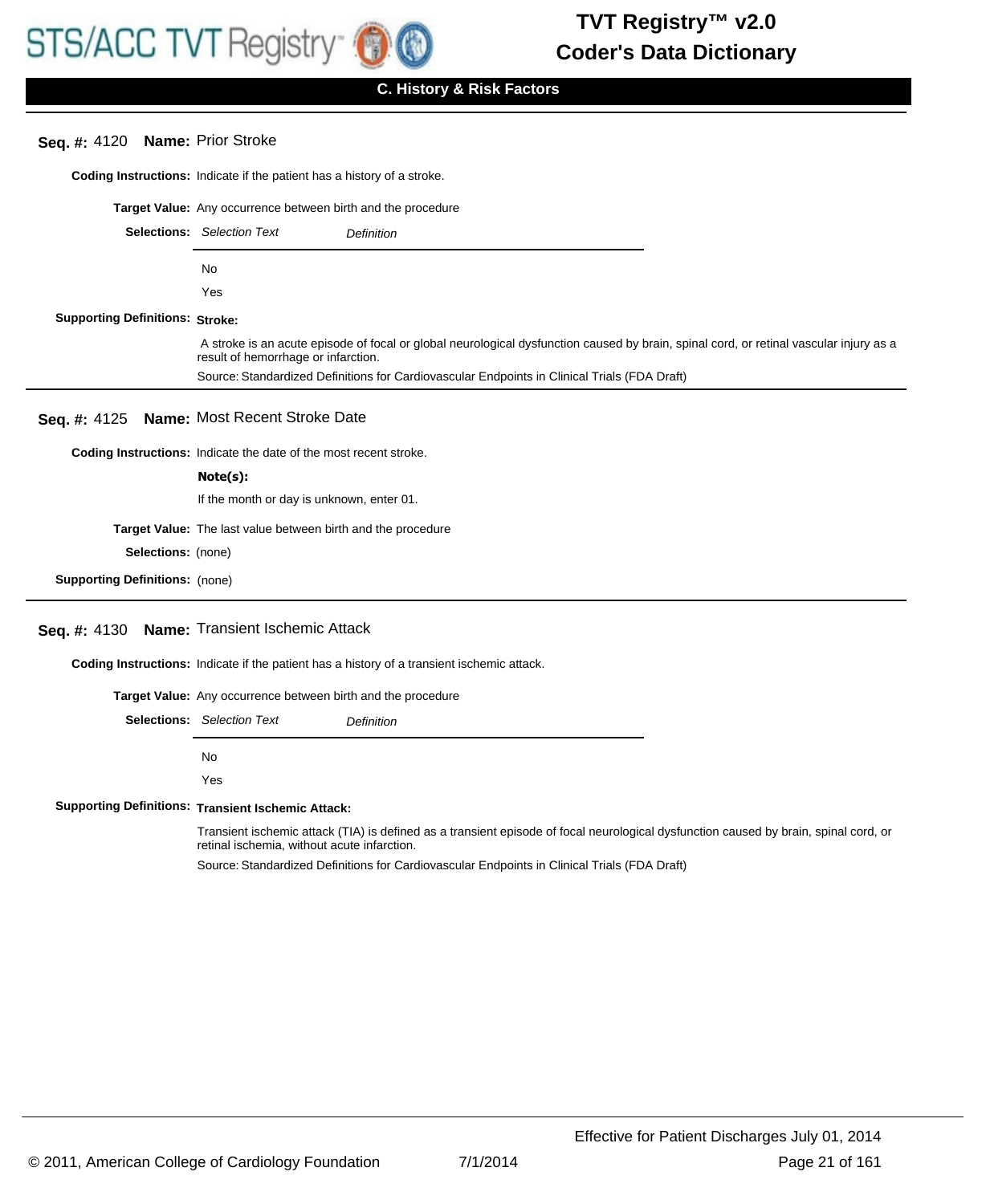## C. History & Risk Factors

**Seq. #:** 4120 **Name:** Prior Stroke

**Coding Instructions:** Indicate if the patient has a history of a stroke.

**Target Value:** Any occurrence between birth and the procedure

**Selections:**

| *Selection Text* | *Definition* |
| --- | --- |
| No | |
| Yes | |

**Supporting Definitions:** **Stroke:**

A stroke is an acute episode of focal or global neurological dysfunction caused by brain, spinal cord, or retinal vascular injury as a result of hemorrhage or infarction.

Source: Standardized Definitions for Cardiovascular Endpoints in Clinical Trials (FDA Draft)

---

**Seq. #:** 4125 **Name:** Most Recent Stroke Date

**Coding Instructions:** Indicate the date of the most recent stroke.

**Note(s):**

If the month or day is unknown, enter 01.

**Target Value:** The last value between birth and the procedure

**Selections:** (none)

**Supporting Definitions:** (none)

---

**Seq. #:** 4130 **Name:** Transient Ischemic Attack

**Coding Instructions:** Indicate if the patient has a history of a transient ischemic attack.

**Target Value:** Any occurrence between birth and the procedure

**Selections:**

| *Selection Text* | *Definition* |
| --- | --- |
| No | |
| Yes | |

**Supporting Definitions:** **Transient Ischemic Attack:**

Transient ischemic attack (TIA) is defined as a transient episode of focal neurological dysfunction caused by brain, spinal cord, or retinal ischemia, without acute infarction.

Source: Standardized Definitions for Cardiovascular Endpoints in Clinical Trials (FDA Draft)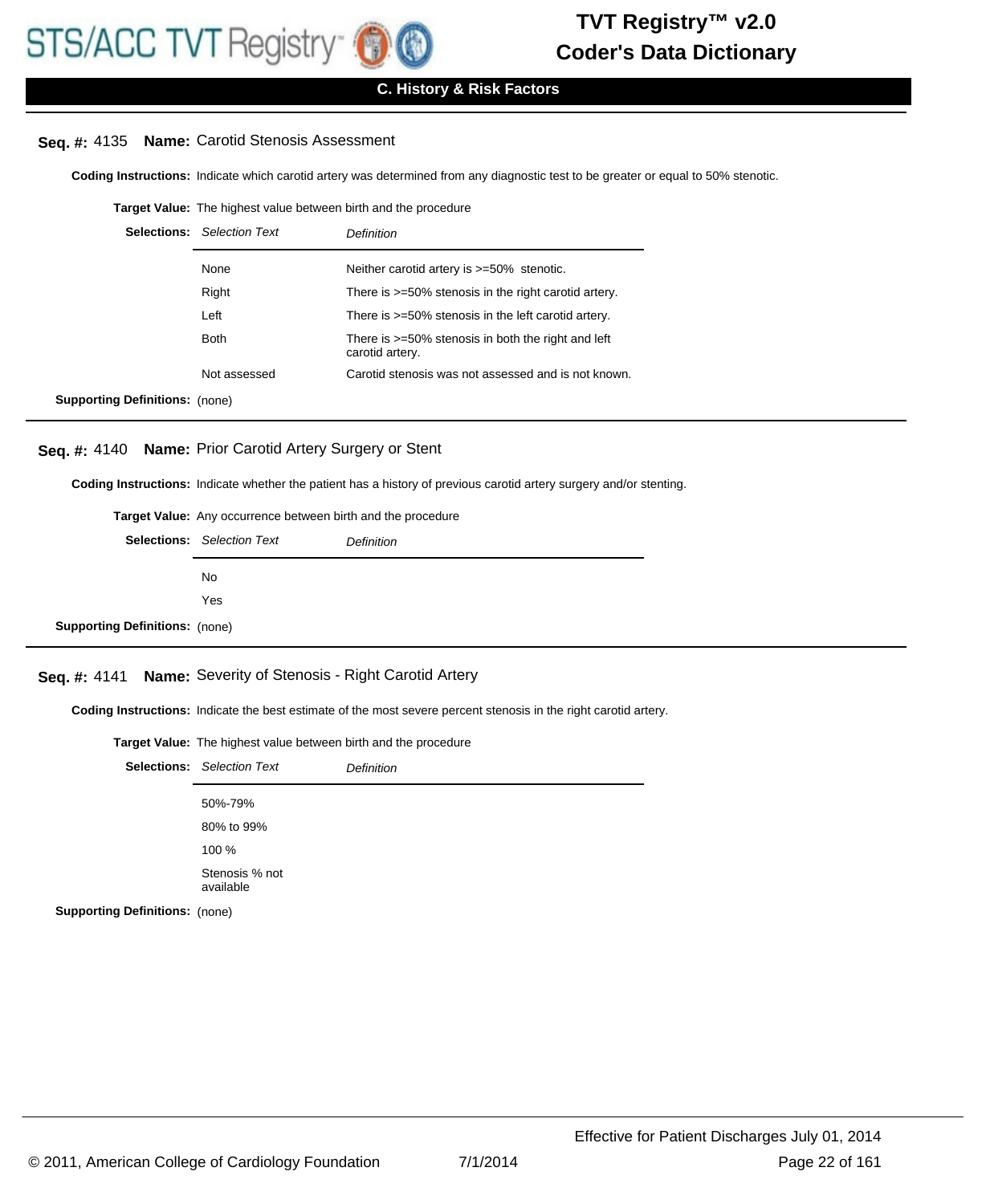## C. History & Risk Factors

**Seq. #:** 4135 **Name:** Carotid Stenosis Assessment

**Coding Instructions:** Indicate which carotid artery was determined from any diagnostic test to be greater or equal to 50% stenotic.

**Target Value:** The highest value between birth and the procedure

**Selections:**

| *Selection Text* | *Definition* |
|---|---|
| None | Neither carotid artery is >=50% stenotic. |
| Right | There is >=50% stenosis in the right carotid artery. |
| Left | There is >=50% stenosis in the left carotid artery. |
| Both | There is >=50% stenosis in both the right and left carotid artery. |
| Not assessed | Carotid stenosis was not assessed and is not known. |

**Supporting Definitions:** (none)

---

**Seq. #:** 4140 **Name:** Prior Carotid Artery Surgery or Stent

**Coding Instructions:** Indicate whether the patient has a history of previous carotid artery surgery and/or stenting.

**Target Value:** Any occurrence between birth and the procedure

**Selections:**

| *Selection Text* | *Definition* |
|---|---|
| No | |
| Yes | |

**Supporting Definitions:** (none)

---

**Seq. #:** 4141 **Name:** Severity of Stenosis - Right Carotid Artery

**Coding Instructions:** Indicate the best estimate of the most severe percent stenosis in the right carotid artery.

**Target Value:** The highest value between birth and the procedure

**Selections:**

| *Selection Text* | *Definition* |
|---|---|
| 50%-79% | |
| 80% to 99% | |
| 100 % | |
| Stenosis % not available | |

**Supporting Definitions:** (none)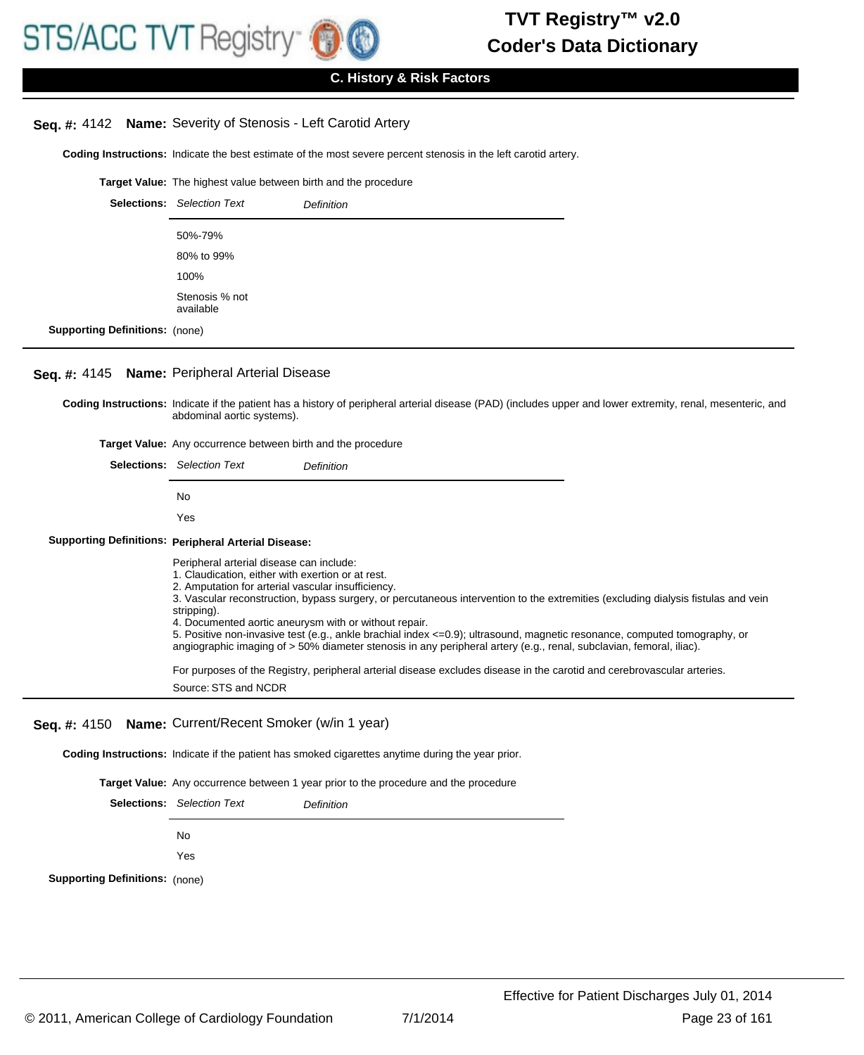## C. History & Risk Factors

---

**Seq. #:** 4142 **Name:** Severity of Stenosis - Left Carotid Artery

**Coding Instructions:** Indicate the best estimate of the most severe percent stenosis in the left carotid artery.

**Target Value:** The highest value between birth and the procedure

**Selections:**

| *Selection Text* | *Definition* |
|---|---|
| 50%-79% | |
| 80% to 99% | |
| 100% | |
| Stenosis % not available | |

**Supporting Definitions:** (none)

---

**Seq. #:** 4145 **Name:** Peripheral Arterial Disease

**Coding Instructions:** Indicate if the patient has a history of peripheral arterial disease (PAD) (includes upper and lower extremity, renal, mesenteric, and abdominal aortic systems).

**Target Value:** Any occurrence between birth and the procedure

**Selections:**

| *Selection Text* | *Definition* |
|---|---|
| No | |
| Yes | |

**Supporting Definitions:** **Peripheral Arterial Disease:**

Peripheral arterial disease can include:
1. Claudication, either with exertion or at rest.
2. Amputation for arterial vascular insufficiency.
3. Vascular reconstruction, bypass surgery, or percutaneous intervention to the extremities (excluding dialysis fistulas and vein stripping).
4. Documented aortic aneurysm with or without repair.
5. Positive non-invasive test (e.g., ankle brachial index <=0.9); ultrasound, magnetic resonance, computed tomography, or angiographic imaging of > 50% diameter stenosis in any peripheral artery (e.g., renal, subclavian, femoral, iliac).

For purposes of the Registry, peripheral arterial disease excludes disease in the carotid and cerebrovascular arteries.

Source: STS and NCDR

---

**Seq. #:** 4150 **Name:** Current/Recent Smoker (w/in 1 year)

**Coding Instructions:** Indicate if the patient has smoked cigarettes anytime during the year prior.

**Target Value:** Any occurrence between 1 year prior to the procedure and the procedure

**Selections:**

| *Selection Text* | *Definition* |
|---|---|
| No | |
| Yes | |

**Supporting Definitions:** (none)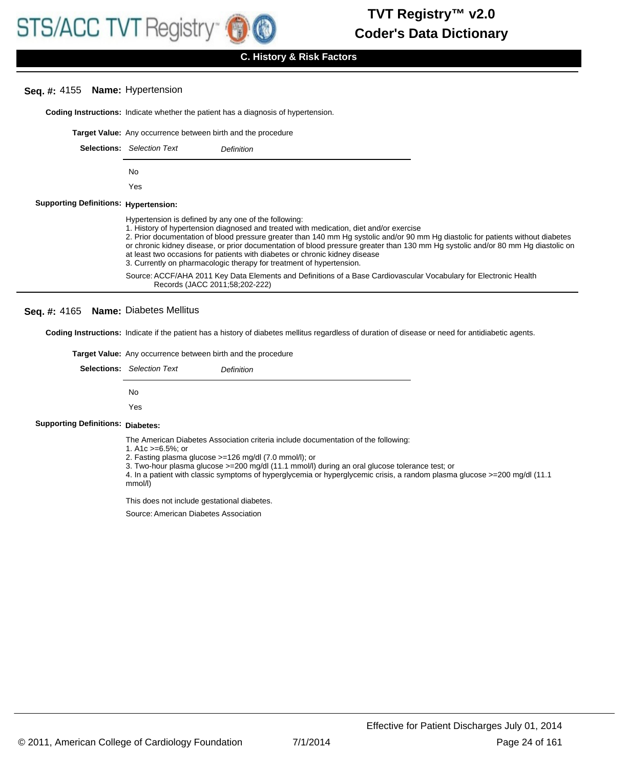## C. History & Risk Factors

**Seq. #:** 4155 **Name:** Hypertension

**Coding Instructions:** Indicate whether the patient has a diagnosis of hypertension.

**Target Value:** Any occurrence between birth and the procedure

**Selections:**

| *Selection Text* | *Definition* |
| --- | --- |
| No | |
| Yes | |

**Supporting Definitions:** **Hypertension:**

Hypertension is defined by any one of the following:
1. History of hypertension diagnosed and treated with medication, diet and/or exercise
2. Prior documentation of blood pressure greater than 140 mm Hg systolic and/or 90 mm Hg diastolic for patients without diabetes or chronic kidney disease, or prior documentation of blood pressure greater than 130 mm Hg systolic and/or 80 mm Hg diastolic on at least two occasions for patients with diabetes or chronic kidney disease
3. Currently on pharmacologic therapy for treatment of hypertension.

Source: ACCF/AHA 2011 Key Data Elements and Definitions of a Base Cardiovascular Vocabulary for Electronic Health Records (JACC 2011;58;202-222)

---

**Seq. #:** 4165 **Name:** Diabetes Mellitus

**Coding Instructions:** Indicate if the patient has a history of diabetes mellitus regardless of duration of disease or need for antidiabetic agents.

**Target Value:** Any occurrence between birth and the procedure

**Selections:**

| *Selection Text* | *Definition* |
| --- | --- |
| No | |
| Yes | |

**Supporting Definitions:** **Diabetes:**

The American Diabetes Association criteria include documentation of the following:
1. A1c >=6.5%; or
2. Fasting plasma glucose >=126 mg/dl (7.0 mmol/l); or
3. Two-hour plasma glucose >=200 mg/dl (11.1 mmol/l) during an oral glucose tolerance test; or
4. In a patient with classic symptoms of hyperglycemia or hyperglycemic crisis, a random plasma glucose >=200 mg/dl (11.1 mmol/l)

This does not include gestational diabetes.

Source: American Diabetes Association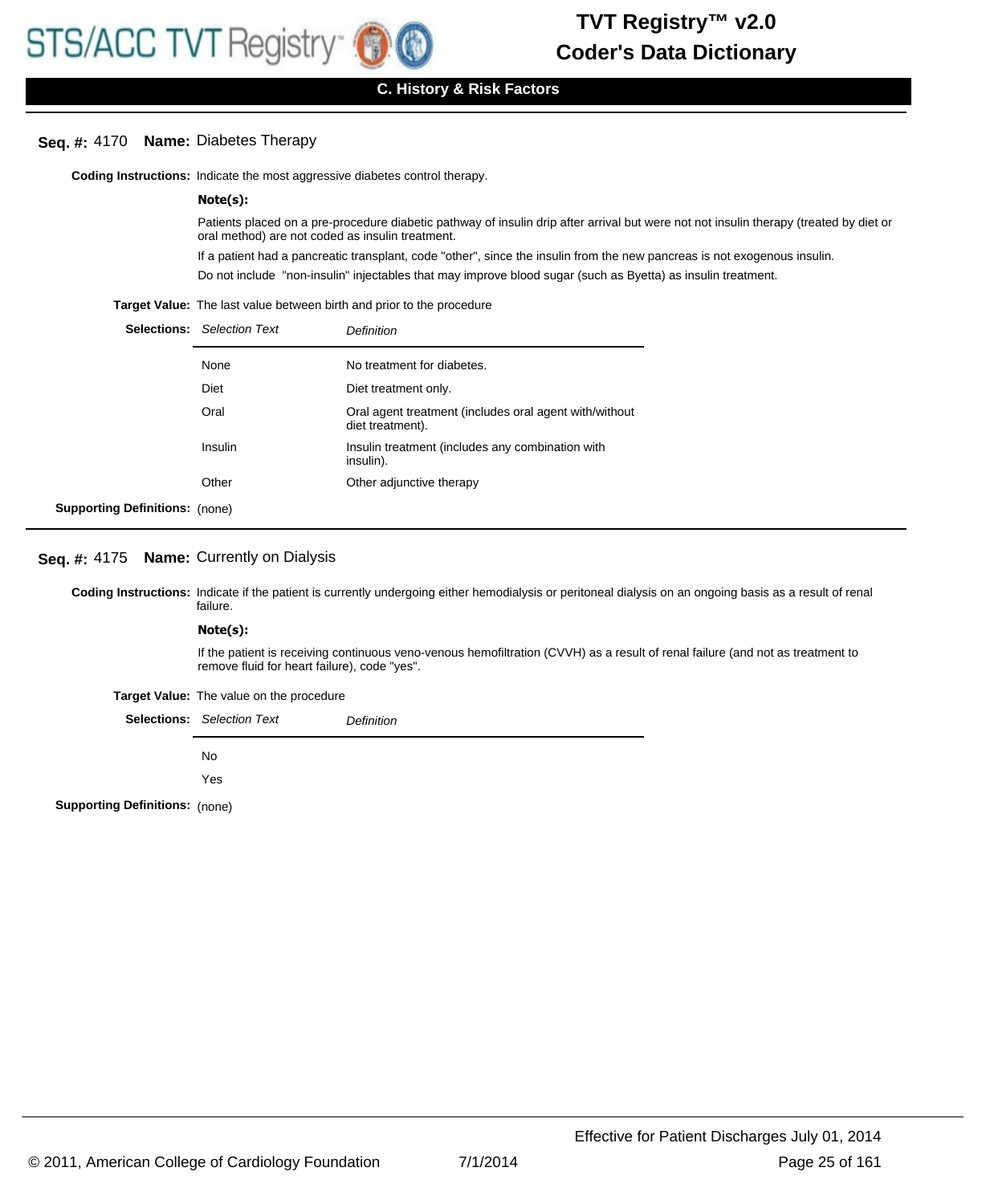## C. History & Risk Factors

**Seq. #:** 4170 **Name:** Diabetes Therapy

**Coding Instructions:** Indicate the most aggressive diabetes control therapy.

**Note(s):**

Patients placed on a pre-procedure diabetic pathway of insulin drip after arrival but were not not insulin therapy (treated by diet or oral method) are not coded as insulin treatment.

If a patient had a pancreatic transplant, code "other", since the insulin from the new pancreas is not exogenous insulin.

Do not include "non-insulin" injectables that may improve blood sugar (such as Byetta) as insulin treatment.

**Target Value:** The last value between birth and prior to the procedure

**Selections:**

| *Selection Text* | *Definition* |
|---|---|
| None | No treatment for diabetes. |
| Diet | Diet treatment only. |
| Oral | Oral agent treatment (includes oral agent with/without diet treatment). |
| Insulin | Insulin treatment (includes any combination with insulin). |
| Other | Other adjunctive therapy |

**Supporting Definitions:** (none)

---

**Seq. #:** 4175 **Name:** Currently on Dialysis

**Coding Instructions:** Indicate if the patient is currently undergoing either hemodialysis or peritoneal dialysis on an ongoing basis as a result of renal failure.

**Note(s):**

If the patient is receiving continuous veno-venous hemofiltration (CVVH) as a result of renal failure (and not as treatment to remove fluid for heart failure), code "yes".

**Target Value:** The value on the procedure

**Selections:**

| *Selection Text* | *Definition* |
|---|---|
| No | |
| Yes | |

**Supporting Definitions:** (none)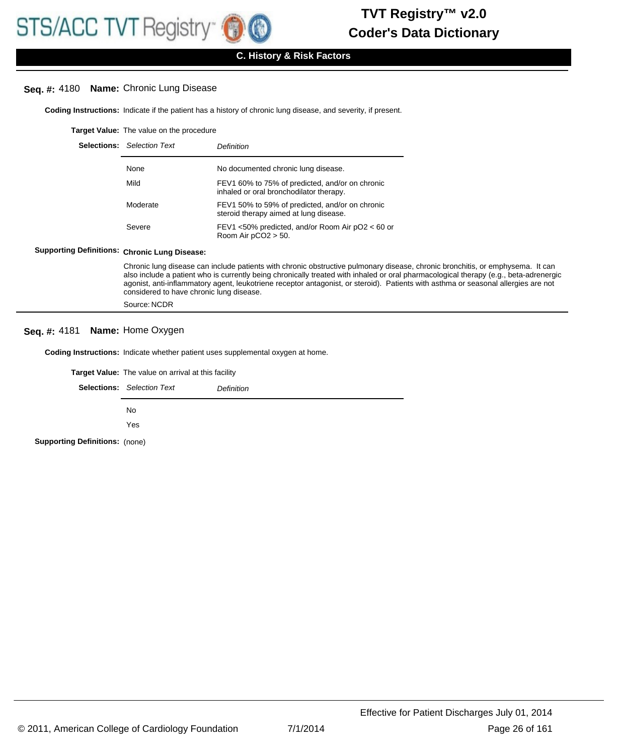## C. History & Risk Factors

**Seq. #:** 4180 **Name:** Chronic Lung Disease

**Coding Instructions:** Indicate if the patient has a history of chronic lung disease, and severity, if present.

**Target Value:** The value on the procedure

**Selections:**

| *Selection Text* | *Definition* |
|---|---|
| None | No documented chronic lung disease. |
| Mild | FEV1 60% to 75% of predicted, and/or on chronic inhaled or oral bronchodilator therapy. |
| Moderate | FEV1 50% to 59% of predicted, and/or on chronic steroid therapy aimed at lung disease. |
| Severe | FEV1 <50% predicted, and/or Room Air pO2 < 60 or Room Air pCO2 > 50. |

**Supporting Definitions:** **Chronic Lung Disease:**

Chronic lung disease can include patients with chronic obstructive pulmonary disease, chronic bronchitis, or emphysema. It can also include a patient who is currently being chronically treated with inhaled or oral pharmacological therapy (e.g., beta-adrenergic agonist, anti-inflammatory agent, leukotriene receptor antagonist, or steroid). Patients with asthma or seasonal allergies are not considered to have chronic lung disease.

Source: NCDR

---

**Seq. #:** 4181 **Name:** Home Oxygen

**Coding Instructions:** Indicate whether patient uses supplemental oxygen at home.

**Target Value:** The value on arrival at this facility

**Selections:**

| *Selection Text* | *Definition* |
|---|---|
| No | |
| Yes | |

**Supporting Definitions:** (none)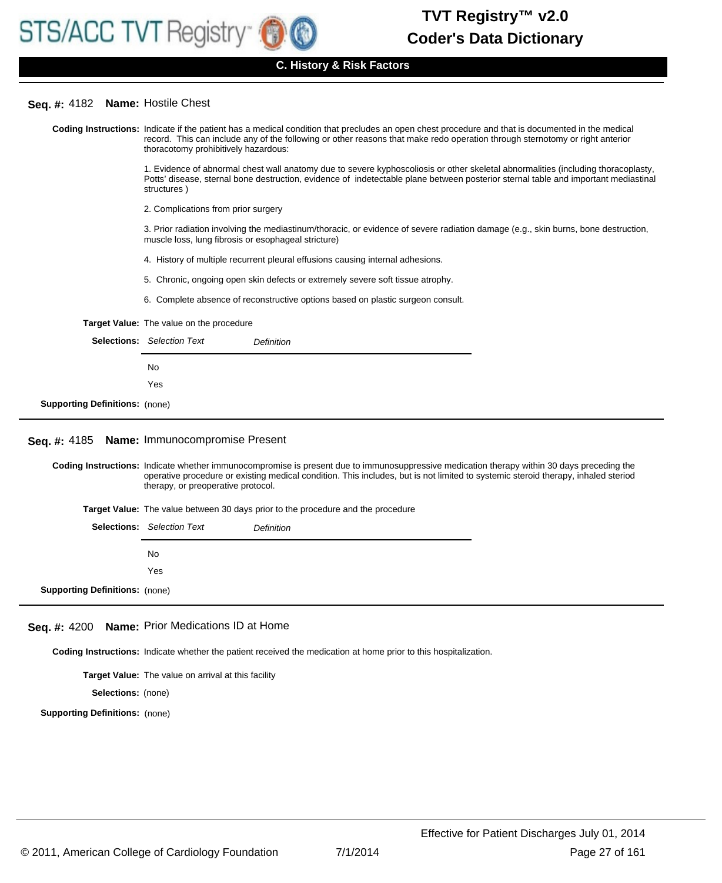## C. History & Risk Factors

**Seq. #:** 4182 **Name:** Hostile Chest

**Coding Instructions:** Indicate if the patient has a medical condition that precludes an open chest procedure and that is documented in the medical record. This can include any of the following or other reasons that make redo operation through sternotomy or right anterior thoracotomy prohibitively hazardous:

1. Evidence of abnormal chest wall anatomy due to severe kyphoscoliosis or other skeletal abnormalities (including thoracoplasty, Potts' disease, sternal bone destruction, evidence of indetectable plane between posterior sternal table and important mediastinal structures )

2. Complications from prior surgery

3. Prior radiation involving the mediastinum/thoracic, or evidence of severe radiation damage (e.g., skin burns, bone destruction, muscle loss, lung fibrosis or esophageal stricture)

4. History of multiple recurrent pleural effusions causing internal adhesions.

5. Chronic, ongoing open skin defects or extremely severe soft tissue atrophy.

6. Complete absence of reconstructive options based on plastic surgeon consult.

**Target Value:** The value on the procedure

**Selections:**

| *Selection Text* | *Definition* |
|---|---|
| No | |
| Yes | |

**Supporting Definitions:** (none)

---

**Seq. #:** 4185 **Name:** Immunocompromise Present

**Coding Instructions:** Indicate whether immunocompromise is present due to immunosuppressive medication therapy within 30 days preceding the operative procedure or existing medical condition. This includes, but is not limited to systemic steroid therapy, inhaled steriod therapy, or preoperative protocol.

**Target Value:** The value between 30 days prior to the procedure and the procedure

**Selections:**

| *Selection Text* | *Definition* |
|---|---|
| No | |
| Yes | |

**Supporting Definitions:** (none)

---

**Seq. #:** 4200 **Name:** Prior Medications ID at Home

**Coding Instructions:** Indicate whether the patient received the medication at home prior to this hospitalization.

**Target Value:** The value on arrival at this facility

**Selections:** (none)

**Supporting Definitions:** (none)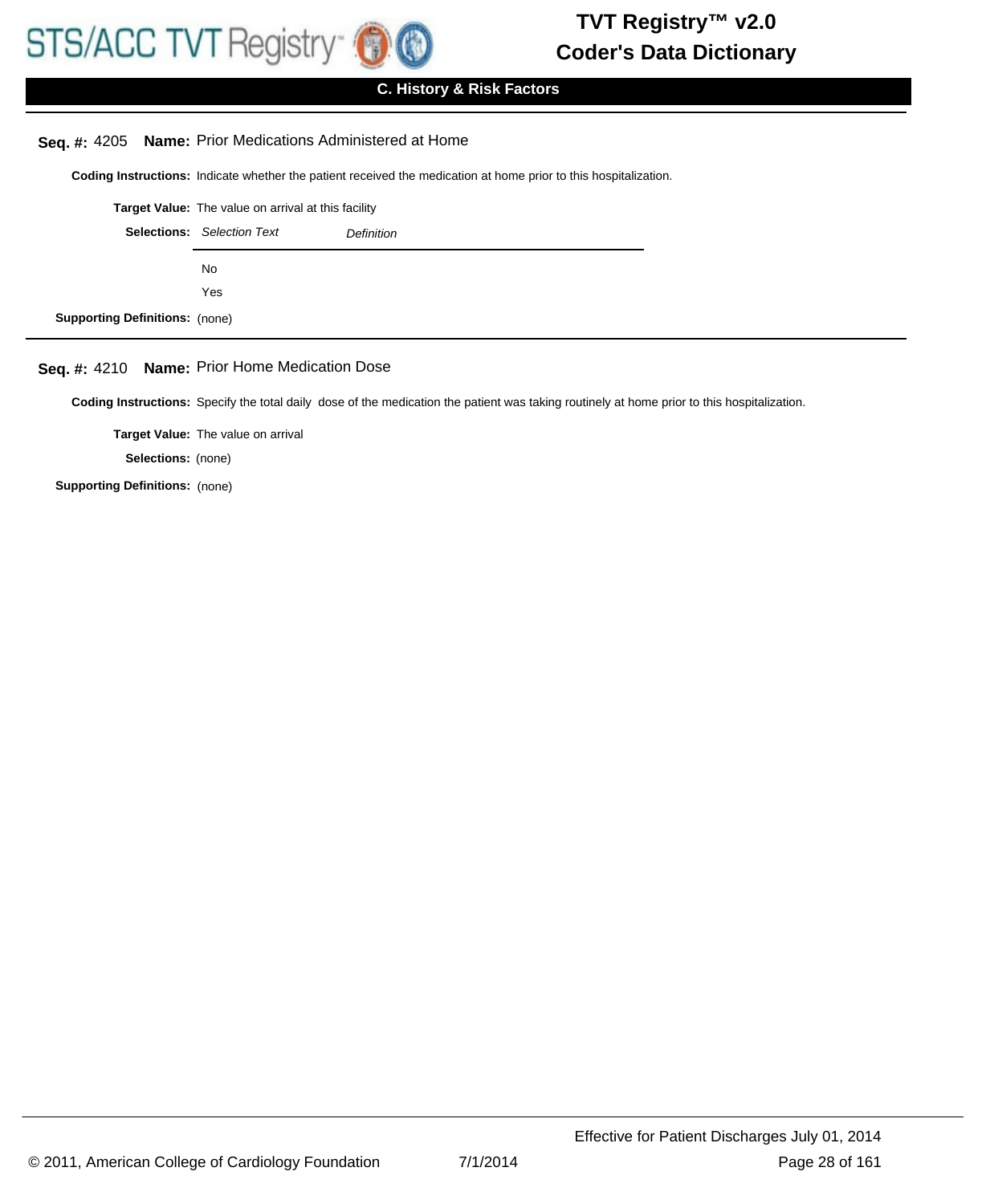## C. History & Risk Factors

**Seq. #:** 4205 **Name:** Prior Medications Administered at Home

**Coding Instructions:** Indicate whether the patient received the medication at home prior to this hospitalization.

**Target Value:** The value on arrival at this facility

**Selections:**

| *Selection Text* | *Definition* |
|---|---|
| No | |
| Yes | |

**Supporting Definitions:** (none)

---

**Seq. #:** 4210 **Name:** Prior Home Medication Dose

**Coding Instructions:** Specify the total daily dose of the medication the patient was taking routinely at home prior to this hospitalization.

**Target Value:** The value on arrival

**Selections:** (none)

**Supporting Definitions:** (none)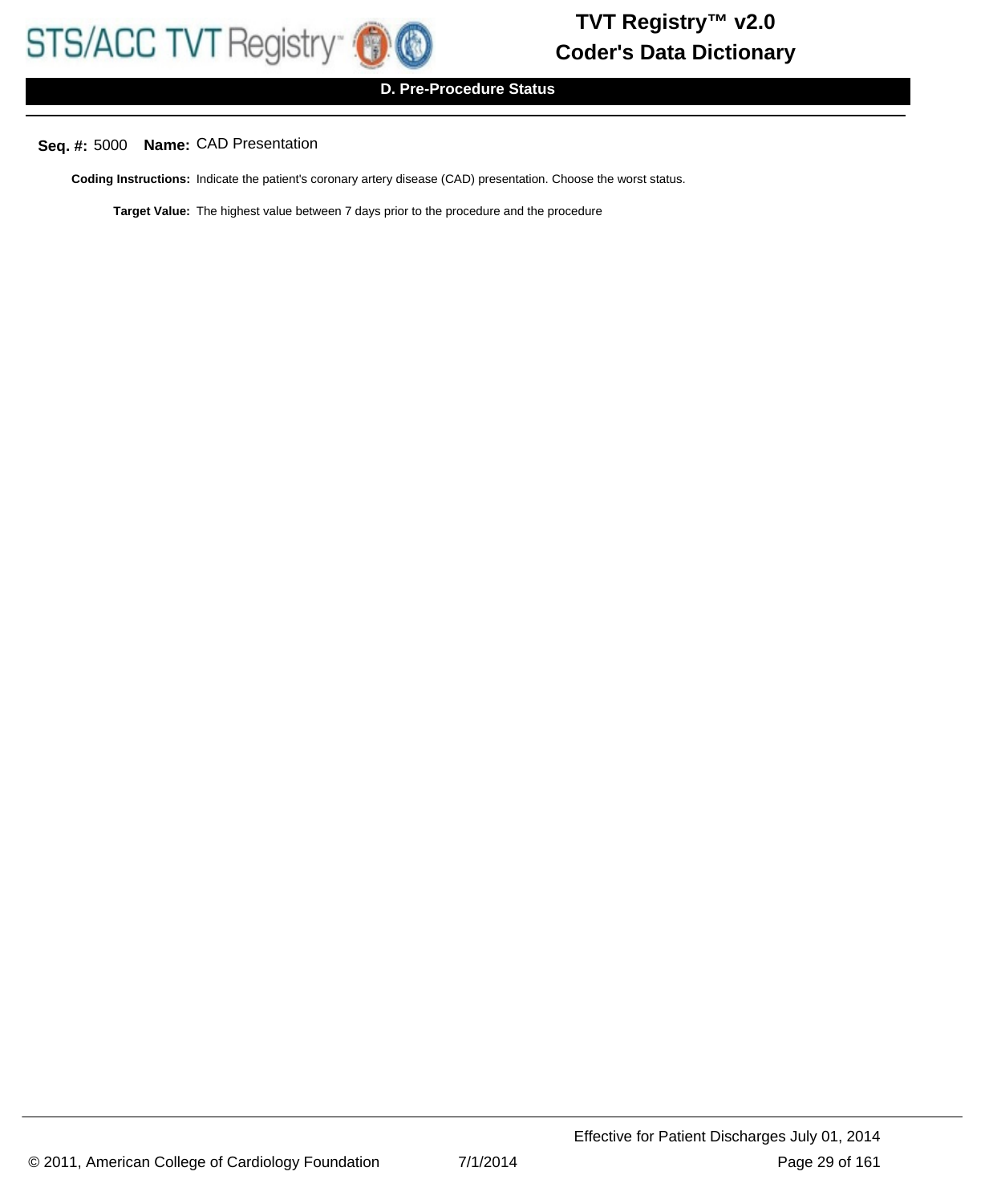## D. Pre-Procedure Status

**Seq. #:** 5000 **Name:** CAD Presentation

**Coding Instructions:** Indicate the patient's coronary artery disease (CAD) presentation. Choose the worst status.

**Target Value:** The highest value between 7 days prior to the procedure and the procedure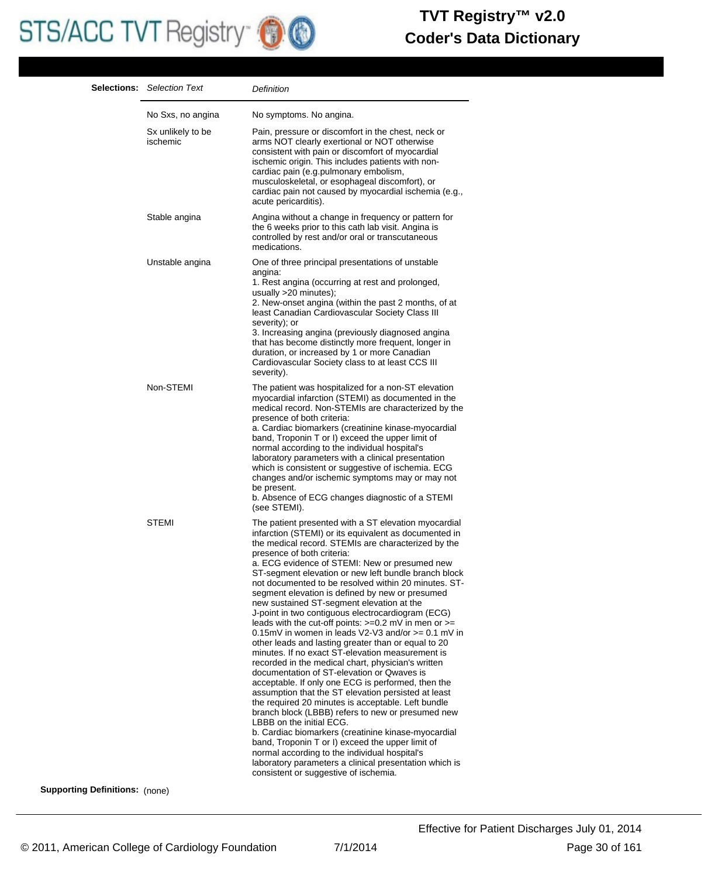**Selections:**

| Selection Text | Definition |
|---|---|
| No Sxs, no angina | No symptoms. No angina. |
| Sx unlikely to be ischemic | Pain, pressure or discomfort in the chest, neck or arms NOT clearly exertional or NOT otherwise consistent with pain or discomfort of myocardial ischemic origin. This includes patients with non-cardiac pain (e.g.pulmonary embolism, musculoskeletal, or esophageal discomfort), or cardiac pain not caused by myocardial ischemia (e.g., acute pericarditis). |
| Stable angina | Angina without a change in frequency or pattern for the 6 weeks prior to this cath lab visit. Angina is controlled by rest and/or oral or transcutaneous medications. |
| Unstable angina | One of three principal presentations of unstable angina:<br>1. Rest angina (occurring at rest and prolonged, usually >20 minutes);<br>2. New-onset angina (within the past 2 months, of at least Canadian Cardiovascular Society Class III severity); or<br>3. Increasing angina (previously diagnosed angina that has become distinctly more frequent, longer in duration, or increased by 1 or more Canadian Cardiovascular Society class to at least CCS III severity). |
| Non-STEMI | The patient was hospitalized for a non-ST elevation myocardial infarction (STEMI) as documented in the medical record. Non-STEMIs are characterized by the presence of both criteria:<br>a. Cardiac biomarkers (creatinine kinase-myocardial band, Troponin T or I) exceed the upper limit of normal according to the individual hospital's laboratory parameters with a clinical presentation which is consistent or suggestive of ischemia. ECG changes and/or ischemic symptoms may or may not be present.<br>b. Absence of ECG changes diagnostic of a STEMI (see STEMI). |
| STEMI | The patient presented with a ST elevation myocardial infarction (STEMI) or its equivalent as documented in the medical record. STEMIs are characterized by the presence of both criteria:<br>a. ECG evidence of STEMI: New or presumed new ST-segment elevation or new left bundle branch block not documented to be resolved within 20 minutes. ST-segment elevation is defined by new or presumed new sustained ST-segment elevation at the J-point in two contiguous electrocardiogram (ECG) leads with the cut-off points: >=0.2 mV in men or >= 0.15mV in women in leads V2-V3 and/or >= 0.1 mV in other leads and lasting greater than or equal to 20 minutes. If no exact ST-elevation measurement is recorded in the medical chart, physician's written documentation of ST-elevation or Qwaves is acceptable. If only one ECG is performed, then the assumption that the ST elevation persisted at least the required 20 minutes is acceptable. Left bundle branch block (LBBB) refers to new or presumed new LBBB on the initial ECG.<br>b. Cardiac biomarkers (creatinine kinase-myocardial band, Troponin T or I) exceed the upper limit of normal according to the individual hospital's laboratory parameters a clinical presentation which is consistent or suggestive of ischemia. |

**Supporting Definitions:** (none)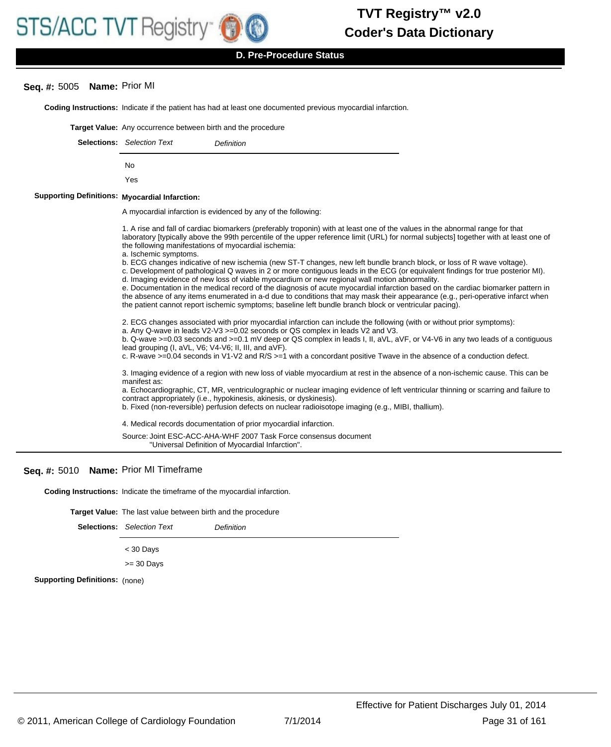## D. Pre-Procedure Status

**Seq. #:** 5005 **Name:** Prior MI

**Coding Instructions:** Indicate if the patient has had at least one documented previous myocardial infarction.

**Target Value:** Any occurrence between birth and the procedure

**Selections:**

| *Selection Text* | *Definition* |
|---|---|
| No | |
| Yes | |

**Supporting Definitions:** **Myocardial Infarction:**

A myocardial infarction is evidenced by any of the following:

1. A rise and fall of cardiac biomarkers (preferably troponin) with at least one of the values in the abnormal range for that laboratory [typically above the 99th percentile of the upper reference limit (URL) for normal subjects] together with at least one of the following manifestations of myocardial ischemia:
a. Ischemic symptoms.
b. ECG changes indicative of new ischemia (new ST-T changes, new left bundle branch block, or loss of R wave voltage).
c. Development of pathological Q waves in 2 or more contiguous leads in the ECG (or equivalent findings for true posterior MI).
d. Imaging evidence of new loss of viable myocardium or new regional wall motion abnormality.
e. Documentation in the medical record of the diagnosis of acute myocardial infarction based on the cardiac biomarker pattern in the absence of any items enumerated in a-d due to conditions that may mask their appearance (e.g., peri-operative infarct when the patient cannot report ischemic symptoms; baseline left bundle branch block or ventricular pacing).

2. ECG changes associated with prior myocardial infarction can include the following (with or without prior symptoms):
a. Any Q-wave in leads V2-V3 >=0.02 seconds or QS complex in leads V2 and V3.
b. Q-wave >=0.03 seconds and >=0.1 mV deep or QS complex in leads I, II, aVL, aVF, or V4-V6 in any two leads of a contiguous lead grouping (I, aVL, V6; V4-V6; II, III, and aVF).
c. R-wave >=0.04 seconds in V1-V2 and R/S >=1 with a concordant positive Twave in the absence of a conduction defect.

3. Imaging evidence of a region with new loss of viable myocardium at rest in the absence of a non-ischemic cause. This can be manifest as:
a. Echocardiographic, CT, MR, ventriculographic or nuclear imaging evidence of left ventricular thinning or scarring and failure to contract appropriately (i.e., hypokinesis, akinesis, or dyskinesis).
b. Fixed (non-reversible) perfusion defects on nuclear radioisotope imaging (e.g., MIBI, thallium).

4. Medical records documentation of prior myocardial infarction.

Source: Joint ESC-ACC-AHA-WHF 2007 Task Force consensus document "Universal Definition of Myocardial Infarction".

---

**Seq. #:** 5010 **Name:** Prior MI Timeframe

**Coding Instructions:** Indicate the timeframe of the myocardial infarction.

**Target Value:** The last value between birth and the procedure

**Selections:**

| *Selection Text* | *Definition* |
|---|---|
| < 30 Days | |
| >= 30 Days | |

**Supporting Definitions:** (none)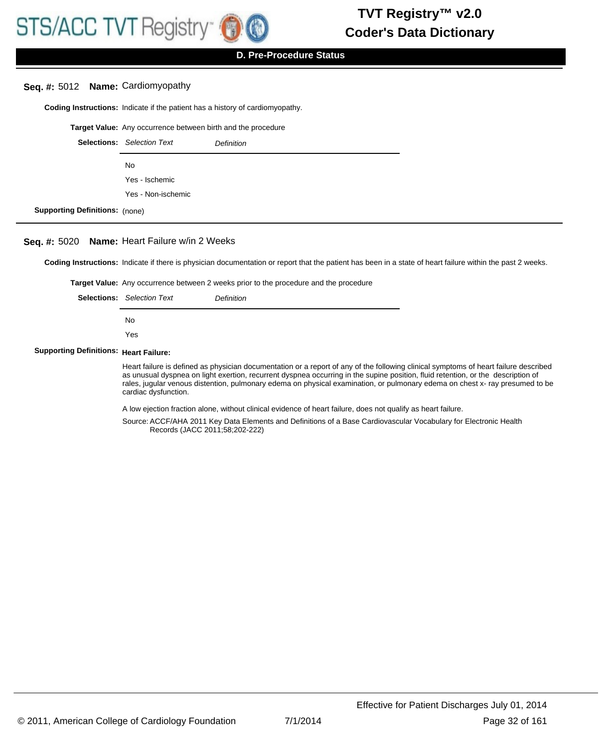## D. Pre-Procedure Status

**Seq. #:** 5012 **Name:** Cardiomyopathy

**Coding Instructions:** Indicate if the patient has a history of cardiomyopathy.

**Target Value:** Any occurrence between birth and the procedure

**Selections:**

| *Selection Text* | *Definition* |
|---|---|
| No | |
| Yes - Ischemic | |
| Yes - Non-ischemic | |

**Supporting Definitions:** (none)

---

**Seq. #:** 5020 **Name:** Heart Failure w/in 2 Weeks

**Coding Instructions:** Indicate if there is physician documentation or report that the patient has been in a state of heart failure within the past 2 weeks.

**Target Value:** Any occurrence between 2 weeks prior to the procedure and the procedure

**Selections:**

| *Selection Text* | *Definition* |
|---|---|
| No | |
| Yes | |

**Supporting Definitions:** **Heart Failure:**

Heart failure is defined as physician documentation or a report of any of the following clinical symptoms of heart failure described as unusual dyspnea on light exertion, recurrent dyspnea occurring in the supine position, fluid retention, or the description of rales, jugular venous distention, pulmonary edema on physical examination, or pulmonary edema on chest x- ray presumed to be cardiac dysfunction.

A low ejection fraction alone, without clinical evidence of heart failure, does not qualify as heart failure.

Source: ACCF/AHA 2011 Key Data Elements and Definitions of a Base Cardiovascular Vocabulary for Electronic Health Records (JACC 2011;58;202-222)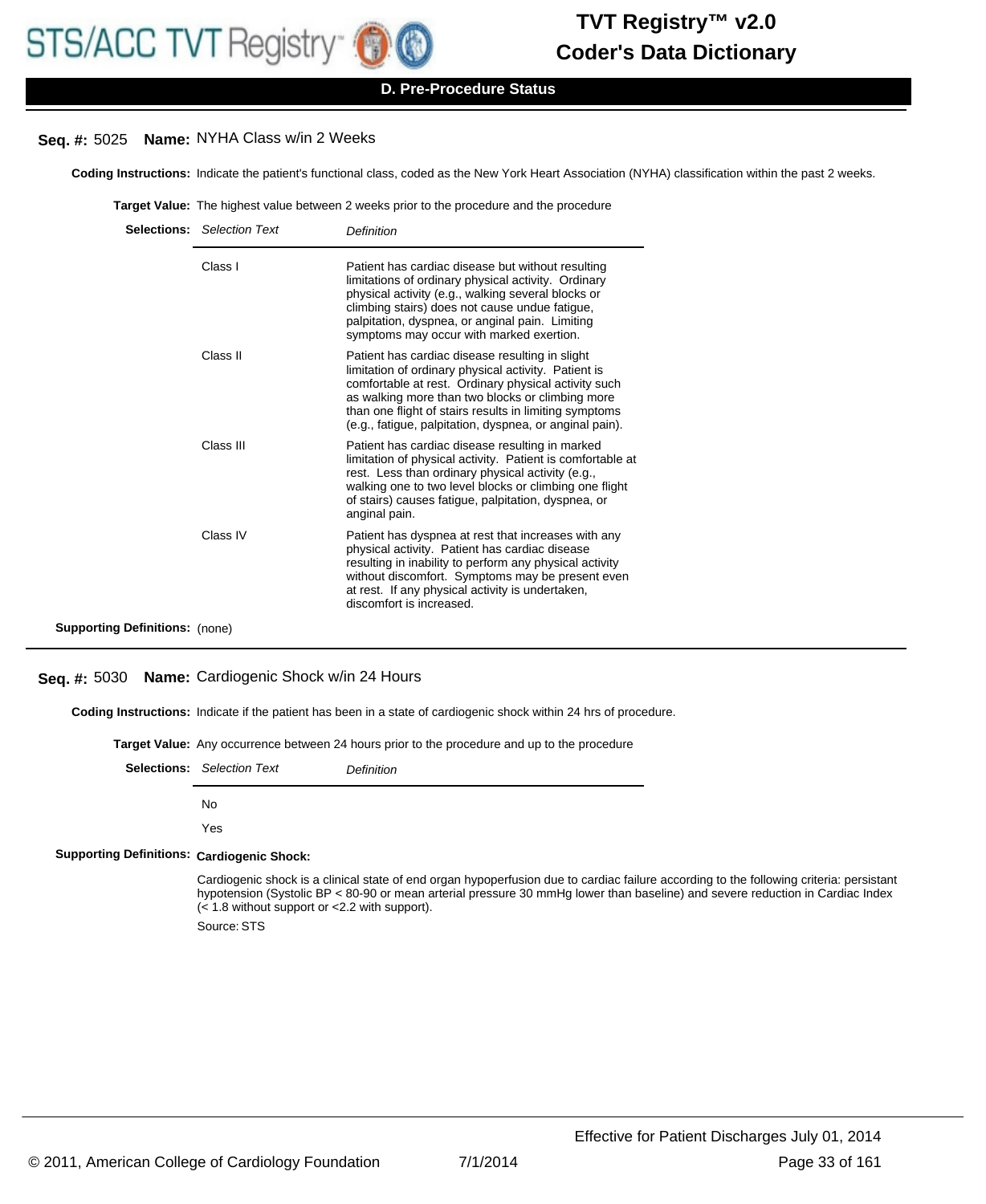## D. Pre-Procedure Status

**Seq. #:** 5025 **Name:** NYHA Class w/in 2 Weeks

**Coding Instructions:** Indicate the patient's functional class, coded as the New York Heart Association (NYHA) classification within the past 2 weeks.

**Target Value:** The highest value between 2 weeks prior to the procedure and the procedure

**Selections:**

| *Selection Text* | *Definition* |
|---|---|
| Class I | Patient has cardiac disease but without resulting limitations of ordinary physical activity. Ordinary physical activity (e.g., walking several blocks or climbing stairs) does not cause undue fatigue, palpitation, dyspnea, or anginal pain. Limiting symptoms may occur with marked exertion. |
| Class II | Patient has cardiac disease resulting in slight limitation of ordinary physical activity. Patient is comfortable at rest. Ordinary physical activity such as walking more than two blocks or climbing more than one flight of stairs results in limiting symptoms (e.g., fatigue, palpitation, dyspnea, or anginal pain). |
| Class III | Patient has cardiac disease resulting in marked limitation of physical activity. Patient is comfortable at rest. Less than ordinary physical activity (e.g., walking one to two level blocks or climbing one flight of stairs) causes fatigue, palpitation, dyspnea, or anginal pain. |
| Class IV | Patient has dyspnea at rest that increases with any physical activity. Patient has cardiac disease resulting in inability to perform any physical activity without discomfort. Symptoms may be present even at rest. If any physical activity is undertaken, discomfort is increased. |

**Supporting Definitions:** (none)

---

**Seq. #:** 5030 **Name:** Cardiogenic Shock w/in 24 Hours

**Coding Instructions:** Indicate if the patient has been in a state of cardiogenic shock within 24 hrs of procedure.

**Target Value:** Any occurrence between 24 hours prior to the procedure and up to the procedure

**Selections:**

| *Selection Text* | *Definition* |
|---|---|
| No | |
| Yes | |

**Supporting Definitions:** **Cardiogenic Shock:**

Cardiogenic shock is a clinical state of end organ hypoperfusion due to cardiac failure according to the following criteria: persistant hypotension (Systolic BP < 80-90 or mean arterial pressure 30 mmHg lower than baseline) and severe reduction in Cardiac Index (< 1.8 without support or <2.2 with support).

Source: STS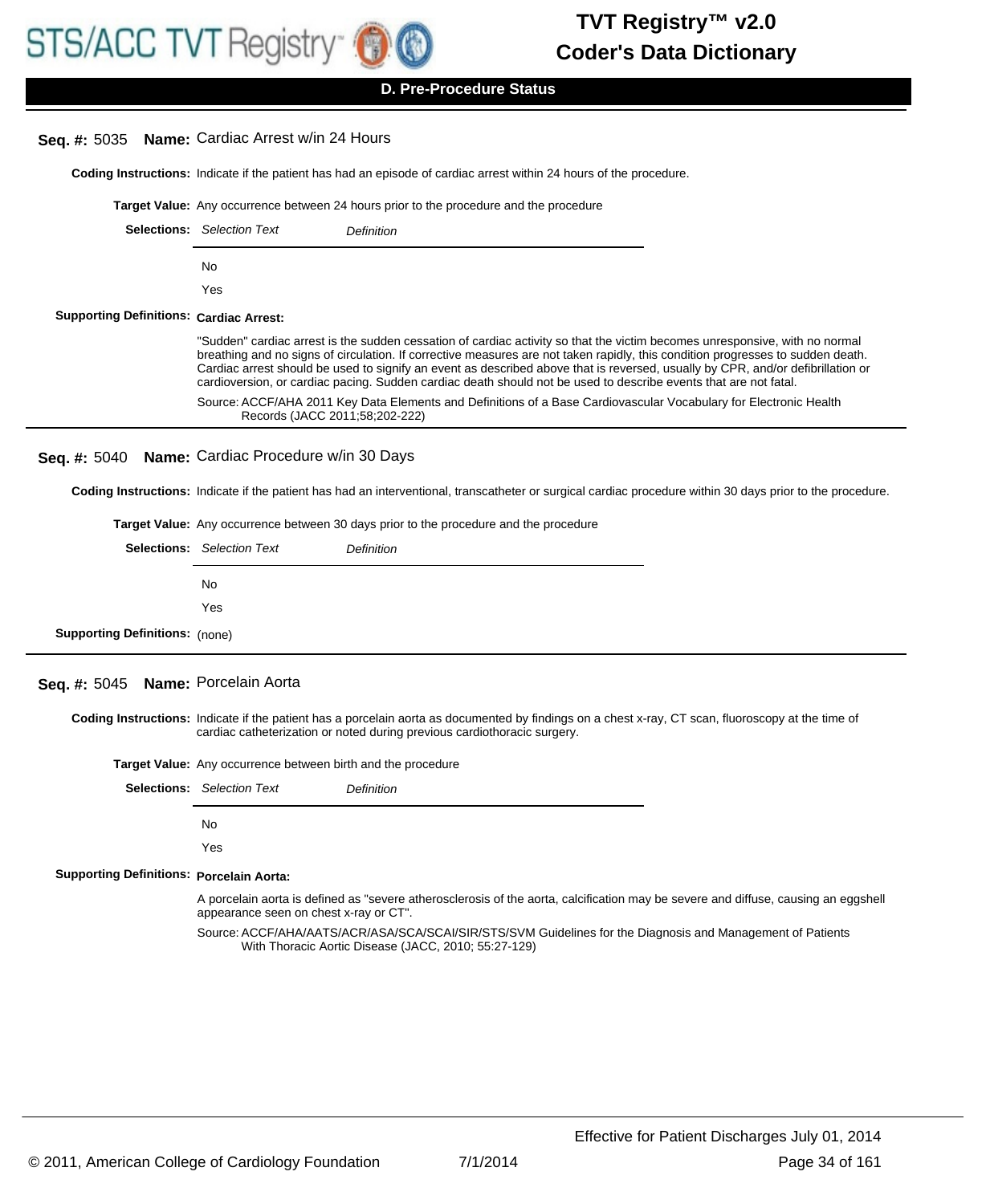## D. Pre-Procedure Status

**Seq. #:** 5035 **Name:** Cardiac Arrest w/in 24 Hours

**Coding Instructions:** Indicate if the patient has had an episode of cardiac arrest within 24 hours of the procedure.

**Target Value:** Any occurrence between 24 hours prior to the procedure and the procedure

**Selections:**

| *Selection Text* | *Definition* |
|---|---|
| No | |
| Yes | |

**Supporting Definitions:** **Cardiac Arrest:**

"Sudden" cardiac arrest is the sudden cessation of cardiac activity so that the victim becomes unresponsive, with no normal breathing and no signs of circulation. If corrective measures are not taken rapidly, this condition progresses to sudden death. Cardiac arrest should be used to signify an event as described above that is reversed, usually by CPR, and/or defibrillation or cardioversion, or cardiac pacing. Sudden cardiac death should not be used to describe events that are not fatal.

Source: ACCF/AHA 2011 Key Data Elements and Definitions of a Base Cardiovascular Vocabulary for Electronic Health Records (JACC 2011;58;202-222)

---

**Seq. #:** 5040 **Name:** Cardiac Procedure w/in 30 Days

**Coding Instructions:** Indicate if the patient has had an interventional, transcatheter or surgical cardiac procedure within 30 days prior to the procedure.

**Target Value:** Any occurrence between 30 days prior to the procedure and the procedure

**Selections:**

| *Selection Text* | *Definition* |
|---|---|
| No | |
| Yes | |

**Supporting Definitions:** (none)

---

**Seq. #:** 5045 **Name:** Porcelain Aorta

**Coding Instructions:** Indicate if the patient has a porcelain aorta as documented by findings on a chest x-ray, CT scan, fluoroscopy at the time of cardiac catheterization or noted during previous cardiothoracic surgery.

**Target Value:** Any occurrence between birth and the procedure

**Selections:**

| *Selection Text* | *Definition* |
|---|---|
| No | |
| Yes | |

**Supporting Definitions:** **Porcelain Aorta:**

A porcelain aorta is defined as "severe atherosclerosis of the aorta, calcification may be severe and diffuse, causing an eggshell appearance seen on chest x-ray or CT".

Source: ACCF/AHA/AATS/ACR/ASA/SCA/SCAI/SIR/STS/SVM Guidelines for the Diagnosis and Management of Patients With Thoracic Aortic Disease (JACC, 2010; 55:27-129)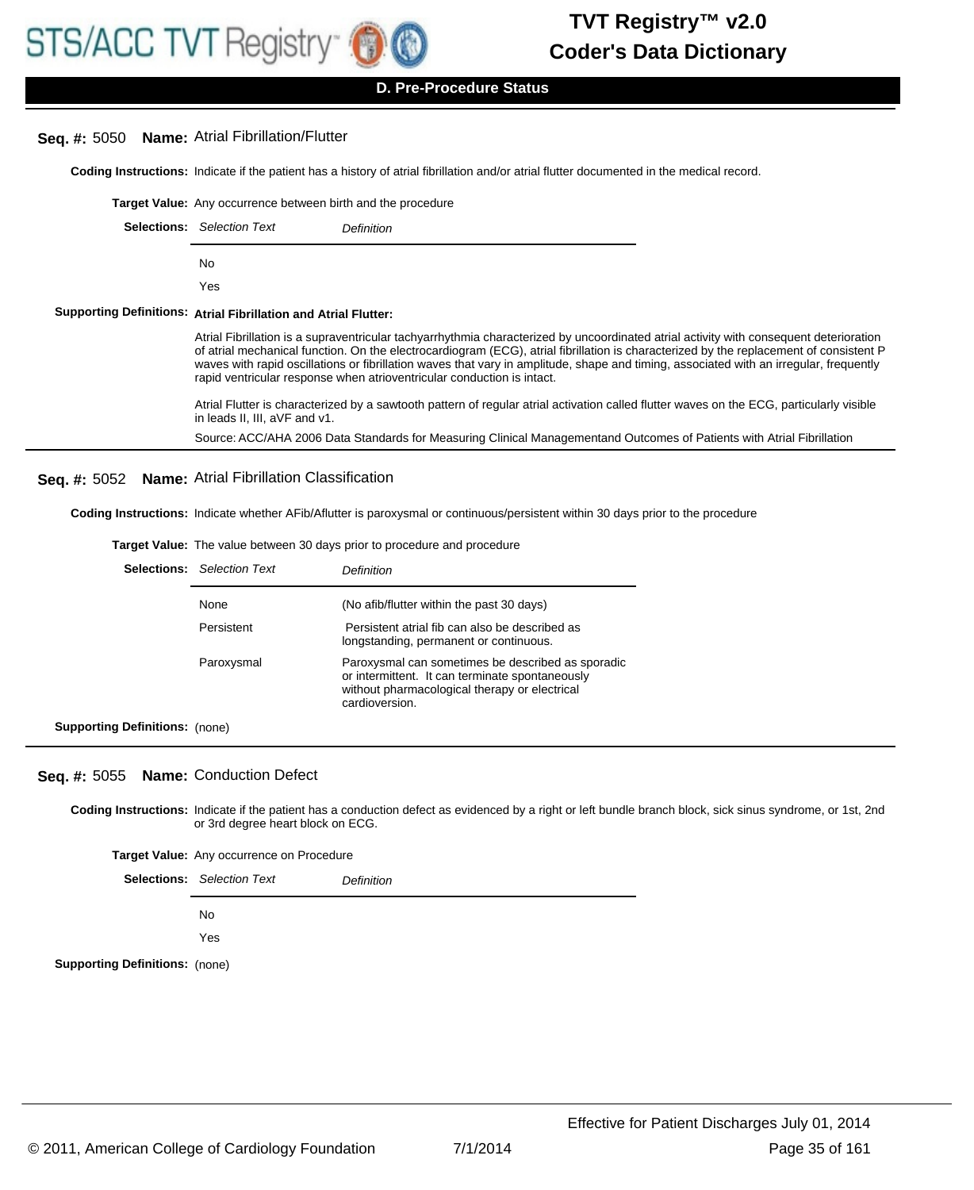## D. Pre-Procedure Status

### Seq. #: 5050 Name: Atrial Fibrillation/Flutter

**Coding Instructions:** Indicate if the patient has a history of atrial fibrillation and/or atrial flutter documented in the medical record.

**Target Value:** Any occurrence between birth and the procedure

**Selections:**

| *Selection Text* | *Definition* |
|---|---|
| No | |
| Yes | |

**Supporting Definitions:** **Atrial Fibrillation and Atrial Flutter:**

Atrial Fibrillation is a supraventricular tachyarrhythmia characterized by uncoordinated atrial activity with consequent deterioration of atrial mechanical function. On the electrocardiogram (ECG), atrial fibrillation is characterized by the replacement of consistent P waves with rapid oscillations or fibrillation waves that vary in amplitude, shape and timing, associated with an irregular, frequently rapid ventricular response when atrioventricular conduction is intact.

Atrial Flutter is characterized by a sawtooth pattern of regular atrial activation called flutter waves on the ECG, particularly visible in leads II, III, aVF and v1.

Source: ACC/AHA 2006 Data Standards for Measuring Clinical Managementand Outcomes of Patients with Atrial Fibrillation

---

### Seq. #: 5052 Name: Atrial Fibrillation Classification

**Coding Instructions:** Indicate whether AFib/Aflutter is paroxysmal or continuous/persistent within 30 days prior to the procedure

**Target Value:** The value between 30 days prior to procedure and procedure

**Selections:**

| *Selection Text* | *Definition* |
|---|---|
| None | (No afib/flutter within the past 30 days) |
| Persistent | Persistent atrial fib can also be described as longstanding, permanent or continuous. |
| Paroxysmal | Paroxysmal can sometimes be described as sporadic or intermittent. It can terminate spontaneously without pharmacological therapy or electrical cardioversion. |

**Supporting Definitions:** (none)

---

### Seq. #: 5055 Name: Conduction Defect

**Coding Instructions:** Indicate if the patient has a conduction defect as evidenced by a right or left bundle branch block, sick sinus syndrome, or 1st, 2nd or 3rd degree heart block on ECG.

**Target Value:** Any occurrence on Procedure

**Selections:**

| *Selection Text* | *Definition* |
|---|---|
| No | |
| Yes | |

**Supporting Definitions:** (none)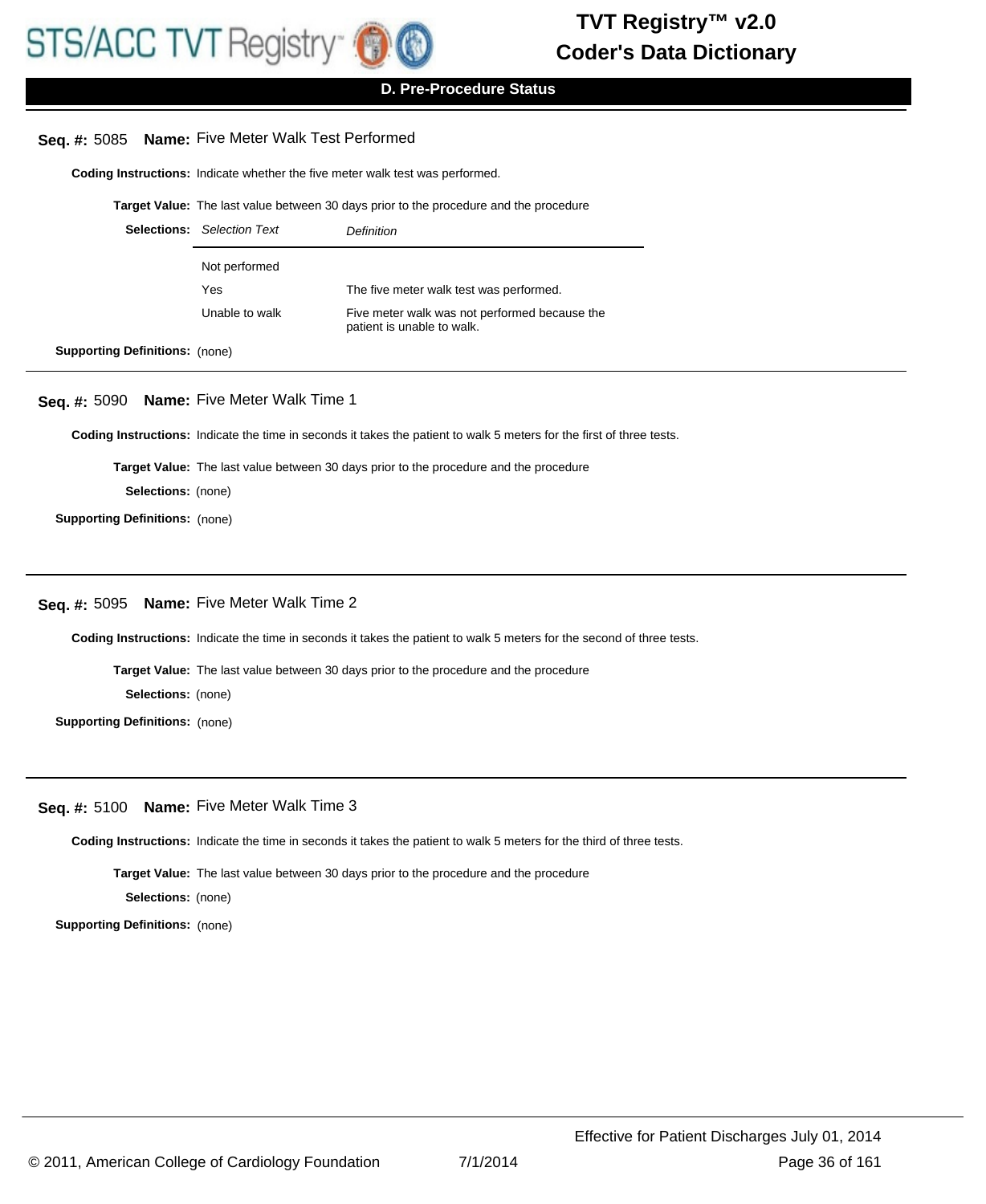## D. Pre-Procedure Status

**Seq. #:** 5085 **Name:** Five Meter Walk Test Performed

**Coding Instructions:** Indicate whether the five meter walk test was performed.

**Target Value:** The last value between 30 days prior to the procedure and the procedure

**Selections:**

| *Selection Text* | *Definition* |
|---|---|
| Not performed | |
| Yes | The five meter walk test was performed. |
| Unable to walk | Five meter walk was not performed because the patient is unable to walk. |

**Supporting Definitions:** (none)

---

**Seq. #:** 5090 **Name:** Five Meter Walk Time 1

**Coding Instructions:** Indicate the time in seconds it takes the patient to walk 5 meters for the first of three tests.

**Target Value:** The last value between 30 days prior to the procedure and the procedure

**Selections:** (none)

**Supporting Definitions:** (none)

---

**Seq. #:** 5095 **Name:** Five Meter Walk Time 2

**Coding Instructions:** Indicate the time in seconds it takes the patient to walk 5 meters for the second of three tests.

**Target Value:** The last value between 30 days prior to the procedure and the procedure

**Selections:** (none)

**Supporting Definitions:** (none)

---

**Seq. #:** 5100 **Name:** Five Meter Walk Time 3

**Coding Instructions:** Indicate the time in seconds it takes the patient to walk 5 meters for the third of three tests.

**Target Value:** The last value between 30 days prior to the procedure and the procedure

**Selections:** (none)

**Supporting Definitions:** (none)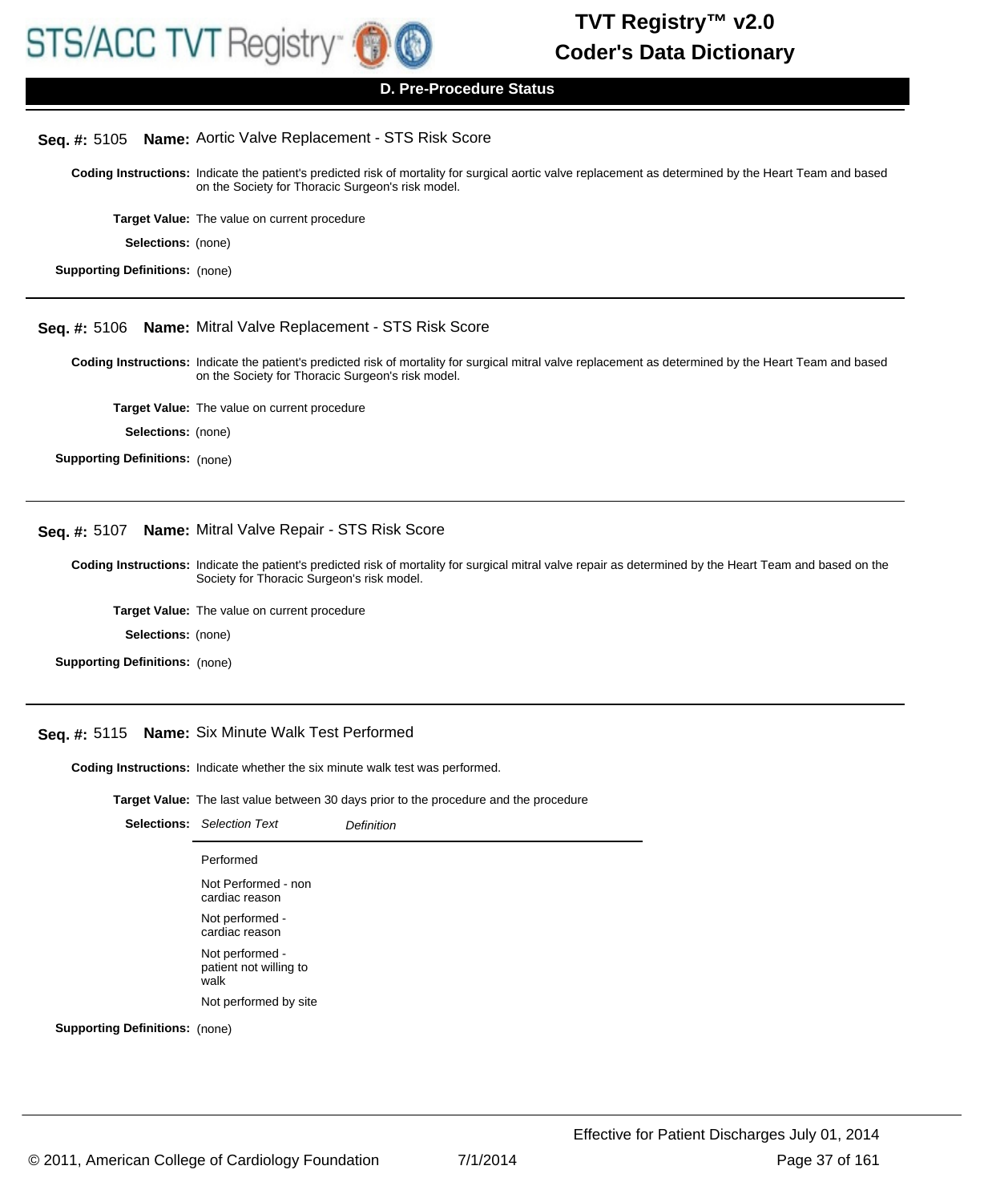## D. Pre-Procedure Status

**Seq. #:** 5105 **Name:** Aortic Valve Replacement - STS Risk Score

**Coding Instructions:** Indicate the patient's predicted risk of mortality for surgical aortic valve replacement as determined by the Heart Team and based on the Society for Thoracic Surgeon's risk model.

**Target Value:** The value on current procedure

**Selections:** (none)

**Supporting Definitions:** (none)

---

**Seq. #:** 5106 **Name:** Mitral Valve Replacement - STS Risk Score

**Coding Instructions:** Indicate the patient's predicted risk of mortality for surgical mitral valve replacement as determined by the Heart Team and based on the Society for Thoracic Surgeon's risk model.

**Target Value:** The value on current procedure

**Selections:** (none)

**Supporting Definitions:** (none)

---

**Seq. #:** 5107 **Name:** Mitral Valve Repair - STS Risk Score

**Coding Instructions:** Indicate the patient's predicted risk of mortality for surgical mitral valve repair as determined by the Heart Team and based on the Society for Thoracic Surgeon's risk model.

**Target Value:** The value on current procedure

**Selections:** (none)

**Supporting Definitions:** (none)

---

**Seq. #:** 5115 **Name:** Six Minute Walk Test Performed

**Coding Instructions:** Indicate whether the six minute walk test was performed.

**Target Value:** The last value between 30 days prior to the procedure and the procedure

**Selections:**

| *Selection Text* | *Definition* |
|---|---|
| Performed | |
| Not Performed - non cardiac reason | |
| Not performed - cardiac reason | |
| Not performed - patient not willing to walk | |
| Not performed by site | |

**Supporting Definitions:** (none)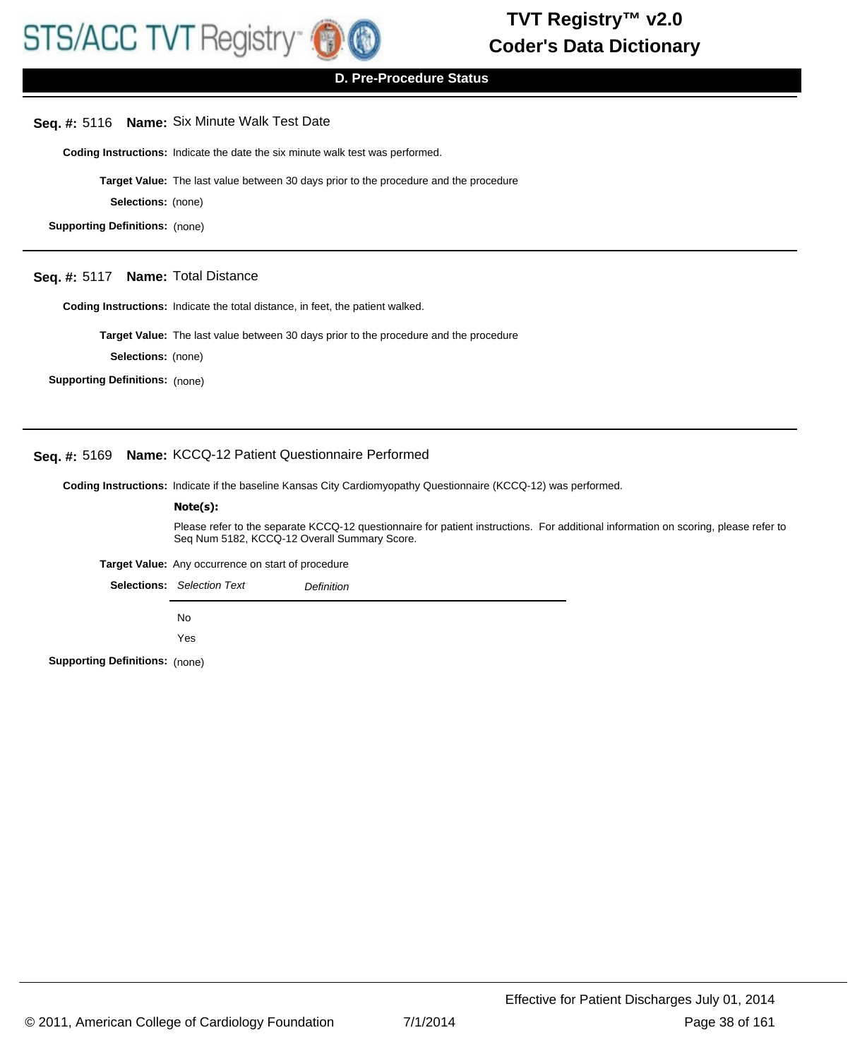## D. Pre-Procedure Status

**Seq. #:** 5116 **Name:** Six Minute Walk Test Date

**Coding Instructions:** Indicate the date the six minute walk test was performed.

**Target Value:** The last value between 30 days prior to the procedure and the procedure

**Selections:** (none)

**Supporting Definitions:** (none)

---

**Seq. #:** 5117 **Name:** Total Distance

**Coding Instructions:** Indicate the total distance, in feet, the patient walked.

**Target Value:** The last value between 30 days prior to the procedure and the procedure

**Selections:** (none)

**Supporting Definitions:** (none)

---

**Seq. #:** 5169 **Name:** KCCQ-12 Patient Questionnaire Performed

**Coding Instructions:** Indicate if the baseline Kansas City Cardiomyopathy Questionnaire (KCCQ-12) was performed.

**Note(s):**

Please refer to the separate KCCQ-12 questionnaire for patient instructions. For additional information on scoring, please refer to Seq Num 5182, KCCQ-12 Overall Summary Score.

**Target Value:** Any occurrence on start of procedure

**Selections:**

| *Selection Text* | *Definition* |
|---|---|
| No | |
| Yes | |

**Supporting Definitions:** (none)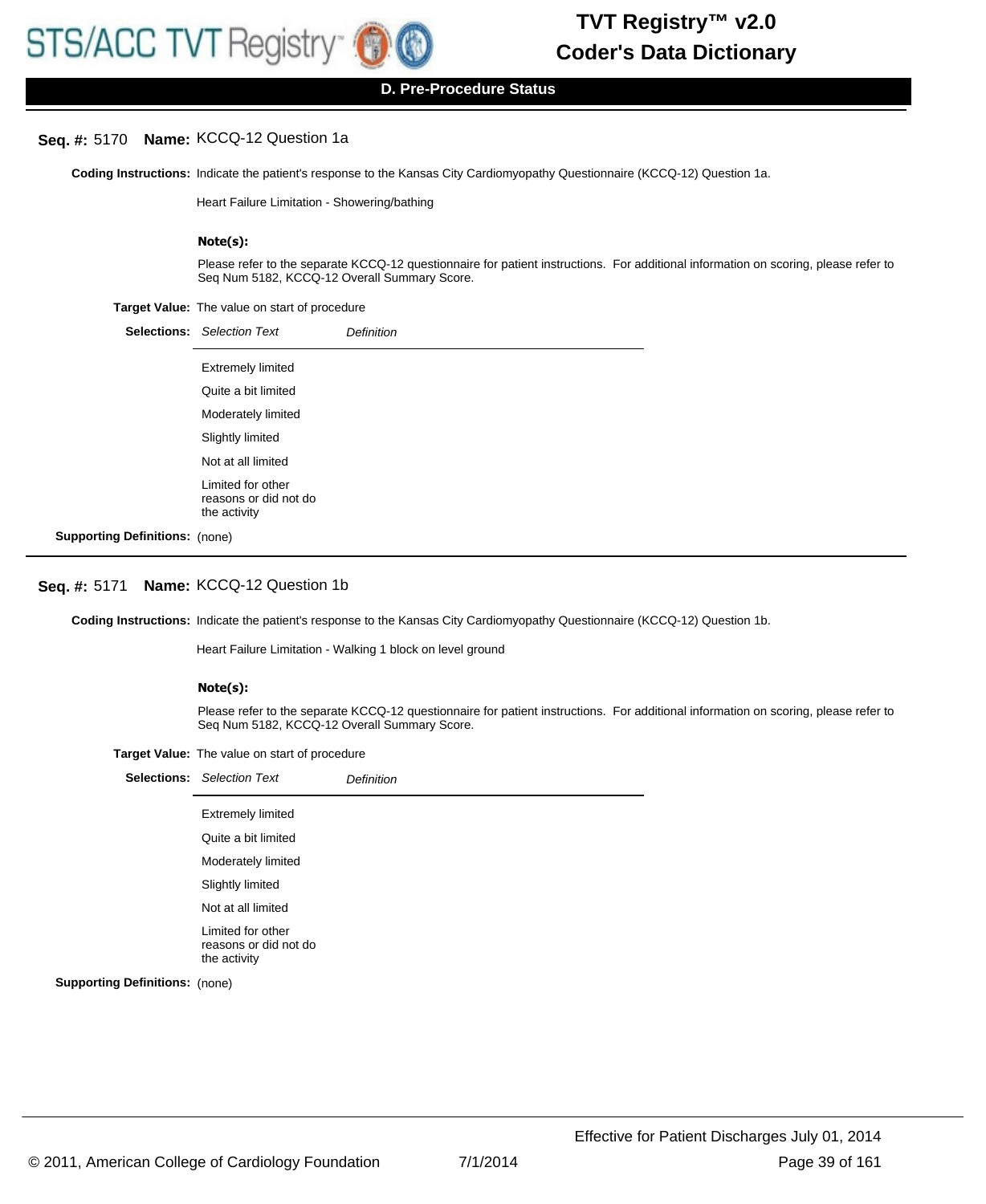## D. Pre-Procedure Status

**Seq. #:** 5170 **Name:** KCCQ-12 Question 1a

**Coding Instructions:** Indicate the patient's response to the Kansas City Cardiomyopathy Questionnaire (KCCQ-12) Question 1a.

Heart Failure Limitation - Showering/bathing

**Note(s):**

Please refer to the separate KCCQ-12 questionnaire for patient instructions. For additional information on scoring, please refer to Seq Num 5182, KCCQ-12 Overall Summary Score.

**Target Value:** The value on start of procedure

**Selections:**

| *Selection Text* | *Definition* |
|---|---|
| Extremely limited | |
| Quite a bit limited | |
| Moderately limited | |
| Slightly limited | |
| Not at all limited | |
| Limited for other reasons or did not do the activity | |

**Supporting Definitions:** (none)

---

**Seq. #:** 5171 **Name:** KCCQ-12 Question 1b

**Coding Instructions:** Indicate the patient's response to the Kansas City Cardiomyopathy Questionnaire (KCCQ-12) Question 1b.

Heart Failure Limitation - Walking 1 block on level ground

**Note(s):**

Please refer to the separate KCCQ-12 questionnaire for patient instructions. For additional information on scoring, please refer to Seq Num 5182, KCCQ-12 Overall Summary Score.

**Target Value:** The value on start of procedure

**Selections:**

| *Selection Text* | *Definition* |
|---|---|
| Extremely limited | |
| Quite a bit limited | |
| Moderately limited | |
| Slightly limited | |
| Not at all limited | |
| Limited for other reasons or did not do the activity | |

**Supporting Definitions:** (none)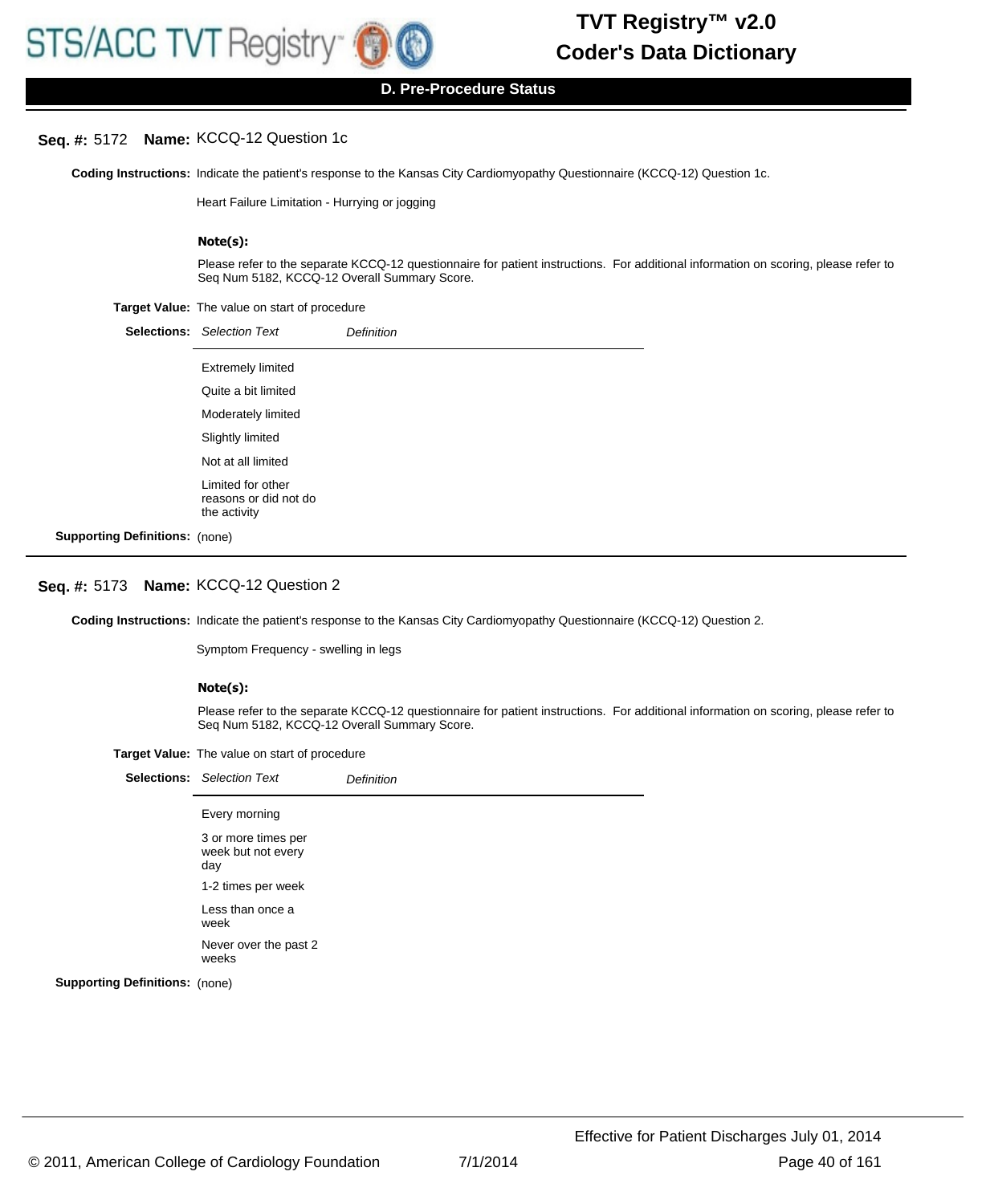## D. Pre-Procedure Status

**Seq. #:** 5172 **Name:** KCCQ-12 Question 1c

**Coding Instructions:** Indicate the patient's response to the Kansas City Cardiomyopathy Questionnaire (KCCQ-12) Question 1c.

Heart Failure Limitation - Hurrying or jogging

**Note(s):**

Please refer to the separate KCCQ-12 questionnaire for patient instructions. For additional information on scoring, please refer to Seq Num 5182, KCCQ-12 Overall Summary Score.

**Target Value:** The value on start of procedure

**Selections:**

| *Selection Text* | *Definition* |
|---|---|
| Extremely limited | |
| Quite a bit limited | |
| Moderately limited | |
| Slightly limited | |
| Not at all limited | |
| Limited for other reasons or did not do the activity | |

**Supporting Definitions:** (none)

---

**Seq. #:** 5173 **Name:** KCCQ-12 Question 2

**Coding Instructions:** Indicate the patient's response to the Kansas City Cardiomyopathy Questionnaire (KCCQ-12) Question 2.

Symptom Frequency - swelling in legs

**Note(s):**

Please refer to the separate KCCQ-12 questionnaire for patient instructions. For additional information on scoring, please refer to Seq Num 5182, KCCQ-12 Overall Summary Score.

**Target Value:** The value on start of procedure

**Selections:**

| *Selection Text* | *Definition* |
|---|---|
| Every morning | |
| 3 or more times per week but not every day | |
| 1-2 times per week | |
| Less than once a week | |
| Never over the past 2 weeks | |

**Supporting Definitions:** (none)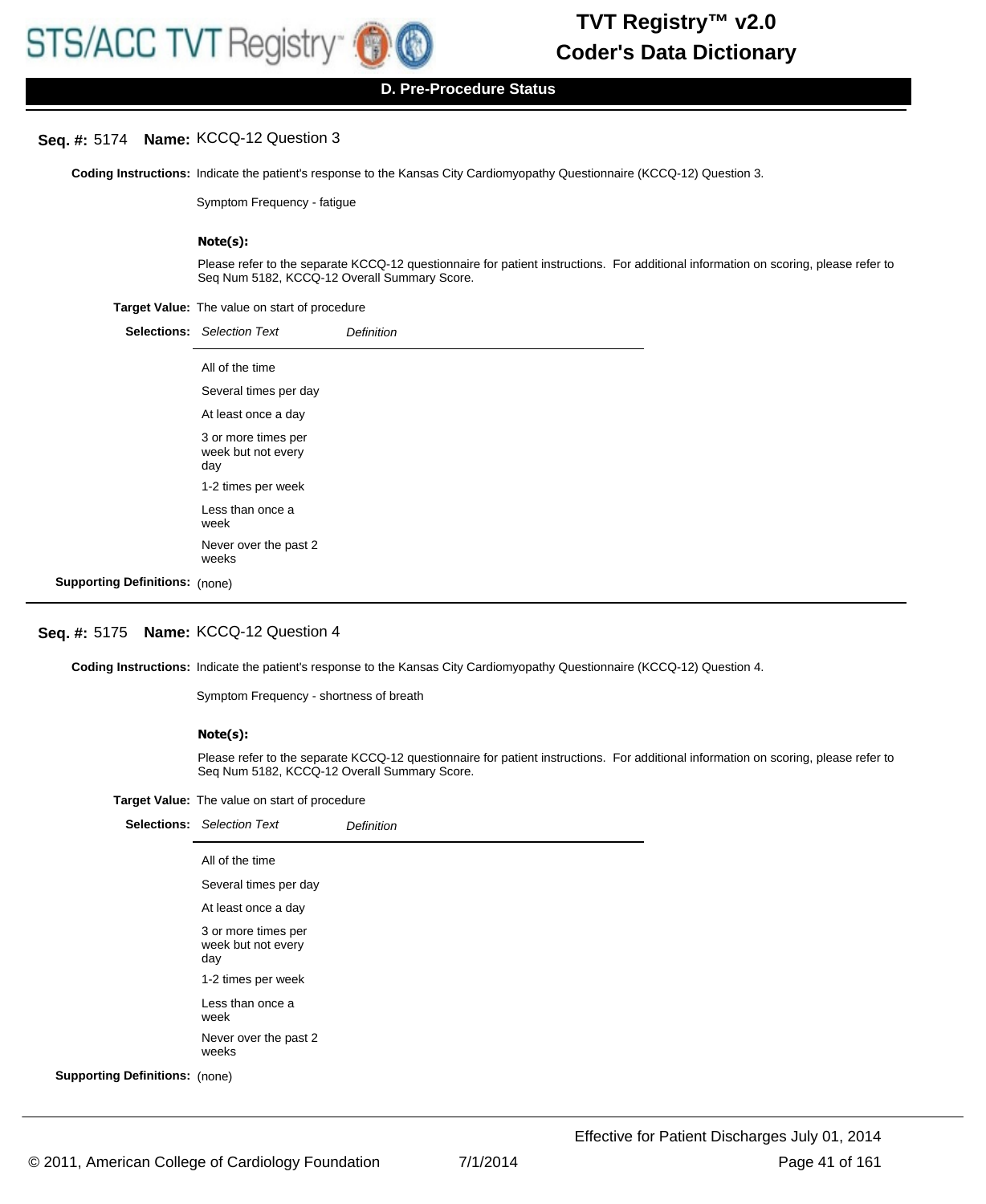## D. Pre-Procedure Status

**Seq. #:** 5174 **Name:** KCCQ-12 Question 3

**Coding Instructions:** Indicate the patient's response to the Kansas City Cardiomyopathy Questionnaire (KCCQ-12) Question 3.

Symptom Frequency - fatigue

**Note(s):**

Please refer to the separate KCCQ-12 questionnaire for patient instructions. For additional information on scoring, please refer to Seq Num 5182, KCCQ-12 Overall Summary Score.

**Target Value:** The value on start of procedure

**Selections:**

| *Selection Text* | *Definition* |
|---|---|
| All of the time | |
| Several times per day | |
| At least once a day | |
| 3 or more times per week but not every day | |
| 1-2 times per week | |
| Less than once a week | |
| Never over the past 2 weeks | |

**Supporting Definitions:** (none)

---

**Seq. #:** 5175 **Name:** KCCQ-12 Question 4

**Coding Instructions:** Indicate the patient's response to the Kansas City Cardiomyopathy Questionnaire (KCCQ-12) Question 4.

Symptom Frequency - shortness of breath

**Note(s):**

Please refer to the separate KCCQ-12 questionnaire for patient instructions. For additional information on scoring, please refer to Seq Num 5182, KCCQ-12 Overall Summary Score.

**Target Value:** The value on start of procedure

**Selections:**

| *Selection Text* | *Definition* |
|---|---|
| All of the time | |
| Several times per day | |
| At least once a day | |
| 3 or more times per week but not every day | |
| 1-2 times per week | |
| Less than once a week | |
| Never over the past 2 weeks | |

**Supporting Definitions:** (none)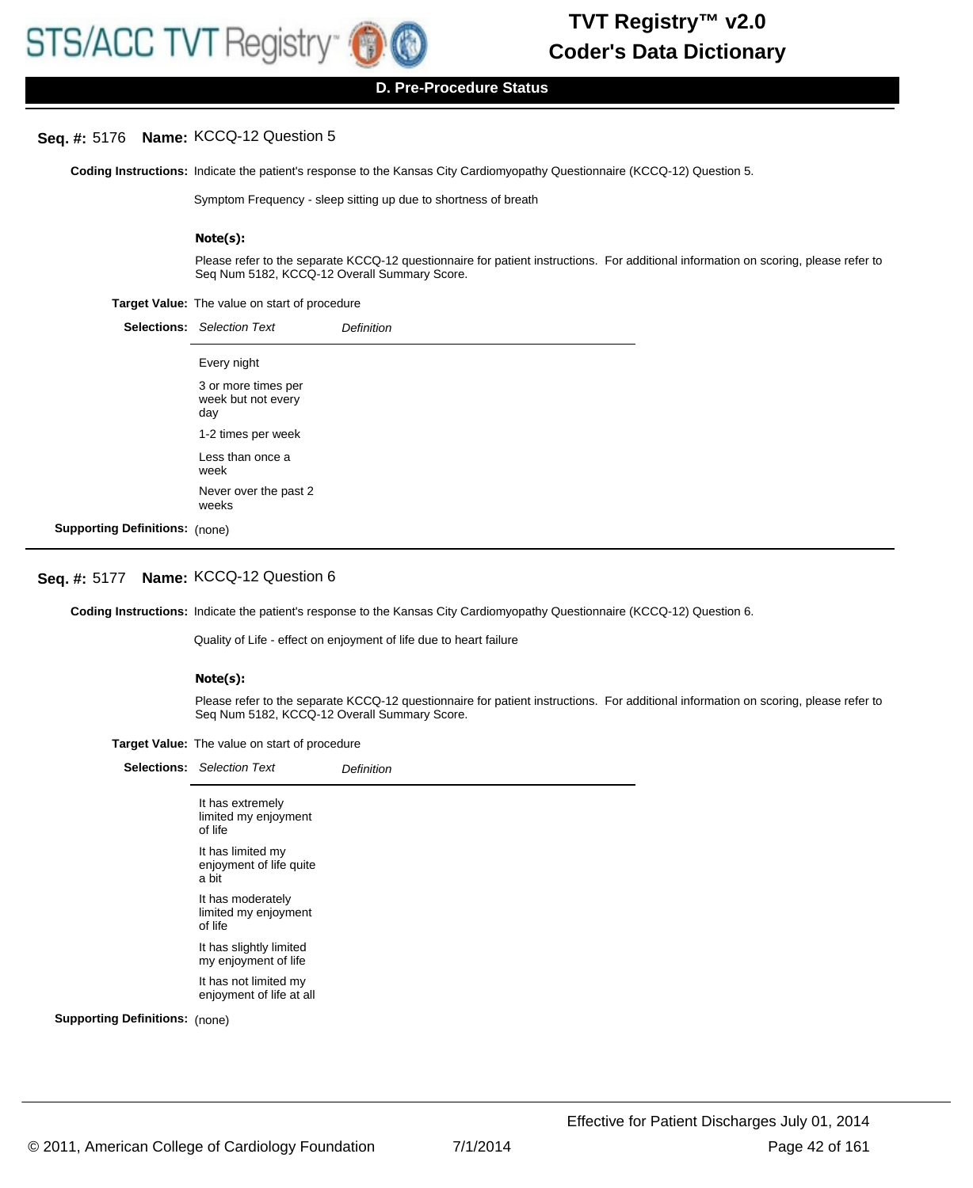## D. Pre-Procedure Status

**Seq. #:** 5176 **Name:** KCCQ-12 Question 5

**Coding Instructions:** Indicate the patient's response to the Kansas City Cardiomyopathy Questionnaire (KCCQ-12) Question 5.

Symptom Frequency - sleep sitting up due to shortness of breath

**Note(s):**

Please refer to the separate KCCQ-12 questionnaire for patient instructions. For additional information on scoring, please refer to Seq Num 5182, KCCQ-12 Overall Summary Score.

**Target Value:** The value on start of procedure

**Selections:**

| *Selection Text* | *Definition* |
|---|---|
| Every night | |
| 3 or more times per week but not every day | |
| 1-2 times per week | |
| Less than once a week | |
| Never over the past 2 weeks | |

**Supporting Definitions:** (none)

---

**Seq. #:** 5177 **Name:** KCCQ-12 Question 6

**Coding Instructions:** Indicate the patient's response to the Kansas City Cardiomyopathy Questionnaire (KCCQ-12) Question 6.

Quality of Life - effect on enjoyment of life due to heart failure

**Note(s):**

Please refer to the separate KCCQ-12 questionnaire for patient instructions. For additional information on scoring, please refer to Seq Num 5182, KCCQ-12 Overall Summary Score.

**Target Value:** The value on start of procedure

**Selections:**

| *Selection Text* | *Definition* |
|---|---|
| It has extremely limited my enjoyment of life | |
| It has limited my enjoyment of life quite a bit | |
| It has moderately limited my enjoyment of life | |
| It has slightly limited my enjoyment of life | |
| It has not limited my enjoyment of life at all | |

**Supporting Definitions:** (none)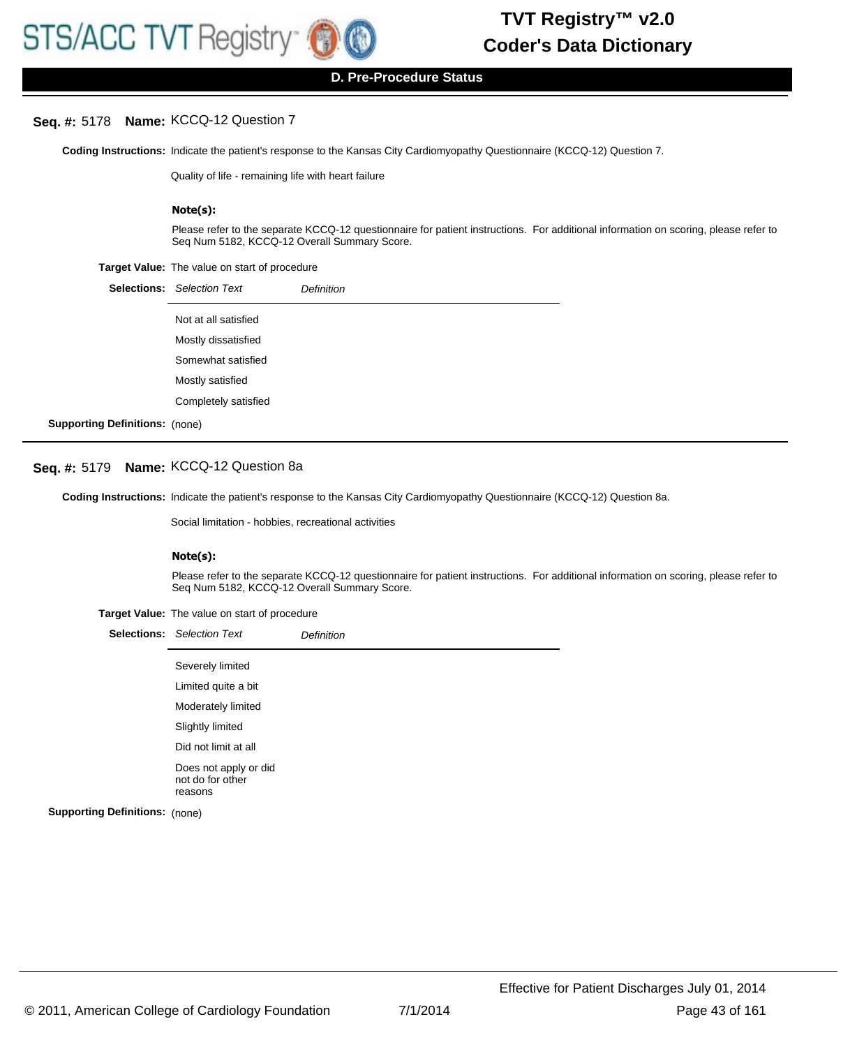## D. Pre-Procedure Status

**Seq. #:** 5178 **Name:** KCCQ-12 Question 7

**Coding Instructions:** Indicate the patient's response to the Kansas City Cardiomyopathy Questionnaire (KCCQ-12) Question 7.

Quality of life - remaining life with heart failure

**Note(s):**

Please refer to the separate KCCQ-12 questionnaire for patient instructions. For additional information on scoring, please refer to Seq Num 5182, KCCQ-12 Overall Summary Score.

**Target Value:** The value on start of procedure

**Selections:**

| *Selection Text* | *Definition* |
|---|---|
| Not at all satisfied | |
| Mostly dissatisfied | |
| Somewhat satisfied | |
| Mostly satisfied | |
| Completely satisfied | |

**Supporting Definitions:** (none)

---

**Seq. #:** 5179 **Name:** KCCQ-12 Question 8a

**Coding Instructions:** Indicate the patient's response to the Kansas City Cardiomyopathy Questionnaire (KCCQ-12) Question 8a.

Social limitation - hobbies, recreational activities

**Note(s):**

Please refer to the separate KCCQ-12 questionnaire for patient instructions. For additional information on scoring, please refer to Seq Num 5182, KCCQ-12 Overall Summary Score.

**Target Value:** The value on start of procedure

**Selections:**

| *Selection Text* | *Definition* |
|---|---|
| Severely limited | |
| Limited quite a bit | |
| Moderately limited | |
| Slightly limited | |
| Did not limit at all | |
| Does not apply or did not do for other reasons | |

**Supporting Definitions:** (none)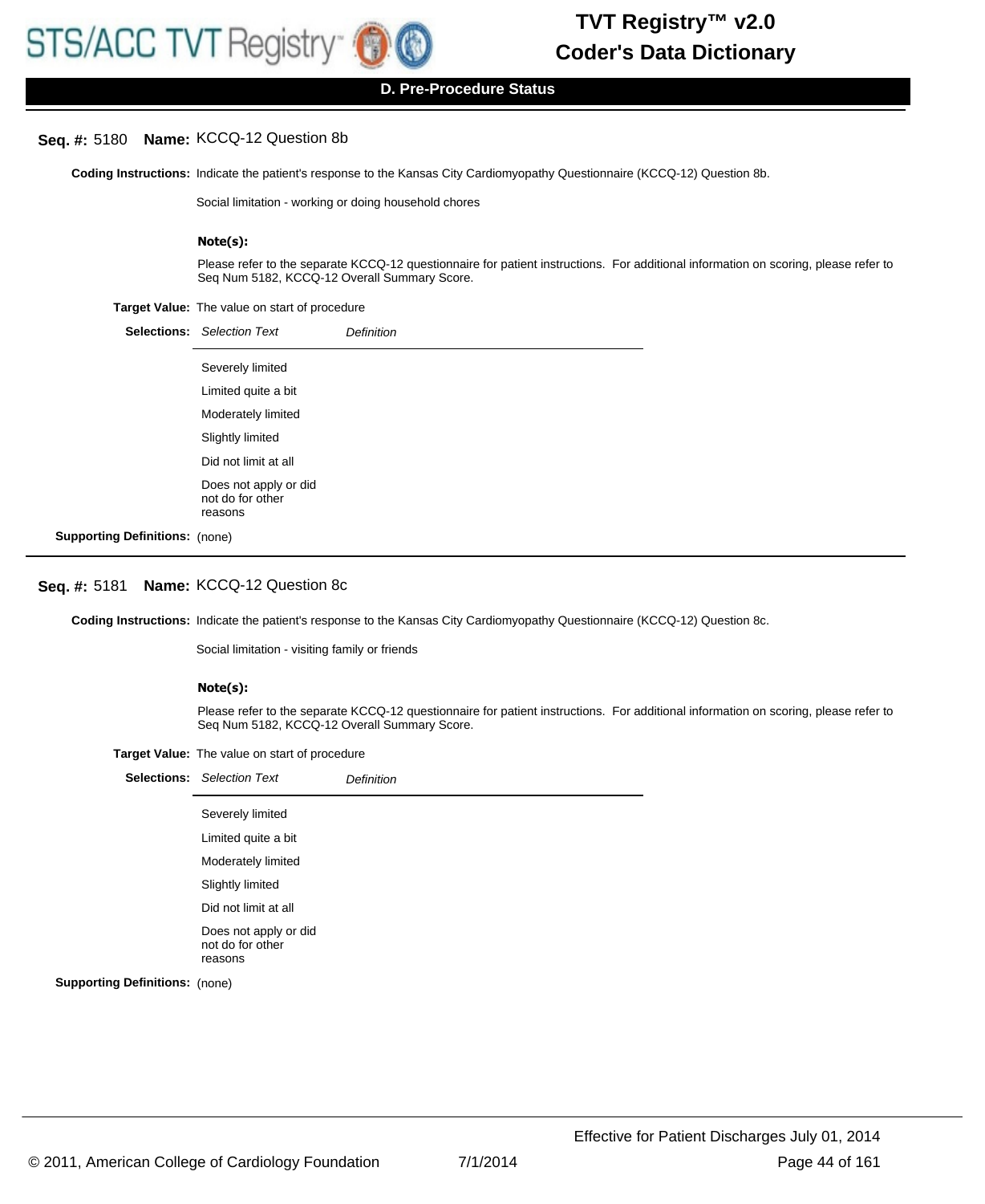## D. Pre-Procedure Status

**Seq. #:** 5180 **Name:** KCCQ-12 Question 8b

**Coding Instructions:** Indicate the patient's response to the Kansas City Cardiomyopathy Questionnaire (KCCQ-12) Question 8b.

Social limitation - working or doing household chores

**Note(s):**

Please refer to the separate KCCQ-12 questionnaire for patient instructions. For additional information on scoring, please refer to Seq Num 5182, KCCQ-12 Overall Summary Score.

**Target Value:** The value on start of procedure

**Selections:**

| *Selection Text* | *Definition* |
|---|---|
| Severely limited | |
| Limited quite a bit | |
| Moderately limited | |
| Slightly limited | |
| Did not limit at all | |
| Does not apply or did not do for other reasons | |

**Supporting Definitions:** (none)

---

**Seq. #:** 5181 **Name:** KCCQ-12 Question 8c

**Coding Instructions:** Indicate the patient's response to the Kansas City Cardiomyopathy Questionnaire (KCCQ-12) Question 8c.

Social limitation - visiting family or friends

**Note(s):**

Please refer to the separate KCCQ-12 questionnaire for patient instructions. For additional information on scoring, please refer to Seq Num 5182, KCCQ-12 Overall Summary Score.

**Target Value:** The value on start of procedure

**Selections:**

| *Selection Text* | *Definition* |
|---|---|
| Severely limited | |
| Limited quite a bit | |
| Moderately limited | |
| Slightly limited | |
| Did not limit at all | |
| Does not apply or did not do for other reasons | |

**Supporting Definitions:** (none)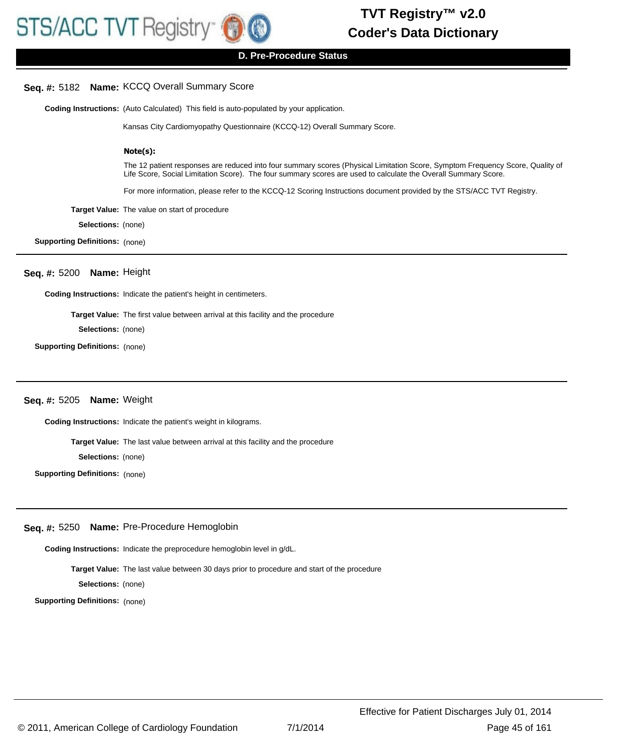## D. Pre-Procedure Status

**Seq. #:** 5182 **Name:** KCCQ Overall Summary Score

**Coding Instructions:** (Auto Calculated) This field is auto-populated by your application.

Kansas City Cardiomyopathy Questionnaire (KCCQ-12) Overall Summary Score.

**Note(s):**

The 12 patient responses are reduced into four summary scores (Physical Limitation Score, Symptom Frequency Score, Quality of Life Score, Social Limitation Score). The four summary scores are used to calculate the Overall Summary Score.

For more information, please refer to the KCCQ-12 Scoring Instructions document provided by the STS/ACC TVT Registry.

**Target Value:** The value on start of procedure

**Selections:** (none)

**Supporting Definitions:** (none)

---

**Seq. #:** 5200 **Name:** Height

**Coding Instructions:** Indicate the patient's height in centimeters.

**Target Value:** The first value between arrival at this facility and the procedure

**Selections:** (none)

**Supporting Definitions:** (none)

---

**Seq. #:** 5205 **Name:** Weight

**Coding Instructions:** Indicate the patient's weight in kilograms.

**Target Value:** The last value between arrival at this facility and the procedure

**Selections:** (none)

**Supporting Definitions:** (none)

---

**Seq. #:** 5250 **Name:** Pre-Procedure Hemoglobin

**Coding Instructions:** Indicate the preprocedure hemoglobin level in g/dL.

**Target Value:** The last value between 30 days prior to procedure and start of the procedure

**Selections:** (none)

**Supporting Definitions:** (none)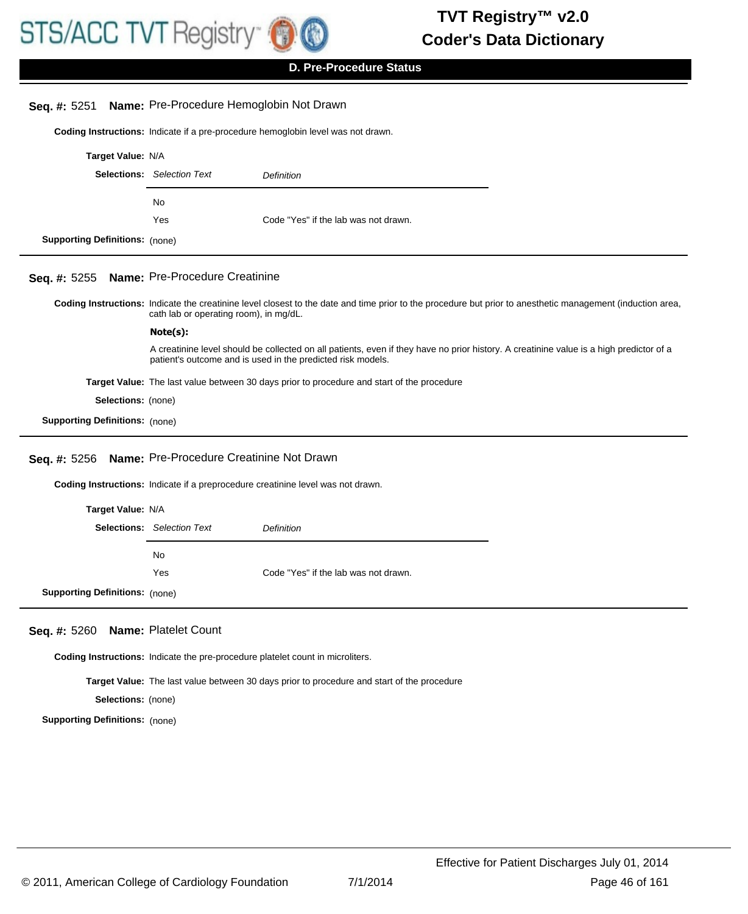## D. Pre-Procedure Status

**Seq. #:** 5251 **Name:** Pre-Procedure Hemoglobin Not Drawn

**Coding Instructions:** Indicate if a pre-procedure hemoglobin level was not drawn.

**Target Value:** N/A

**Selections:**

| *Selection Text* | *Definition* |
|---|---|
| No | |
| Yes | Code "Yes" if the lab was not drawn. |

**Supporting Definitions:** (none)

---

**Seq. #:** 5255 **Name:** Pre-Procedure Creatinine

**Coding Instructions:** Indicate the creatinine level closest to the date and time prior to the procedure but prior to anesthetic management (induction area, cath lab or operating room), in mg/dL.

**Note(s):**

A creatinine level should be collected on all patients, even if they have no prior history. A creatinine value is a high predictor of a patient's outcome and is used in the predicted risk models.

**Target Value:** The last value between 30 days prior to procedure and start of the procedure

**Selections:** (none)

**Supporting Definitions:** (none)

---

**Seq. #:** 5256 **Name:** Pre-Procedure Creatinine Not Drawn

**Coding Instructions:** Indicate if a preprocedure creatinine level was not drawn.

**Target Value:** N/A

**Selections:**

| *Selection Text* | *Definition* |
|---|---|
| No | |
| Yes | Code "Yes" if the lab was not drawn. |

**Supporting Definitions:** (none)

---

**Seq. #:** 5260 **Name:** Platelet Count

**Coding Instructions:** Indicate the pre-procedure platelet count in microliters.

**Target Value:** The last value between 30 days prior to procedure and start of the procedure

**Selections:** (none)

**Supporting Definitions:** (none)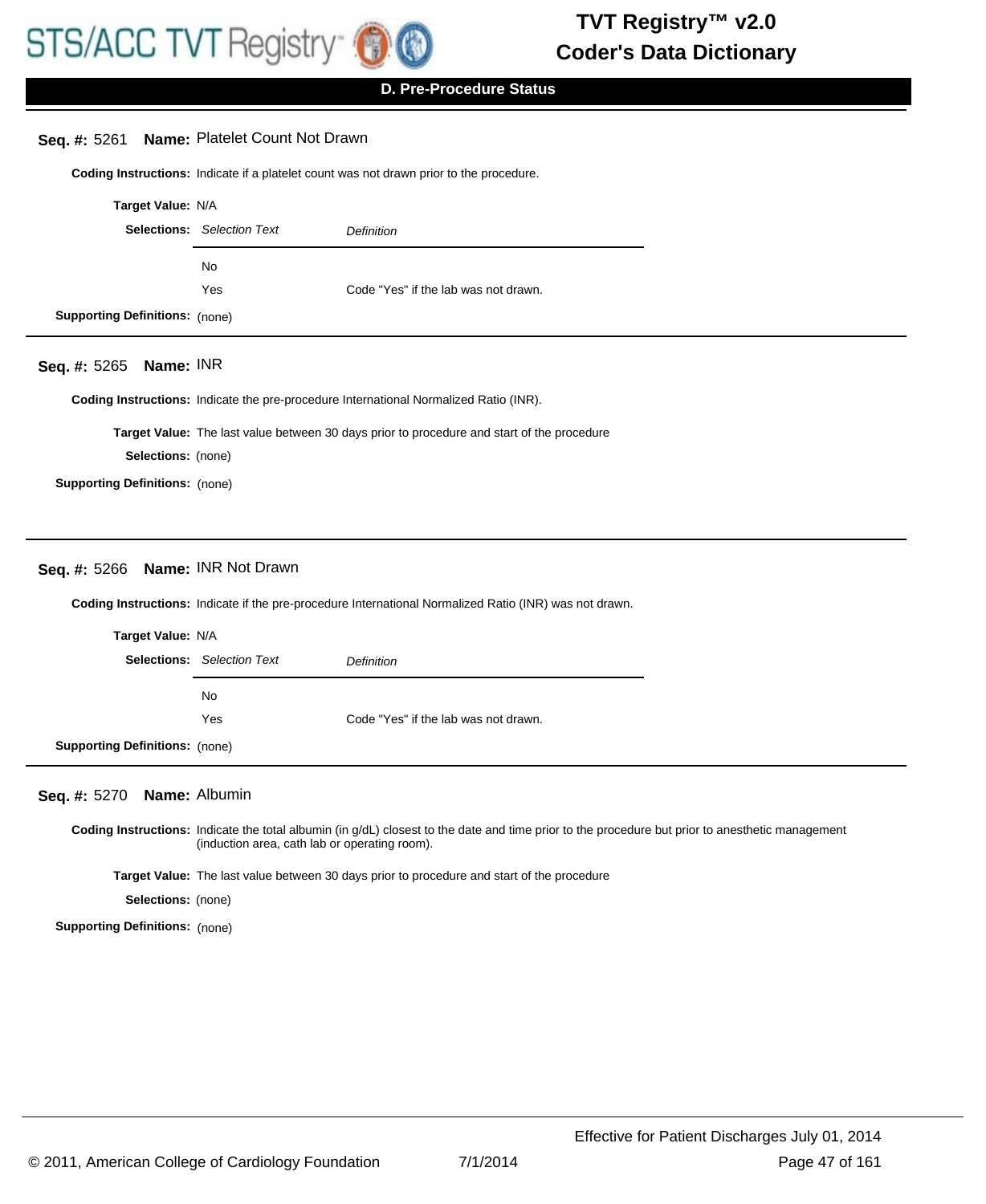## D. Pre-Procedure Status

**Seq. #:** 5261 **Name:** Platelet Count Not Drawn

**Coding Instructions:** Indicate if a platelet count was not drawn prior to the procedure.

**Target Value:** N/A

**Selections:**

| *Selection Text* | *Definition* |
|---|---|
| No | |
| Yes | Code "Yes" if the lab was not drawn. |

**Supporting Definitions:** (none)

---

**Seq. #:** 5265 **Name:** INR

**Coding Instructions:** Indicate the pre-procedure International Normalized Ratio (INR).

**Target Value:** The last value between 30 days prior to procedure and start of the procedure

**Selections:** (none)

**Supporting Definitions:** (none)

---

**Seq. #:** 5266 **Name:** INR Not Drawn

**Coding Instructions:** Indicate if the pre-procedure International Normalized Ratio (INR) was not drawn.

**Target Value:** N/A

**Selections:**

| *Selection Text* | *Definition* |
|---|---|
| No | |
| Yes | Code "Yes" if the lab was not drawn. |

**Supporting Definitions:** (none)

---

**Seq. #:** 5270 **Name:** Albumin

**Coding Instructions:** Indicate the total albumin (in g/dL) closest to the date and time prior to the procedure but prior to anesthetic management (induction area, cath lab or operating room).

**Target Value:** The last value between 30 days prior to procedure and start of the procedure

**Selections:** (none)

**Supporting Definitions:** (none)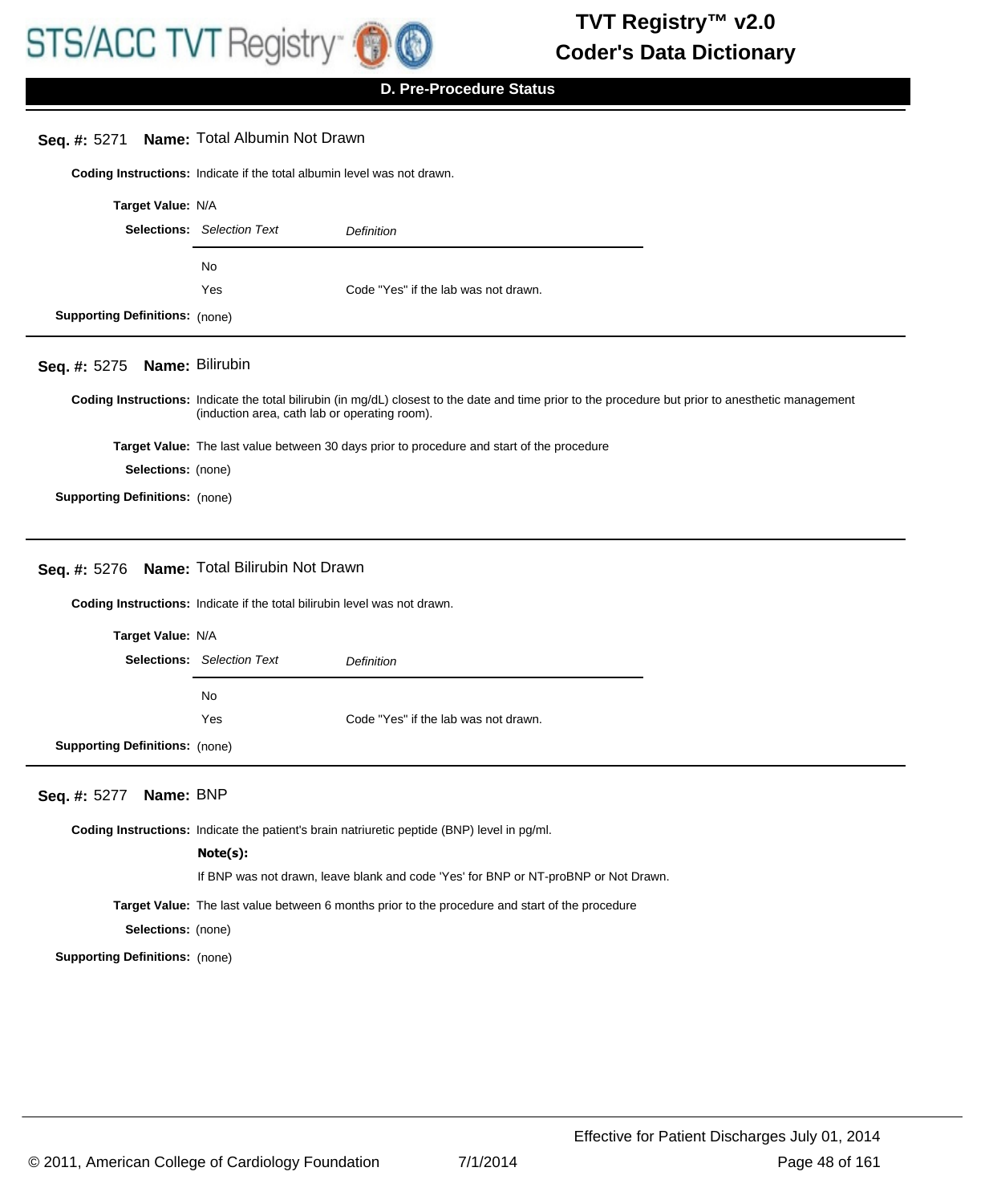## D. Pre-Procedure Status

**Seq. #:** 5271 **Name:** Total Albumin Not Drawn

**Coding Instructions:** Indicate if the total albumin level was not drawn.

**Target Value:** N/A

**Selections:**

| *Selection Text* | *Definition* |
|---|---|
| No | |
| Yes | Code "Yes" if the lab was not drawn. |

**Supporting Definitions:** (none)

---

**Seq. #:** 5275 **Name:** Bilirubin

**Coding Instructions:** Indicate the total bilirubin (in mg/dL) closest to the date and time prior to the procedure but prior to anesthetic management (induction area, cath lab or operating room).

**Target Value:** The last value between 30 days prior to procedure and start of the procedure

**Selections:** (none)

**Supporting Definitions:** (none)

---

**Seq. #:** 5276 **Name:** Total Bilirubin Not Drawn

**Coding Instructions:** Indicate if the total bilirubin level was not drawn.

**Target Value:** N/A

**Selections:**

| *Selection Text* | *Definition* |
|---|---|
| No | |
| Yes | Code "Yes" if the lab was not drawn. |

**Supporting Definitions:** (none)

---

**Seq. #:** 5277 **Name:** BNP

**Coding Instructions:** Indicate the patient's brain natriuretic peptide (BNP) level in pg/ml.

**Note(s):**

If BNP was not drawn, leave blank and code 'Yes' for BNP or NT-proBNP or Not Drawn.

**Target Value:** The last value between 6 months prior to the procedure and start of the procedure

**Selections:** (none)

**Supporting Definitions:** (none)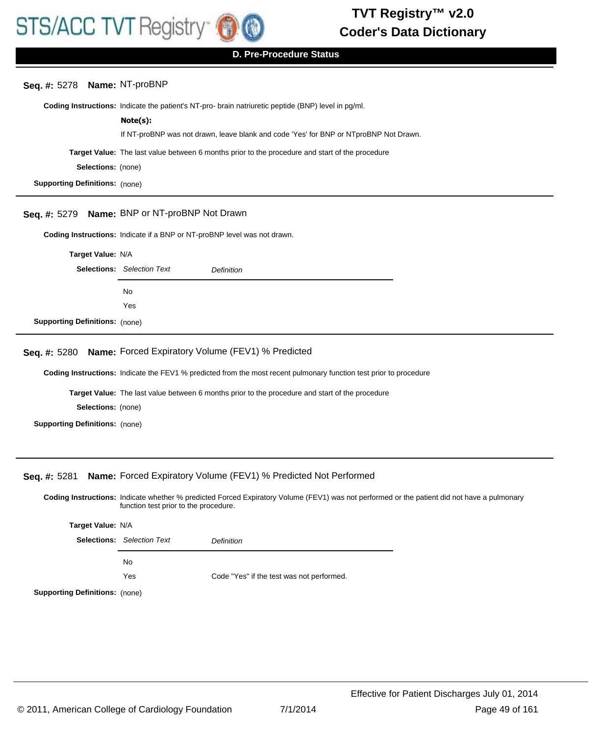## D. Pre-Procedure Status

**Seq. #:** 5278 **Name:** NT-proBNP

**Coding Instructions:** Indicate the patient's NT-pro- brain natriuretic peptide (BNP) level in pg/ml.

**Note(s):**

If NT-proBNP was not drawn, leave blank and code 'Yes' for BNP or NTproBNP Not Drawn.

**Target Value:** The last value between 6 months prior to the procedure and start of the procedure

**Selections:** (none)

**Supporting Definitions:** (none)

---

**Seq. #:** 5279 **Name:** BNP or NT-proBNP Not Drawn

**Coding Instructions:** Indicate if a BNP or NT-proBNP level was not drawn.

**Target Value:** N/A

**Selections:**

| *Selection Text* | *Definition* |
| --- | --- |
| No | |
| Yes | |

**Supporting Definitions:** (none)

---

**Seq. #:** 5280 **Name:** Forced Expiratory Volume (FEV1) % Predicted

**Coding Instructions:** Indicate the FEV1 % predicted from the most recent pulmonary function test prior to procedure

**Target Value:** The last value between 6 months prior to the procedure and start of the procedure

**Selections:** (none)

**Supporting Definitions:** (none)

---

**Seq. #:** 5281 **Name:** Forced Expiratory Volume (FEV1) % Predicted Not Performed

**Coding Instructions:** Indicate whether % predicted Forced Expiratory Volume (FEV1) was not performed or the patient did not have a pulmonary function test prior to the procedure.

**Target Value:** N/A

**Selections:**

| *Selection Text* | *Definition* |
| --- | --- |
| No | |
| Yes | Code "Yes" if the test was not performed. |

**Supporting Definitions:** (none)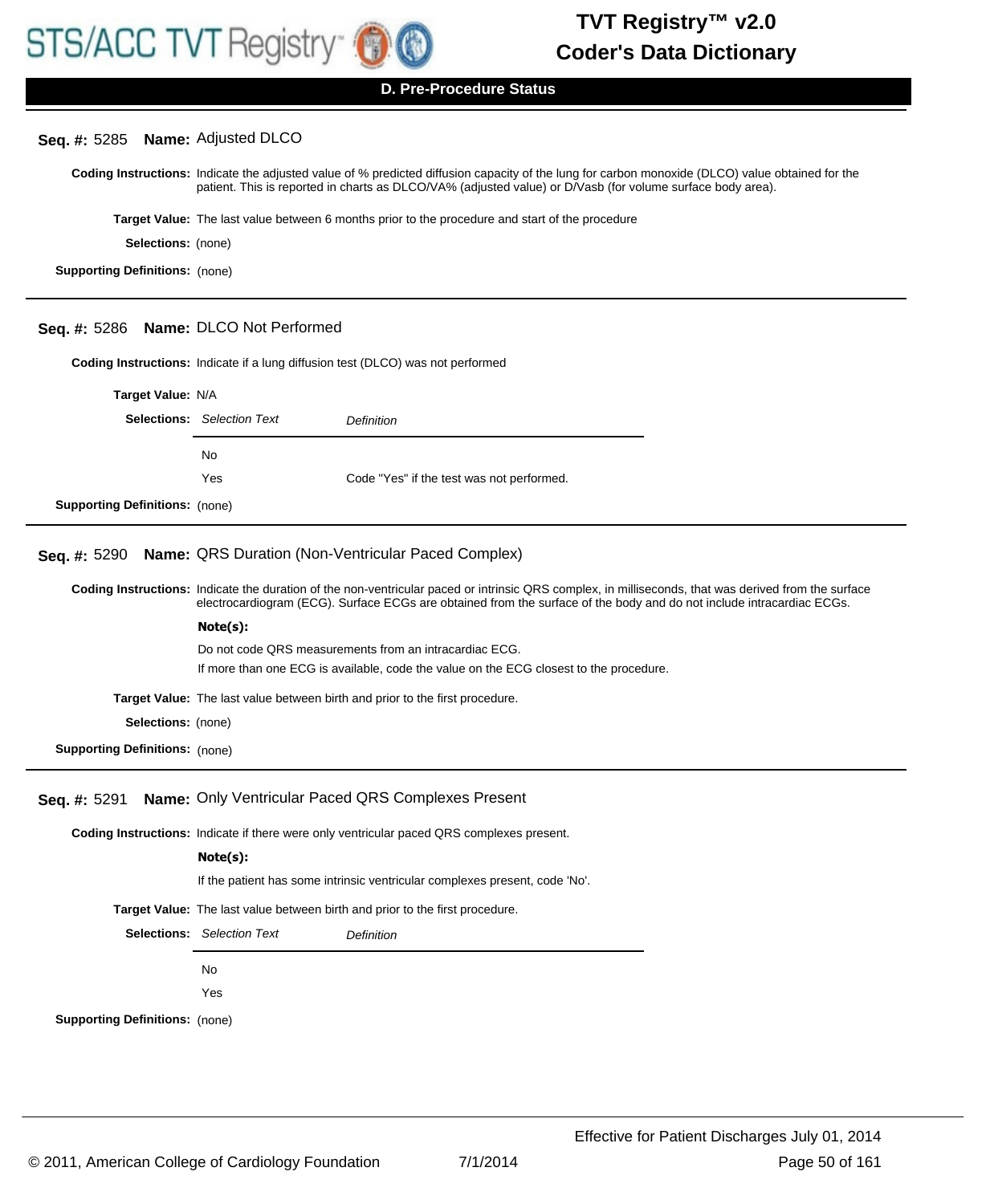## D. Pre-Procedure Status

**Seq. #:** 5285 **Name:** Adjusted DLCO

**Coding Instructions:** Indicate the adjusted value of % predicted diffusion capacity of the lung for carbon monoxide (DLCO) value obtained for the patient. This is reported in charts as DLCO/VA% (adjusted value) or D/Vasb (for volume surface body area).

**Target Value:** The last value between 6 months prior to the procedure and start of the procedure

**Selections:** (none)

**Supporting Definitions:** (none)

---

**Seq. #:** 5286 **Name:** DLCO Not Performed

**Coding Instructions:** Indicate if a lung diffusion test (DLCO) was not performed

**Target Value:** N/A

**Selections:**

| *Selection Text* | *Definition* |
|---|---|
| No | |
| Yes | Code "Yes" if the test was not performed. |

**Supporting Definitions:** (none)

---

**Seq. #:** 5290 **Name:** QRS Duration (Non-Ventricular Paced Complex)

**Coding Instructions:** Indicate the duration of the non-ventricular paced or intrinsic QRS complex, in milliseconds, that was derived from the surface electrocardiogram (ECG). Surface ECGs are obtained from the surface of the body and do not include intracardiac ECGs.

**Note(s):**

Do not code QRS measurements from an intracardiac ECG.

If more than one ECG is available, code the value on the ECG closest to the procedure.

**Target Value:** The last value between birth and prior to the first procedure.

**Selections:** (none)

**Supporting Definitions:** (none)

---

**Seq. #:** 5291 **Name:** Only Ventricular Paced QRS Complexes Present

**Coding Instructions:** Indicate if there were only ventricular paced QRS complexes present.

**Note(s):**

If the patient has some intrinsic ventricular complexes present, code 'No'.

**Target Value:** The last value between birth and prior to the first procedure.

**Selections:**

| *Selection Text* | *Definition* |
|---|---|
| No | |
| Yes | |

**Supporting Definitions:** (none)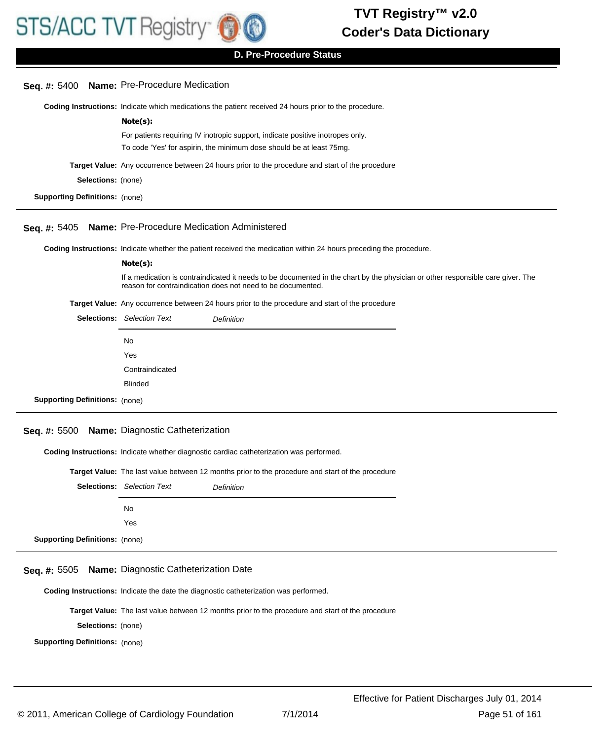## D. Pre-Procedure Status

**Seq. #:** 5400 **Name:** Pre-Procedure Medication

**Coding Instructions:** Indicate which medications the patient received 24 hours prior to the procedure.

**Note(s):**

For patients requiring IV inotropic support, indicate positive inotropes only.

To code 'Yes' for aspirin, the minimum dose should be at least 75mg.

**Target Value:** Any occurrence between 24 hours prior to the procedure and start of the procedure

**Selections:** (none)

**Supporting Definitions:** (none)

---

**Seq. #:** 5405 **Name:** Pre-Procedure Medication Administered

**Coding Instructions:** Indicate whether the patient received the medication within 24 hours preceding the procedure.

**Note(s):**

If a medication is contraindicated it needs to be documented in the chart by the physician or other responsible care giver. The reason for contraindication does not need to be documented.

**Target Value:** Any occurrence between 24 hours prior to the procedure and start of the procedure

**Selections:**

| *Selection Text* | *Definition* |
|---|---|
| No | |
| Yes | |
| Contraindicated | |
| Blinded | |

**Supporting Definitions:** (none)

---

**Seq. #:** 5500 **Name:** Diagnostic Catheterization

**Coding Instructions:** Indicate whether diagnostic cardiac catheterization was performed.

**Target Value:** The last value between 12 months prior to the procedure and start of the procedure

**Selections:**

| *Selection Text* | *Definition* |
|---|---|
| No | |
| Yes | |

**Supporting Definitions:** (none)

---

**Seq. #:** 5505 **Name:** Diagnostic Catheterization Date

**Coding Instructions:** Indicate the date the diagnostic catheterization was performed.

**Target Value:** The last value between 12 months prior to the procedure and start of the procedure

**Selections:** (none)

**Supporting Definitions:** (none)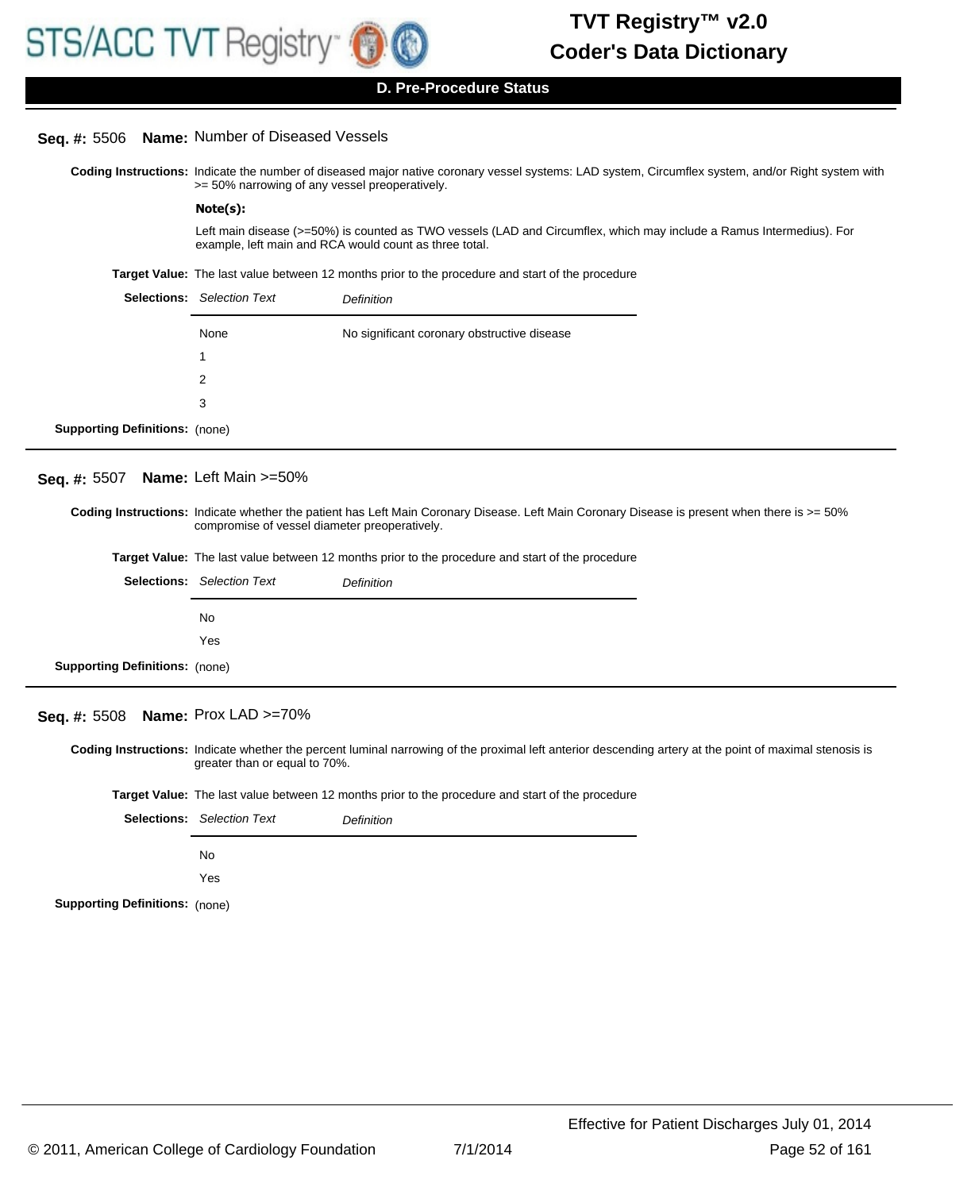## D. Pre-Procedure Status

**Seq. #:** 5506 **Name:** Number of Diseased Vessels

**Coding Instructions:** Indicate the number of diseased major native coronary vessel systems: LAD system, Circumflex system, and/or Right system with >= 50% narrowing of any vessel preoperatively.

**Note(s):**

Left main disease (>=50%) is counted as TWO vessels (LAD and Circumflex, which may include a Ramus Intermedius). For example, left main and RCA would count as three total.

**Target Value:** The last value between 12 months prior to the procedure and start of the procedure

**Selections:**

| *Selection Text* | *Definition* |
|---|---|
| None | No significant coronary obstructive disease |
| 1 | |
| 2 | |
| 3 | |

**Supporting Definitions:** (none)

---

**Seq. #:** 5507 **Name:** Left Main >=50%

**Coding Instructions:** Indicate whether the patient has Left Main Coronary Disease. Left Main Coronary Disease is present when there is >= 50% compromise of vessel diameter preoperatively.

**Target Value:** The last value between 12 months prior to the procedure and start of the procedure

**Selections:**

| *Selection Text* | *Definition* |
|---|---|
| No | |
| Yes | |

**Supporting Definitions:** (none)

---

**Seq. #:** 5508 **Name:** Prox LAD >=70%

**Coding Instructions:** Indicate whether the percent luminal narrowing of the proximal left anterior descending artery at the point of maximal stenosis is greater than or equal to 70%.

**Target Value:** The last value between 12 months prior to the procedure and start of the procedure

**Selections:**

| *Selection Text* | *Definition* |
|---|---|
| No | |
| Yes | |

**Supporting Definitions:** (none)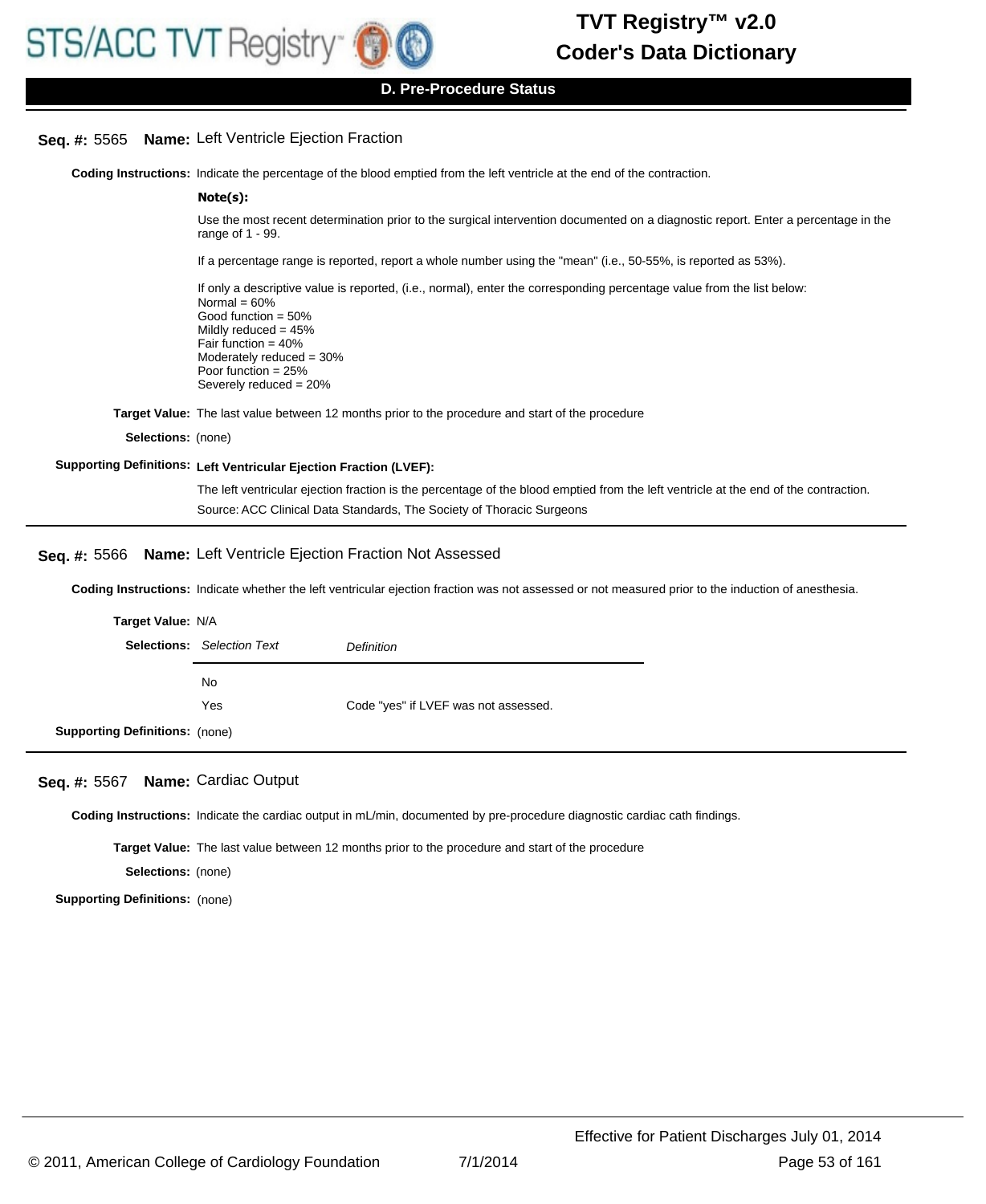## D. Pre-Procedure Status

**Seq. #:** 5565 **Name:** Left Ventricle Ejection Fraction

**Coding Instructions:** Indicate the percentage of the blood emptied from the left ventricle at the end of the contraction.

**Note(s):**

Use the most recent determination prior to the surgical intervention documented on a diagnostic report. Enter a percentage in the range of 1 - 99.

If a percentage range is reported, report a whole number using the "mean" (i.e., 50-55%, is reported as 53%).

If only a descriptive value is reported, (i.e., normal), enter the corresponding percentage value from the list below:
Normal = 60%
Good function = 50%
Mildly reduced = 45%
Fair function = 40%
Moderately reduced = 30%
Poor function = 25%
Severely reduced = 20%

**Target Value:** The last value between 12 months prior to the procedure and start of the procedure

**Selections:** (none)

**Supporting Definitions:** **Left Ventricular Ejection Fraction (LVEF):**

The left ventricular ejection fraction is the percentage of the blood emptied from the left ventricle at the end of the contraction.
Source: ACC Clinical Data Standards, The Society of Thoracic Surgeons

---

**Seq. #:** 5566 **Name:** Left Ventricle Ejection Fraction Not Assessed

**Coding Instructions:** Indicate whether the left ventricular ejection fraction was not assessed or not measured prior to the induction of anesthesia.

**Target Value:** N/A

**Selections:**

| *Selection Text* | *Definition* |
| --- | --- |
| No | |
| Yes | Code "yes" if LVEF was not assessed. |

**Supporting Definitions:** (none)

---

**Seq. #:** 5567 **Name:** Cardiac Output

**Coding Instructions:** Indicate the cardiac output in mL/min, documented by pre-procedure diagnostic cardiac cath findings.

**Target Value:** The last value between 12 months prior to the procedure and start of the procedure

**Selections:** (none)

**Supporting Definitions:** (none)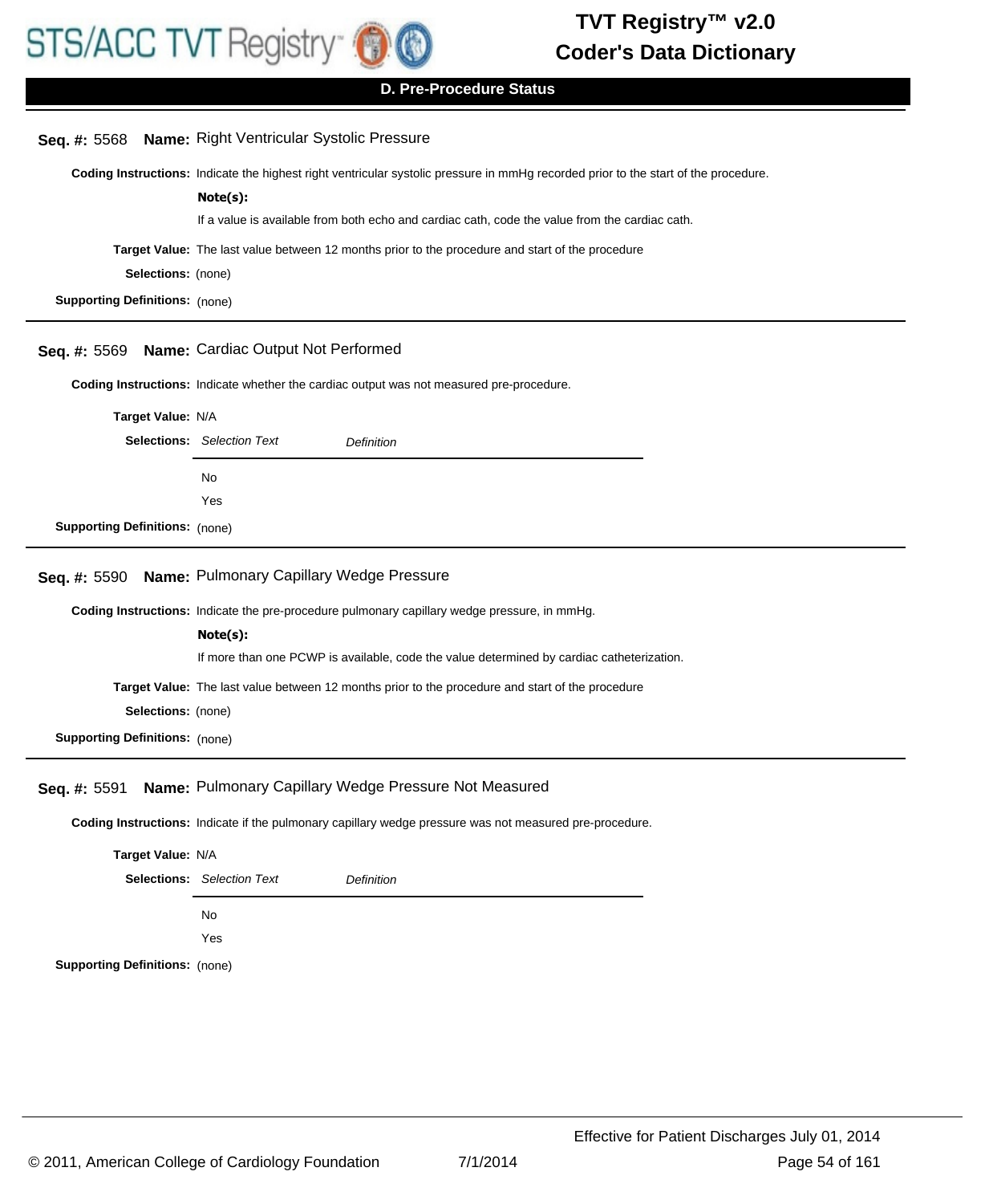## D. Pre-Procedure Status

**Seq. #:** 5568 **Name:** Right Ventricular Systolic Pressure

**Coding Instructions:** Indicate the highest right ventricular systolic pressure in mmHg recorded prior to the start of the procedure.

**Note(s):**

If a value is available from both echo and cardiac cath, code the value from the cardiac cath.

**Target Value:** The last value between 12 months prior to the procedure and start of the procedure

**Selections:** (none)

**Supporting Definitions:** (none)

---

**Seq. #:** 5569 **Name:** Cardiac Output Not Performed

**Coding Instructions:** Indicate whether the cardiac output was not measured pre-procedure.

**Target Value:** N/A

**Selections:**

| *Selection Text* | *Definition* |
|---|---|
| No | |
| Yes | |

**Supporting Definitions:** (none)

---

**Seq. #:** 5590 **Name:** Pulmonary Capillary Wedge Pressure

**Coding Instructions:** Indicate the pre-procedure pulmonary capillary wedge pressure, in mmHg.

**Note(s):**

If more than one PCWP is available, code the value determined by cardiac catheterization.

**Target Value:** The last value between 12 months prior to the procedure and start of the procedure

**Selections:** (none)

**Supporting Definitions:** (none)

---

**Seq. #:** 5591 **Name:** Pulmonary Capillary Wedge Pressure Not Measured

**Coding Instructions:** Indicate if the pulmonary capillary wedge pressure was not measured pre-procedure.

**Target Value:** N/A

**Selections:**

| *Selection Text* | *Definition* |
|---|---|
| No | |
| Yes | |

**Supporting Definitions:** (none)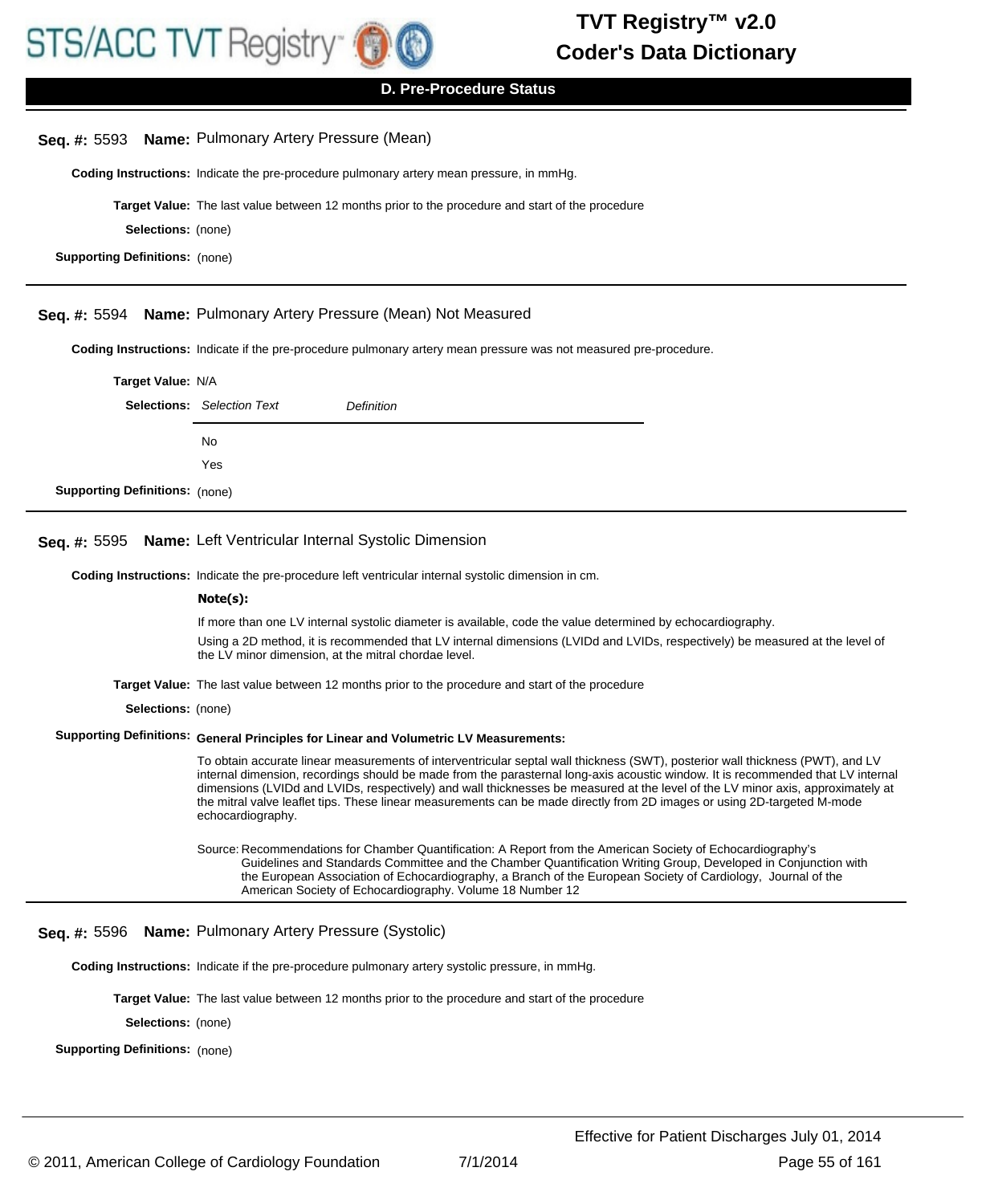## D. Pre-Procedure Status

---

**Seq. #:** 5593 **Name:** Pulmonary Artery Pressure (Mean)

**Coding Instructions:** Indicate the pre-procedure pulmonary artery mean pressure, in mmHg.

**Target Value:** The last value between 12 months prior to the procedure and start of the procedure

**Selections:** (none)

**Supporting Definitions:** (none)

---

**Seq. #:** 5594 **Name:** Pulmonary Artery Pressure (Mean) Not Measured

**Coding Instructions:** Indicate if the pre-procedure pulmonary artery mean pressure was not measured pre-procedure.

**Target Value:** N/A

**Selections:**

| *Selection Text* | *Definition* |
|---|---|
| No | |
| Yes | |

**Supporting Definitions:** (none)

---

**Seq. #:** 5595 **Name:** Left Ventricular Internal Systolic Dimension

**Coding Instructions:** Indicate the pre-procedure left ventricular internal systolic dimension in cm.

**Note(s):**

If more than one LV internal systolic diameter is available, code the value determined by echocardiography.

Using a 2D method, it is recommended that LV internal dimensions (LVIDd and LVIDs, respectively) be measured at the level of the LV minor dimension, at the mitral chordae level.

**Target Value:** The last value between 12 months prior to the procedure and start of the procedure

**Selections:** (none)

**Supporting Definitions:** **General Principles for Linear and Volumetric LV Measurements:**

To obtain accurate linear measurements of interventricular septal wall thickness (SWT), posterior wall thickness (PWT), and LV internal dimension, recordings should be made from the parasternal long-axis acoustic window. It is recommended that LV internal dimensions (LVIDd and LVIDs, respectively) and wall thicknesses be measured at the level of the LV minor axis, approximately at the mitral valve leaflet tips. These linear measurements can be made directly from 2D images or using 2D-targeted M-mode echocardiography.

Source: Recommendations for Chamber Quantification: A Report from the American Society of Echocardiography's Guidelines and Standards Committee and the Chamber Quantification Writing Group, Developed in Conjunction with the European Association of Echocardiography, a Branch of the European Society of Cardiology, Journal of the American Society of Echocardiography. Volume 18 Number 12

---

**Seq. #:** 5596 **Name:** Pulmonary Artery Pressure (Systolic)

**Coding Instructions:** Indicate if the pre-procedure pulmonary artery systolic pressure, in mmHg.

**Target Value:** The last value between 12 months prior to the procedure and start of the procedure

**Selections:** (none)

**Supporting Definitions:** (none)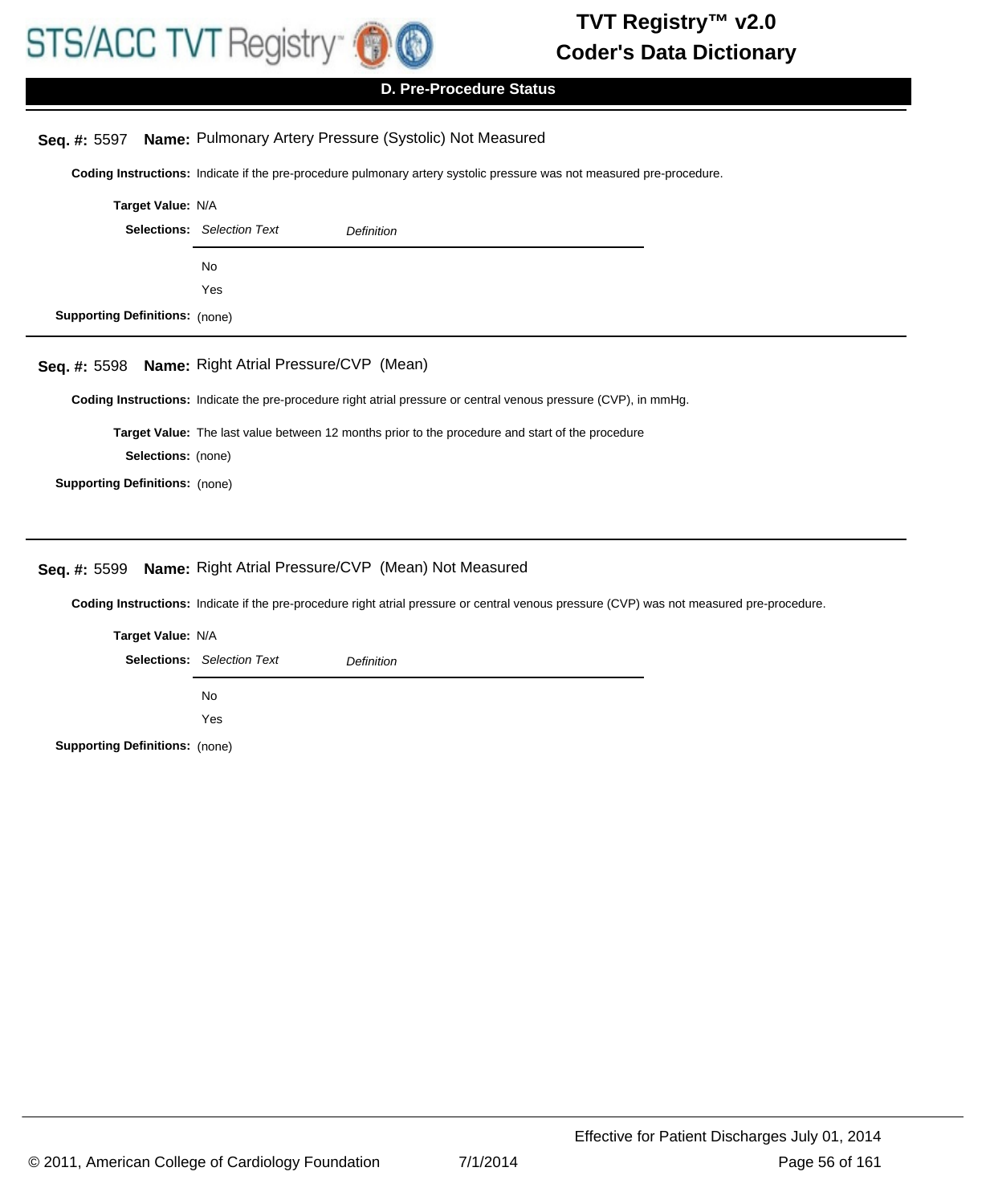## D. Pre-Procedure Status

**Seq. #:** 5597 **Name:** Pulmonary Artery Pressure (Systolic) Not Measured

**Coding Instructions:** Indicate if the pre-procedure pulmonary artery systolic pressure was not measured pre-procedure.

**Target Value:** N/A

**Selections:**

| *Selection Text* | *Definition* |
|---|---|
| No | |
| Yes | |

**Supporting Definitions:** (none)

---

**Seq. #:** 5598 **Name:** Right Atrial Pressure/CVP (Mean)

**Coding Instructions:** Indicate the pre-procedure right atrial pressure or central venous pressure (CVP), in mmHg.

**Target Value:** The last value between 12 months prior to the procedure and start of the procedure

**Selections:** (none)

**Supporting Definitions:** (none)

---

**Seq. #:** 5599 **Name:** Right Atrial Pressure/CVP (Mean) Not Measured

**Coding Instructions:** Indicate if the pre-procedure right atrial pressure or central venous pressure (CVP) was not measured pre-procedure.

**Target Value:** N/A

**Selections:**

| *Selection Text* | *Definition* |
|---|---|
| No | |
| Yes | |

**Supporting Definitions:** (none)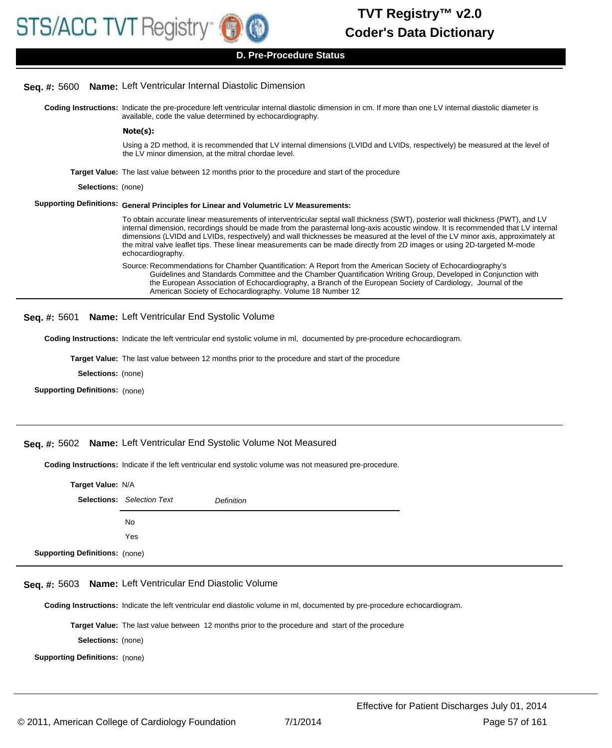## D. Pre-Procedure Status

**Seq. #:** 5600 **Name:** Left Ventricular Internal Diastolic Dimension

**Coding Instructions:** Indicate the pre-procedure left ventricular internal diastolic dimension in cm. If more than one LV internal diastolic diameter is available, code the value determined by echocardiography.

**Note(s):**

Using a 2D method, it is recommended that LV internal dimensions (LVIDd and LVIDs, respectively) be measured at the level of the LV minor dimension, at the mitral chordae level.

**Target Value:** The last value between 12 months prior to the procedure and start of the procedure

**Selections:** (none)

**Supporting Definitions:** **General Principles for Linear and Volumetric LV Measurements:**

To obtain accurate linear measurements of interventricular septal wall thickness (SWT), posterior wall thickness (PWT), and LV internal dimension, recordings should be made from the parasternal long-axis acoustic window. It is recommended that LV internal dimensions (LVIDd and LVIDs, respectively) and wall thicknesses be measured at the level of the LV minor axis, approximately at the mitral valve leaflet tips. These linear measurements can be made directly from 2D images or using 2D-targeted M-mode echocardiography.

Source: Recommendations for Chamber Quantification: A Report from the American Society of Echocardiography's Guidelines and Standards Committee and the Chamber Quantification Writing Group, Developed in Conjunction with the European Association of Echocardiography, a Branch of the European Society of Cardiology, Journal of the American Society of Echocardiography. Volume 18 Number 12

---

**Seq. #:** 5601 **Name:** Left Ventricular End Systolic Volume

**Coding Instructions:** Indicate the left ventricular end systolic volume in ml, documented by pre-procedure echocardiogram.

**Target Value:** The last value between 12 months prior to the procedure and start of the procedure

**Selections:** (none)

**Supporting Definitions:** (none)

---

**Seq. #:** 5602 **Name:** Left Ventricular End Systolic Volume Not Measured

**Coding Instructions:** Indicate if the left ventricular end systolic volume was not measured pre-procedure.

**Target Value:** N/A

**Selections:**

| *Selection Text* | *Definition* |
|---|---|
| No | |
| Yes | |

**Supporting Definitions:** (none)

---

**Seq. #:** 5603 **Name:** Left Ventricular End Diastolic Volume

**Coding Instructions:** Indicate the left ventricular end diastolic volume in ml, documented by pre-procedure echocardiogram.

**Target Value:** The last value between 12 months prior to the procedure and start of the procedure

**Selections:** (none)

**Supporting Definitions:** (none)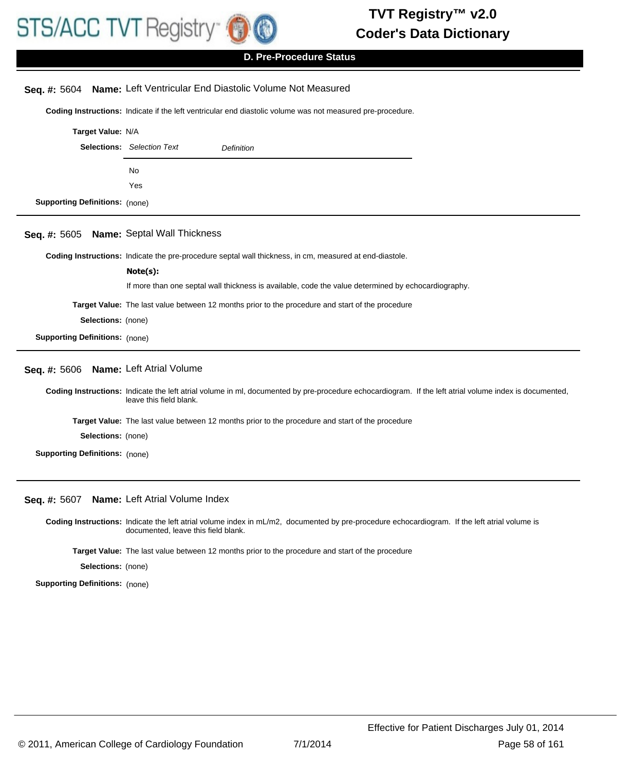## D. Pre-Procedure Status

**Seq. #:** 5604 **Name:** Left Ventricular End Diastolic Volume Not Measured

**Coding Instructions:** Indicate if the left ventricular end diastolic volume was not measured pre-procedure.

**Target Value:** N/A

**Selections:**

| *Selection Text* | *Definition* |
|---|---|
| No | |
| Yes | |

**Supporting Definitions:** (none)

---

**Seq. #:** 5605 **Name:** Septal Wall Thickness

**Coding Instructions:** Indicate the pre-procedure septal wall thickness, in cm, measured at end-diastole.

**Note(s):**

If more than one septal wall thickness is available, code the value determined by echocardiography.

**Target Value:** The last value between 12 months prior to the procedure and start of the procedure

**Selections:** (none)

**Supporting Definitions:** (none)

---

**Seq. #:** 5606 **Name:** Left Atrial Volume

**Coding Instructions:** Indicate the left atrial volume in ml, documented by pre-procedure echocardiogram. If the left atrial volume index is documented, leave this field blank.

**Target Value:** The last value between 12 months prior to the procedure and start of the procedure

**Selections:** (none)

**Supporting Definitions:** (none)

---

**Seq. #:** 5607 **Name:** Left Atrial Volume Index

**Coding Instructions:** Indicate the left atrial volume index in mL/m2, documented by pre-procedure echocardiogram. If the left atrial volume is documented, leave this field blank.

**Target Value:** The last value between 12 months prior to the procedure and start of the procedure

**Selections:** (none)

**Supporting Definitions:** (none)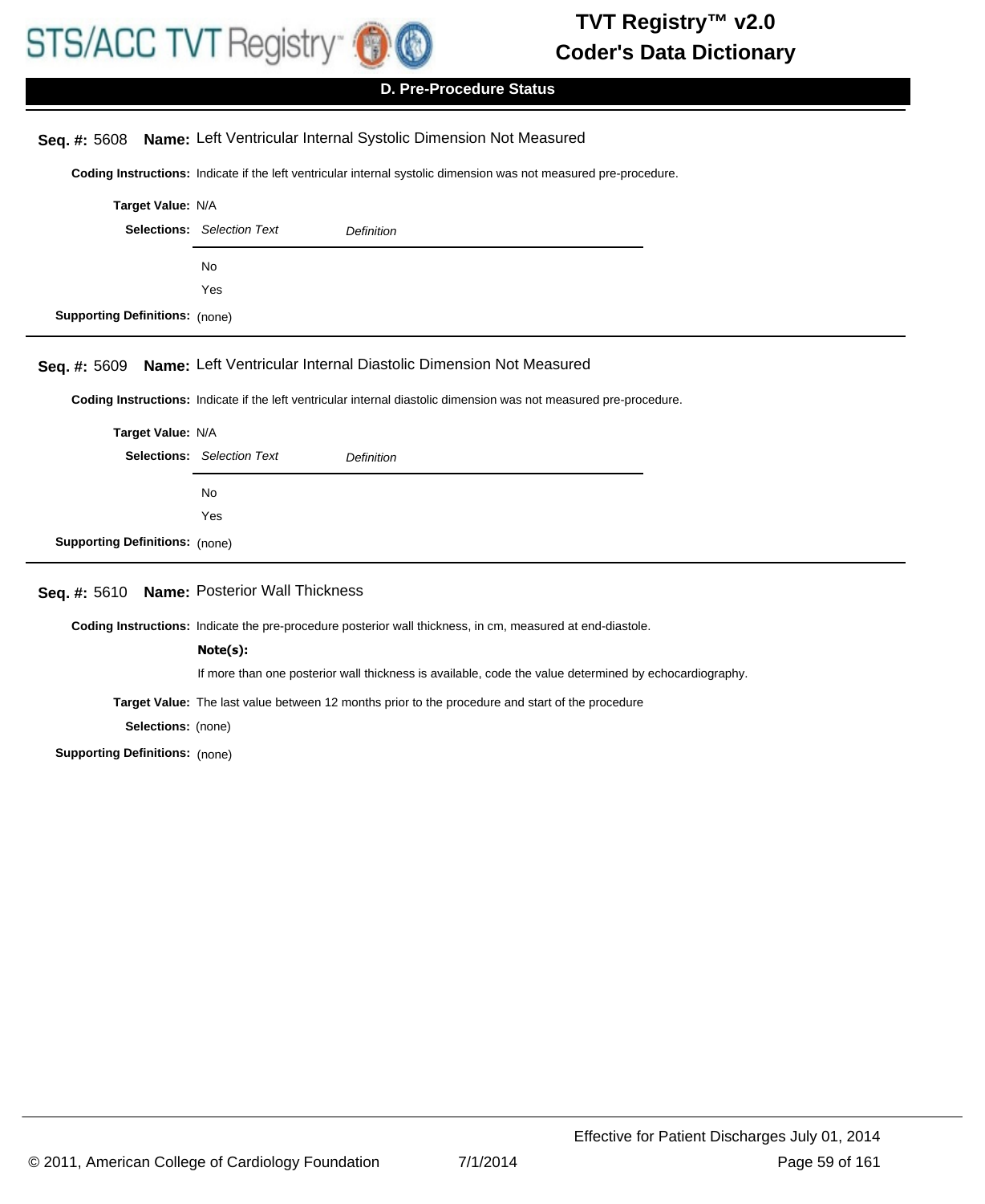## D. Pre-Procedure Status

**Seq. #:** 5608 **Name:** Left Ventricular Internal Systolic Dimension Not Measured

**Coding Instructions:** Indicate if the left ventricular internal systolic dimension was not measured pre-procedure.

**Target Value:** N/A

**Selections:**

| *Selection Text* | *Definition* |
|---|---|
| No | |
| Yes | |

**Supporting Definitions:** (none)

---

**Seq. #:** 5609 **Name:** Left Ventricular Internal Diastolic Dimension Not Measured

**Coding Instructions:** Indicate if the left ventricular internal diastolic dimension was not measured pre-procedure.

**Target Value:** N/A

**Selections:**

| *Selection Text* | *Definition* |
|---|---|
| No | |
| Yes | |

**Supporting Definitions:** (none)

---

**Seq. #:** 5610 **Name:** Posterior Wall Thickness

**Coding Instructions:** Indicate the pre-procedure posterior wall thickness, in cm, measured at end-diastole.

**Note(s):**

If more than one posterior wall thickness is available, code the value determined by echocardiography.

**Target Value:** The last value between 12 months prior to the procedure and start of the procedure

**Selections:** (none)

**Supporting Definitions:** (none)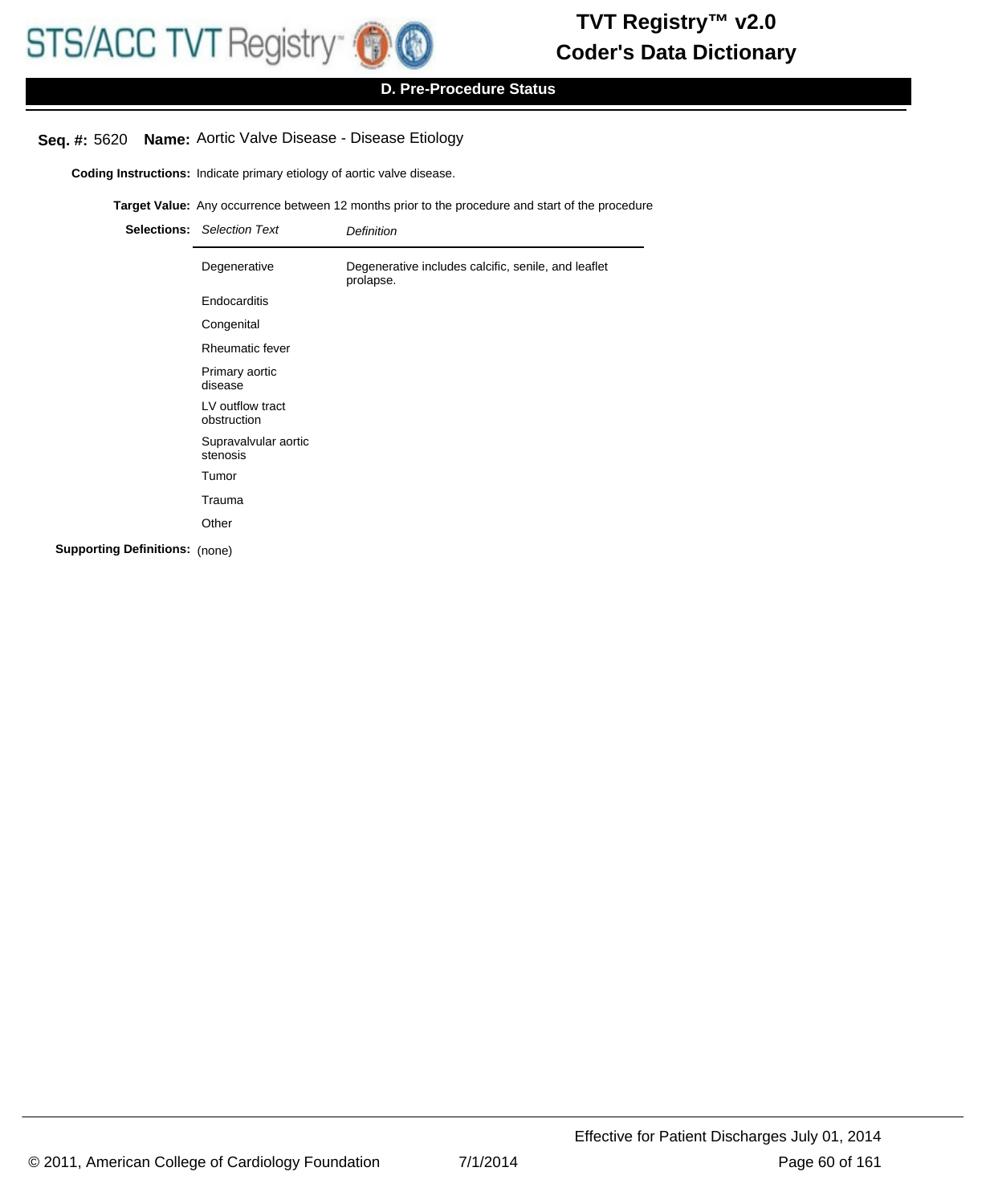## D. Pre-Procedure Status

**Seq. #:** 5620 **Name:** Aortic Valve Disease - Disease Etiology

**Coding Instructions:** Indicate primary etiology of aortic valve disease.

**Target Value:** Any occurrence between 12 months prior to the procedure and start of the procedure

**Selections:**

| *Selection Text* | *Definition* |
|---|---|
| Degenerative | Degenerative includes calcific, senile, and leaflet prolapse. |
| Endocarditis | |
| Congenital | |
| Rheumatic fever | |
| Primary aortic disease | |
| LV outflow tract obstruction | |
| Supravalvular aortic stenosis | |
| Tumor | |
| Trauma | |
| Other | |

**Supporting Definitions:** (none)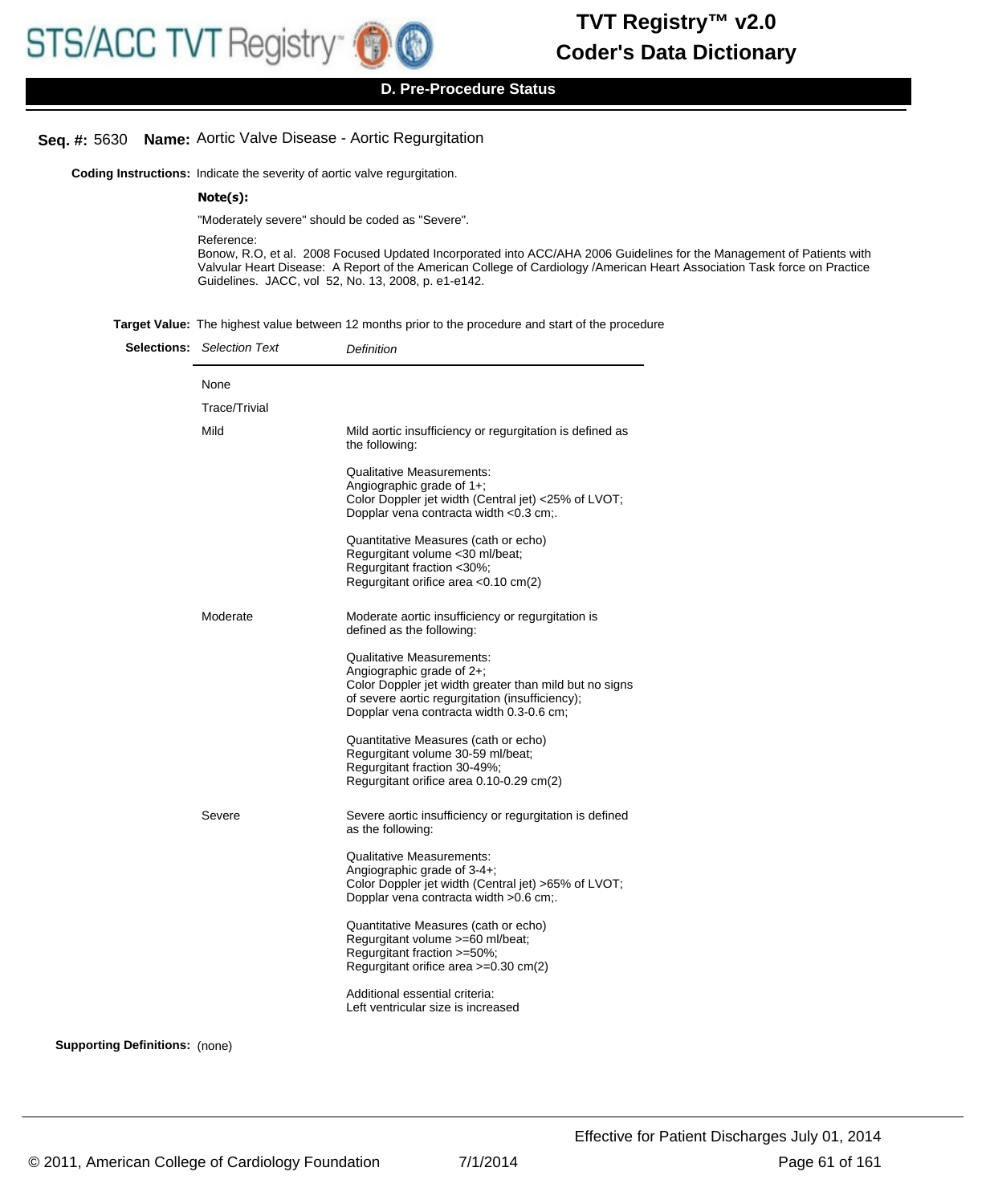## D. Pre-Procedure Status

**Seq. #:** 5630 **Name:** Aortic Valve Disease - Aortic Regurgitation

**Coding Instructions:** Indicate the severity of aortic valve regurgitation.

**Note(s):**

"Moderately severe" should be coded as "Severe".

Reference:
Bonow, R.O, et al. 2008 Focused Updated Incorporated into ACC/AHA 2006 Guidelines for the Management of Patients with Valvular Heart Disease: A Report of the American College of Cardiology /American Heart Association Task force on Practice Guidelines. JACC, vol 52, No. 13, 2008, p. e1-e142.

**Target Value:** The highest value between 12 months prior to the procedure and start of the procedure

**Selections:**

| *Selection Text* | *Definition* |
|---|---|
| None | |
| Trace/Trivial | |
| Mild | Mild aortic insufficiency or regurgitation is defined as the following:<br><br>Qualitative Measurements:<br>Angiographic grade of 1+;<br>Color Doppler jet width (Central jet) <25% of LVOT;<br>Dopplar vena contracta width <0.3 cm;.<br><br>Quantitative Measures (cath or echo)<br>Regurgitant volume <30 ml/beat;<br>Regurgitant fraction <30%;<br>Regurgitant orifice area <0.10 cm(2) |
| Moderate | Moderate aortic insufficiency or regurgitation is defined as the following:<br><br>Qualitative Measurements:<br>Angiographic grade of 2+;<br>Color Doppler jet width greater than mild but no signs of severe aortic regurgitation (insufficiency);<br>Dopplar vena contracta width 0.3-0.6 cm;<br><br>Quantitative Measures (cath or echo)<br>Regurgitant volume 30-59 ml/beat;<br>Regurgitant fraction 30-49%;<br>Regurgitant orifice area 0.10-0.29 cm(2) |
| Severe | Severe aortic insufficiency or regurgitation is defined as the following:<br><br>Qualitative Measurements:<br>Angiographic grade of 3-4+;<br>Color Doppler jet width (Central jet) >65% of LVOT;<br>Dopplar vena contracta width >0.6 cm;.<br><br>Quantitative Measures (cath or echo)<br>Regurgitant volume >=60 ml/beat;<br>Regurgitant fraction >=50%;<br>Regurgitant orifice area >=0.30 cm(2)<br><br>Additional essential criteria:<br>Left ventricular size is increased |

**Supporting Definitions:** (none)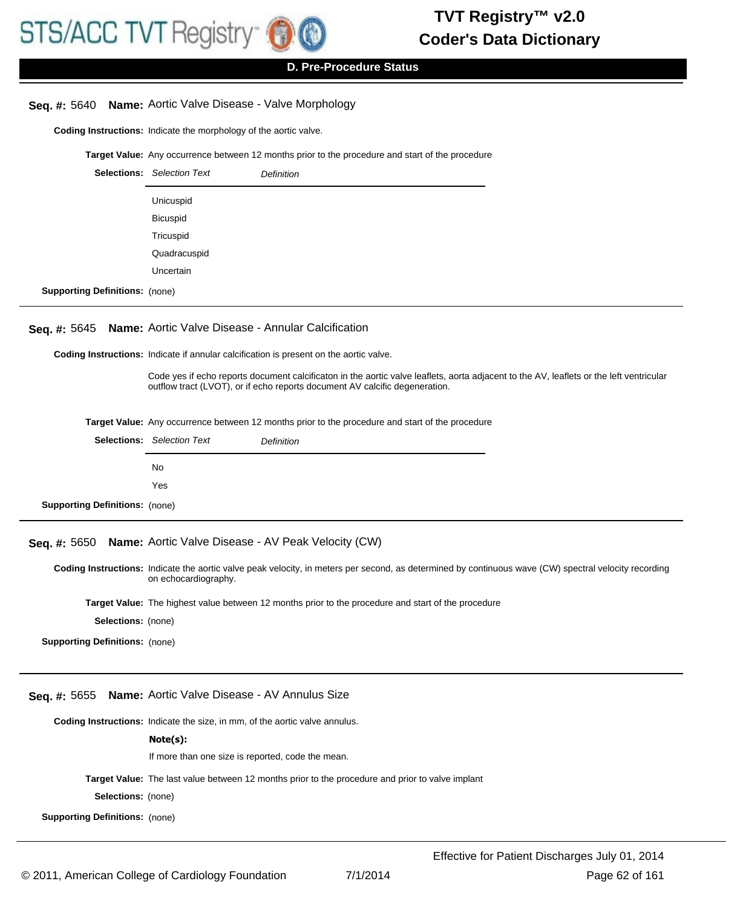## D. Pre-Procedure Status

**Seq. #:** 5640 **Name:** Aortic Valve Disease - Valve Morphology

**Coding Instructions:** Indicate the morphology of the aortic valve.

**Target Value:** Any occurrence between 12 months prior to the procedure and start of the procedure

**Selections:**

| Selection Text | Definition |
|---|---|
| Unicuspid | |
| Bicuspid | |
| Tricuspid | |
| Quadracuspid | |
| Uncertain | |

**Supporting Definitions:** (none)

---

**Seq. #:** 5645 **Name:** Aortic Valve Disease - Annular Calcification

**Coding Instructions:** Indicate if annular calcification is present on the aortic valve.

Code yes if echo reports document calcificaton in the aortic valve leaflets, aorta adjacent to the AV, leaflets or the left ventricular outflow tract (LVOT), or if echo reports document AV calcific degeneration.

**Target Value:** Any occurrence between 12 months prior to the procedure and start of the procedure

**Selections:**

| Selection Text | Definition |
|---|---|
| No | |
| Yes | |

**Supporting Definitions:** (none)

---

**Seq. #:** 5650 **Name:** Aortic Valve Disease - AV Peak Velocity (CW)

**Coding Instructions:** Indicate the aortic valve peak velocity, in meters per second, as determined by continuous wave (CW) spectral velocity recording on echocardiography.

**Target Value:** The highest value between 12 months prior to the procedure and start of the procedure

**Selections:** (none)

**Supporting Definitions:** (none)

---

**Seq. #:** 5655 **Name:** Aortic Valve Disease - AV Annulus Size

**Coding Instructions:** Indicate the size, in mm, of the aortic valve annulus.

**Note(s):**

If more than one size is reported, code the mean.

**Target Value:** The last value between 12 months prior to the procedure and prior to valve implant

**Selections:** (none)

**Supporting Definitions:** (none)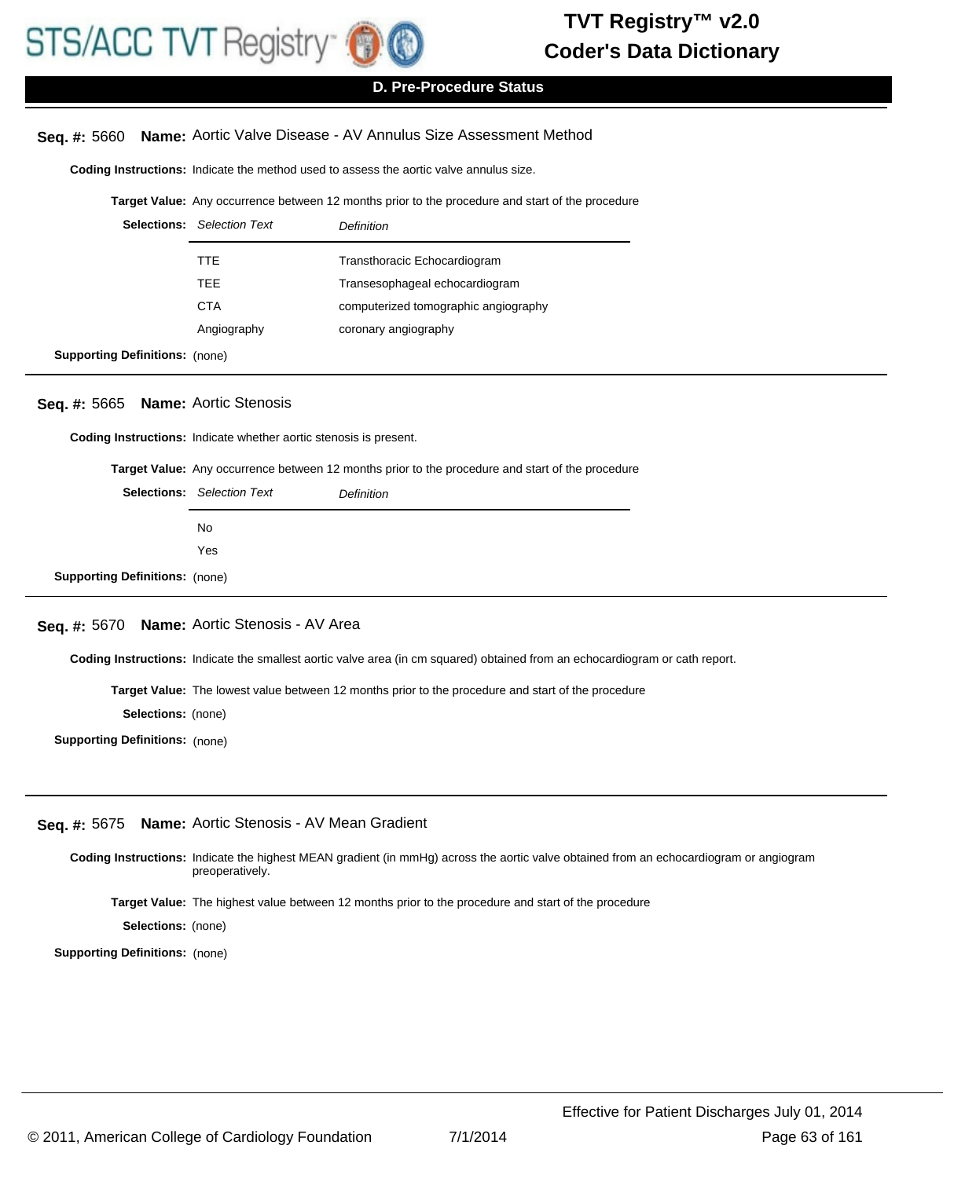## D. Pre-Procedure Status

---

**Seq. #:** 5660 **Name:** Aortic Valve Disease - AV Annulus Size Assessment Method

**Coding Instructions:** Indicate the method used to assess the aortic valve annulus size.

**Target Value:** Any occurrence between 12 months prior to the procedure and start of the procedure

**Selections:**

| *Selection Text* | *Definition* |
|---|---|
| TTE | Transthoracic Echocardiogram |
| TEE | Transesophageal echocardiogram |
| CTA | computerized tomographic angiography |
| Angiography | coronary angiography |

**Supporting Definitions:** (none)

---

**Seq. #:** 5665 **Name:** Aortic Stenosis

**Coding Instructions:** Indicate whether aortic stenosis is present.

**Target Value:** Any occurrence between 12 months prior to the procedure and start of the procedure

**Selections:**

| *Selection Text* | *Definition* |
|---|---|
| No | |
| Yes | |

**Supporting Definitions:** (none)

---

**Seq. #:** 5670 **Name:** Aortic Stenosis - AV Area

**Coding Instructions:** Indicate the smallest aortic valve area (in cm squared) obtained from an echocardiogram or cath report.

**Target Value:** The lowest value between 12 months prior to the procedure and start of the procedure

**Selections:** (none)

**Supporting Definitions:** (none)

---

**Seq. #:** 5675 **Name:** Aortic Stenosis - AV Mean Gradient

**Coding Instructions:** Indicate the highest MEAN gradient (in mmHg) across the aortic valve obtained from an echocardiogram or angiogram preoperatively.

**Target Value:** The highest value between 12 months prior to the procedure and start of the procedure

**Selections:** (none)

**Supporting Definitions:** (none)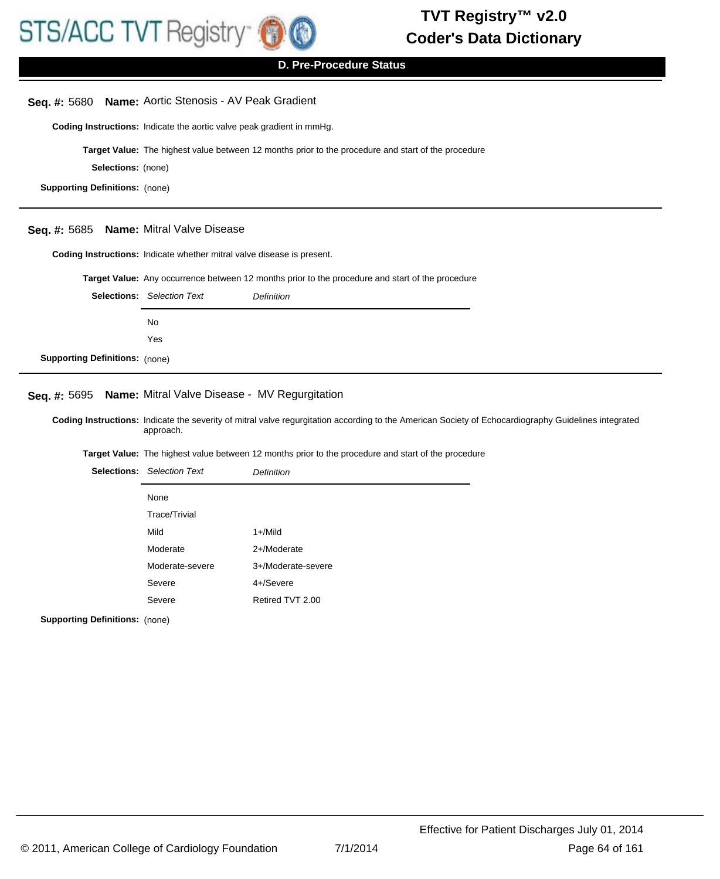## D. Pre-Procedure Status

**Seq. #:** 5680 **Name:** Aortic Stenosis - AV Peak Gradient

**Coding Instructions:** Indicate the aortic valve peak gradient in mmHg.

**Target Value:** The highest value between 12 months prior to the procedure and start of the procedure

**Selections:** (none)

**Supporting Definitions:** (none)

---

**Seq. #:** 5685 **Name:** Mitral Valve Disease

**Coding Instructions:** Indicate whether mitral valve disease is present.

**Target Value:** Any occurrence between 12 months prior to the procedure and start of the procedure

**Selections:**

| *Selection Text* | *Definition* |
|---|---|
| No | |
| Yes | |

**Supporting Definitions:** (none)

---

**Seq. #:** 5695 **Name:** Mitral Valve Disease - MV Regurgitation

**Coding Instructions:** Indicate the severity of mitral valve regurgitation according to the American Society of Echocardiography Guidelines integrated approach.

**Target Value:** The highest value between 12 months prior to the procedure and start of the procedure

**Selections:**

| *Selection Text* | *Definition* |
|---|---|
| None | |
| Trace/Trivial | |
| Mild | 1+/Mild |
| Moderate | 2+/Moderate |
| Moderate-severe | 3+/Moderate-severe |
| Severe | 4+/Severe |
| Severe | Retired TVT 2.00 |

**Supporting Definitions:** (none)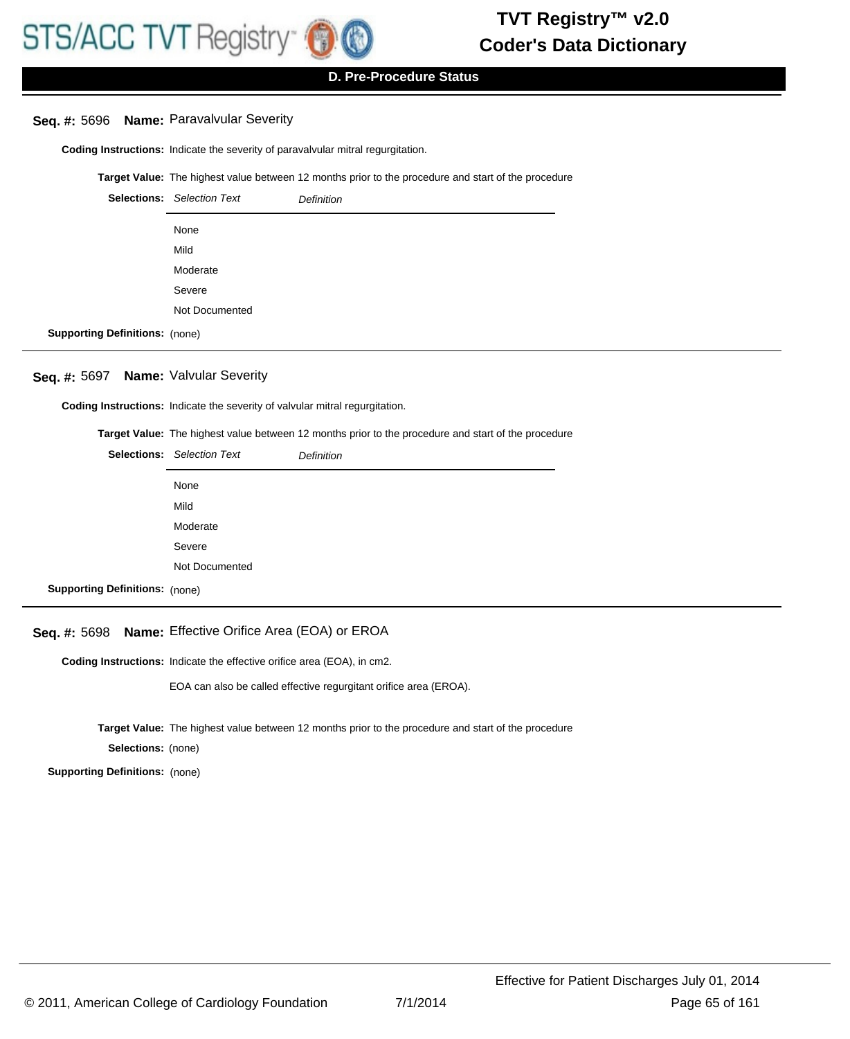## D. Pre-Procedure Status

**Seq. #:** 5696 **Name:** Paravalvular Severity

**Coding Instructions:** Indicate the severity of paravalvular mitral regurgitation.

**Target Value:** The highest value between 12 months prior to the procedure and start of the procedure

**Selections:**

| *Selection Text* | *Definition* |
|---|---|
| None | |
| Mild | |
| Moderate | |
| Severe | |
| Not Documented | |

**Supporting Definitions:** (none)

---

**Seq. #:** 5697 **Name:** Valvular Severity

**Coding Instructions:** Indicate the severity of valvular mitral regurgitation.

**Target Value:** The highest value between 12 months prior to the procedure and start of the procedure

**Selections:**

| *Selection Text* | *Definition* |
|---|---|
| None | |
| Mild | |
| Moderate | |
| Severe | |
| Not Documented | |

**Supporting Definitions:** (none)

---

**Seq. #:** 5698 **Name:** Effective Orifice Area (EOA) or EROA

**Coding Instructions:** Indicate the effective orifice area (EOA), in cm2.

EOA can also be called effective regurgitant orifice area (EROA).

**Target Value:** The highest value between 12 months prior to the procedure and start of the procedure

**Selections:** (none)

**Supporting Definitions:** (none)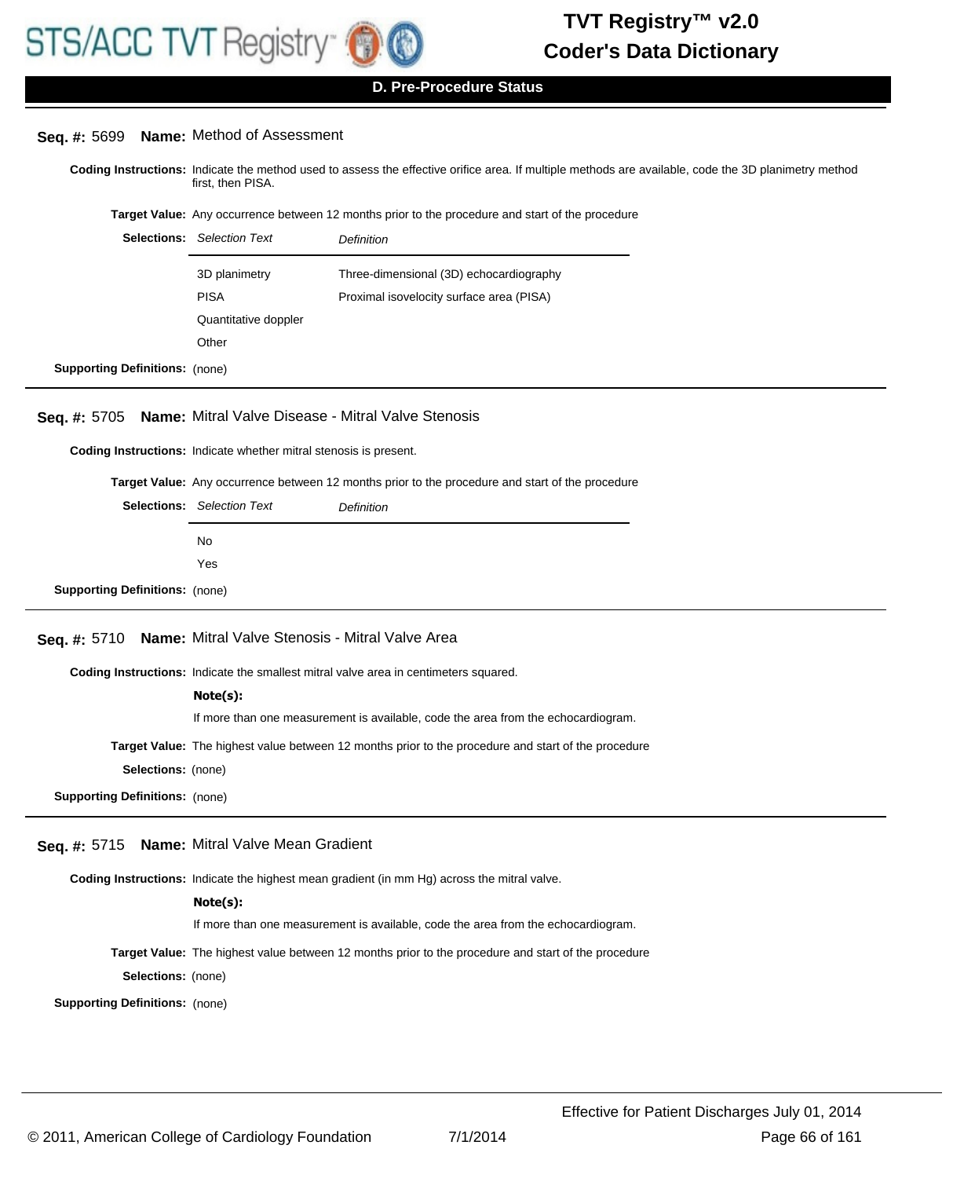## D. Pre-Procedure Status

**Seq. #:** 5699 **Name:** Method of Assessment

**Coding Instructions:** Indicate the method used to assess the effective orifice area. If multiple methods are available, code the 3D planimetry method first, then PISA.

**Target Value:** Any occurrence between 12 months prior to the procedure and start of the procedure

**Selections:**

| *Selection Text* | *Definition* |
|---|---|
| 3D planimetry | Three-dimensional (3D) echocardiography |
| PISA | Proximal isovelocity surface area (PISA) |
| Quantitative doppler | |
| Other | |

**Supporting Definitions:** (none)

---

**Seq. #:** 5705 **Name:** Mitral Valve Disease - Mitral Valve Stenosis

**Coding Instructions:** Indicate whether mitral stenosis is present.

**Target Value:** Any occurrence between 12 months prior to the procedure and start of the procedure

**Selections:**

| *Selection Text* | *Definition* |
|---|---|
| No | |
| Yes | |

**Supporting Definitions:** (none)

---

**Seq. #:** 5710 **Name:** Mitral Valve Stenosis - Mitral Valve Area

**Coding Instructions:** Indicate the smallest mitral valve area in centimeters squared.

**Note(s):**

If more than one measurement is available, code the area from the echocardiogram.

**Target Value:** The highest value between 12 months prior to the procedure and start of the procedure

**Selections:** (none)

**Supporting Definitions:** (none)

---

**Seq. #:** 5715 **Name:** Mitral Valve Mean Gradient

**Coding Instructions:** Indicate the highest mean gradient (in mm Hg) across the mitral valve.

**Note(s):**

If more than one measurement is available, code the area from the echocardiogram.

**Target Value:** The highest value between 12 months prior to the procedure and start of the procedure

**Selections:** (none)

**Supporting Definitions:** (none)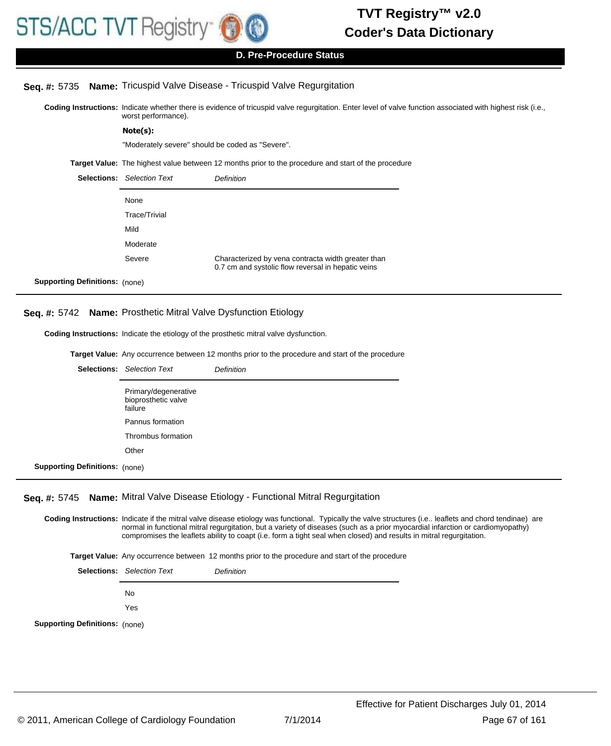## D. Pre-Procedure Status

**Seq. #:** 5735 **Name:** Tricuspid Valve Disease - Tricuspid Valve Regurgitation

**Coding Instructions:** Indicate whether there is evidence of tricuspid valve regurgitation. Enter level of valve function associated with highest risk (i.e., worst performance).

**Note(s):**

"Moderately severe" should be coded as "Severe".

**Target Value:** The highest value between 12 months prior to the procedure and start of the procedure

**Selections:**

| *Selection Text* | *Definition* |
|---|---|
| None | |
| Trace/Trivial | |
| Mild | |
| Moderate | |
| Severe | Characterized by vena contracta width greater than 0.7 cm and systolic flow reversal in hepatic veins |

**Supporting Definitions:** (none)

---

**Seq. #:** 5742 **Name:** Prosthetic Mitral Valve Dysfunction Etiology

**Coding Instructions:** Indicate the etiology of the prosthetic mitral valve dysfunction.

**Target Value:** Any occurrence between 12 months prior to the procedure and start of the procedure

**Selections:**

| *Selection Text* | *Definition* |
|---|---|
| Primary/degenerative bioprosthetic valve failure | |
| Pannus formation | |
| Thrombus formation | |
| Other | |

**Supporting Definitions:** (none)

---

**Seq. #:** 5745 **Name:** Mitral Valve Disease Etiology - Functional Mitral Regurgitation

**Coding Instructions:** Indicate if the mitral valve disease etiology was functional. Typically the valve structures (i.e.. leaflets and chord tendinae) are normal in functional mitral regurgitation, but a variety of diseases (such as a prior myocardial infarction or cardiomyopathy) compromises the leaflets ability to coapt (i.e. form a tight seal when closed) and results in mitral regurgitation.

**Target Value:** Any occurrence between 12 months prior to the procedure and start of the procedure

**Selections:**

| *Selection Text* | *Definition* |
|---|---|
| No | |
| Yes | |

**Supporting Definitions:** (none)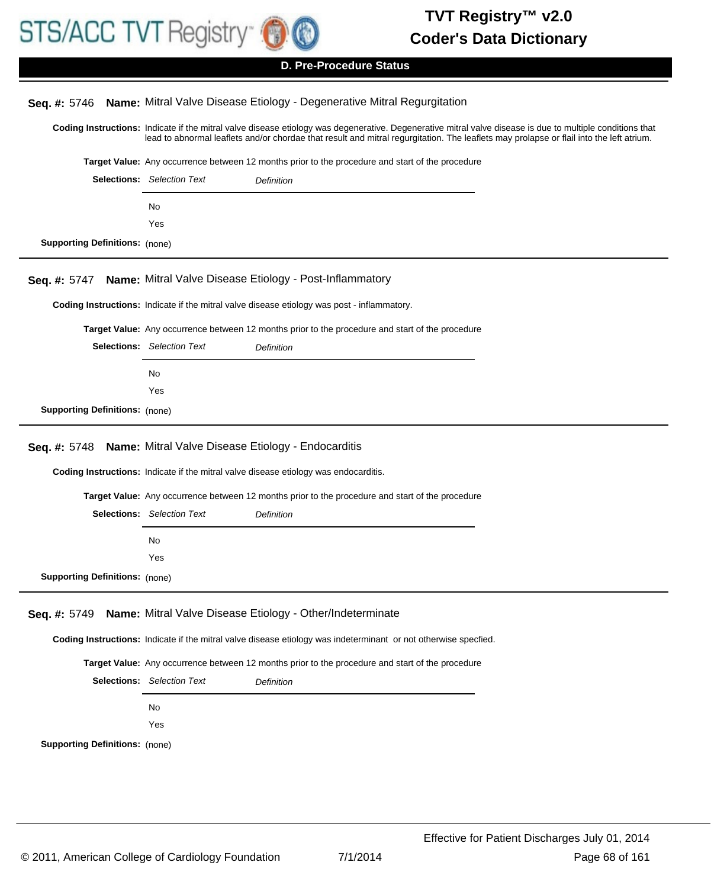## D. Pre-Procedure Status

**Seq. #:** 5746 **Name:** Mitral Valve Disease Etiology - Degenerative Mitral Regurgitation

**Coding Instructions:** Indicate if the mitral valve disease etiology was degenerative. Degenerative mitral valve disease is due to multiple conditions that lead to abnormal leaflets and/or chordae that result and mitral regurgitation. The leaflets may prolapse or flail into the left atrium.

**Target Value:** Any occurrence between 12 months prior to the procedure and start of the procedure

**Selections:**

| *Selection Text* | *Definition* |
|---|---|
| No | |
| Yes | |

**Supporting Definitions:** (none)

---

**Seq. #:** 5747 **Name:** Mitral Valve Disease Etiology - Post-Inflammatory

**Coding Instructions:** Indicate if the mitral valve disease etiology was post - inflammatory.

**Target Value:** Any occurrence between 12 months prior to the procedure and start of the procedure

**Selections:**

| *Selection Text* | *Definition* |
|---|---|
| No | |
| Yes | |

**Supporting Definitions:** (none)

---

**Seq. #:** 5748 **Name:** Mitral Valve Disease Etiology - Endocarditis

**Coding Instructions:** Indicate if the mitral valve disease etiology was endocarditis.

**Target Value:** Any occurrence between 12 months prior to the procedure and start of the procedure

**Selections:**

| *Selection Text* | *Definition* |
|---|---|
| No | |
| Yes | |

**Supporting Definitions:** (none)

---

**Seq. #:** 5749 **Name:** Mitral Valve Disease Etiology - Other/Indeterminate

**Coding Instructions:** Indicate if the mitral valve disease etiology was indeterminant or not otherwise specfied.

**Target Value:** Any occurrence between 12 months prior to the procedure and start of the procedure

**Selections:**

| *Selection Text* | *Definition* |
|---|---|
| No | |
| Yes | |

**Supporting Definitions:** (none)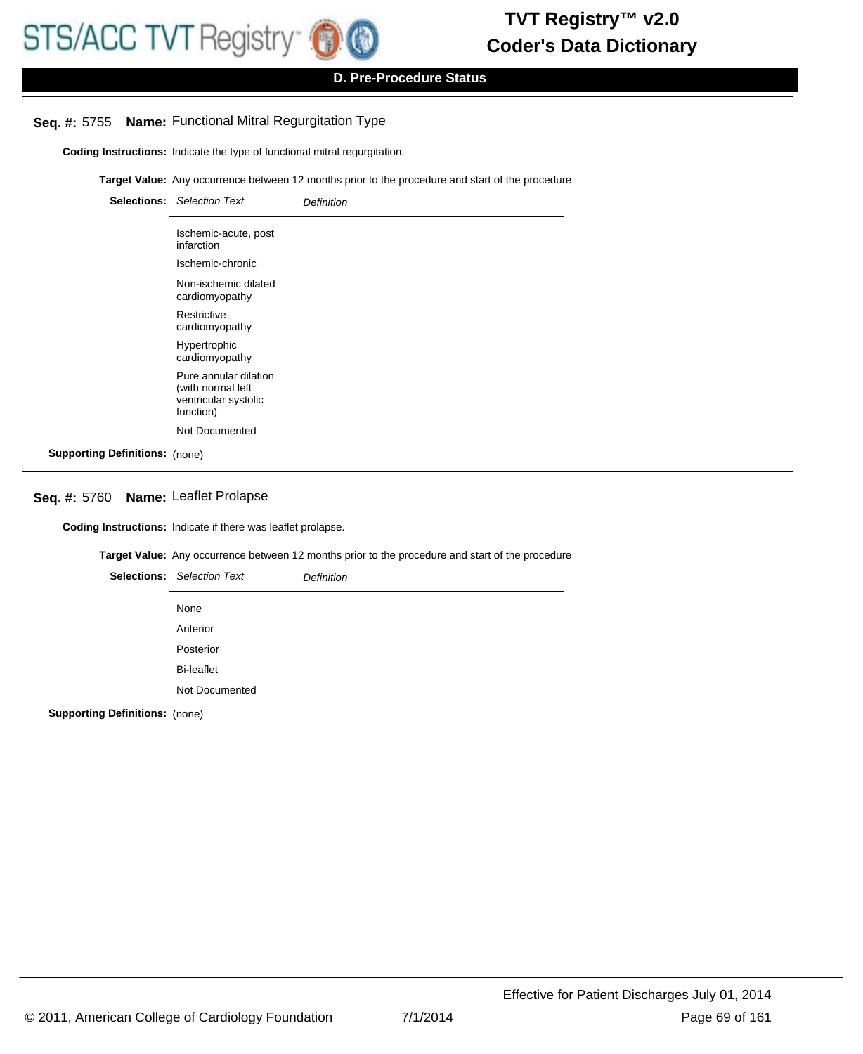## D. Pre-Procedure Status

**Seq. #:** 5755 **Name:** Functional Mitral Regurgitation Type

**Coding Instructions:** Indicate the type of functional mitral regurgitation.

**Target Value:** Any occurrence between 12 months prior to the procedure and start of the procedure

**Selections:**

| *Selection Text* | *Definition* |
|---|---|
| Ischemic-acute, post infarction | |
| Ischemic-chronic | |
| Non-ischemic dilated cardiomyopathy | |
| Restrictive cardiomyopathy | |
| Hypertrophic cardiomyopathy | |
| Pure annular dilation (with normal left ventricular systolic function) | |
| Not Documented | |

**Supporting Definitions:** (none)

---

**Seq. #:** 5760 **Name:** Leaflet Prolapse

**Coding Instructions:** Indicate if there was leaflet prolapse.

**Target Value:** Any occurrence between 12 months prior to the procedure and start of the procedure

**Selections:**

| *Selection Text* | *Definition* |
|---|---|
| None | |
| Anterior | |
| Posterior | |
| Bi-leaflet | |
| Not Documented | |

**Supporting Definitions:** (none)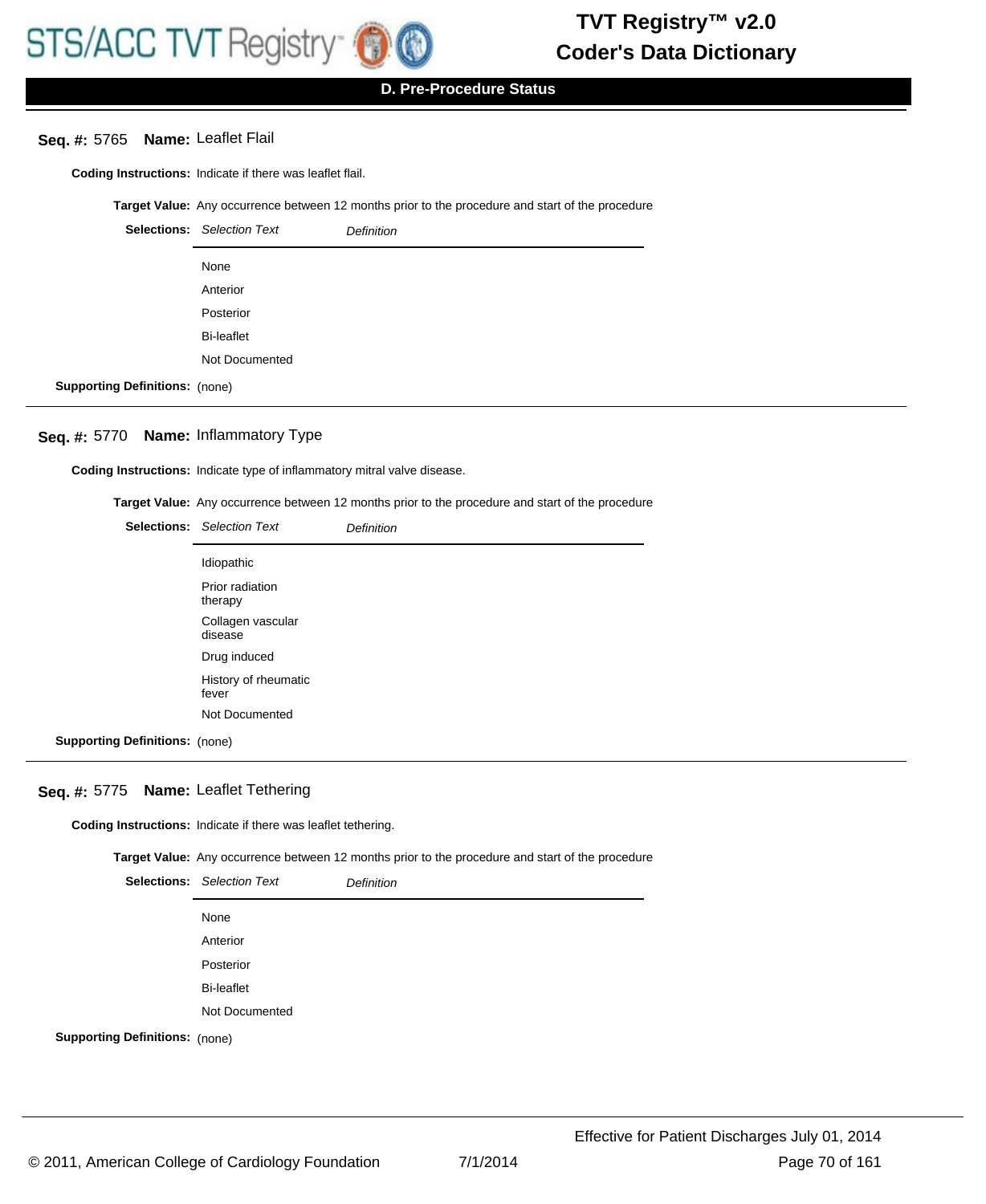## D. Pre-Procedure Status

**Seq. #:** 5765 **Name:** Leaflet Flail

**Coding Instructions:** Indicate if there was leaflet flail.

**Target Value:** Any occurrence between 12 months prior to the procedure and start of the procedure

**Selections:**

| Selection Text | Definition |
|---|---|
| None | |
| Anterior | |
| Posterior | |
| Bi-leaflet | |
| Not Documented | |

**Supporting Definitions:** (none)

---

**Seq. #:** 5770 **Name:** Inflammatory Type

**Coding Instructions:** Indicate type of inflammatory mitral valve disease.

**Target Value:** Any occurrence between 12 months prior to the procedure and start of the procedure

**Selections:**

| Selection Text | Definition |
|---|---|
| Idiopathic | |
| Prior radiation therapy | |
| Collagen vascular disease | |
| Drug induced | |
| History of rheumatic fever | |
| Not Documented | |

**Supporting Definitions:** (none)

---

**Seq. #:** 5775 **Name:** Leaflet Tethering

**Coding Instructions:** Indicate if there was leaflet tethering.

**Target Value:** Any occurrence between 12 months prior to the procedure and start of the procedure

**Selections:**

| Selection Text | Definition |
|---|---|
| None | |
| Anterior | |
| Posterior | |
| Bi-leaflet | |
| Not Documented | |

**Supporting Definitions:** (none)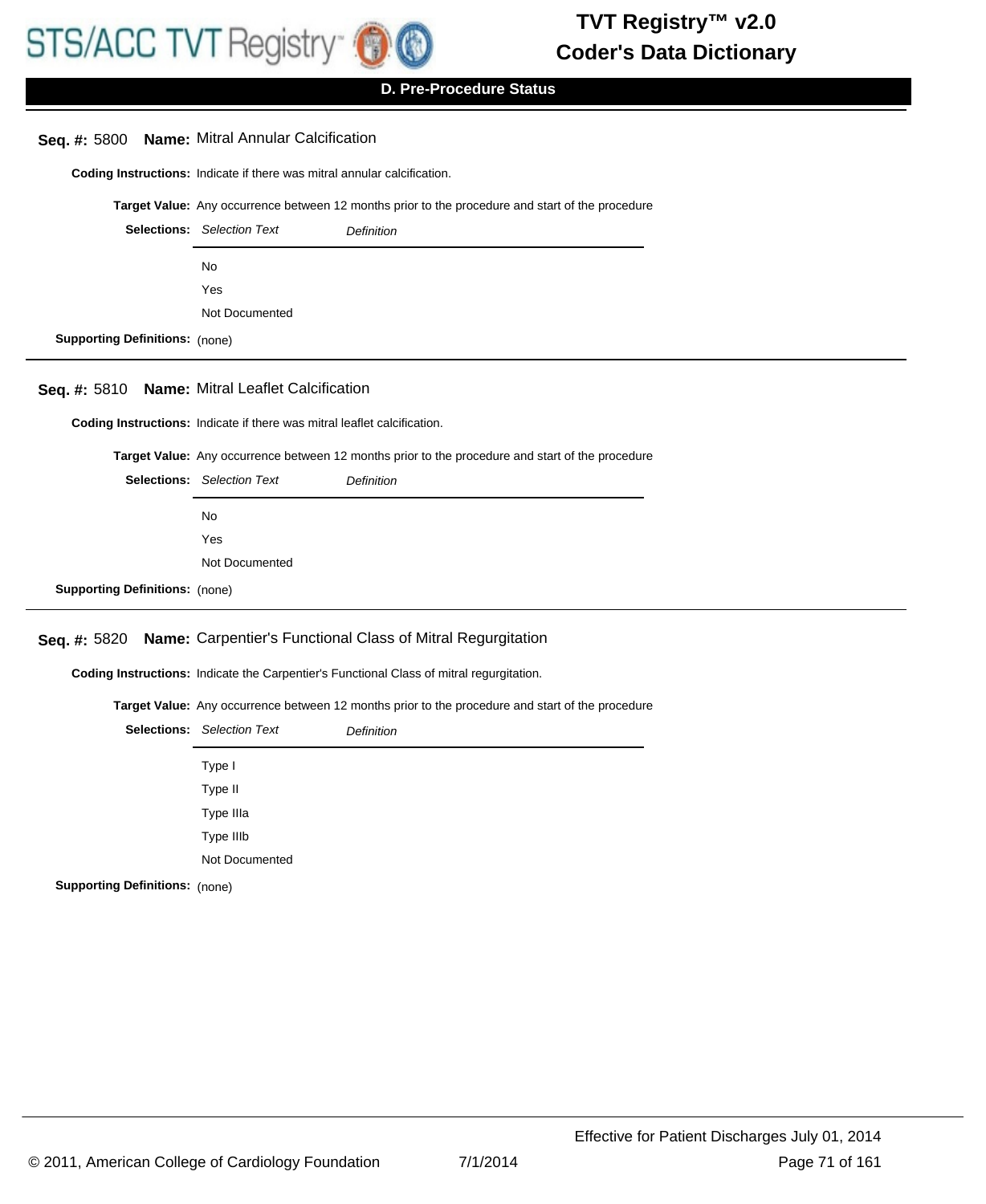## D. Pre-Procedure Status

**Seq. #:** 5800 **Name:** Mitral Annular Calcification

**Coding Instructions:** Indicate if there was mitral annular calcification.

**Target Value:** Any occurrence between 12 months prior to the procedure and start of the procedure

**Selections:**

| *Selection Text* | *Definition* |
|---|---|
| No | |
| Yes | |
| Not Documented | |

**Supporting Definitions:** (none)

---

**Seq. #:** 5810 **Name:** Mitral Leaflet Calcification

**Coding Instructions:** Indicate if there was mitral leaflet calcification.

**Target Value:** Any occurrence between 12 months prior to the procedure and start of the procedure

**Selections:**

| *Selection Text* | *Definition* |
|---|---|
| No | |
| Yes | |
| Not Documented | |

**Supporting Definitions:** (none)

---

**Seq. #:** 5820 **Name:** Carpentier's Functional Class of Mitral Regurgitation

**Coding Instructions:** Indicate the Carpentier's Functional Class of mitral regurgitation.

**Target Value:** Any occurrence between 12 months prior to the procedure and start of the procedure

**Selections:**

| *Selection Text* | *Definition* |
|---|---|
| Type I | |
| Type II | |
| Type IIIa | |
| Type IIIb | |
| Not Documented | |

**Supporting Definitions:** (none)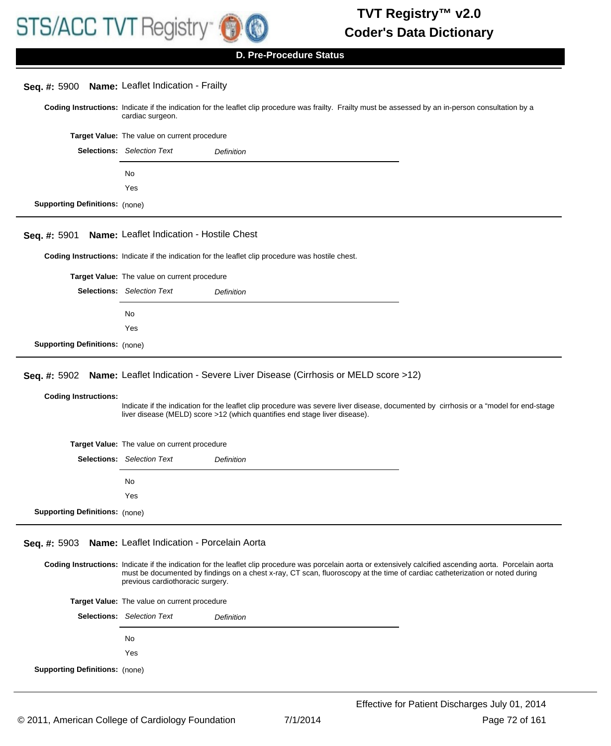## D. Pre-Procedure Status

**Seq. #:** 5900 **Name:** Leaflet Indication - Frailty

**Coding Instructions:** Indicate if the indication for the leaflet clip procedure was frailty. Frailty must be assessed by an in-person consultation by a cardiac surgeon.

**Target Value:** The value on current procedure

**Selections:**

| *Selection Text* | *Definition* |
|---|---|
| No | |
| Yes | |

**Supporting Definitions:** (none)

---

**Seq. #:** 5901 **Name:** Leaflet Indication - Hostile Chest

**Coding Instructions:** Indicate if the indication for the leaflet clip procedure was hostile chest.

**Target Value:** The value on current procedure

**Selections:**

| *Selection Text* | *Definition* |
|---|---|
| No | |
| Yes | |

**Supporting Definitions:** (none)

---

**Seq. #:** 5902 **Name:** Leaflet Indication - Severe Liver Disease (Cirrhosis or MELD score >12)

**Coding Instructions:** Indicate if the indication for the leaflet clip procedure was severe liver disease, documented by cirrhosis or a "model for end-stage liver disease (MELD) score >12 (which quantifies end stage liver disease).

**Target Value:** The value on current procedure

**Selections:**

| *Selection Text* | *Definition* |
|---|---|
| No | |
| Yes | |

**Supporting Definitions:** (none)

---

**Seq. #:** 5903 **Name:** Leaflet Indication - Porcelain Aorta

**Coding Instructions:** Indicate if the indication for the leaflet clip procedure was porcelain aorta or extensively calcified ascending aorta. Porcelain aorta must be documented by findings on a chest x-ray, CT scan, fluoroscopy at the time of cardiac catheterization or noted during previous cardiothoracic surgery.

**Target Value:** The value on current procedure

**Selections:**

| *Selection Text* | *Definition* |
|---|---|
| No | |
| Yes | |

**Supporting Definitions:** (none)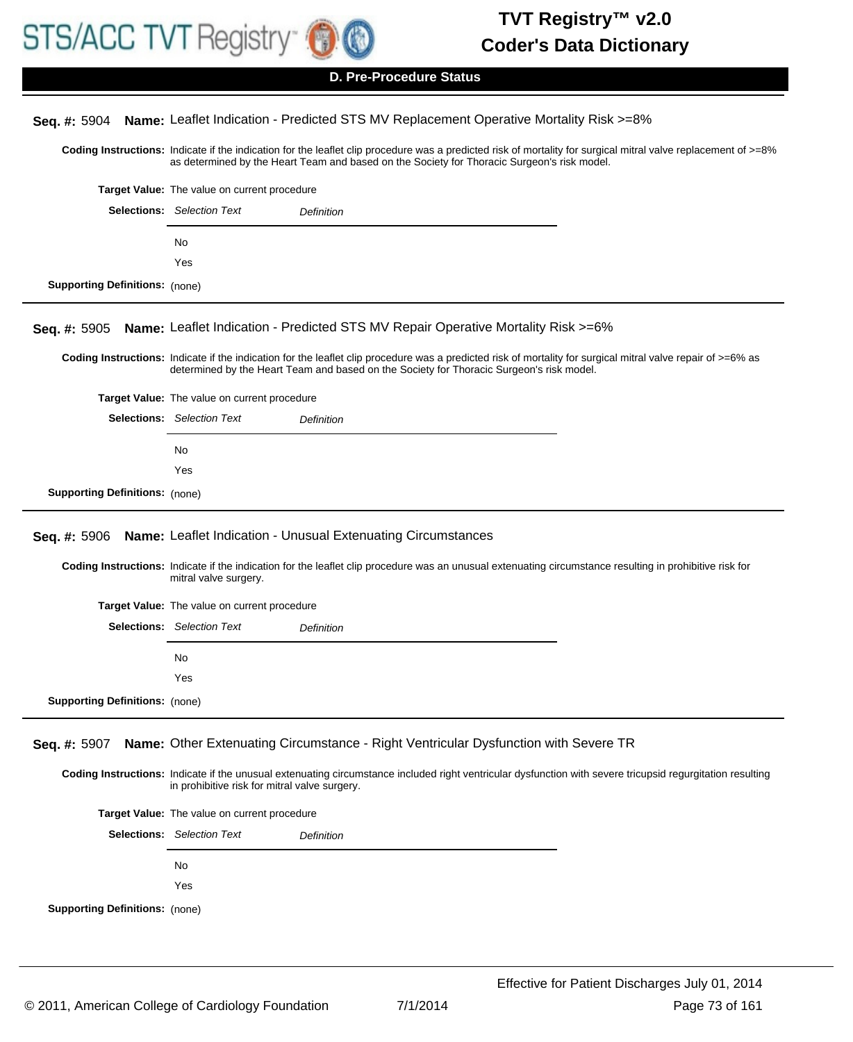## D. Pre-Procedure Status

**Seq. #:** 5904 **Name:** Leaflet Indication - Predicted STS MV Replacement Operative Mortality Risk >=8%

**Coding Instructions:** Indicate if the indication for the leaflet clip procedure was a predicted risk of mortality for surgical mitral valve replacement of >=8% as determined by the Heart Team and based on the Society for Thoracic Surgeon's risk model.

**Target Value:** The value on current procedure

**Selections:**

| *Selection Text* | *Definition* |
|---|---|
| No | |
| Yes | |

**Supporting Definitions:** (none)

---

**Seq. #:** 5905 **Name:** Leaflet Indication - Predicted STS MV Repair Operative Mortality Risk >=6%

**Coding Instructions:** Indicate if the indication for the leaflet clip procedure was a predicted risk of mortality for surgical mitral valve repair of >=6% as determined by the Heart Team and based on the Society for Thoracic Surgeon's risk model.

**Target Value:** The value on current procedure

**Selections:**

| *Selection Text* | *Definition* |
|---|---|
| No | |
| Yes | |

**Supporting Definitions:** (none)

---

**Seq. #:** 5906 **Name:** Leaflet Indication - Unusual Extenuating Circumstances

**Coding Instructions:** Indicate if the indication for the leaflet clip procedure was an unusual extenuating circumstance resulting in prohibitive risk for mitral valve surgery.

**Target Value:** The value on current procedure

**Selections:**

| *Selection Text* | *Definition* |
|---|---|
| No | |
| Yes | |

**Supporting Definitions:** (none)

---

**Seq. #:** 5907 **Name:** Other Extenuating Circumstance - Right Ventricular Dysfunction with Severe TR

**Coding Instructions:** Indicate if the unusual extenuating circumstance included right ventricular dysfunction with severe tricupsid regurgitation resulting in prohibitive risk for mitral valve surgery.

**Target Value:** The value on current procedure

**Selections:**

| *Selection Text* | *Definition* |
|---|---|
| No | |
| Yes | |

**Supporting Definitions:** (none)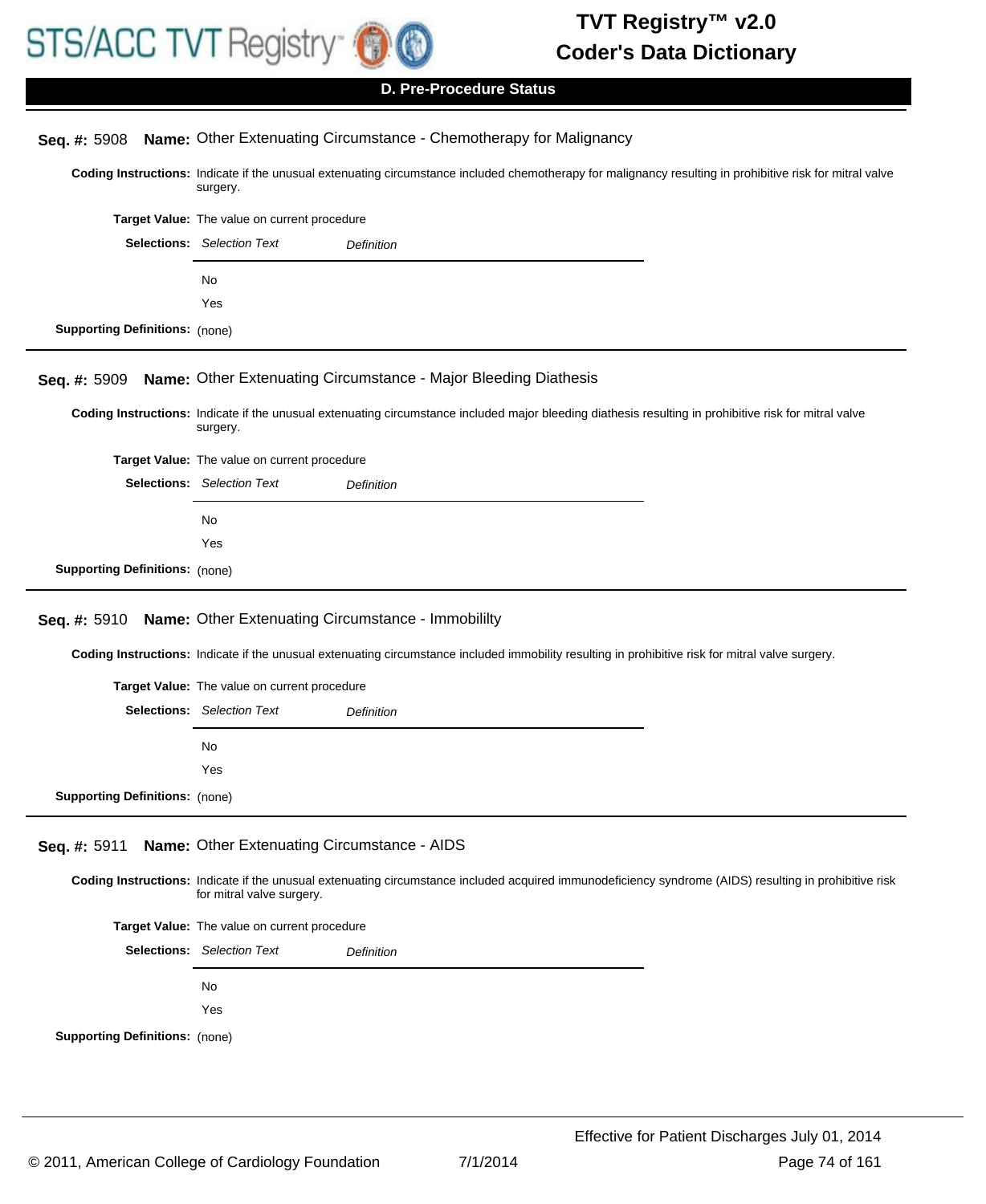## D. Pre-Procedure Status

**Seq. #:** 5908 **Name:** Other Extenuating Circumstance - Chemotherapy for Malignancy

**Coding Instructions:** Indicate if the unusual extenuating circumstance included chemotherapy for malignancy resulting in prohibitive risk for mitral valve surgery.

**Target Value:** The value on current procedure

**Selections:**

| *Selection Text* | *Definition* |
|---|---|
| No | |
| Yes | |

**Supporting Definitions:** (none)

---

**Seq. #:** 5909 **Name:** Other Extenuating Circumstance - Major Bleeding Diathesis

**Coding Instructions:** Indicate if the unusual extenuating circumstance included major bleeding diathesis resulting in prohibitive risk for mitral valve surgery.

**Target Value:** The value on current procedure

**Selections:**

| *Selection Text* | *Definition* |
|---|---|
| No | |
| Yes | |

**Supporting Definitions:** (none)

---

**Seq. #:** 5910 **Name:** Other Extenuating Circumstance - Immobililty

**Coding Instructions:** Indicate if the unusual extenuating circumstance included immobility resulting in prohibitive risk for mitral valve surgery.

**Target Value:** The value on current procedure

**Selections:**

| *Selection Text* | *Definition* |
|---|---|
| No | |
| Yes | |

**Supporting Definitions:** (none)

---

**Seq. #:** 5911 **Name:** Other Extenuating Circumstance - AIDS

**Coding Instructions:** Indicate if the unusual extenuating circumstance included acquired immunodeficiency syndrome (AIDS) resulting in prohibitive risk for mitral valve surgery.

**Target Value:** The value on current procedure

**Selections:**

| *Selection Text* | *Definition* |
|---|---|
| No | |
| Yes | |

**Supporting Definitions:** (none)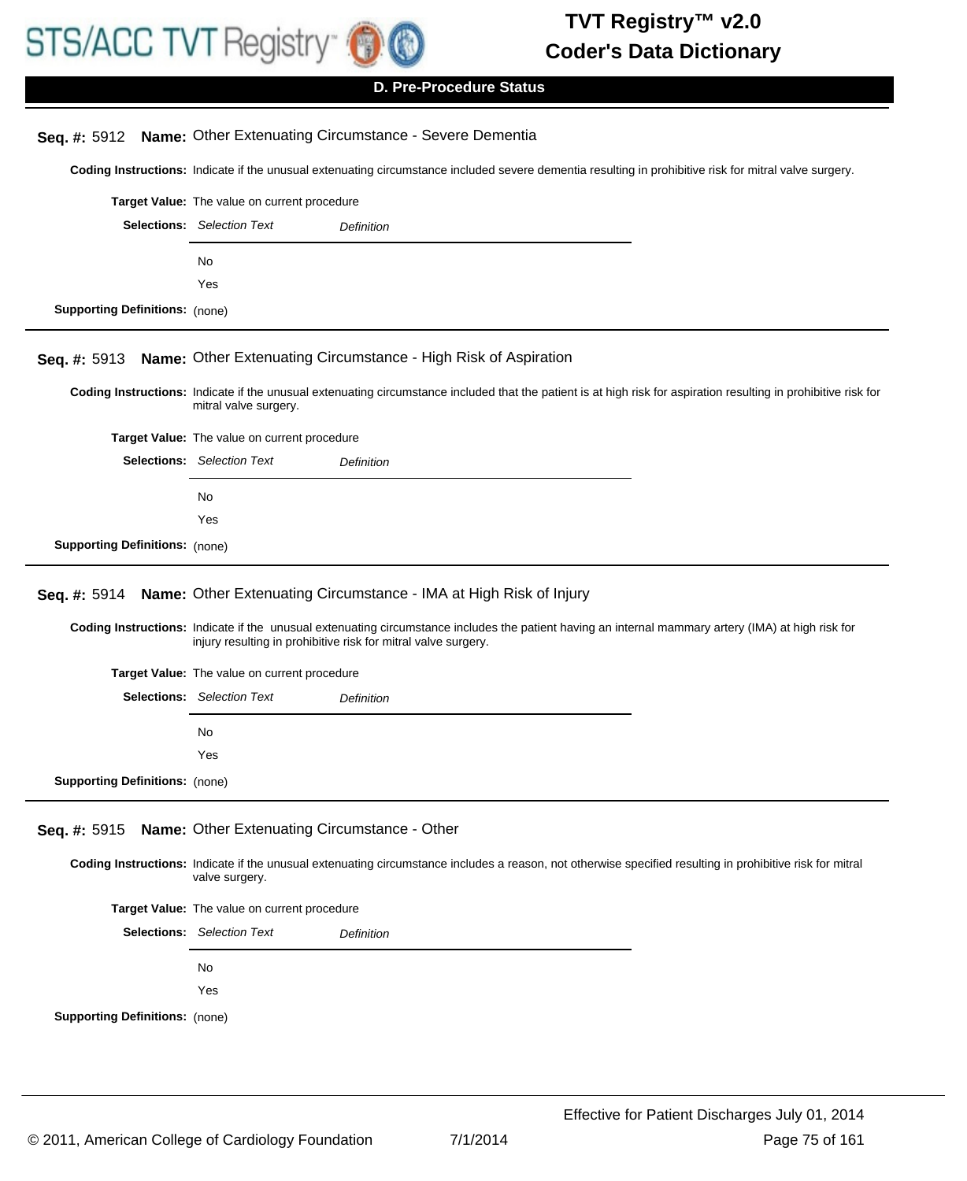## D. Pre-Procedure Status

**Seq. #:** 5912 **Name:** Other Extenuating Circumstance - Severe Dementia

**Coding Instructions:** Indicate if the unusual extenuating circumstance included severe dementia resulting in prohibitive risk for mitral valve surgery.

**Target Value:** The value on current procedure

**Selections:**

| *Selection Text* | *Definition* |
|---|---|
| No | |
| Yes | |

**Supporting Definitions:** (none)

---

**Seq. #:** 5913 **Name:** Other Extenuating Circumstance - High Risk of Aspiration

**Coding Instructions:** Indicate if the unusual extenuating circumstance included that the patient is at high risk for aspiration resulting in prohibitive risk for mitral valve surgery.

**Target Value:** The value on current procedure

**Selections:**

| *Selection Text* | *Definition* |
|---|---|
| No | |
| Yes | |

**Supporting Definitions:** (none)

---

**Seq. #:** 5914 **Name:** Other Extenuating Circumstance - IMA at High Risk of Injury

**Coding Instructions:** Indicate if the unusual extenuating circumstance includes the patient having an internal mammary artery (IMA) at high risk for injury resulting in prohibitive risk for mitral valve surgery.

**Target Value:** The value on current procedure

**Selections:**

| *Selection Text* | *Definition* |
|---|---|
| No | |
| Yes | |

**Supporting Definitions:** (none)

---

**Seq. #:** 5915 **Name:** Other Extenuating Circumstance - Other

**Coding Instructions:** Indicate if the unusual extenuating circumstance includes a reason, not otherwise specified resulting in prohibitive risk for mitral valve surgery.

**Target Value:** The value on current procedure

**Selections:**

| *Selection Text* | *Definition* |
|---|---|
| No | |
| Yes | |

**Supporting Definitions:** (none)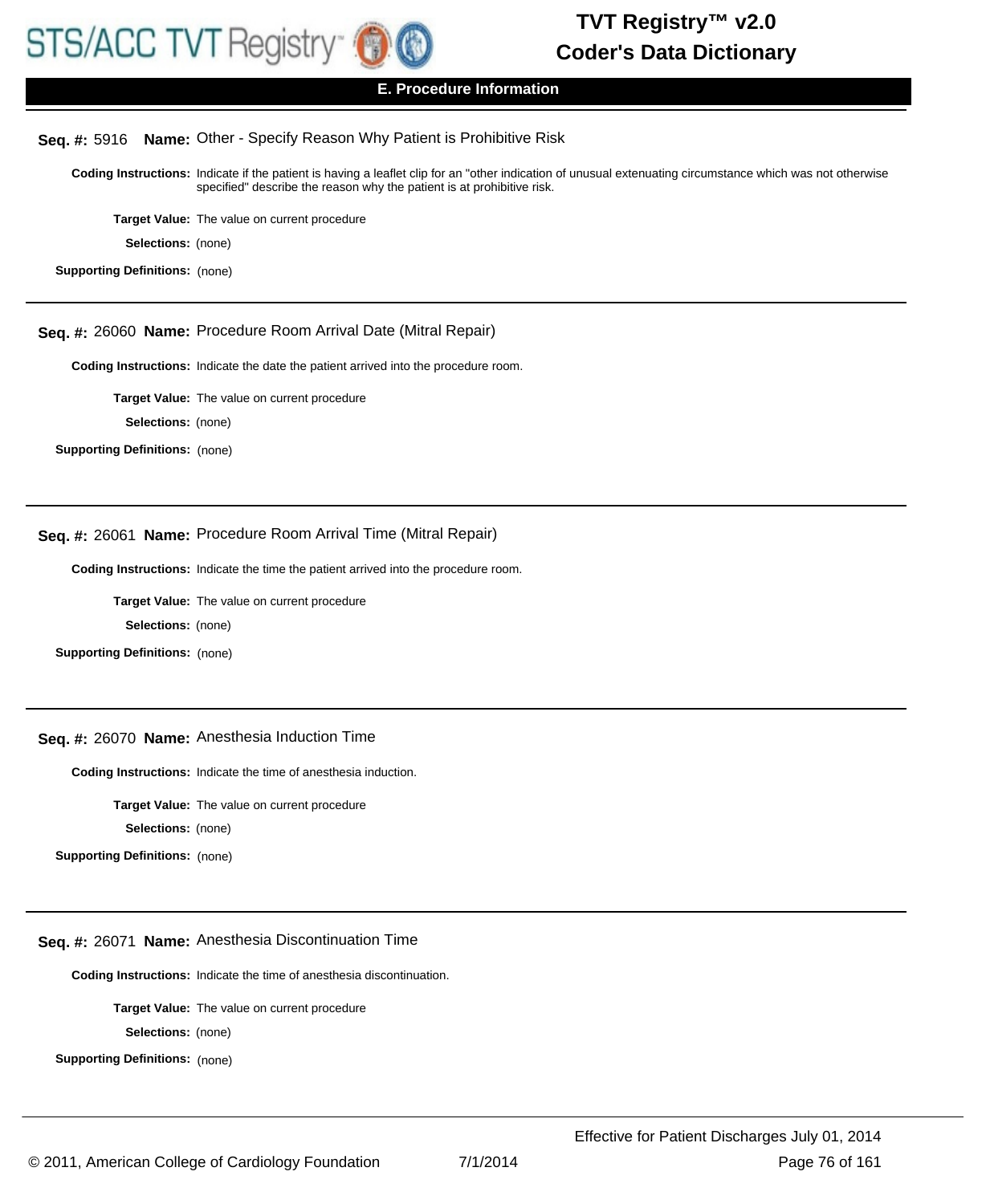## E. Procedure Information

**Seq. #:** 5916 **Name:** Other - Specify Reason Why Patient is Prohibitive Risk

**Coding Instructions:** Indicate if the patient is having a leaflet clip for an "other indication of unusual extenuating circumstance which was not otherwise specified" describe the reason why the patient is at prohibitive risk.

**Target Value:** The value on current procedure

**Selections:** (none)

**Supporting Definitions:** (none)

---

**Seq. #:** 26060 **Name:** Procedure Room Arrival Date (Mitral Repair)

**Coding Instructions:** Indicate the date the patient arrived into the procedure room.

**Target Value:** The value on current procedure

**Selections:** (none)

**Supporting Definitions:** (none)

---

**Seq. #:** 26061 **Name:** Procedure Room Arrival Time (Mitral Repair)

**Coding Instructions:** Indicate the time the patient arrived into the procedure room.

**Target Value:** The value on current procedure

**Selections:** (none)

**Supporting Definitions:** (none)

---

**Seq. #:** 26070 **Name:** Anesthesia Induction Time

**Coding Instructions:** Indicate the time of anesthesia induction.

**Target Value:** The value on current procedure

**Selections:** (none)

**Supporting Definitions:** (none)

---

**Seq. #:** 26071 **Name:** Anesthesia Discontinuation Time

**Coding Instructions:** Indicate the time of anesthesia discontinuation.

**Target Value:** The value on current procedure

**Selections:** (none)

**Supporting Definitions:** (none)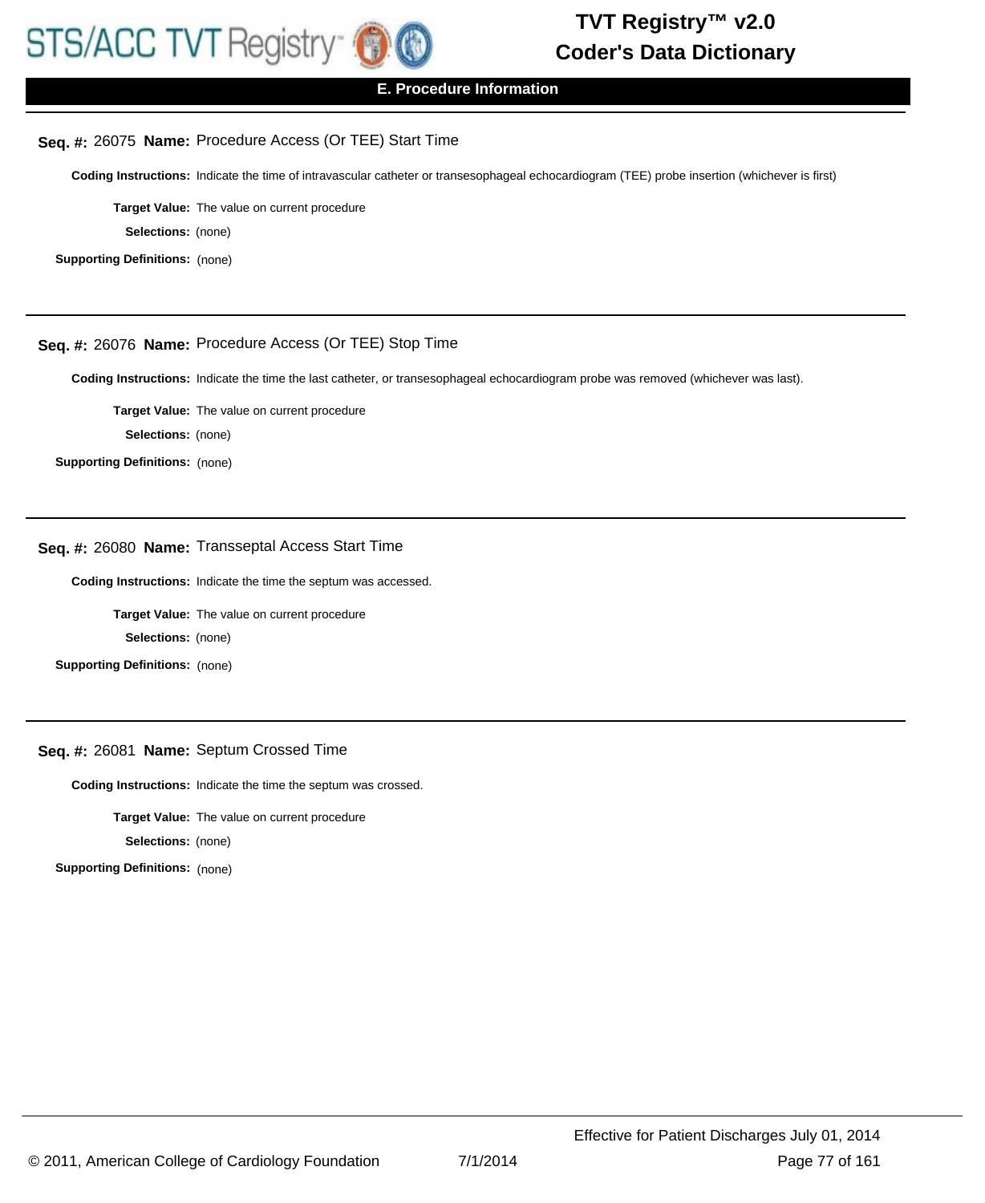## E. Procedure Information

**Seq. #:** 26075 **Name:** Procedure Access (Or TEE) Start Time

**Coding Instructions:** Indicate the time of intravascular catheter or transesophageal echocardiogram (TEE) probe insertion (whichever is first)

**Target Value:** The value on current procedure

**Selections:** (none)

**Supporting Definitions:** (none)

---

**Seq. #:** 26076 **Name:** Procedure Access (Or TEE) Stop Time

**Coding Instructions:** Indicate the time the last catheter, or transesophageal echocardiogram probe was removed (whichever was last).

**Target Value:** The value on current procedure

**Selections:** (none)

**Supporting Definitions:** (none)

---

**Seq. #:** 26080 **Name:** Transseptal Access Start Time

**Coding Instructions:** Indicate the time the septum was accessed.

**Target Value:** The value on current procedure

**Selections:** (none)

**Supporting Definitions:** (none)

---

**Seq. #:** 26081 **Name:** Septum Crossed Time

**Coding Instructions:** Indicate the time the septum was crossed.

**Target Value:** The value on current procedure

**Selections:** (none)

**Supporting Definitions:** (none)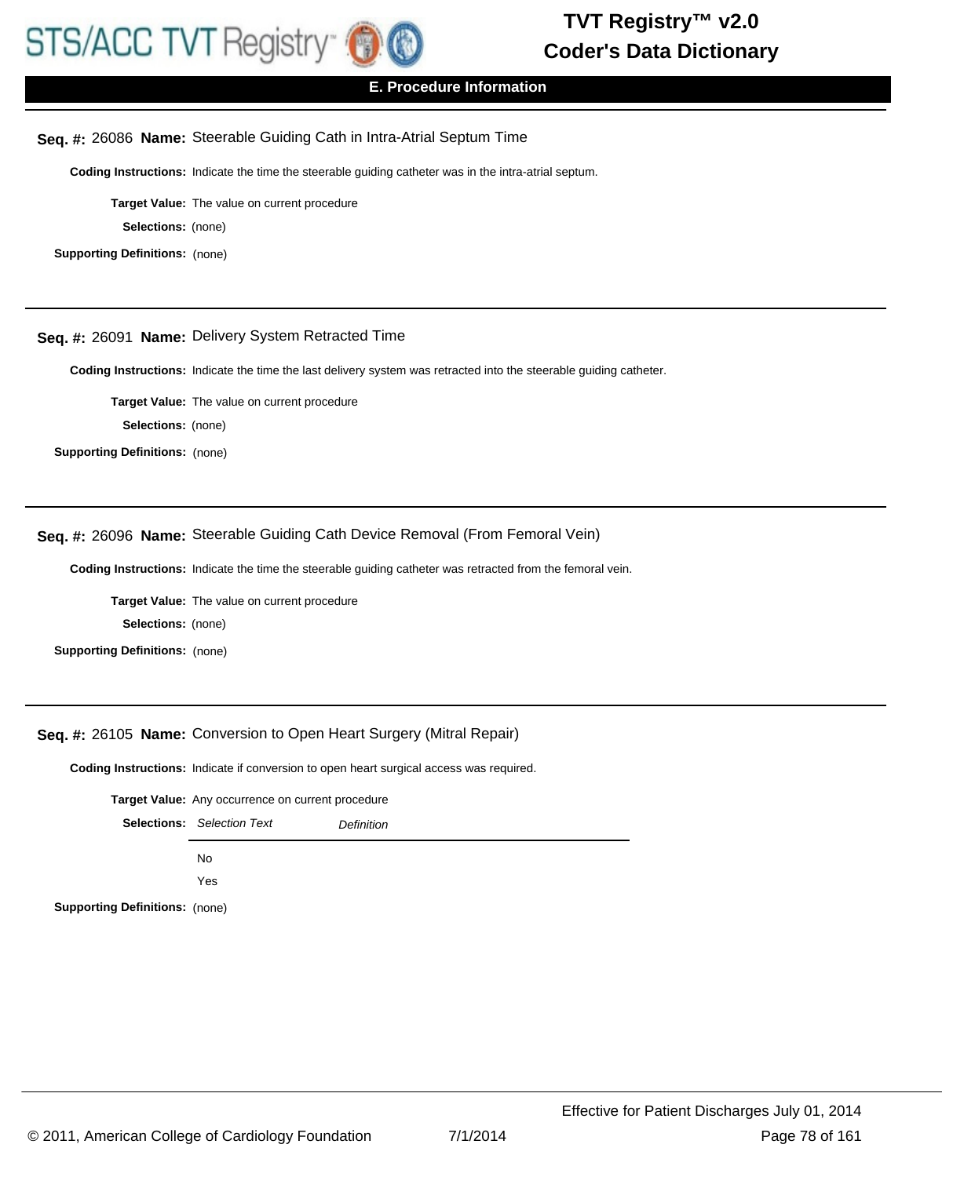## E. Procedure Information

---

**Seq. #:** 26086 **Name:** Steerable Guiding Cath in Intra-Atrial Septum Time

**Coding Instructions:** Indicate the time the steerable guiding catheter was in the intra-atrial septum.

**Target Value:** The value on current procedure

**Selections:** (none)

**Supporting Definitions:** (none)

---

**Seq. #:** 26091 **Name:** Delivery System Retracted Time

**Coding Instructions:** Indicate the time the last delivery system was retracted into the steerable guiding catheter.

**Target Value:** The value on current procedure

**Selections:** (none)

**Supporting Definitions:** (none)

---

**Seq. #:** 26096 **Name:** Steerable Guiding Cath Device Removal (From Femoral Vein)

**Coding Instructions:** Indicate the time the steerable guiding catheter was retracted from the femoral vein.

**Target Value:** The value on current procedure

**Selections:** (none)

**Supporting Definitions:** (none)

---

**Seq. #:** 26105 **Name:** Conversion to Open Heart Surgery (Mitral Repair)

**Coding Instructions:** Indicate if conversion to open heart surgical access was required.

**Target Value:** Any occurrence on current procedure

**Selections:**

| *Selection Text* | *Definition* |
|---|---|
| No | |
| Yes | |

**Supporting Definitions:** (none)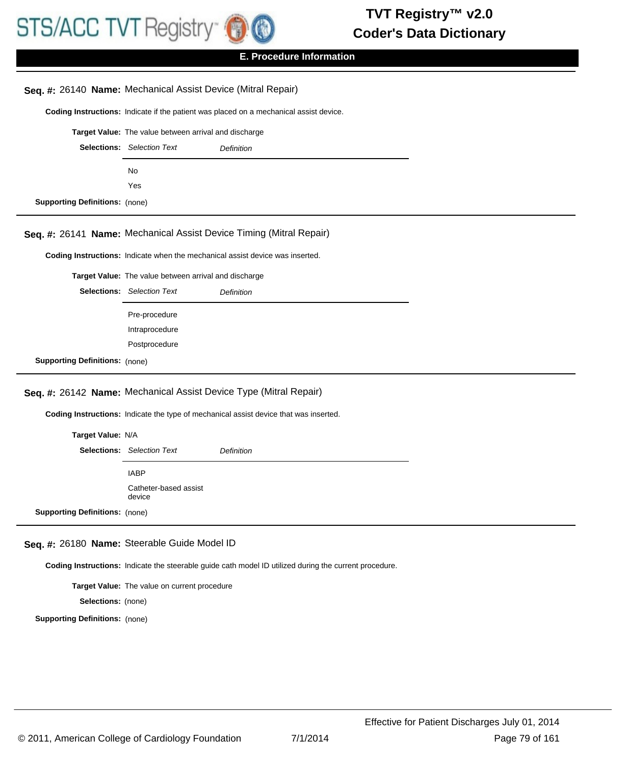## E. Procedure Information

**Seq. #:** 26140 **Name:** Mechanical Assist Device (Mitral Repair)

**Coding Instructions:** Indicate if the patient was placed on a mechanical assist device.

**Target Value:** The value between arrival and discharge

**Selections:**

| *Selection Text* | *Definition* |
|---|---|
| No | |
| Yes | |

**Supporting Definitions:** (none)

---

**Seq. #:** 26141 **Name:** Mechanical Assist Device Timing (Mitral Repair)

**Coding Instructions:** Indicate when the mechanical assist device was inserted.

**Target Value:** The value between arrival and discharge

**Selections:**

| *Selection Text* | *Definition* |
|---|---|
| Pre-procedure | |
| Intraprocedure | |
| Postprocedure | |

**Supporting Definitions:** (none)

---

**Seq. #:** 26142 **Name:** Mechanical Assist Device Type (Mitral Repair)

**Coding Instructions:** Indicate the type of mechanical assist device that was inserted.

**Target Value:** N/A

**Selections:**

| *Selection Text* | *Definition* |
|---|---|
| IABP | |
| Catheter-based assist device | |

**Supporting Definitions:** (none)

---

**Seq. #:** 26180 **Name:** Steerable Guide Model ID

**Coding Instructions:** Indicate the steerable guide cath model ID utilized during the current procedure.

**Target Value:** The value on current procedure

**Selections:** (none)

**Supporting Definitions:** (none)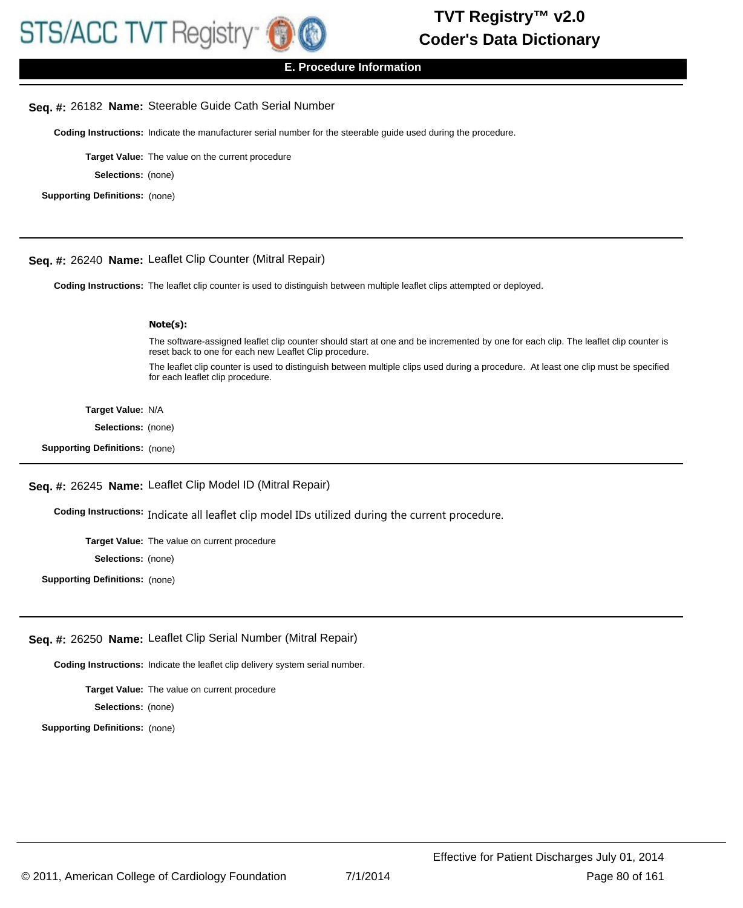## E. Procedure Information

**Seq. #:** 26182 **Name:** Steerable Guide Cath Serial Number

**Coding Instructions:** Indicate the manufacturer serial number for the steerable guide used during the procedure.

**Target Value:** The value on the current procedure

**Selections:** (none)

**Supporting Definitions:** (none)

---

**Seq. #:** 26240 **Name:** Leaflet Clip Counter (Mitral Repair)

**Coding Instructions:** The leaflet clip counter is used to distinguish between multiple leaflet clips attempted or deployed.

**Note(s):**

The software-assigned leaflet clip counter should start at one and be incremented by one for each clip. The leaflet clip counter is reset back to one for each new Leaflet Clip procedure.

The leaflet clip counter is used to distinguish between multiple clips used during a procedure. At least one clip must be specified for each leaflet clip procedure.

**Target Value:** N/A

**Selections:** (none)

**Supporting Definitions:** (none)

---

**Seq. #:** 26245 **Name:** Leaflet Clip Model ID (Mitral Repair)

**Coding Instructions:** Indicate all leaflet clip model IDs utilized during the current procedure.

**Target Value:** The value on current procedure

**Selections:** (none)

**Supporting Definitions:** (none)

---

**Seq. #:** 26250 **Name:** Leaflet Clip Serial Number (Mitral Repair)

**Coding Instructions:** Indicate the leaflet clip delivery system serial number.

**Target Value:** The value on current procedure

**Selections:** (none)

**Supporting Definitions:** (none)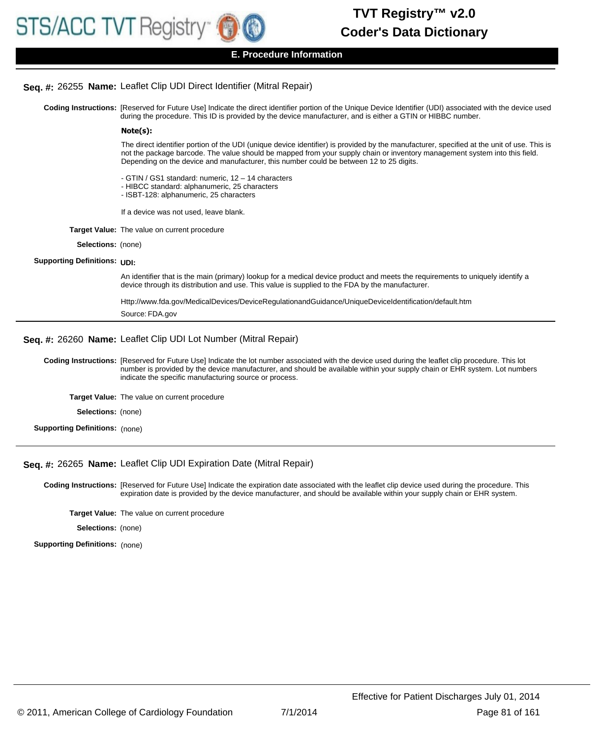## E. Procedure Information

**Seq. #:** 26255 **Name:** Leaflet Clip UDI Direct Identifier (Mitral Repair)

**Coding Instructions:** [Reserved for Future Use] Indicate the direct identifier portion of the Unique Device Identifier (UDI) associated with the device used during the procedure. This ID is provided by the device manufacturer, and is either a GTIN or HIBBC number.

**Note(s):**

The direct identifier portion of the UDI (unique device identifier) is provided by the manufacturer, specified at the unit of use. This is not the package barcode. The value should be mapped from your supply chain or inventory management system into this field. Depending on the device and manufacturer, this number could be between 12 to 25 digits.

- GTIN / GS1 standard: numeric, 12 – 14 characters
- HIBCC standard: alphanumeric, 25 characters
- ISBT-128: alphanumeric, 25 characters

If a device was not used, leave blank.

**Target Value:** The value on current procedure

**Selections:** (none)

**Supporting Definitions:** **UDI:**

An identifier that is the main (primary) lookup for a medical device product and meets the requirements to uniquely identify a device through its distribution and use. This value is supplied to the FDA by the manufacturer.

Http://www.fda.gov/MedicalDevices/DeviceRegulationandGuidance/UniqueDeviceIdentification/default.htm

Source: FDA.gov

---

**Seq. #:** 26260 **Name:** Leaflet Clip UDI Lot Number (Mitral Repair)

**Coding Instructions:** [Reserved for Future Use] Indicate the lot number associated with the device used during the leaflet clip procedure. This lot number is provided by the device manufacturer, and should be available within your supply chain or EHR system. Lot numbers indicate the specific manufacturing source or process.

**Target Value:** The value on current procedure

**Selections:** (none)

**Supporting Definitions:** (none)

---

**Seq. #:** 26265 **Name:** Leaflet Clip UDI Expiration Date (Mitral Repair)

**Coding Instructions:** [Reserved for Future Use] Indicate the expiration date associated with the leaflet clip device used during the procedure. This expiration date is provided by the device manufacturer, and should be available within your supply chain or EHR system.

**Target Value:** The value on current procedure

**Selections:** (none)

**Supporting Definitions:** (none)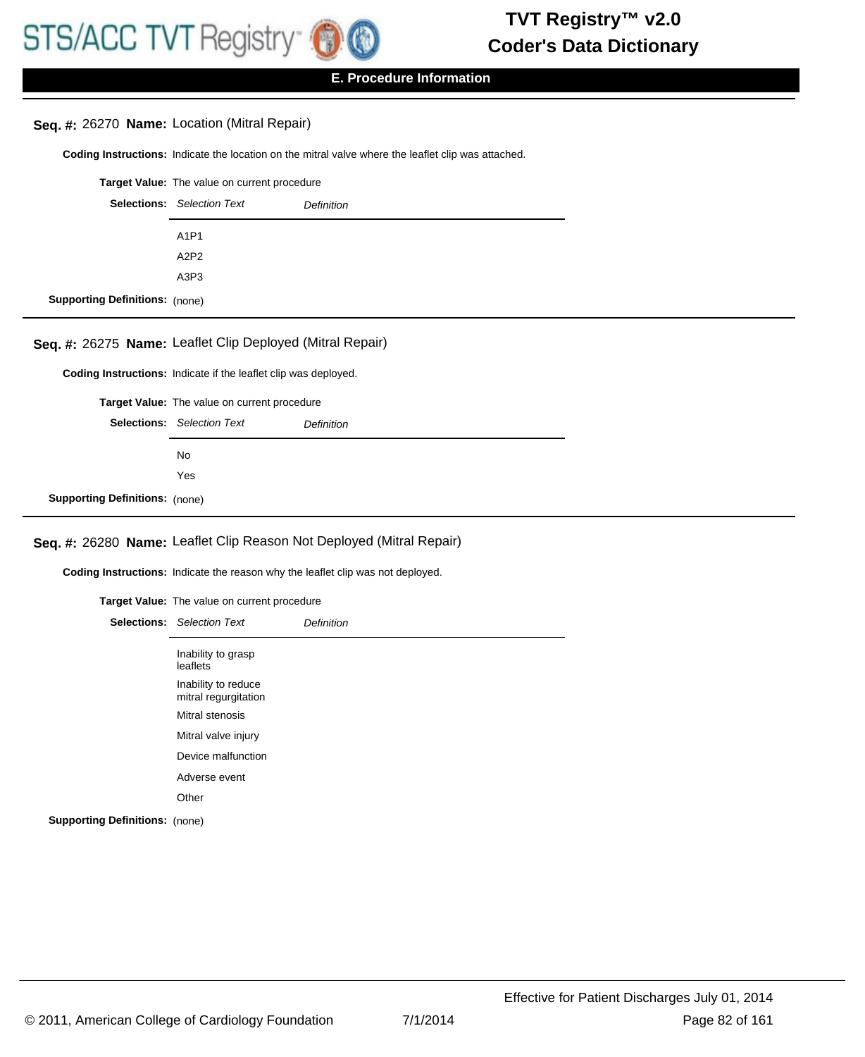## E. Procedure Information

**Seq. #:** 26270 **Name:** Location (Mitral Repair)

**Coding Instructions:** Indicate the location on the mitral valve where the leaflet clip was attached.

**Target Value:** The value on current procedure

**Selections:**

| *Selection Text* | *Definition* |
|---|---|
| A1P1 | |
| A2P2 | |
| A3P3 | |

**Supporting Definitions:** (none)

---

**Seq. #:** 26275 **Name:** Leaflet Clip Deployed (Mitral Repair)

**Coding Instructions:** Indicate if the leaflet clip was deployed.

**Target Value:** The value on current procedure

**Selections:**

| *Selection Text* | *Definition* |
|---|---|
| No | |
| Yes | |

**Supporting Definitions:** (none)

---

**Seq. #:** 26280 **Name:** Leaflet Clip Reason Not Deployed (Mitral Repair)

**Coding Instructions:** Indicate the reason why the leaflet clip was not deployed.

**Target Value:** The value on current procedure

**Selections:**

| *Selection Text* | *Definition* |
|---|---|
| Inability to grasp leaflets | |
| Inability to reduce mitral regurgitation | |
| Mitral stenosis | |
| Mitral valve injury | |
| Device malfunction | |
| Adverse event | |
| Other | |

**Supporting Definitions:** (none)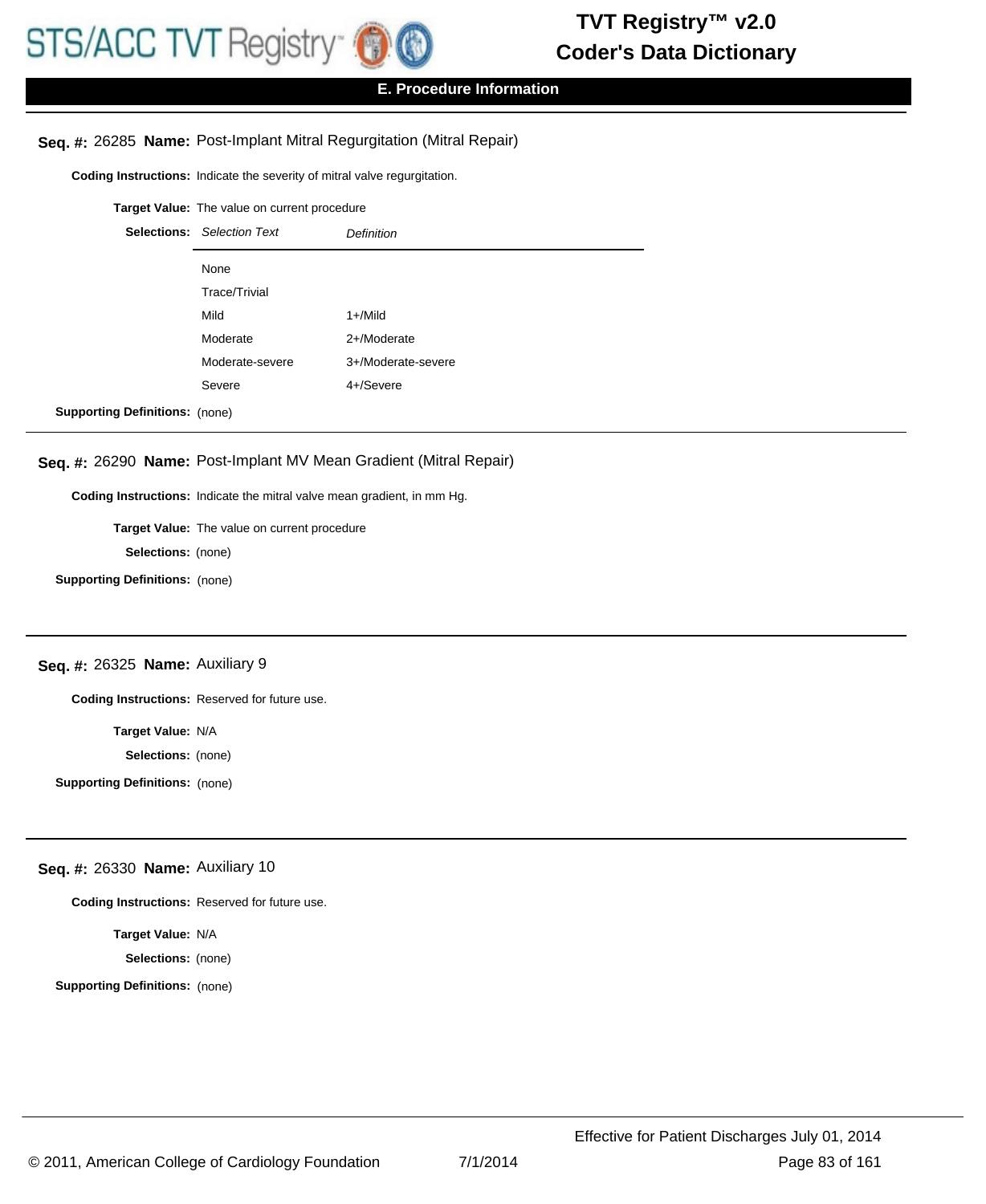## E. Procedure Information

**Seq. #:** 26285 **Name:** Post-Implant Mitral Regurgitation (Mitral Repair)

**Coding Instructions:** Indicate the severity of mitral valve regurgitation.

**Target Value:** The value on current procedure

**Selections:**

| *Selection Text* | *Definition* |
|---|---|
| None | |
| Trace/Trivial | |
| Mild | 1+/Mild |
| Moderate | 2+/Moderate |
| Moderate-severe | 3+/Moderate-severe |
| Severe | 4+/Severe |

**Supporting Definitions:** (none)

---

**Seq. #:** 26290 **Name:** Post-Implant MV Mean Gradient (Mitral Repair)

**Coding Instructions:** Indicate the mitral valve mean gradient, in mm Hg.

**Target Value:** The value on current procedure

**Selections:** (none)

**Supporting Definitions:** (none)

---

**Seq. #:** 26325 **Name:** Auxiliary 9

**Coding Instructions:** Reserved for future use.

**Target Value:** N/A

**Selections:** (none)

**Supporting Definitions:** (none)

---

**Seq. #:** 26330 **Name:** Auxiliary 10

**Coding Instructions:** Reserved for future use.

**Target Value:** N/A

**Selections:** (none)

**Supporting Definitions:** (none)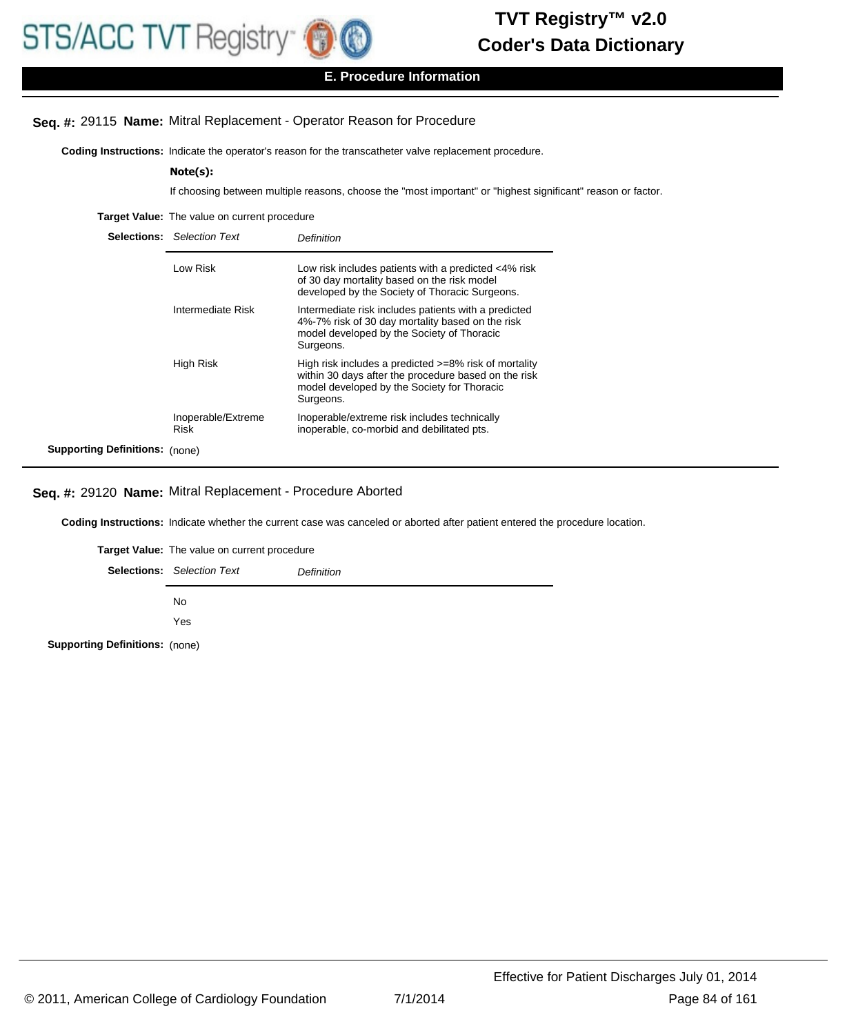## E. Procedure Information

**Seq. #:** 29115 **Name:** Mitral Replacement - Operator Reason for Procedure

**Coding Instructions:** Indicate the operator's reason for the transcatheter valve replacement procedure.

**Note(s):**

If choosing between multiple reasons, choose the "most important" or "highest significant" reason or factor.

**Target Value:** The value on current procedure

**Selections:**

| *Selection Text* | *Definition* |
|---|---|
| Low Risk | Low risk includes patients with a predicted <4% risk of 30 day mortality based on the risk model developed by the Society of Thoracic Surgeons. |
| Intermediate Risk | Intermediate risk includes patients with a predicted 4%-7% risk of 30 day mortality based on the risk model developed by the Society of Thoracic Surgeons. |
| High Risk | High risk includes a predicted >=8% risk of mortality within 30 days after the procedure based on the risk model developed by the Society for Thoracic Surgeons. |
| Inoperable/Extreme Risk | Inoperable/extreme risk includes technically inoperable, co-morbid and debilitated pts. |

**Supporting Definitions:** (none)

---

**Seq. #:** 29120 **Name:** Mitral Replacement - Procedure Aborted

**Coding Instructions:** Indicate whether the current case was canceled or aborted after patient entered the procedure location.

**Target Value:** The value on current procedure

**Selections:**

| *Selection Text* | *Definition* |
|---|---|
| No | |
| Yes | |

**Supporting Definitions:** (none)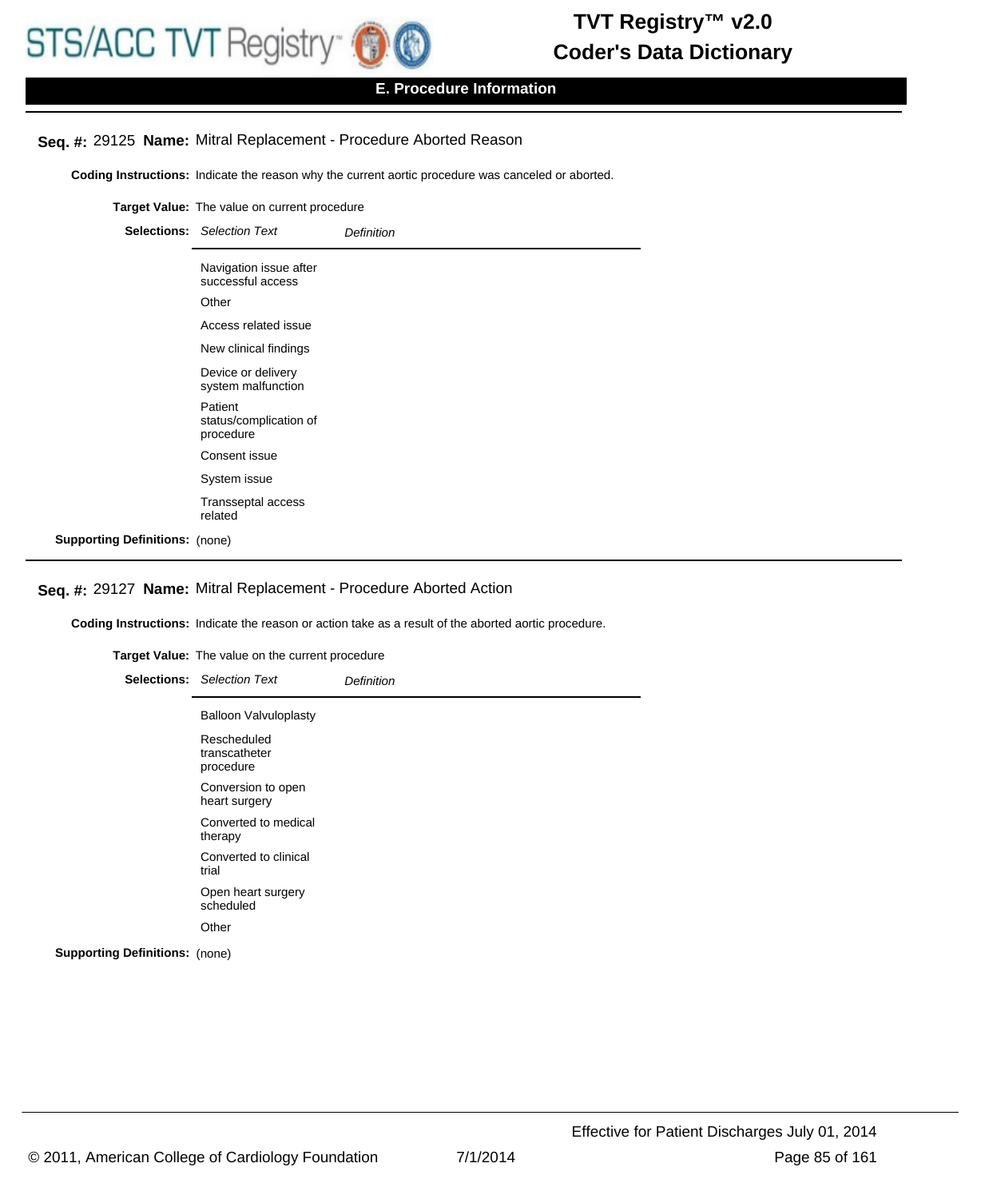## E. Procedure Information

**Seq. #:** 29125 **Name:** Mitral Replacement - Procedure Aborted Reason

**Coding Instructions:** Indicate the reason why the current aortic procedure was canceled or aborted.

**Target Value:** The value on current procedure

**Selections:**

| *Selection Text* | *Definition* |
|---|---|
| Navigation issue after successful access | |
| Other | |
| Access related issue | |
| New clinical findings | |
| Device or delivery system malfunction | |
| Patient status/complication of procedure | |
| Consent issue | |
| System issue | |
| Transseptal access related | |

**Supporting Definitions:** (none)

---

**Seq. #:** 29127 **Name:** Mitral Replacement - Procedure Aborted Action

**Coding Instructions:** Indicate the reason or action take as a result of the aborted aortic procedure.

**Target Value:** The value on the current procedure

**Selections:**

| *Selection Text* | *Definition* |
|---|---|
| Balloon Valvuloplasty | |
| Rescheduled transcatheter procedure | |
| Conversion to open heart surgery | |
| Converted to medical therapy | |
| Converted to clinical trial | |
| Open heart surgery scheduled | |
| Other | |

**Supporting Definitions:** (none)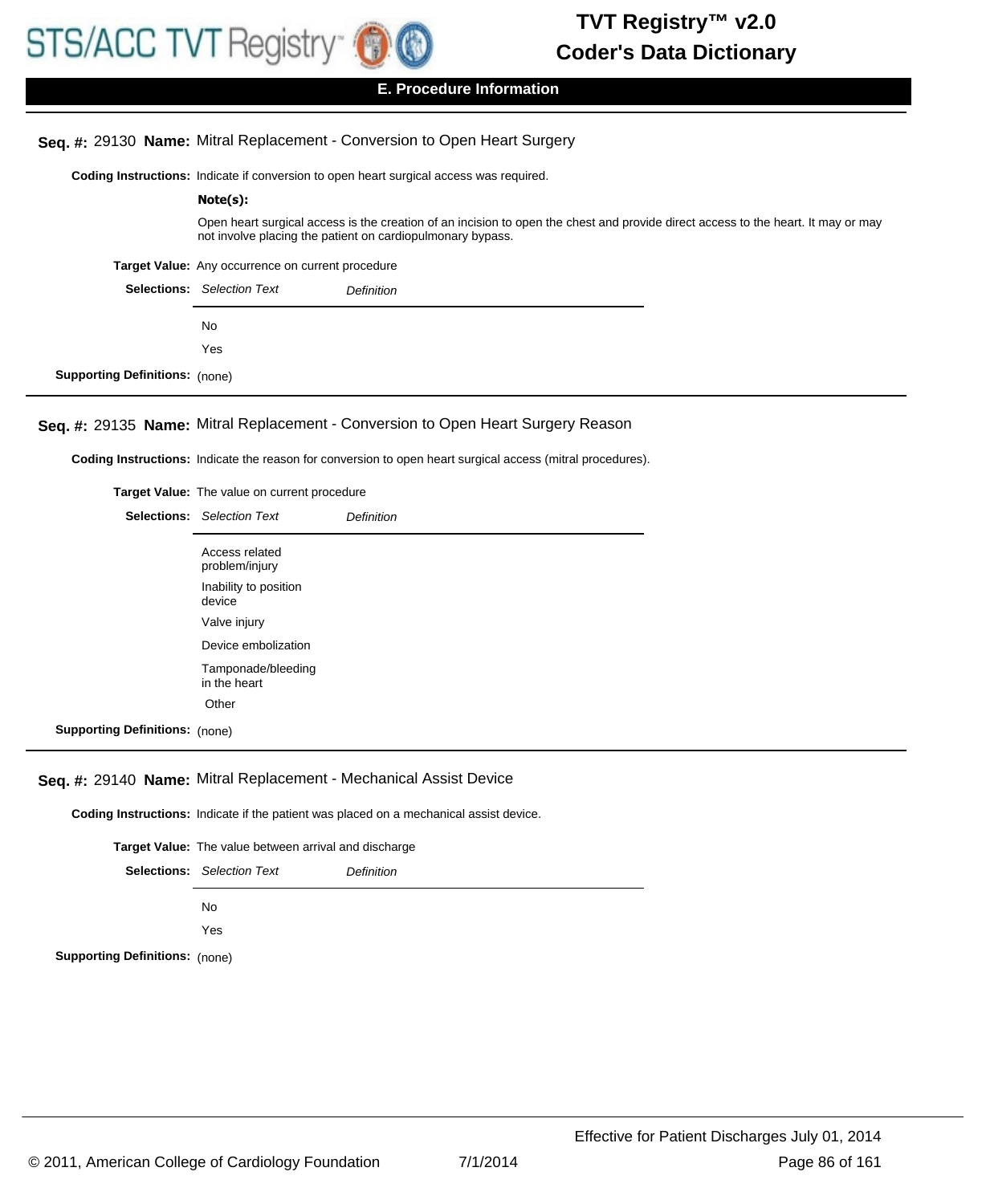## E. Procedure Information

**Seq. #:** 29130 **Name:** Mitral Replacement - Conversion to Open Heart Surgery

**Coding Instructions:** Indicate if conversion to open heart surgical access was required.

**Note(s):**

Open heart surgical access is the creation of an incision to open the chest and provide direct access to the heart. It may or may not involve placing the patient on cardiopulmonary bypass.

**Target Value:** Any occurrence on current procedure

**Selections:**

| *Selection Text* | *Definition* |
|---|---|
| No | |
| Yes | |

**Supporting Definitions:** (none)

---

**Seq. #:** 29135 **Name:** Mitral Replacement - Conversion to Open Heart Surgery Reason

**Coding Instructions:** Indicate the reason for conversion to open heart surgical access (mitral procedures).

**Target Value:** The value on current procedure

**Selections:**

| *Selection Text* | *Definition* |
|---|---|
| Access related problem/injury | |
| Inability to position device | |
| Valve injury | |
| Device embolization | |
| Tamponade/bleeding in the heart | |
| Other | |

**Supporting Definitions:** (none)

---

**Seq. #:** 29140 **Name:** Mitral Replacement - Mechanical Assist Device

**Coding Instructions:** Indicate if the patient was placed on a mechanical assist device.

**Target Value:** The value between arrival and discharge

**Selections:**

| *Selection Text* | *Definition* |
|---|---|
| No | |
| Yes | |

**Supporting Definitions:** (none)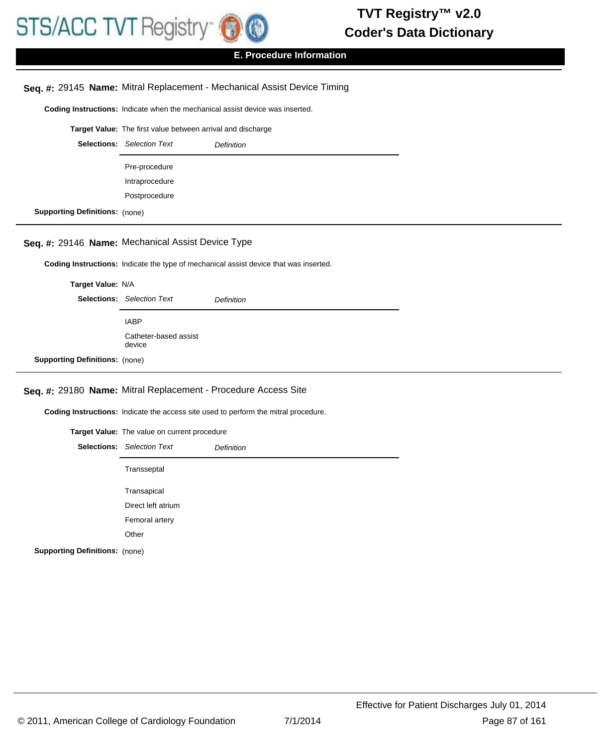## E. Procedure Information

**Seq. #:** 29145 **Name:** Mitral Replacement - Mechanical Assist Device Timing

**Coding Instructions:** Indicate when the mechanical assist device was inserted.

**Target Value:** The first value between arrival and discharge

**Selections:**

| *Selection Text* | *Definition* |
|---|---|
| Pre-procedure | |
| Intraprocedure | |
| Postprocedure | |

**Supporting Definitions:** (none)

---

**Seq. #:** 29146 **Name:** Mechanical Assist Device Type

**Coding Instructions:** Indicate the type of mechanical assist device that was inserted.

**Target Value:** N/A

**Selections:**

| *Selection Text* | *Definition* |
|---|---|
| IABP | |
| Catheter-based assist device | |

**Supporting Definitions:** (none)

---

**Seq. #:** 29180 **Name:** Mitral Replacement - Procedure Access Site

**Coding Instructions:** Indicate the access site used to perform the mitral procedure.

**Target Value:** The value on current procedure

**Selections:**

| *Selection Text* | *Definition* |
|---|---|
| Transseptal | |
| Transapical | |
| Direct left atrium | |
| Femoral artery | |
| Other | |

**Supporting Definitions:** (none)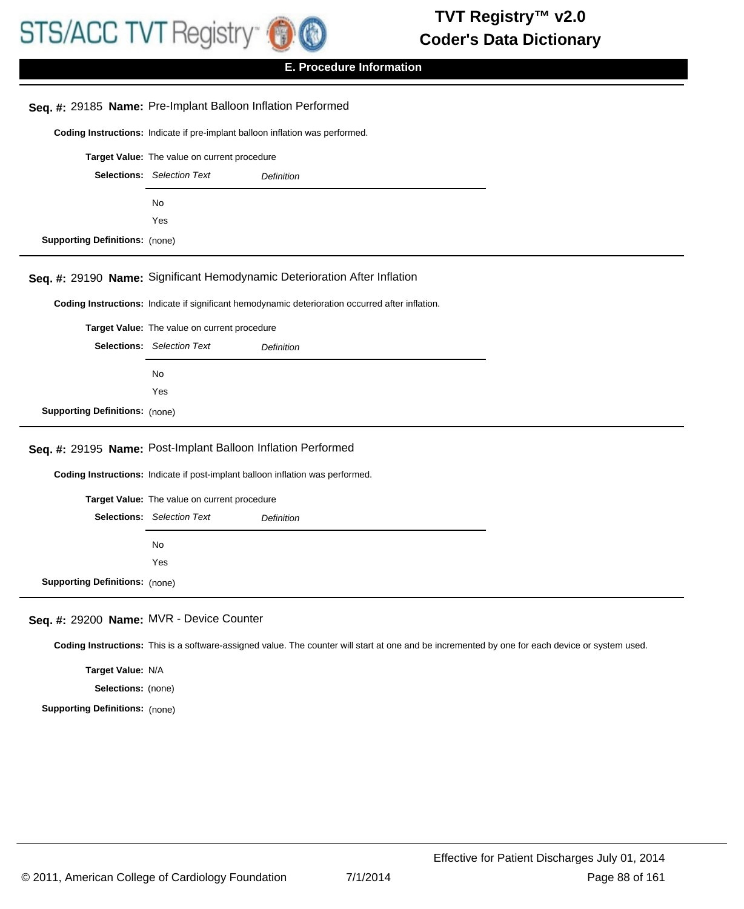## E. Procedure Information

**Seq. #:** 29185 **Name:** Pre-Implant Balloon Inflation Performed

**Coding Instructions:** Indicate if pre-implant balloon inflation was performed.

**Target Value:** The value on current procedure

**Selections:**

| *Selection Text* | *Definition* |
|---|---|
| No | |
| Yes | |

**Supporting Definitions:** (none)

---

**Seq. #:** 29190 **Name:** Significant Hemodynamic Deterioration After Inflation

**Coding Instructions:** Indicate if significant hemodynamic deterioration occurred after inflation.

**Target Value:** The value on current procedure

**Selections:**

| *Selection Text* | *Definition* |
|---|---|
| No | |
| Yes | |

**Supporting Definitions:** (none)

---

**Seq. #:** 29195 **Name:** Post-Implant Balloon Inflation Performed

**Coding Instructions:** Indicate if post-implant balloon inflation was performed.

**Target Value:** The value on current procedure

**Selections:**

| *Selection Text* | *Definition* |
|---|---|
| No | |
| Yes | |

**Supporting Definitions:** (none)

---

**Seq. #:** 29200 **Name:** MVR - Device Counter

**Coding Instructions:** This is a software-assigned value. The counter will start at one and be incremented by one for each device or system used.

**Target Value:** N/A

**Selections:** (none)

**Supporting Definitions:** (none)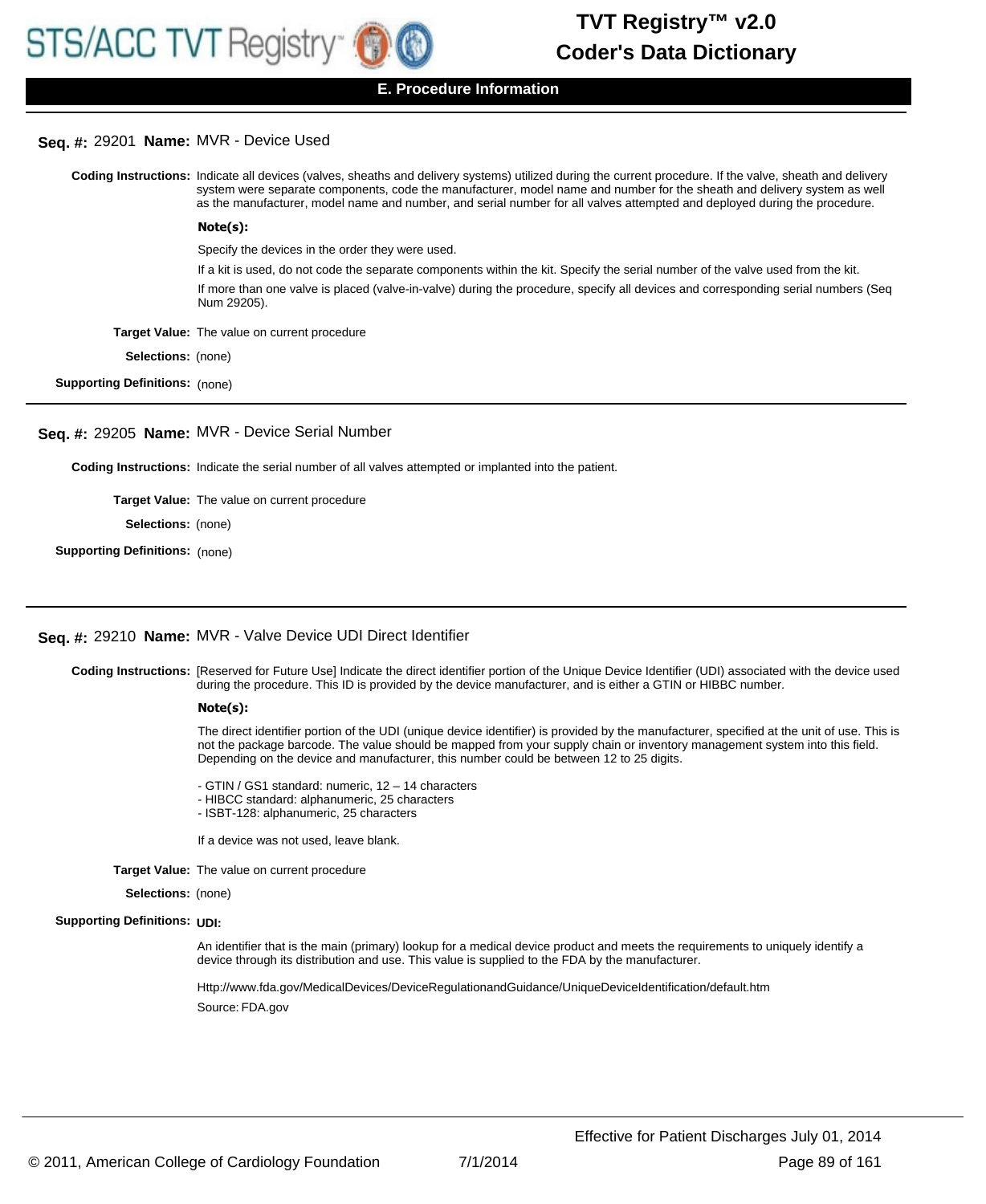## E. Procedure Information

**Seq. #:** 29201 **Name:** MVR - Device Used

**Coding Instructions:** Indicate all devices (valves, sheaths and delivery systems) utilized during the current procedure. If the valve, sheath and delivery system were separate components, code the manufacturer, model name and number for the sheath and delivery system as well as the manufacturer, model name and number, and serial number for all valves attempted and deployed during the procedure.

**Note(s):**

Specify the devices in the order they were used.

If a kit is used, do not code the separate components within the kit. Specify the serial number of the valve used from the kit.

If more than one valve is placed (valve-in-valve) during the procedure, specify all devices and corresponding serial numbers (Seq Num 29205).

**Target Value:** The value on current procedure

**Selections:** (none)

**Supporting Definitions:** (none)

---

**Seq. #:** 29205 **Name:** MVR - Device Serial Number

**Coding Instructions:** Indicate the serial number of all valves attempted or implanted into the patient.

**Target Value:** The value on current procedure

**Selections:** (none)

**Supporting Definitions:** (none)

---

**Seq. #:** 29210 **Name:** MVR - Valve Device UDI Direct Identifier

**Coding Instructions:** [Reserved for Future Use] Indicate the direct identifier portion of the Unique Device Identifier (UDI) associated with the device used during the procedure. This ID is provided by the device manufacturer, and is either a GTIN or HIBBC number.

**Note(s):**

The direct identifier portion of the UDI (unique device identifier) is provided by the manufacturer, specified at the unit of use. This is not the package barcode. The value should be mapped from your supply chain or inventory management system into this field. Depending on the device and manufacturer, this number could be between 12 to 25 digits.

- GTIN / GS1 standard: numeric, 12 – 14 characters
- HIBCC standard: alphanumeric, 25 characters
- ISBT-128: alphanumeric, 25 characters

If a device was not used, leave blank.

**Target Value:** The value on current procedure

**Selections:** (none)

**Supporting Definitions:** **UDI:**

An identifier that is the main (primary) lookup for a medical device product and meets the requirements to uniquely identify a device through its distribution and use. This value is supplied to the FDA by the manufacturer.

Http://www.fda.gov/MedicalDevices/DeviceRegulationandGuidance/UniqueDeviceIdentification/default.htm

Source: FDA.gov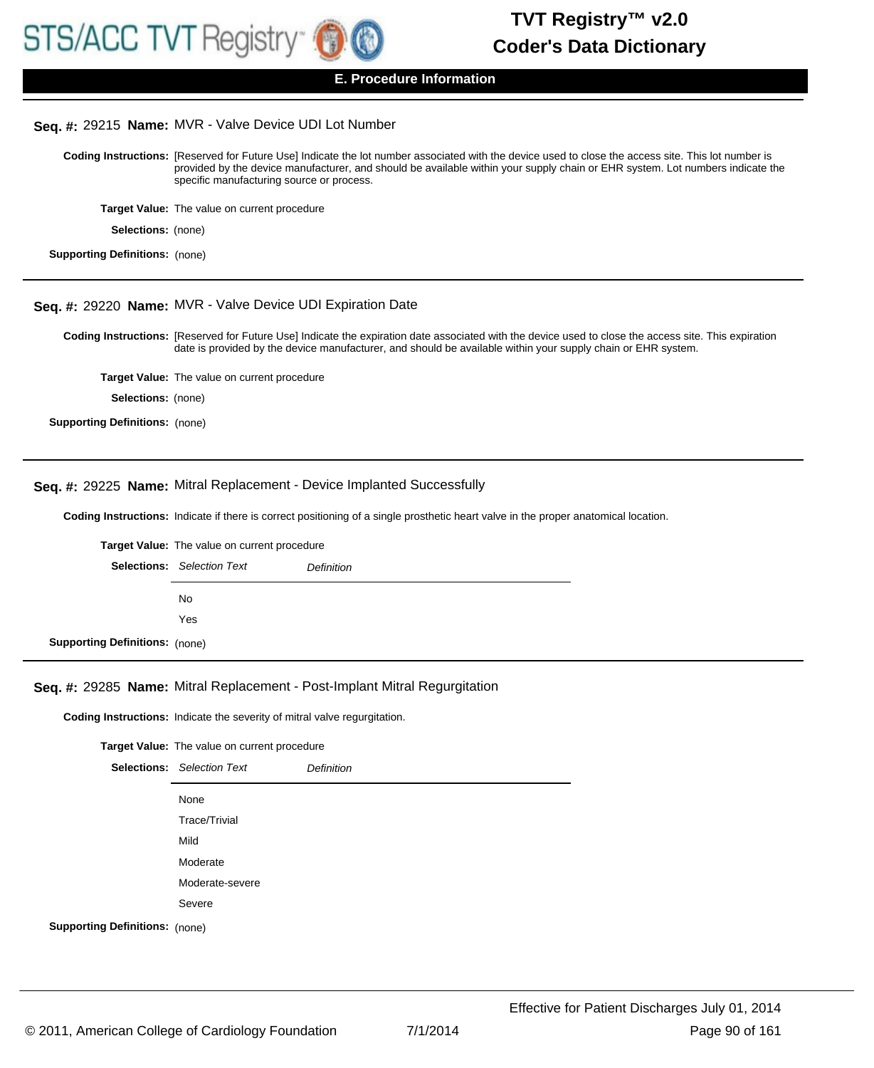## E. Procedure Information

---

**Seq. #:** 29215 **Name:** MVR - Valve Device UDI Lot Number

**Coding Instructions:** [Reserved for Future Use] Indicate the lot number associated with the device used to close the access site. This lot number is provided by the device manufacturer, and should be available within your supply chain or EHR system. Lot numbers indicate the specific manufacturing source or process.

**Target Value:** The value on current procedure

**Selections:** (none)

**Supporting Definitions:** (none)

---

**Seq. #:** 29220 **Name:** MVR - Valve Device UDI Expiration Date

**Coding Instructions:** [Reserved for Future Use] Indicate the expiration date associated with the device used to close the access site. This expiration date is provided by the device manufacturer, and should be available within your supply chain or EHR system.

**Target Value:** The value on current procedure

**Selections:** (none)

**Supporting Definitions:** (none)

---

**Seq. #:** 29225 **Name:** Mitral Replacement - Device Implanted Successfully

**Coding Instructions:** Indicate if there is correct positioning of a single prosthetic heart valve in the proper anatomical location.

**Target Value:** The value on current procedure

**Selections:**

| *Selection Text* | *Definition* |
|---|---|
| No | |
| Yes | |

**Supporting Definitions:** (none)

---

**Seq. #:** 29285 **Name:** Mitral Replacement - Post-Implant Mitral Regurgitation

**Coding Instructions:** Indicate the severity of mitral valve regurgitation.

**Target Value:** The value on current procedure

**Selections:**

| *Selection Text* | *Definition* |
|---|---|
| None | |
| Trace/Trivial | |
| Mild | |
| Moderate | |
| Moderate-severe | |
| Severe | |

**Supporting Definitions:** (none)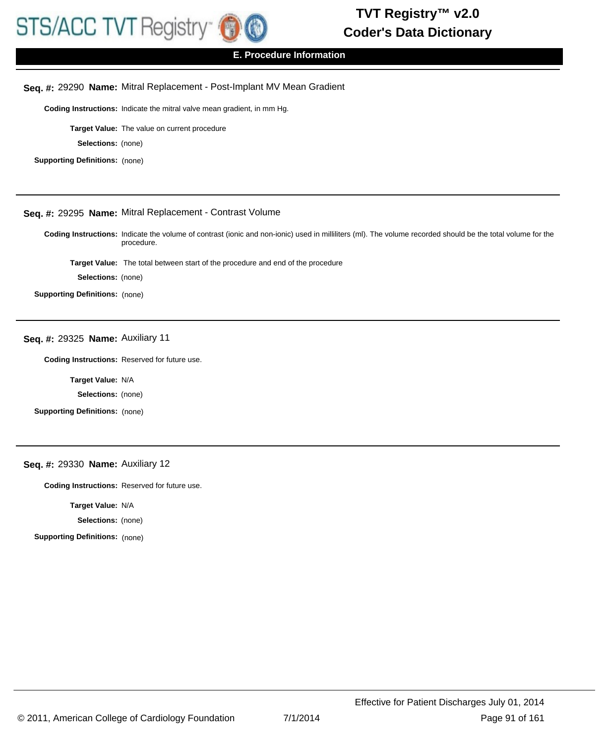## E. Procedure Information

---

**Seq. #:** 29290 **Name:** Mitral Replacement - Post-Implant MV Mean Gradient

**Coding Instructions:** Indicate the mitral valve mean gradient, in mm Hg.

**Target Value:** The value on current procedure

**Selections:** (none)

**Supporting Definitions:** (none)

---

**Seq. #:** 29295 **Name:** Mitral Replacement - Contrast Volume

**Coding Instructions:** Indicate the volume of contrast (ionic and non-ionic) used in milliliters (ml). The volume recorded should be the total volume for the procedure.

**Target Value:** The total between start of the procedure and end of the procedure

**Selections:** (none)

**Supporting Definitions:** (none)

---

**Seq. #:** 29325 **Name:** Auxiliary 11

**Coding Instructions:** Reserved for future use.

**Target Value:** N/A

**Selections:** (none)

**Supporting Definitions:** (none)

---

**Seq. #:** 29330 **Name:** Auxiliary 12

**Coding Instructions:** Reserved for future use.

**Target Value:** N/A

**Selections:** (none)

**Supporting Definitions:** (none)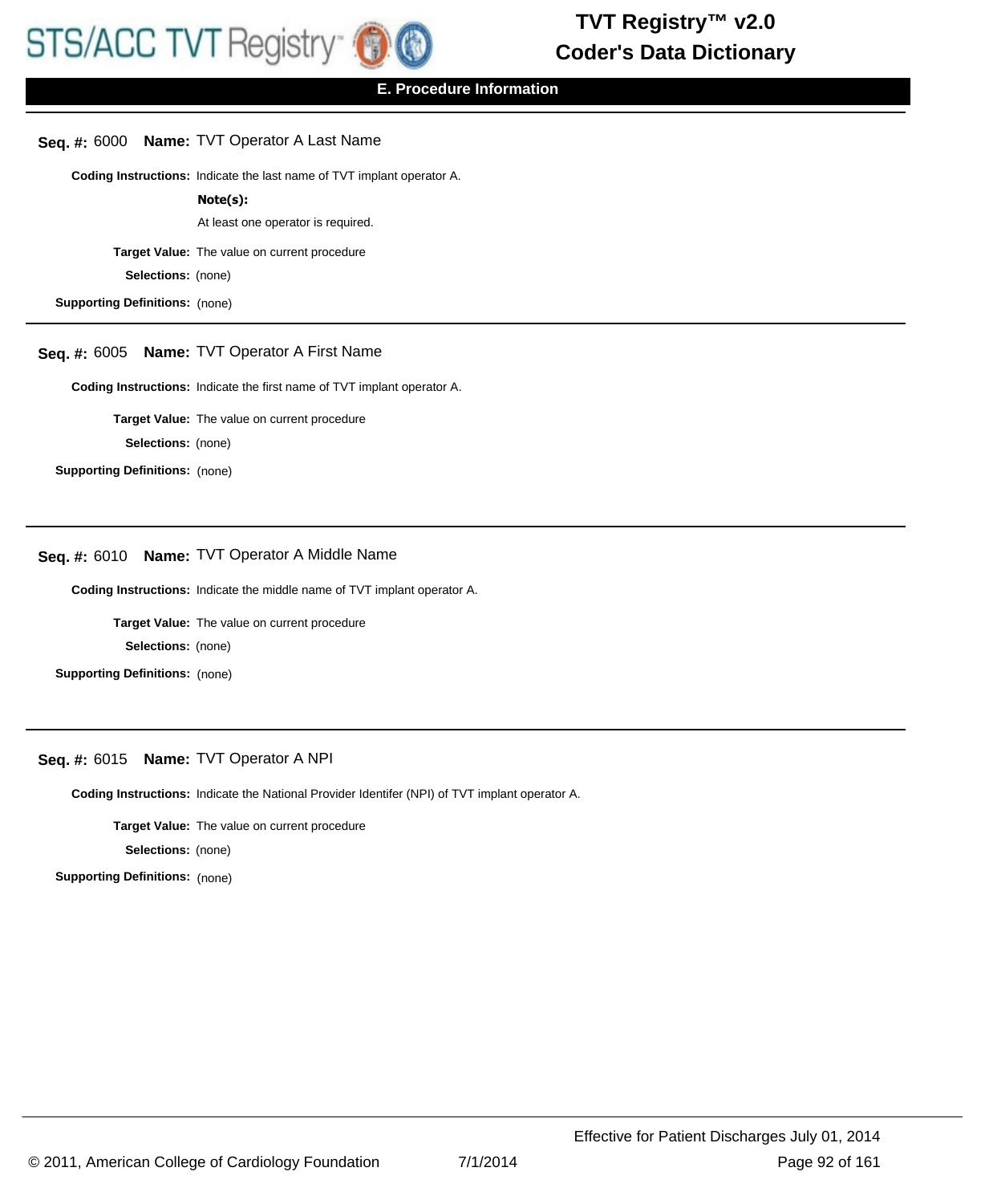## E. Procedure Information

**Seq. #:** 6000 **Name:** TVT Operator A Last Name

**Coding Instructions:** Indicate the last name of TVT implant operator A.

**Note(s):**

At least one operator is required.

**Target Value:** The value on current procedure

**Selections:** (none)

**Supporting Definitions:** (none)

---

**Seq. #:** 6005 **Name:** TVT Operator A First Name

**Coding Instructions:** Indicate the first name of TVT implant operator A.

**Target Value:** The value on current procedure

**Selections:** (none)

**Supporting Definitions:** (none)

---

**Seq. #:** 6010 **Name:** TVT Operator A Middle Name

**Coding Instructions:** Indicate the middle name of TVT implant operator A.

**Target Value:** The value on current procedure

**Selections:** (none)

**Supporting Definitions:** (none)

---

**Seq. #:** 6015 **Name:** TVT Operator A NPI

**Coding Instructions:** Indicate the National Provider Identifer (NPI) of TVT implant operator A.

**Target Value:** The value on current procedure

**Selections:** (none)

**Supporting Definitions:** (none)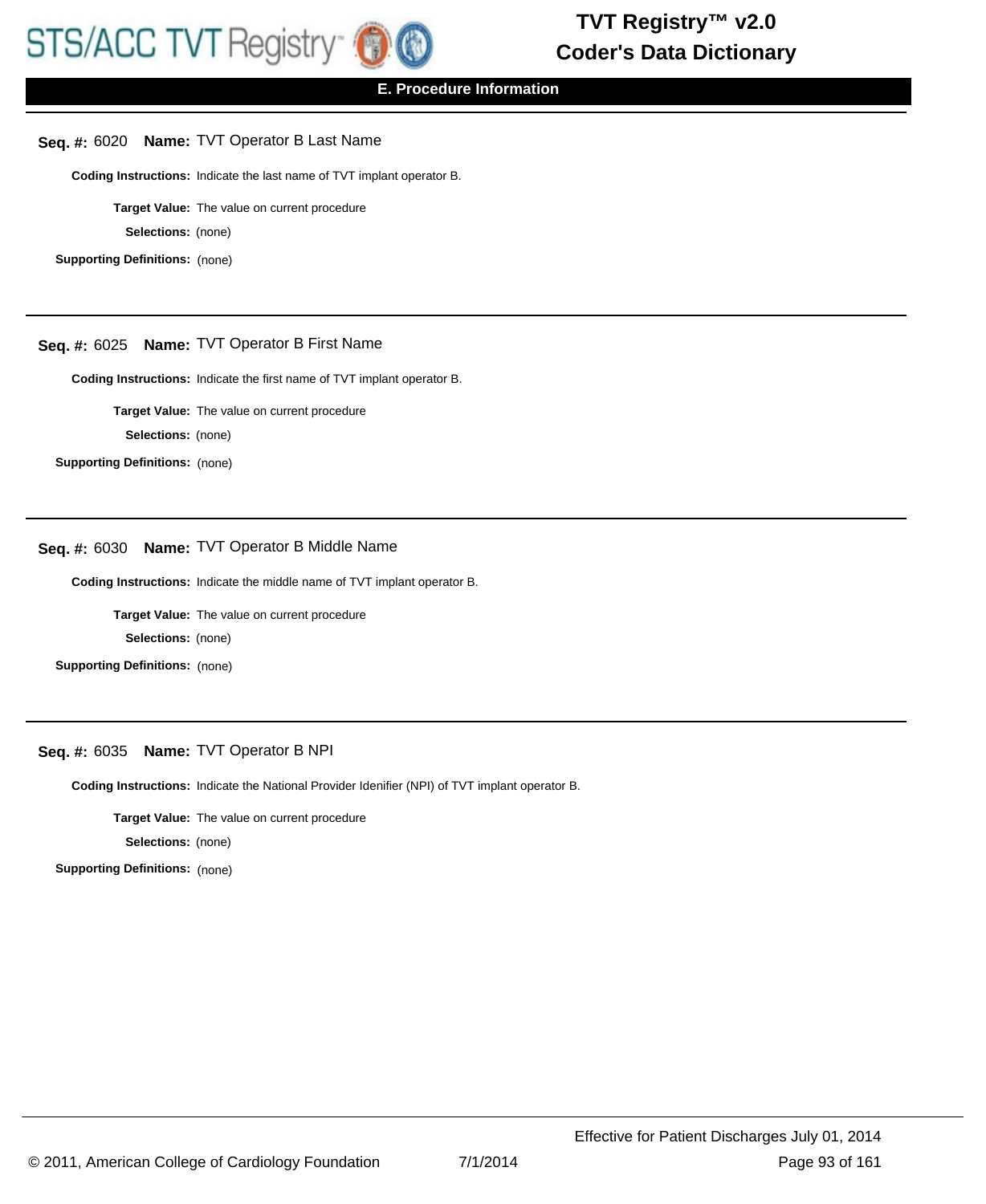## E. Procedure Information

**Seq. #:** 6020 **Name:** TVT Operator B Last Name

**Coding Instructions:** Indicate the last name of TVT implant operator B.

**Target Value:** The value on current procedure

**Selections:** (none)

**Supporting Definitions:** (none)

---

**Seq. #:** 6025 **Name:** TVT Operator B First Name

**Coding Instructions:** Indicate the first name of TVT implant operator B.

**Target Value:** The value on current procedure

**Selections:** (none)

**Supporting Definitions:** (none)

---

**Seq. #:** 6030 **Name:** TVT Operator B Middle Name

**Coding Instructions:** Indicate the middle name of TVT implant operator B.

**Target Value:** The value on current procedure

**Selections:** (none)

**Supporting Definitions:** (none)

---

**Seq. #:** 6035 **Name:** TVT Operator B NPI

**Coding Instructions:** Indicate the National Provider Idenifier (NPI) of TVT implant operator B.

**Target Value:** The value on current procedure

**Selections:** (none)

**Supporting Definitions:** (none)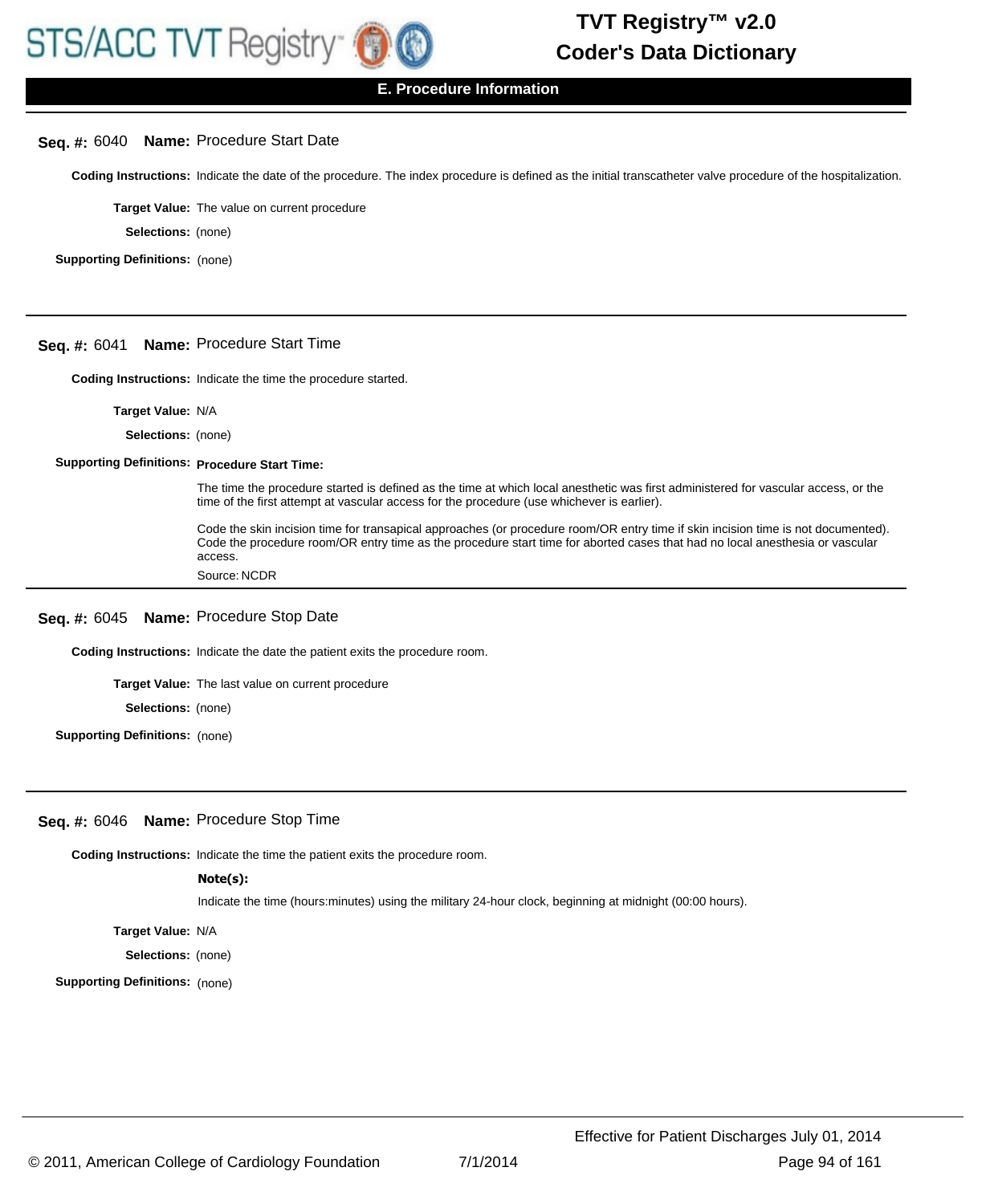## E. Procedure Information

**Seq. #:** 6040 **Name:** Procedure Start Date

**Coding Instructions:** Indicate the date of the procedure. The index procedure is defined as the initial transcatheter valve procedure of the hospitalization.

**Target Value:** The value on current procedure

**Selections:** (none)

**Supporting Definitions:** (none)

---

**Seq. #:** 6041 **Name:** Procedure Start Time

**Coding Instructions:** Indicate the time the procedure started.

**Target Value:** N/A

**Selections:** (none)

**Supporting Definitions:** **Procedure Start Time:**

The time the procedure started is defined as the time at which local anesthetic was first administered for vascular access, or the time of the first attempt at vascular access for the procedure (use whichever is earlier).

Code the skin incision time for transapical approaches (or procedure room/OR entry time if skin incision time is not documented). Code the procedure room/OR entry time as the procedure start time for aborted cases that had no local anesthesia or vascular access.

Source: NCDR

---

**Seq. #:** 6045 **Name:** Procedure Stop Date

**Coding Instructions:** Indicate the date the patient exits the procedure room.

**Target Value:** The last value on current procedure

**Selections:** (none)

**Supporting Definitions:** (none)

---

**Seq. #:** 6046 **Name:** Procedure Stop Time

**Coding Instructions:** Indicate the time the patient exits the procedure room.

**Note(s):**

Indicate the time (hours:minutes) using the military 24-hour clock, beginning at midnight (00:00 hours).

**Target Value:** N/A

**Selections:** (none)

**Supporting Definitions:** (none)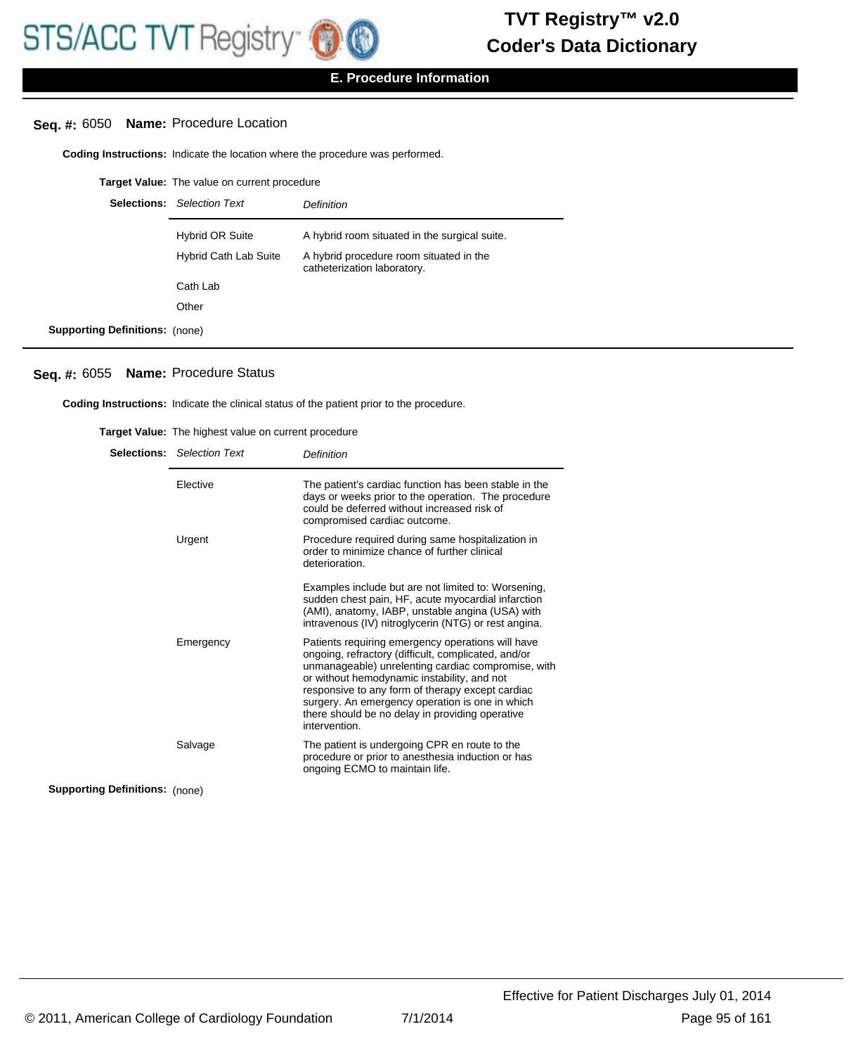## E. Procedure Information

**Seq. #:** 6050 **Name:** Procedure Location

**Coding Instructions:** Indicate the location where the procedure was performed.

**Target Value:** The value on current procedure

**Selections:**

| *Selection Text* | *Definition* |
|---|---|
| Hybrid OR Suite | A hybrid room situated in the surgical suite. |
| Hybrid Cath Lab Suite | A hybrid procedure room situated in the catheterization laboratory. |
| Cath Lab | |
| Other | |

**Supporting Definitions:** (none)

---

**Seq. #:** 6055 **Name:** Procedure Status

**Coding Instructions:** Indicate the clinical status of the patient prior to the procedure.

**Target Value:** The highest value on current procedure

**Selections:**

| *Selection Text* | *Definition* |
|---|---|
| Elective | The patient's cardiac function has been stable in the days or weeks prior to the operation. The procedure could be deferred without increased risk of compromised cardiac outcome. |
| Urgent | Procedure required during same hospitalization in order to minimize chance of further clinical deterioration.<br><br>Examples include but are not limited to: Worsening, sudden chest pain, HF, acute myocardial infarction (AMI), anatomy, IABP, unstable angina (USA) with intravenous (IV) nitroglycerin (NTG) or rest angina. |
| Emergency | Patients requiring emergency operations will have ongoing, refractory (difficult, complicated, and/or unmanageable) unrelenting cardiac compromise, with or without hemodynamic instability, and not responsive to any form of therapy except cardiac surgery. An emergency operation is one in which there should be no delay in providing operative intervention. |
| Salvage | The patient is undergoing CPR en route to the procedure or prior to anesthesia induction or has ongoing ECMO to maintain life. |

**Supporting Definitions:** (none)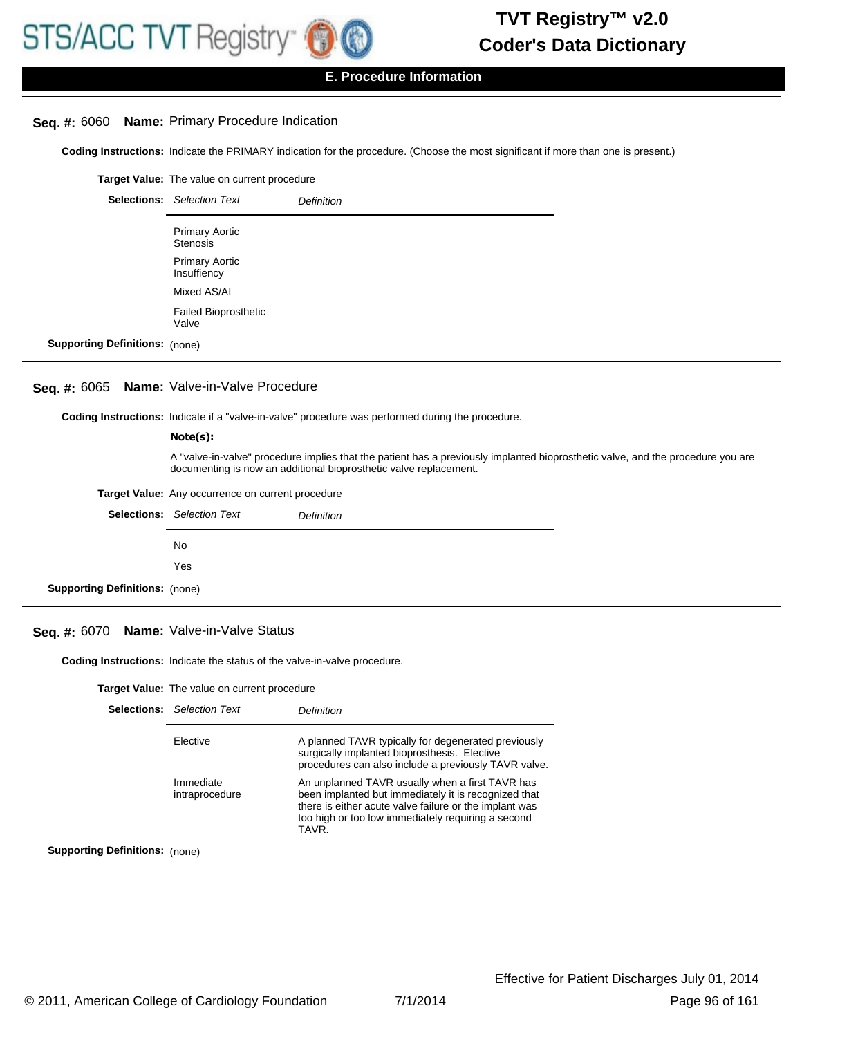## E. Procedure Information

**Seq. #:** 6060 **Name:** Primary Procedure Indication

**Coding Instructions:** Indicate the PRIMARY indication for the procedure. (Choose the most significant if more than one is present.)

**Target Value:** The value on current procedure

**Selections:**

| *Selection Text* | *Definition* |
|---|---|
| Primary Aortic Stenosis | |
| Primary Aortic Insuffiency | |
| Mixed AS/AI | |
| Failed Bioprosthetic Valve | |

**Supporting Definitions:** (none)

---

**Seq. #:** 6065 **Name:** Valve-in-Valve Procedure

**Coding Instructions:** Indicate if a "valve-in-valve" procedure was performed during the procedure.

**Note(s):**

A "valve-in-valve" procedure implies that the patient has a previously implanted bioprosthetic valve, and the procedure you are documenting is now an additional bioprosthetic valve replacement.

**Target Value:** Any occurrence on current procedure

**Selections:**

| *Selection Text* | *Definition* |
|---|---|
| No | |
| Yes | |

**Supporting Definitions:** (none)

---

**Seq. #:** 6070 **Name:** Valve-in-Valve Status

**Coding Instructions:** Indicate the status of the valve-in-valve procedure.

**Target Value:** The value on current procedure

**Selections:**

| *Selection Text* | *Definition* |
|---|---|
| Elective | A planned TAVR typically for degenerated previously surgically implanted bioprosthesis. Elective procedures can also include a previously TAVR valve. |
| Immediate intraprocedure | An unplanned TAVR usually when a first TAVR has been implanted but immediately it is recognized that there is either acute valve failure or the implant was too high or too low immediately requiring a second TAVR. |

**Supporting Definitions:** (none)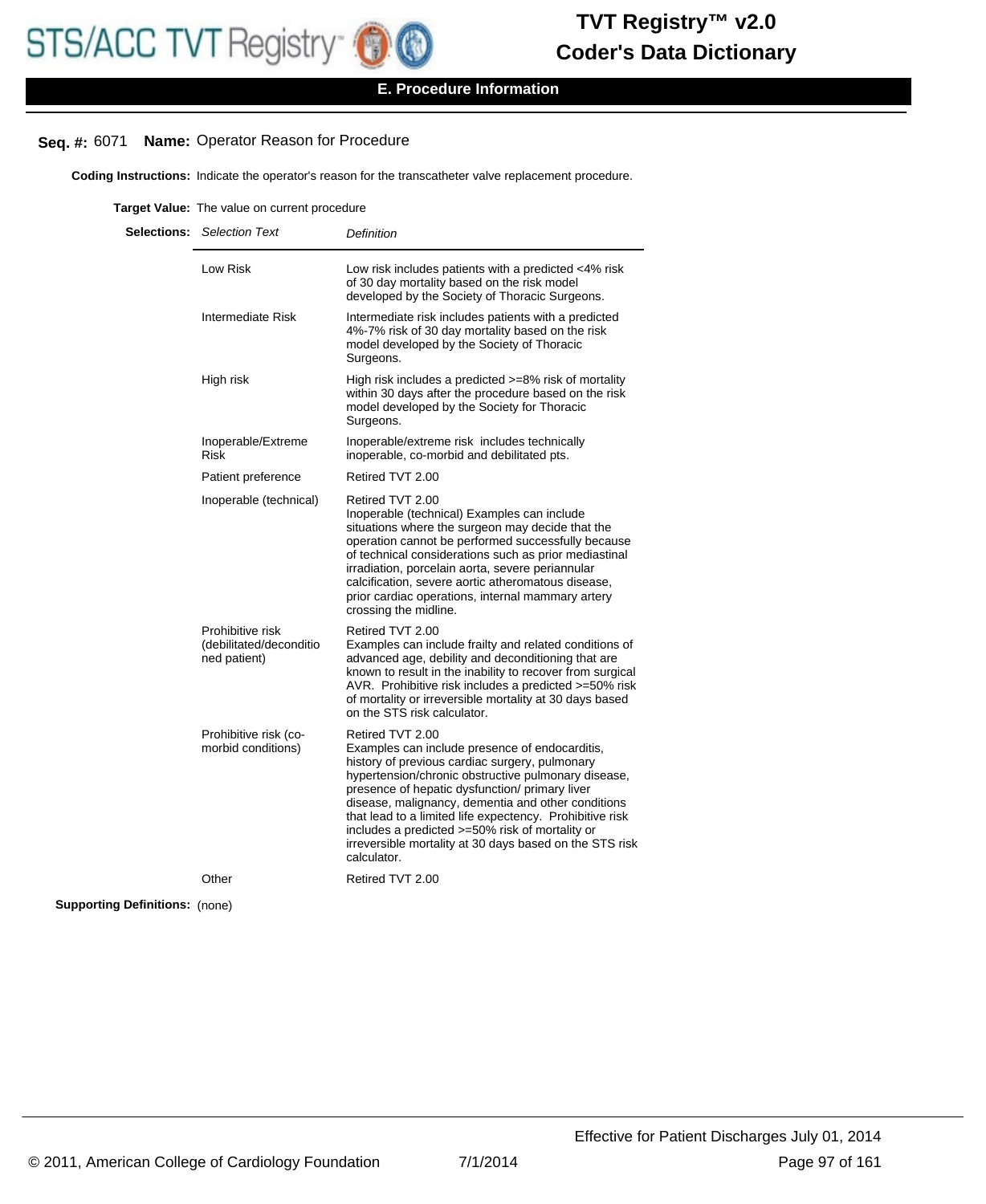## E. Procedure Information

**Seq. #:** 6071 **Name:** Operator Reason for Procedure

**Coding Instructions:** Indicate the operator's reason for the transcatheter valve replacement procedure.

**Target Value:** The value on current procedure

**Selections:**

| *Selection Text* | *Definition* |
|---|---|
| Low Risk | Low risk includes patients with a predicted <4% risk of 30 day mortality based on the risk model developed by the Society of Thoracic Surgeons. |
| Intermediate Risk | Intermediate risk includes patients with a predicted 4%-7% risk of 30 day mortality based on the risk model developed by the Society of Thoracic Surgeons. |
| High risk | High risk includes a predicted >=8% risk of mortality within 30 days after the procedure based on the risk model developed by the Society for Thoracic Surgeons. |
| Inoperable/Extreme Risk | Inoperable/extreme risk includes technically inoperable, co-morbid and debilitated pts. |
| Patient preference | Retired TVT 2.00 |
| Inoperable (technical) | Retired TVT 2.00<br>Inoperable (technical) Examples can include situations where the surgeon may decide that the operation cannot be performed successfully because of technical considerations such as prior mediastinal irradiation, porcelain aorta, severe periannular calcification, severe aortic atheromatous disease, prior cardiac operations, internal mammary artery crossing the midline. |
| Prohibitive risk (debilitated/deconditioned patient) | Retired TVT 2.00<br>Examples can include frailty and related conditions of advanced age, debility and deconditioning that are known to result in the inability to recover from surgical AVR. Prohibitive risk includes a predicted >=50% risk of mortality or irreversible mortality at 30 days based on the STS risk calculator. |
| Prohibitive risk (co-morbid conditions) | Retired TVT 2.00<br>Examples can include presence of endocarditis, history of previous cardiac surgery, pulmonary hypertension/chronic obstructive pulmonary disease, presence of hepatic dysfunction/ primary liver disease, malignancy, dementia and other conditions that lead to a limited life expectancy. Prohibitive risk includes a predicted >=50% risk of mortality or irreversible mortality at 30 days based on the STS risk calculator. |
| Other | Retired TVT 2.00 |

**Supporting Definitions:** (none)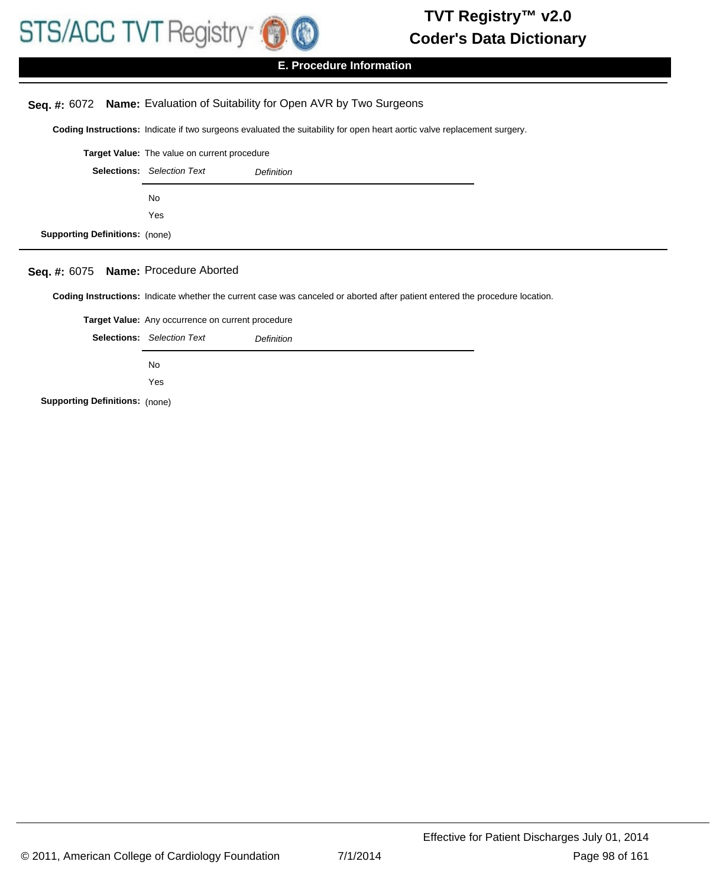## E. Procedure Information

**Seq. #:** 6072 **Name:** Evaluation of Suitability for Open AVR by Two Surgeons

**Coding Instructions:** Indicate if two surgeons evaluated the suitability for open heart aortic valve replacement surgery.

**Target Value:** The value on current procedure

**Selections:**

| *Selection Text* | *Definition* |
|---|---|
| No | |
| Yes | |

**Supporting Definitions:** (none)

---

**Seq. #:** 6075 **Name:** Procedure Aborted

**Coding Instructions:** Indicate whether the current case was canceled or aborted after patient entered the procedure location.

**Target Value:** Any occurrence on current procedure

**Selections:**

| *Selection Text* | *Definition* |
|---|---|
| No | |
| Yes | |

**Supporting Definitions:** (none)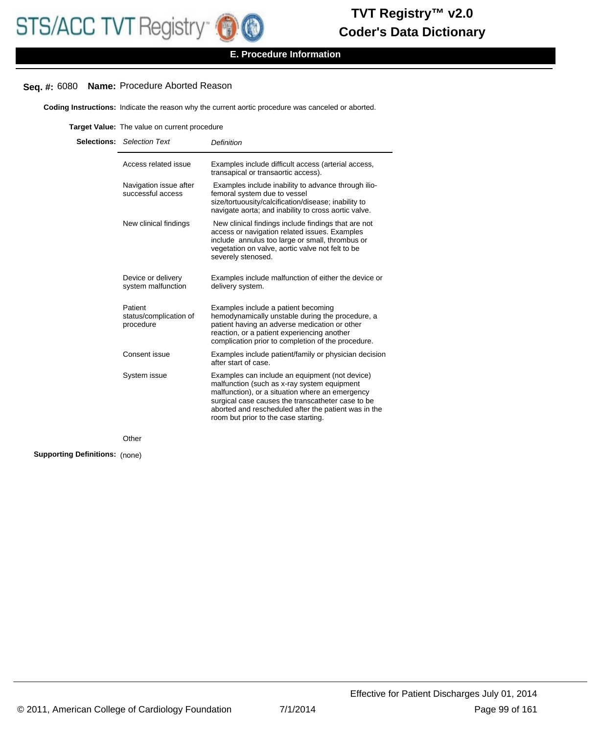## E. Procedure Information

**Seq. #:** 6080 **Name:** Procedure Aborted Reason

**Coding Instructions:** Indicate the reason why the current aortic procedure was canceled or aborted.

**Target Value:** The value on current procedure

**Selections:**

| *Selection Text* | *Definition* |
|---|---|
| Access related issue | Examples include difficult access (arterial access, transapical or transaortic access). |
| Navigation issue after successful access | Examples include inability to advance through ilio-femoral system due to vessel size/tortuousity/calcification/disease; inability to navigate aorta; and inability to cross aortic valve. |
| New clinical findings | New clinical findings include findings that are not access or navigation related issues. Examples include annulus too large or small, thrombus or vegetation on valve, aortic valve not felt to be severely stenosed. |
| Device or delivery system malfunction | Examples include malfunction of either the device or delivery system. |
| Patient status/complication of procedure | Examples include a patient becoming hemodynamically unstable during the procedure, a patient having an adverse medication or other reaction, or a patient experiencing another complication prior to completion of the procedure. |
| Consent issue | Examples include patient/family or physician decision after start of case. |
| System issue | Examples can include an equipment (not device) malfunction (such as x-ray system equipment malfunction), or a situation where an emergency surgical case causes the transcatheter case to be aborted and rescheduled after the patient was in the room but prior to the case starting. |
| Other | |

**Supporting Definitions:** (none)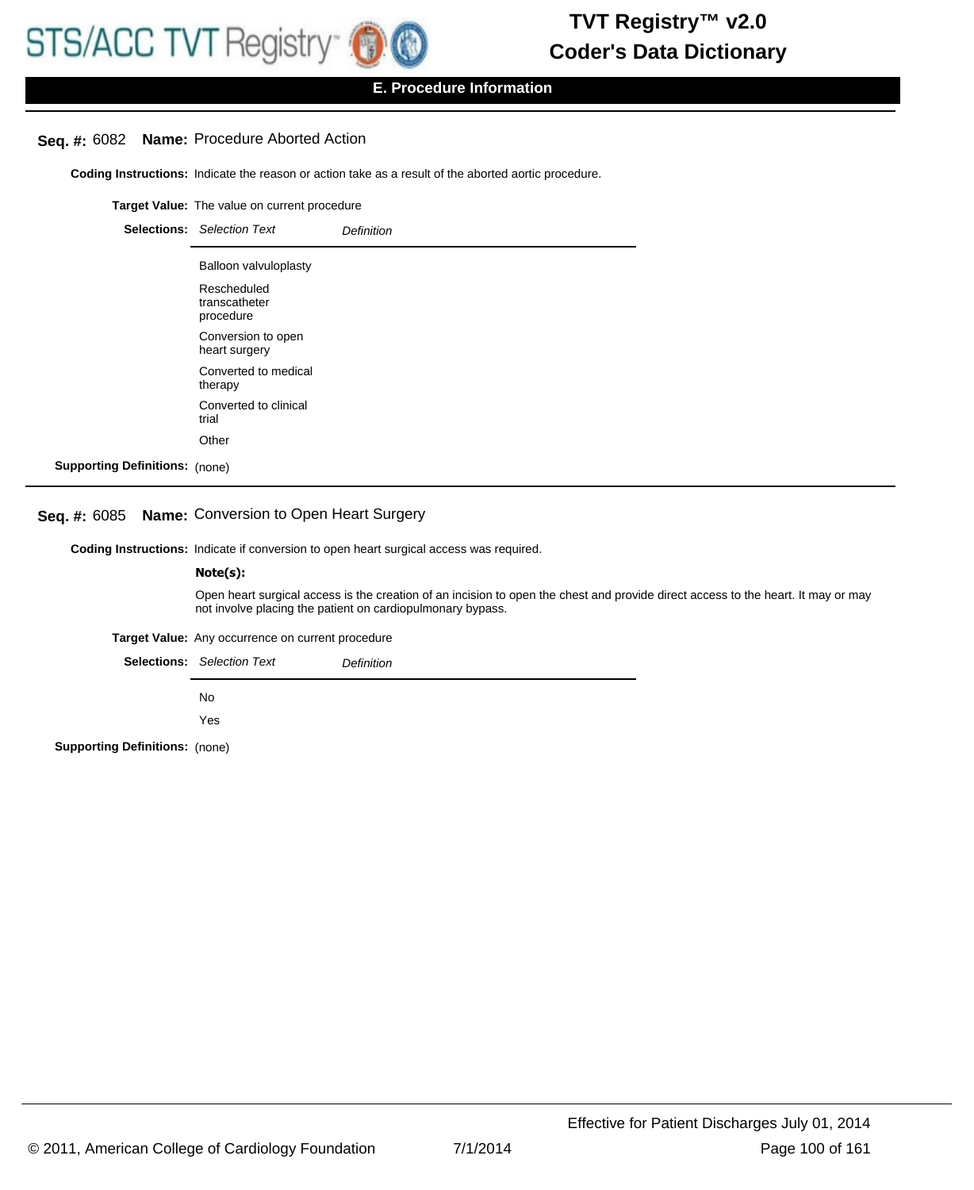## E. Procedure Information

**Seq. #:** 6082 **Name:** Procedure Aborted Action

**Coding Instructions:** Indicate the reason or action take as a result of the aborted aortic procedure.

**Target Value:** The value on current procedure

**Selections:**

| Selection Text | Definition |
| --- | --- |
| Balloon valvuloplasty | |
| Rescheduled transcatheter procedure | |
| Conversion to open heart surgery | |
| Converted to medical therapy | |
| Converted to clinical trial | |
| Other | |

**Supporting Definitions:** (none)

---

**Seq. #:** 6085 **Name:** Conversion to Open Heart Surgery

**Coding Instructions:** Indicate if conversion to open heart surgical access was required.

**Note(s):**

Open heart surgical access is the creation of an incision to open the chest and provide direct access to the heart. It may or may not involve placing the patient on cardiopulmonary bypass.

**Target Value:** Any occurrence on current procedure

**Selections:**

| Selection Text | Definition |
| --- | --- |
| No | |
| Yes | |

**Supporting Definitions:** (none)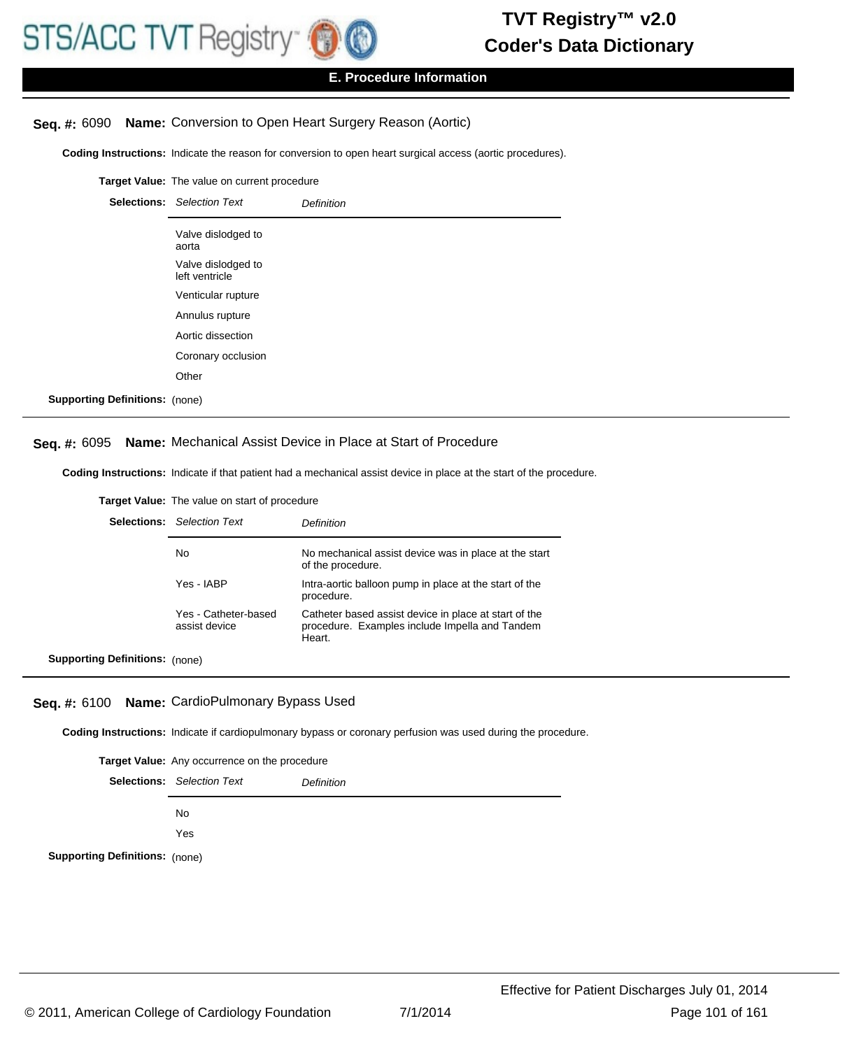## E. Procedure Information

**Seq. #:** 6090 **Name:** Conversion to Open Heart Surgery Reason (Aortic)

**Coding Instructions:** Indicate the reason for conversion to open heart surgical access (aortic procedures).

**Target Value:** The value on current procedure

**Selections:**

| *Selection Text* | *Definition* |
|---|---|
| Valve dislodged to aorta | |
| Valve dislodged to left ventricle | |
| Venticular rupture | |
| Annulus rupture | |
| Aortic dissection | |
| Coronary occlusion | |
| Other | |

**Supporting Definitions:** (none)

---

**Seq. #:** 6095 **Name:** Mechanical Assist Device in Place at Start of Procedure

**Coding Instructions:** Indicate if that patient had a mechanical assist device in place at the start of the procedure.

**Target Value:** The value on start of procedure

**Selections:**

| *Selection Text* | *Definition* |
|---|---|
| No | No mechanical assist device was in place at the start of the procedure. |
| Yes - IABP | Intra-aortic balloon pump in place at the start of the procedure. |
| Yes - Catheter-based assist device | Catheter based assist device in place at start of the procedure. Examples include Impella and Tandem Heart. |

**Supporting Definitions:** (none)

---

**Seq. #:** 6100 **Name:** CardioPulmonary Bypass Used

**Coding Instructions:** Indicate if cardiopulmonary bypass or coronary perfusion was used during the procedure.

**Target Value:** Any occurrence on the procedure

**Selections:**

| *Selection Text* | *Definition* |
|---|---|
| No | |
| Yes | |

**Supporting Definitions:** (none)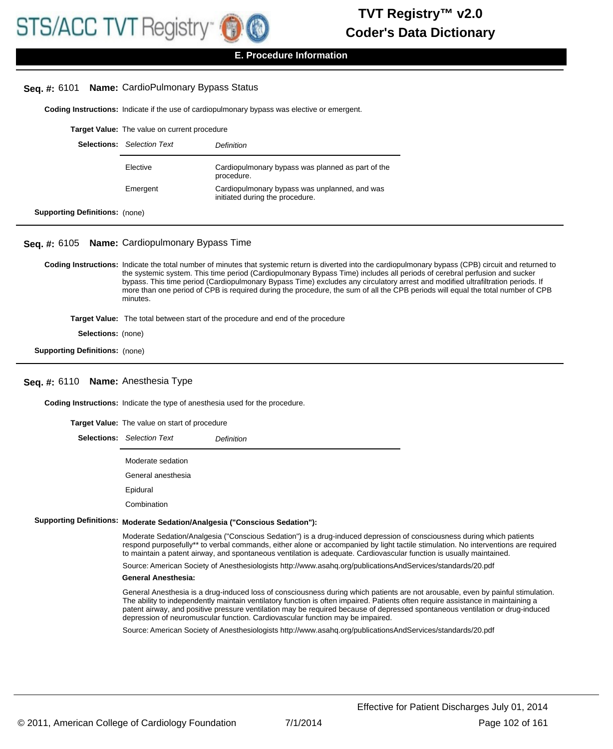## E. Procedure Information

**Seq. #:** 6101 **Name:** CardioPulmonary Bypass Status

**Coding Instructions:** Indicate if the use of cardiopulmonary bypass was elective or emergent.

**Target Value:** The value on current procedure

**Selections:**

| *Selection Text* | *Definition* |
|---|---|
| Elective | Cardiopulmonary bypass was planned as part of the procedure. |
| Emergent | Cardiopulmonary bypass was unplanned, and was initiated during the procedure. |

**Supporting Definitions:** (none)

---

**Seq. #:** 6105 **Name:** Cardiopulmonary Bypass Time

**Coding Instructions:** Indicate the total number of minutes that systemic return is diverted into the cardiopulmonary bypass (CPB) circuit and returned to the systemic system. This time period (Cardiopulmonary Bypass Time) includes all periods of cerebral perfusion and sucker bypass. This time period (Cardiopulmonary Bypass Time) excludes any circulatory arrest and modified ultrafiltration periods. If more than one period of CPB is required during the procedure, the sum of all the CPB periods will equal the total number of CPB minutes.

**Target Value:** The total between start of the procedure and end of the procedure

**Selections:** (none)

**Supporting Definitions:** (none)

---

**Seq. #:** 6110 **Name:** Anesthesia Type

**Coding Instructions:** Indicate the type of anesthesia used for the procedure.

**Target Value:** The value on start of procedure

**Selections:**

| *Selection Text* | *Definition* |
|---|---|
| Moderate sedation | |
| General anesthesia | |
| Epidural | |
| Combination | |

**Supporting Definitions:**

**Moderate Sedation/Analgesia ("Conscious Sedation"):**

Moderate Sedation/Analgesia ("Conscious Sedation") is a drug-induced depression of consciousness during which patients respond purposefully** to verbal commands, either alone or accompanied by light tactile stimulation. No interventions are required to maintain a patent airway, and spontaneous ventilation is adequate. Cardiovascular function is usually maintained.

Source: American Society of Anesthesiologists http://www.asahq.org/publicationsAndServices/standards/20.pdf

**General Anesthesia:**

General Anesthesia is a drug-induced loss of consciousness during which patients are not arousable, even by painful stimulation. The ability to independently maintain ventilatory function is often impaired. Patients often require assistance in maintaining a patent airway, and positive pressure ventilation may be required because of depressed spontaneous ventilation or drug-induced depression of neuromuscular function. Cardiovascular function may be impaired.

Source: American Society of Anesthesiologists http://www.asahq.org/publicationsAndServices/standards/20.pdf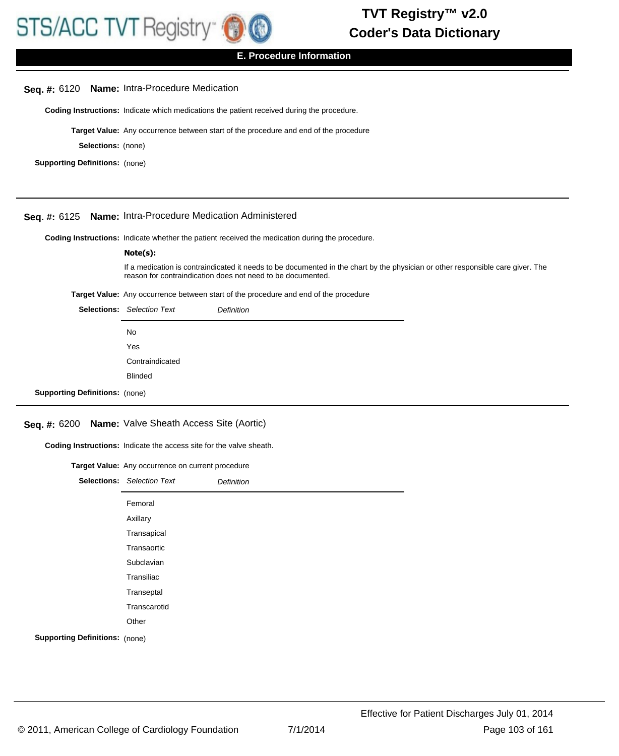## E. Procedure Information

**Seq. #:** 6120 **Name:** Intra-Procedure Medication

**Coding Instructions:** Indicate which medications the patient received during the procedure.

**Target Value:** Any occurrence between start of the procedure and end of the procedure

**Selections:** (none)

**Supporting Definitions:** (none)

---

**Seq. #:** 6125 **Name:** Intra-Procedure Medication Administered

**Coding Instructions:** Indicate whether the patient received the medication during the procedure.

**Note(s):**

If a medication is contraindicated it needs to be documented in the chart by the physician or other responsible care giver. The reason for contraindication does not need to be documented.

**Target Value:** Any occurrence between start of the procedure and end of the procedure

**Selections:**

| *Selection Text* | *Definition* |
|---|---|
| No | |
| Yes | |
| Contraindicated | |
| Blinded | |

**Supporting Definitions:** (none)

---

**Seq. #:** 6200 **Name:** Valve Sheath Access Site (Aortic)

**Coding Instructions:** Indicate the access site for the valve sheath.

**Target Value:** Any occurrence on current procedure

**Selections:**

| *Selection Text* | *Definition* |
|---|---|
| Femoral | |
| Axillary | |
| Transapical | |
| Transaortic | |
| Subclavian | |
| Transiliac | |
| Transeptal | |
| Transcarotid | |
| Other | |

**Supporting Definitions:** (none)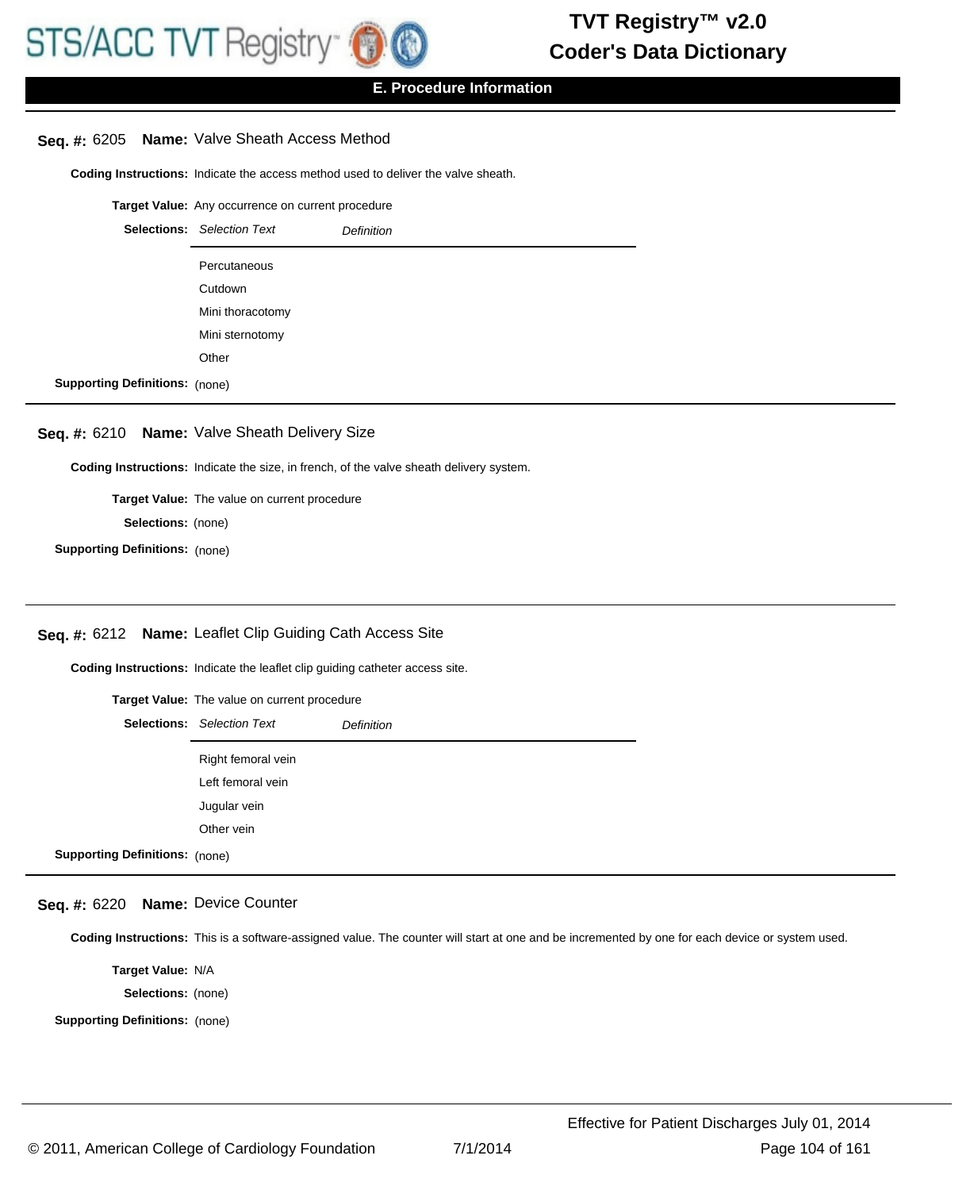## E. Procedure Information

**Seq. #:** 6205 **Name:** Valve Sheath Access Method

**Coding Instructions:** Indicate the access method used to deliver the valve sheath.

**Target Value:** Any occurrence on current procedure

**Selections:**

| *Selection Text* | *Definition* |
|---|---|
| Percutaneous | |
| Cutdown | |
| Mini thoracotomy | |
| Mini sternotomy | |
| Other | |

**Supporting Definitions:** (none)

---

**Seq. #:** 6210 **Name:** Valve Sheath Delivery Size

**Coding Instructions:** Indicate the size, in french, of the valve sheath delivery system.

**Target Value:** The value on current procedure

**Selections:** (none)

**Supporting Definitions:** (none)

---

**Seq. #:** 6212 **Name:** Leaflet Clip Guiding Cath Access Site

**Coding Instructions:** Indicate the leaflet clip guiding catheter access site.

**Target Value:** The value on current procedure

**Selections:**

| *Selection Text* | *Definition* |
|---|---|
| Right femoral vein | |
| Left femoral vein | |
| Jugular vein | |
| Other vein | |

**Supporting Definitions:** (none)

---

**Seq. #:** 6220 **Name:** Device Counter

**Coding Instructions:** This is a software-assigned value. The counter will start at one and be incremented by one for each device or system used.

**Target Value:** N/A

**Selections:** (none)

**Supporting Definitions:** (none)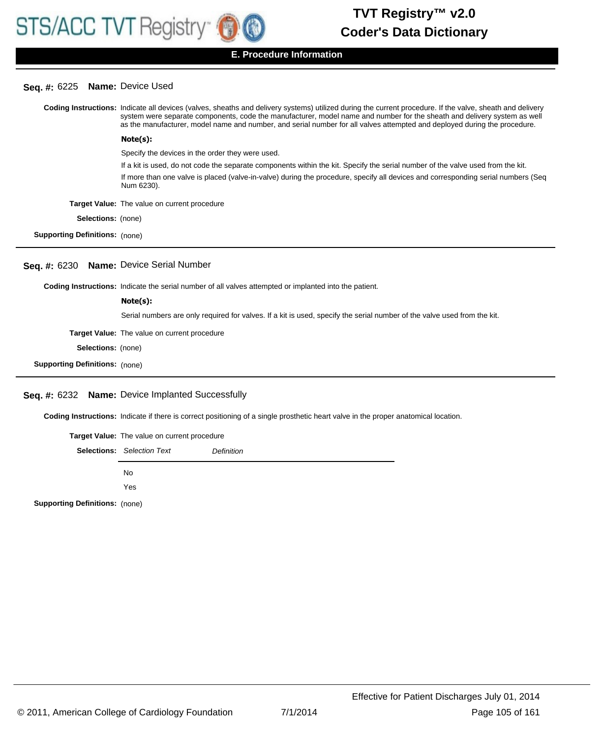## E. Procedure Information

**Seq. #:** 6225 **Name:** Device Used

**Coding Instructions:** Indicate all devices (valves, sheaths and delivery systems) utilized during the current procedure. If the valve, sheath and delivery system were separate components, code the manufacturer, model name and number for the sheath and delivery system as well as the manufacturer, model name and number, and serial number for all valves attempted and deployed during the procedure.

**Note(s):**

Specify the devices in the order they were used.

If a kit is used, do not code the separate components within the kit. Specify the serial number of the valve used from the kit.

If more than one valve is placed (valve-in-valve) during the procedure, specify all devices and corresponding serial numbers (Seq Num 6230).

**Target Value:** The value on current procedure

**Selections:** (none)

**Supporting Definitions:** (none)

---

**Seq. #:** 6230 **Name:** Device Serial Number

**Coding Instructions:** Indicate the serial number of all valves attempted or implanted into the patient.

**Note(s):**

Serial numbers are only required for valves. If a kit is used, specify the serial number of the valve used from the kit.

**Target Value:** The value on current procedure

**Selections:** (none)

**Supporting Definitions:** (none)

---

**Seq. #:** 6232 **Name:** Device Implanted Successfully

**Coding Instructions:** Indicate if there is correct positioning of a single prosthetic heart valve in the proper anatomical location.

**Target Value:** The value on current procedure

**Selections:**

| *Selection Text* | *Definition* |
|---|---|
| No | |
| Yes | |

**Supporting Definitions:** (none)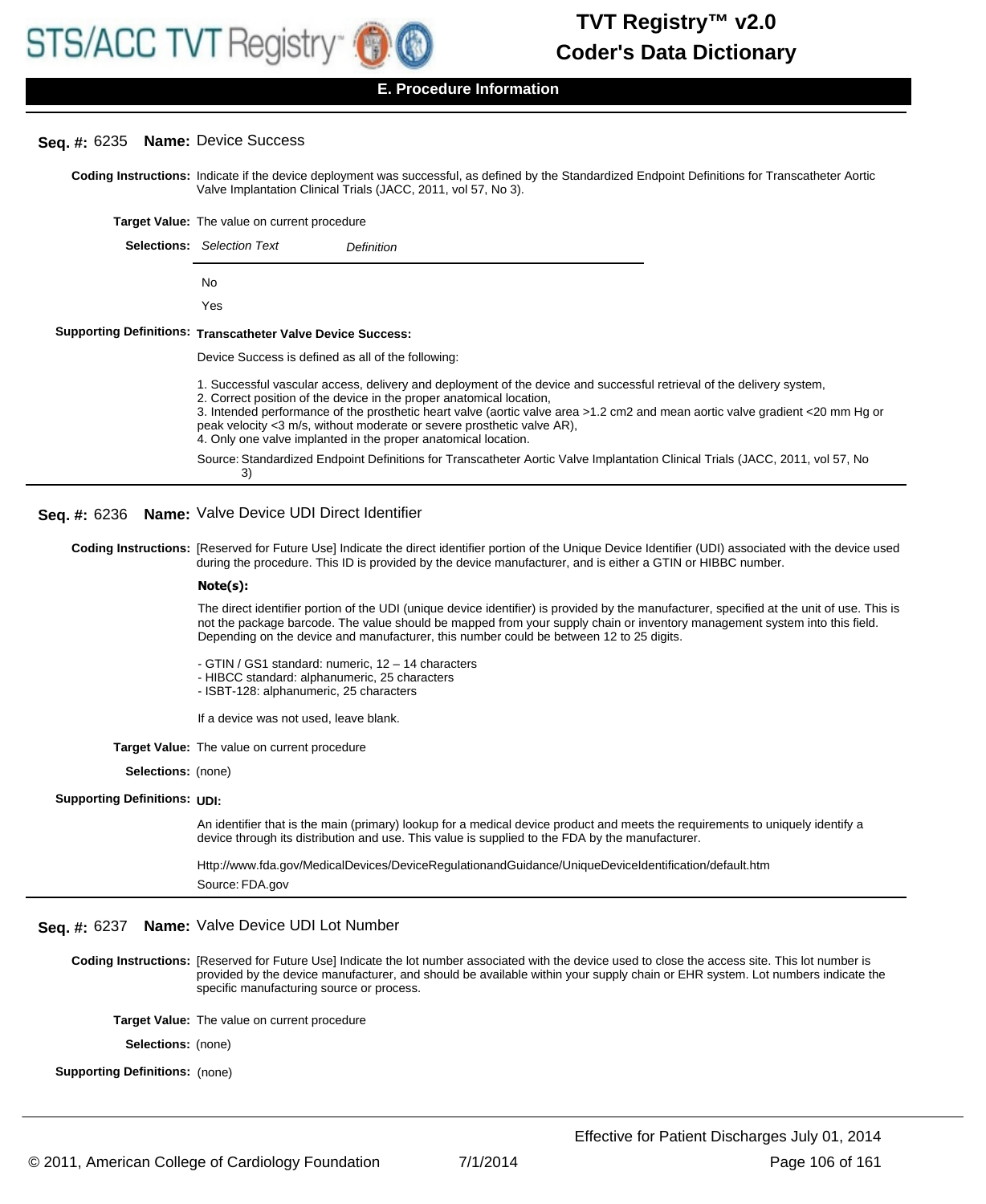## E. Procedure Information

**Seq. #:** 6235 **Name:** Device Success

**Coding Instructions:** Indicate if the device deployment was successful, as defined by the Standardized Endpoint Definitions for Transcatheter Aortic Valve Implantation Clinical Trials (JACC, 2011, vol 57, No 3).

**Target Value:** The value on current procedure

**Selections:**

| *Selection Text* | *Definition* |
|---|---|
| No | |
| Yes | |

**Supporting Definitions:** **Transcatheter Valve Device Success:**

Device Success is defined as all of the following:

1. Successful vascular access, delivery and deployment of the device and successful retrieval of the delivery system,
2. Correct position of the device in the proper anatomical location,
3. Intended performance of the prosthetic heart valve (aortic valve area >1.2 cm2 and mean aortic valve gradient <20 mm Hg or peak velocity <3 m/s, without moderate or severe prosthetic valve AR),
4. Only one valve implanted in the proper anatomical location.

Source: Standardized Endpoint Definitions for Transcatheter Aortic Valve Implantation Clinical Trials (JACC, 2011, vol 57, No 3)

---

**Seq. #:** 6236 **Name:** Valve Device UDI Direct Identifier

**Coding Instructions:** [Reserved for Future Use] Indicate the direct identifier portion of the Unique Device Identifier (UDI) associated with the device used during the procedure. This ID is provided by the device manufacturer, and is either a GTIN or HIBBC number.

**Note(s):**

The direct identifier portion of the UDI (unique device identifier) is provided by the manufacturer, specified at the unit of use. This is not the package barcode. The value should be mapped from your supply chain or inventory management system into this field. Depending on the device and manufacturer, this number could be between 12 to 25 digits.

- GTIN / GS1 standard: numeric, 12 – 14 characters
- HIBCC standard: alphanumeric, 25 characters
- ISBT-128: alphanumeric, 25 characters

If a device was not used, leave blank.

**Target Value:** The value on current procedure

**Selections:** (none)

**Supporting Definitions:** **UDI:**

An identifier that is the main (primary) lookup for a medical device product and meets the requirements to uniquely identify a device through its distribution and use. This value is supplied to the FDA by the manufacturer.

Http://www.fda.gov/MedicalDevices/DeviceRegulationandGuidance/UniqueDeviceIdentification/default.htm

Source: FDA.gov

---

**Seq. #:** 6237 **Name:** Valve Device UDI Lot Number

**Coding Instructions:** [Reserved for Future Use] Indicate the lot number associated with the device used to close the access site. This lot number is provided by the device manufacturer, and should be available within your supply chain or EHR system. Lot numbers indicate the specific manufacturing source or process.

**Target Value:** The value on current procedure

**Selections:** (none)

**Supporting Definitions:** (none)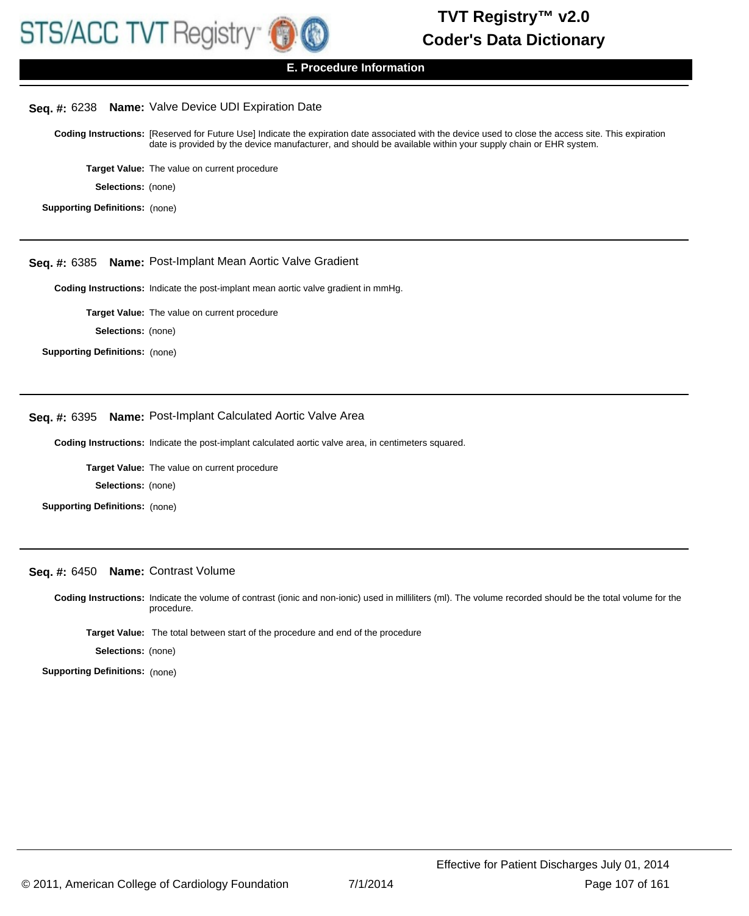## E. Procedure Information

**Seq. #:** 6238 **Name:** Valve Device UDI Expiration Date

**Coding Instructions:** [Reserved for Future Use] Indicate the expiration date associated with the device used to close the access site. This expiration date is provided by the device manufacturer, and should be available within your supply chain or EHR system.

**Target Value:** The value on current procedure

**Selections:** (none)

**Supporting Definitions:** (none)

---

**Seq. #:** 6385 **Name:** Post-Implant Mean Aortic Valve Gradient

**Coding Instructions:** Indicate the post-implant mean aortic valve gradient in mmHg.

**Target Value:** The value on current procedure

**Selections:** (none)

**Supporting Definitions:** (none)

---

**Seq. #:** 6395 **Name:** Post-Implant Calculated Aortic Valve Area

**Coding Instructions:** Indicate the post-implant calculated aortic valve area, in centimeters squared.

**Target Value:** The value on current procedure

**Selections:** (none)

**Supporting Definitions:** (none)

---

**Seq. #:** 6450 **Name:** Contrast Volume

**Coding Instructions:** Indicate the volume of contrast (ionic and non-ionic) used in milliliters (ml). The volume recorded should be the total volume for the procedure.

**Target Value:** The total between start of the procedure and end of the procedure

**Selections:** (none)

**Supporting Definitions:** (none)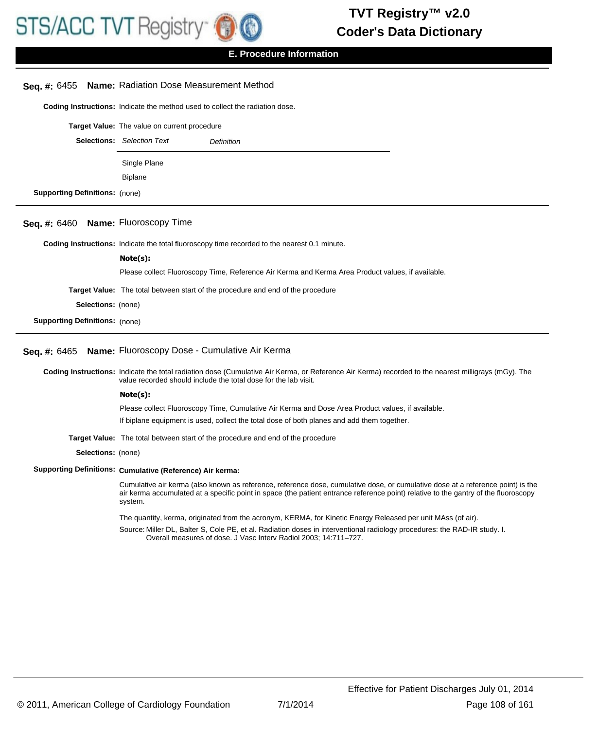## E. Procedure Information

**Seq. #:** 6455 **Name:** Radiation Dose Measurement Method

**Coding Instructions:** Indicate the method used to collect the radiation dose.

**Target Value:** The value on current procedure

**Selections:**

| *Selection Text* | *Definition* |
| --- | --- |
| Single Plane | |
| Biplane | |

**Supporting Definitions:** (none)

---

**Seq. #:** 6460 **Name:** Fluoroscopy Time

**Coding Instructions:** Indicate the total fluoroscopy time recorded to the nearest 0.1 minute.

**Note(s):**

Please collect Fluoroscopy Time, Reference Air Kerma and Kerma Area Product values, if available.

**Target Value:** The total between start of the procedure and end of the procedure

**Selections:** (none)

**Supporting Definitions:** (none)

---

**Seq. #:** 6465 **Name:** Fluoroscopy Dose - Cumulative Air Kerma

**Coding Instructions:** Indicate the total radiation dose (Cumulative Air Kerma, or Reference Air Kerma) recorded to the nearest milligrays (mGy). The value recorded should include the total dose for the lab visit.

**Note(s):**

Please collect Fluoroscopy Time, Cumulative Air Kerma and Dose Area Product values, if available.

If biplane equipment is used, collect the total dose of both planes and add them together.

**Target Value:** The total between start of the procedure and end of the procedure

**Selections:** (none)

**Supporting Definitions:** **Cumulative (Reference) Air kerma:**

Cumulative air kerma (also known as reference, reference dose, cumulative dose, or cumulative dose at a reference point) is the air kerma accumulated at a specific point in space (the patient entrance reference point) relative to the gantry of the fluoroscopy system.

The quantity, kerma, originated from the acronym, KERMA, for Kinetic Energy Released per unit MAss (of air).

Source: Miller DL, Balter S, Cole PE, et al. Radiation doses in interventional radiology procedures: the RAD-IR study. I. Overall measures of dose. J Vasc Interv Radiol 2003; 14:711–727.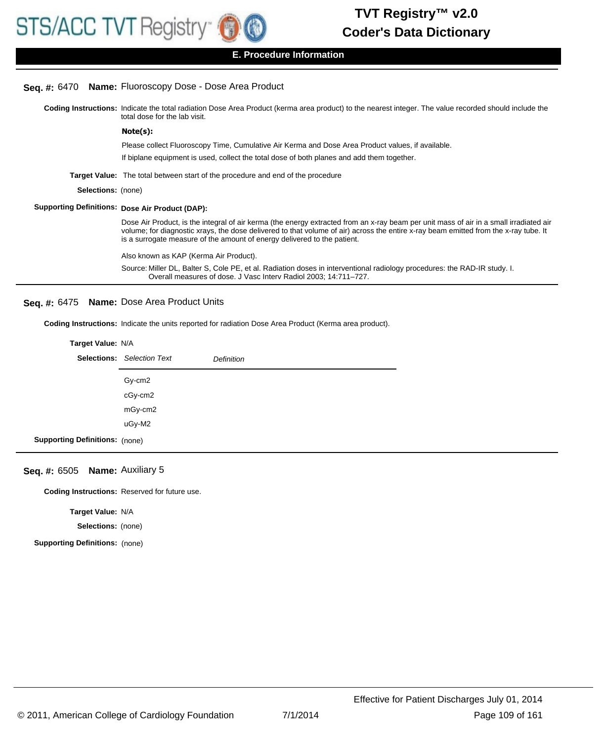## E. Procedure Information

**Seq. #:** 6470 **Name:** Fluoroscopy Dose - Dose Area Product

**Coding Instructions:** Indicate the total radiation Dose Area Product (kerma area product) to the nearest integer. The value recorded should include the total dose for the lab visit.

**Note(s):**

Please collect Fluoroscopy Time, Cumulative Air Kerma and Dose Area Product values, if available.

If biplane equipment is used, collect the total dose of both planes and add them together.

**Target Value:** The total between start of the procedure and end of the procedure

**Selections:** (none)

**Supporting Definitions:** **Dose Air Product (DAP):**

Dose Air Product, is the integral of air kerma (the energy extracted from an x-ray beam per unit mass of air in a small irradiated air volume; for diagnostic xrays, the dose delivered to that volume of air) across the entire x-ray beam emitted from the x-ray tube. It is a surrogate measure of the amount of energy delivered to the patient.

Also known as KAP (Kerma Air Product).

Source: Miller DL, Balter S, Cole PE, et al. Radiation doses in interventional radiology procedures: the RAD-IR study. I. Overall measures of dose. J Vasc Interv Radiol 2003; 14:711–727.

---

**Seq. #:** 6475 **Name:** Dose Area Product Units

**Coding Instructions:** Indicate the units reported for radiation Dose Area Product (Kerma area product).

**Target Value:** N/A

**Selections:**

| *Selection Text* | *Definition* |
|---|---|
| Gy-cm2 | |
| cGy-cm2 | |
| mGy-cm2 | |
| uGy-M2 | |

**Supporting Definitions:** (none)

---

**Seq. #:** 6505 **Name:** Auxiliary 5

**Coding Instructions:** Reserved for future use.

**Target Value:** N/A

**Selections:** (none)

**Supporting Definitions:** (none)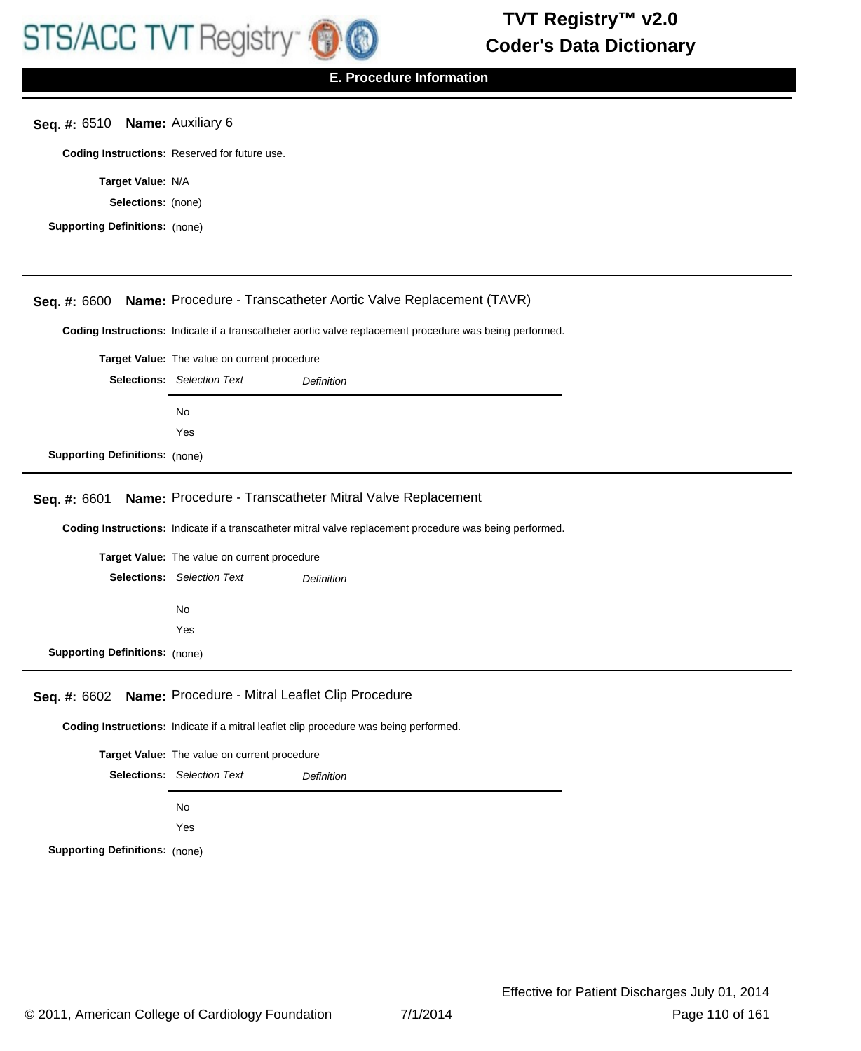## E. Procedure Information

**Seq. #:** 6510 **Name:** Auxiliary 6

**Coding Instructions:** Reserved for future use.

**Target Value:** N/A

**Selections:** (none)

**Supporting Definitions:** (none)

---

**Seq. #:** 6600 **Name:** Procedure - Transcatheter Aortic Valve Replacement (TAVR)

**Coding Instructions:** Indicate if a transcatheter aortic valve replacement procedure was being performed.

**Target Value:** The value on current procedure

**Selections:**

| *Selection Text* | *Definition* |
|---|---|
| No | |
| Yes | |

**Supporting Definitions:** (none)

---

**Seq. #:** 6601 **Name:** Procedure - Transcatheter Mitral Valve Replacement

**Coding Instructions:** Indicate if a transcatheter mitral valve replacement procedure was being performed.

**Target Value:** The value on current procedure

**Selections:**

| *Selection Text* | *Definition* |
|---|---|
| No | |
| Yes | |

**Supporting Definitions:** (none)

---

**Seq. #:** 6602 **Name:** Procedure - Mitral Leaflet Clip Procedure

**Coding Instructions:** Indicate if a mitral leaflet clip procedure was being performed.

**Target Value:** The value on current procedure

**Selections:**

| *Selection Text* | *Definition* |
|---|---|
| No | |
| Yes | |

**Supporting Definitions:** (none)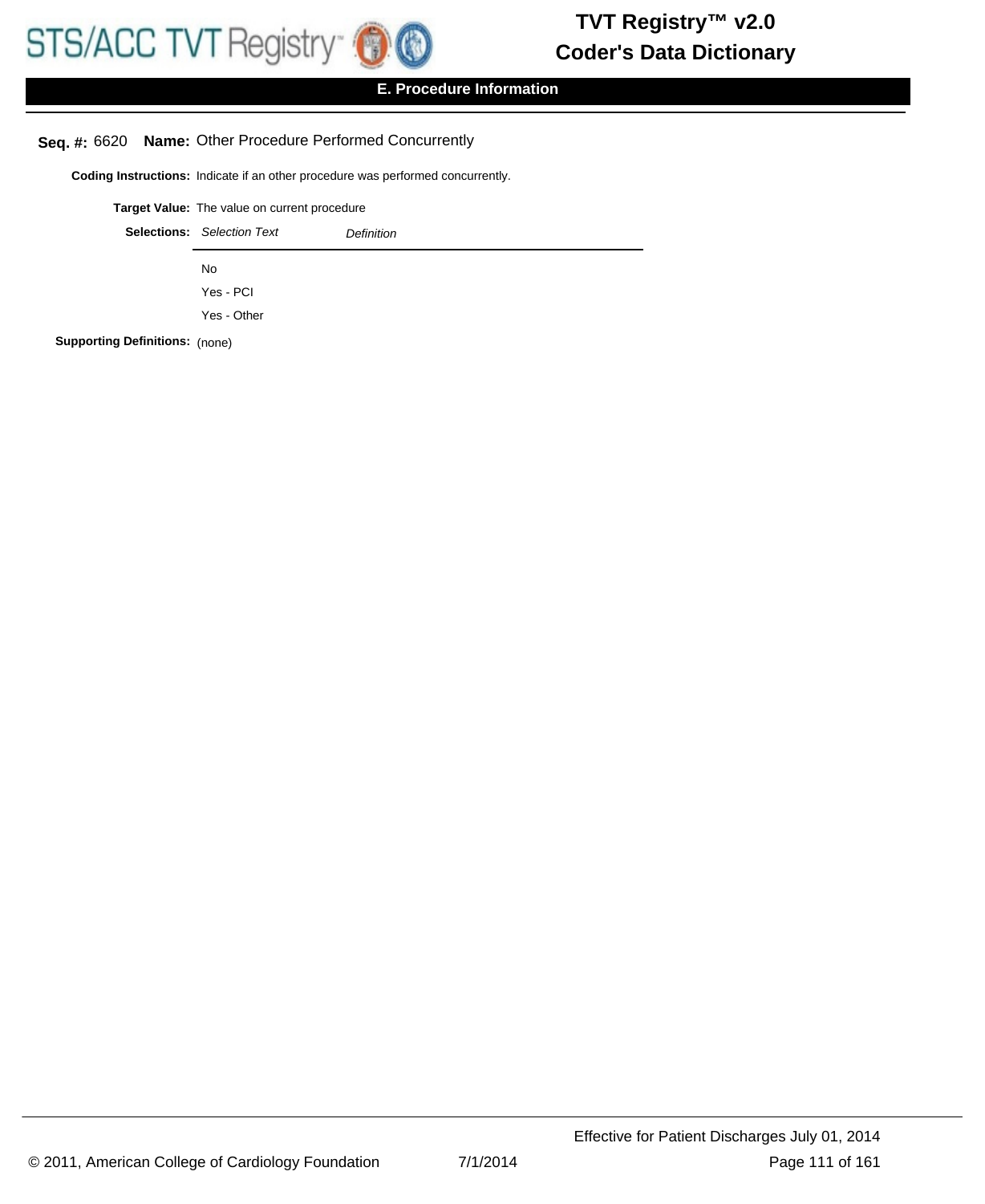## E. Procedure Information

**Seq. #:** 6620 **Name:** Other Procedure Performed Concurrently

**Coding Instructions:** Indicate if an other procedure was performed concurrently.

**Target Value:** The value on current procedure

**Selections:**

| *Selection Text* | *Definition* |
|---|---|
| No | |
| Yes - PCI | |
| Yes - Other | |

**Supporting Definitions:** (none)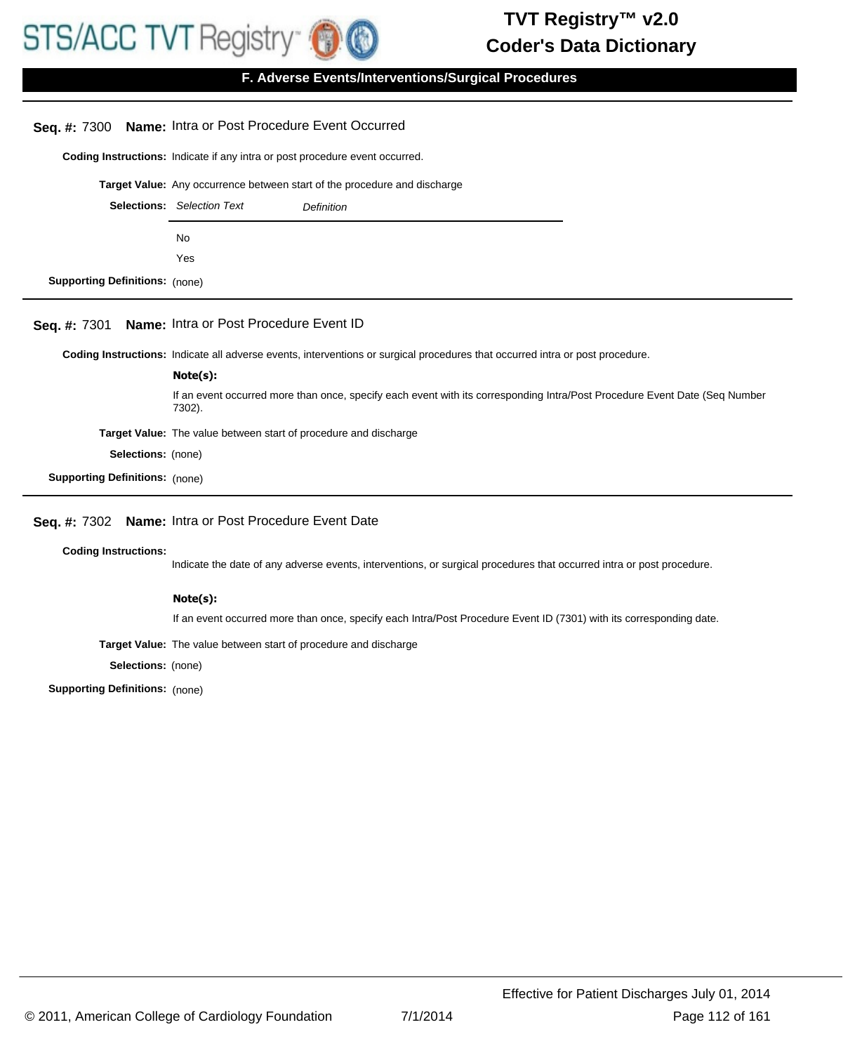## F. Adverse Events/Interventions/Surgical Procedures

**Seq. #:** 7300 **Name:** Intra or Post Procedure Event Occurred

**Coding Instructions:** Indicate if any intra or post procedure event occurred.

**Target Value:** Any occurrence between start of the procedure and discharge

**Selections:**

| *Selection Text* | *Definition* |
|---|---|
| No | |
| Yes | |

**Supporting Definitions:** (none)

---

**Seq. #:** 7301 **Name:** Intra or Post Procedure Event ID

**Coding Instructions:** Indicate all adverse events, interventions or surgical procedures that occurred intra or post procedure.

**Note(s):**

If an event occurred more than once, specify each event with its corresponding Intra/Post Procedure Event Date (Seq Number 7302).

**Target Value:** The value between start of procedure and discharge

**Selections:** (none)

**Supporting Definitions:** (none)

---

**Seq. #:** 7302 **Name:** Intra or Post Procedure Event Date

**Coding Instructions:**

Indicate the date of any adverse events, interventions, or surgical procedures that occurred intra or post procedure.

**Note(s):**

If an event occurred more than once, specify each Intra/Post Procedure Event ID (7301) with its corresponding date.

**Target Value:** The value between start of procedure and discharge

**Selections:** (none)

**Supporting Definitions:** (none)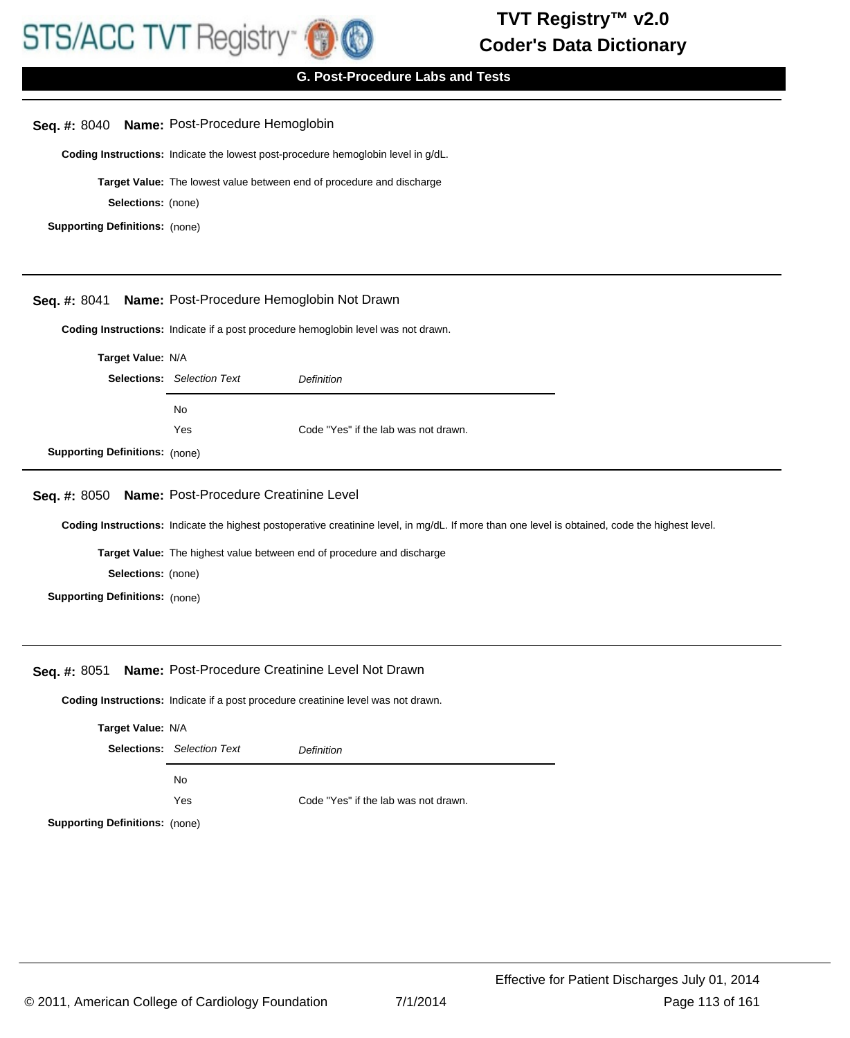## G. Post-Procedure Labs and Tests

**Seq. #:** 8040 **Name:** Post-Procedure Hemoglobin

**Coding Instructions:** Indicate the lowest post-procedure hemoglobin level in g/dL.

**Target Value:** The lowest value between end of procedure and discharge

**Selections:** (none)

**Supporting Definitions:** (none)

---

**Seq. #:** 8041 **Name:** Post-Procedure Hemoglobin Not Drawn

**Coding Instructions:** Indicate if a post procedure hemoglobin level was not drawn.

**Target Value:** N/A

**Selections:**

| *Selection Text* | *Definition* |
|---|---|
| No | |
| Yes | Code "Yes" if the lab was not drawn. |

**Supporting Definitions:** (none)

---

**Seq. #:** 8050 **Name:** Post-Procedure Creatinine Level

**Coding Instructions:** Indicate the highest postoperative creatinine level, in mg/dL. If more than one level is obtained, code the highest level.

**Target Value:** The highest value between end of procedure and discharge

**Selections:** (none)

**Supporting Definitions:** (none)

---

**Seq. #:** 8051 **Name:** Post-Procedure Creatinine Level Not Drawn

**Coding Instructions:** Indicate if a post procedure creatinine level was not drawn.

**Target Value:** N/A

**Selections:**

| *Selection Text* | *Definition* |
|---|---|
| No | |
| Yes | Code "Yes" if the lab was not drawn. |

**Supporting Definitions:** (none)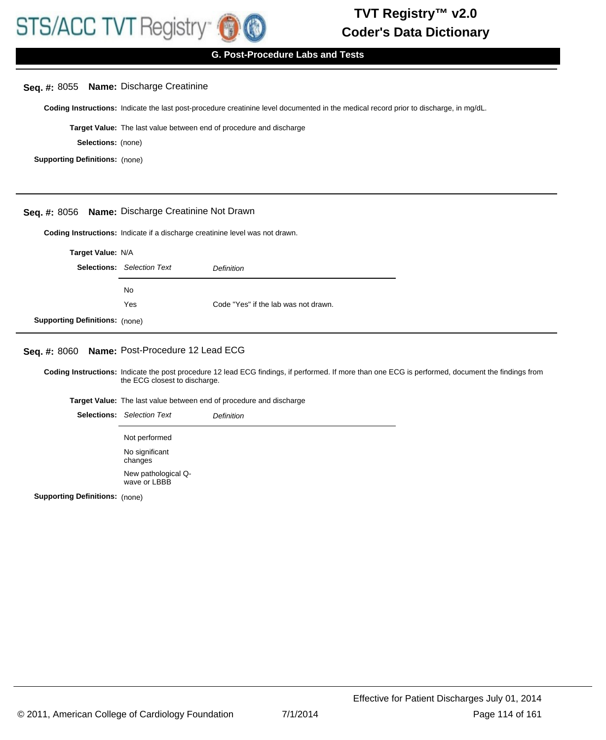## G. Post-Procedure Labs and Tests

**Seq. #:** 8055 **Name:** Discharge Creatinine

**Coding Instructions:** Indicate the last post-procedure creatinine level documented in the medical record prior to discharge, in mg/dL.

**Target Value:** The last value between end of procedure and discharge

**Selections:** (none)

**Supporting Definitions:** (none)

---

**Seq. #:** 8056 **Name:** Discharge Creatinine Not Drawn

**Coding Instructions:** Indicate if a discharge creatinine level was not drawn.

**Target Value:** N/A

**Selections:**

| *Selection Text* | *Definition* |
|---|---|
| No | |
| Yes | Code "Yes" if the lab was not drawn. |

**Supporting Definitions:** (none)

---

**Seq. #:** 8060 **Name:** Post-Procedure 12 Lead ECG

**Coding Instructions:** Indicate the post procedure 12 lead ECG findings, if performed. If more than one ECG is performed, document the findings from the ECG closest to discharge.

**Target Value:** The last value between end of procedure and discharge

**Selections:**

| *Selection Text* | *Definition* |
|---|---|
| Not performed | |
| No significant changes | |
| New pathological Q-wave or LBBB | |

**Supporting Definitions:** (none)

Effective for Patient Discharges July 01, 2014

© 2011, American College of Cardiology Foundation 7/1/2014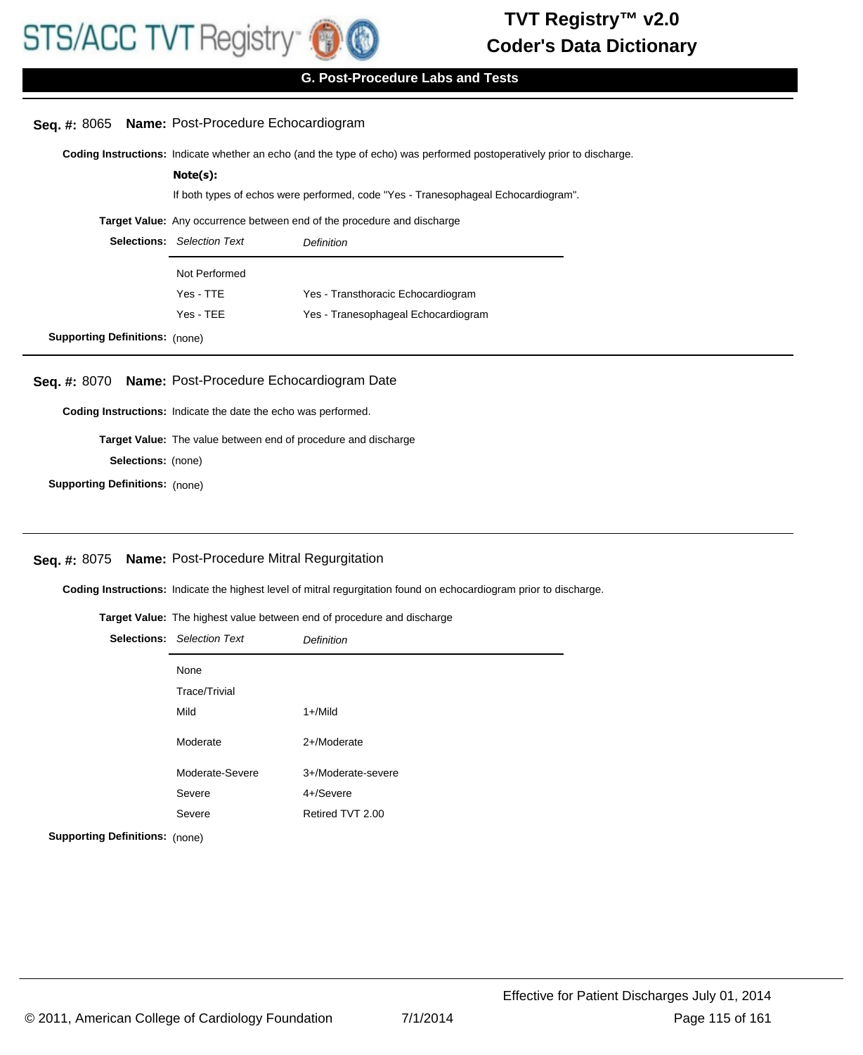## G. Post-Procedure Labs and Tests

---

**Seq. #:** 8065 **Name:** Post-Procedure Echocardiogram

**Coding Instructions:** Indicate whether an echo (and the type of echo) was performed postoperatively prior to discharge.

**Note(s):**

If both types of echos were performed, code "Yes - Tranesophageal Echocardiogram".

**Target Value:** Any occurrence between end of the procedure and discharge

**Selections:**

| *Selection Text* | *Definition* |
|---|---|
| Not Performed | |
| Yes - TTE | Yes - Transthoracic Echocardiogram |
| Yes - TEE | Yes - Tranesophageal Echocardiogram |

**Supporting Definitions:** (none)

---

**Seq. #:** 8070 **Name:** Post-Procedure Echocardiogram Date

**Coding Instructions:** Indicate the date the echo was performed.

**Target Value:** The value between end of procedure and discharge

**Selections:** (none)

**Supporting Definitions:** (none)

---

**Seq. #:** 8075 **Name:** Post-Procedure Mitral Regurgitation

**Coding Instructions:** Indicate the highest level of mitral regurgitation found on echocardiogram prior to discharge.

**Target Value:** The highest value between end of procedure and discharge

**Selections:**

| *Selection Text* | *Definition* |
|---|---|
| None | |
| Trace/Trivial | |
| Mild | 1+/Mild |
| Moderate | 2+/Moderate |
| Moderate-Severe | 3+/Moderate-severe |
| Severe | 4+/Severe |
| Severe | Retired TVT 2.00 |

**Supporting Definitions:** (none)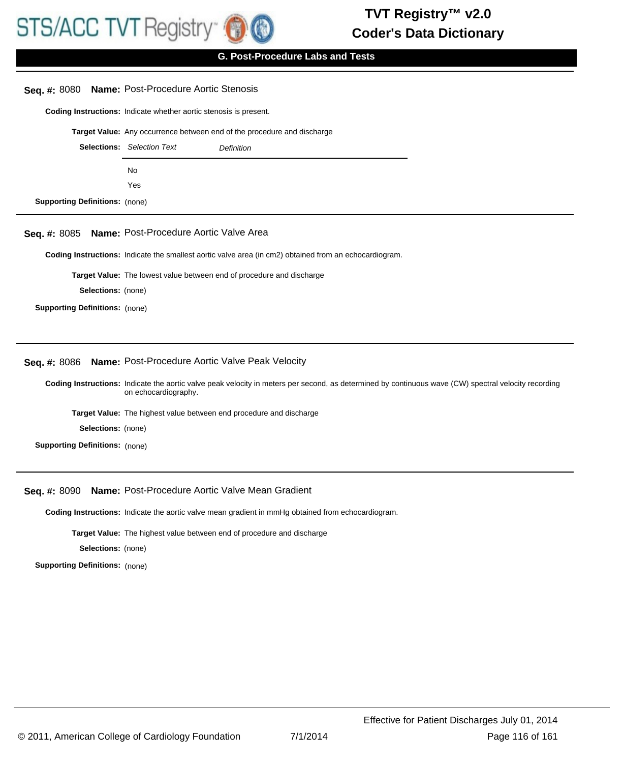## G. Post-Procedure Labs and Tests

**Seq. #:** 8080 **Name:** Post-Procedure Aortic Stenosis

**Coding Instructions:** Indicate whether aortic stenosis is present.

**Target Value:** Any occurrence between end of the procedure and discharge

**Selections:**

| *Selection Text* | *Definition* |
|---|---|
| No | |
| Yes | |

**Supporting Definitions:** (none)

---

**Seq. #:** 8085 **Name:** Post-Procedure Aortic Valve Area

**Coding Instructions:** Indicate the smallest aortic valve area (in cm2) obtained from an echocardiogram.

**Target Value:** The lowest value between end of procedure and discharge

**Selections:** (none)

**Supporting Definitions:** (none)

---

**Seq. #:** 8086 **Name:** Post-Procedure Aortic Valve Peak Velocity

**Coding Instructions:** Indicate the aortic valve peak velocity in meters per second, as determined by continuous wave (CW) spectral velocity recording on echocardiography.

**Target Value:** The highest value between end procedure and discharge

**Selections:** (none)

**Supporting Definitions:** (none)

---

**Seq. #:** 8090 **Name:** Post-Procedure Aortic Valve Mean Gradient

**Coding Instructions:** Indicate the aortic valve mean gradient in mmHg obtained from echocardiogram.

**Target Value:** The highest value between end of procedure and discharge

**Selections:** (none)

**Supporting Definitions:** (none)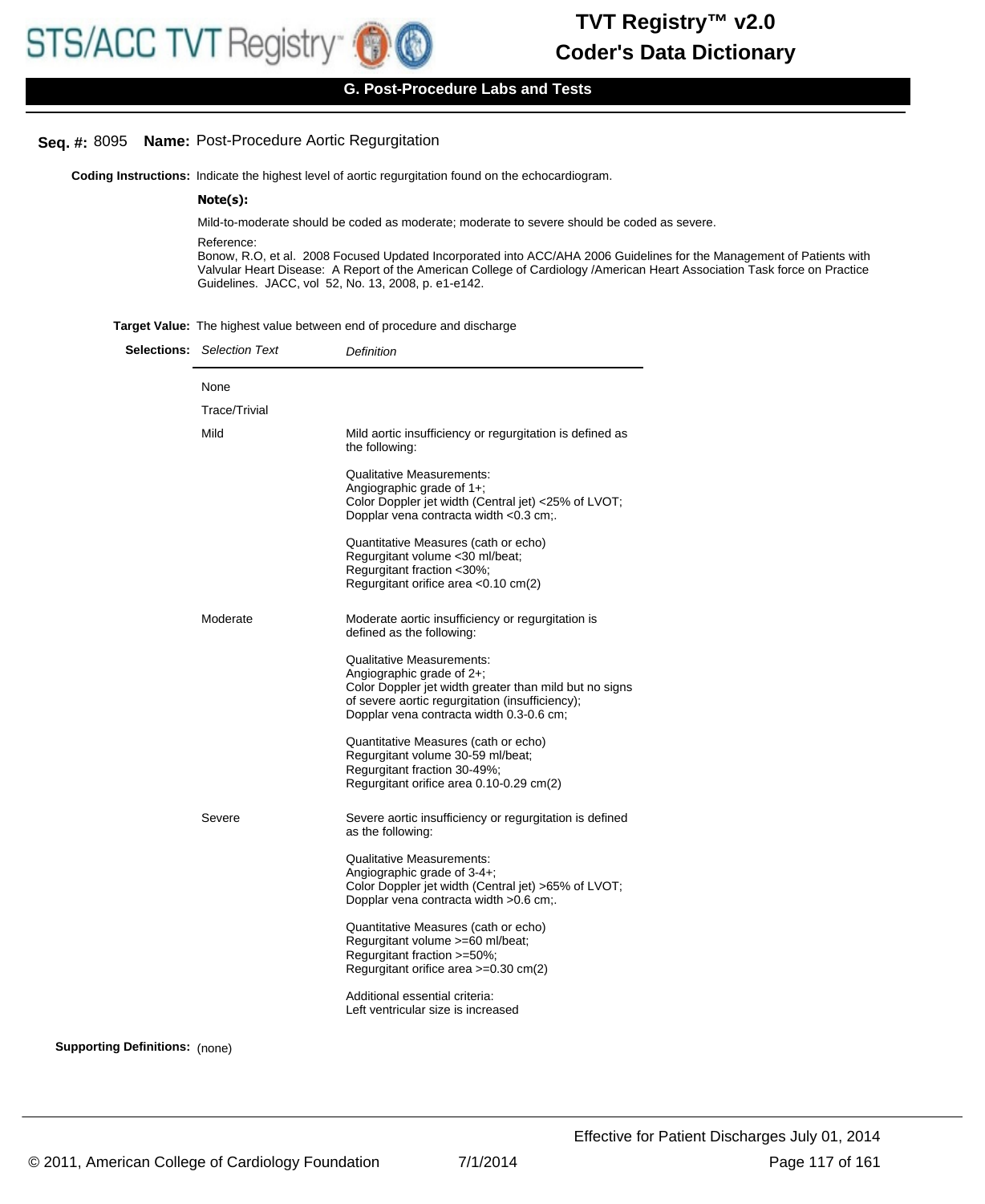## G. Post-Procedure Labs and Tests

**Seq. #:** 8095 **Name:** Post-Procedure Aortic Regurgitation

**Coding Instructions:** Indicate the highest level of aortic regurgitation found on the echocardiogram.

**Note(s):**

Mild-to-moderate should be coded as moderate; moderate to severe should be coded as severe.

Reference:
Bonow, R.O, et al. 2008 Focused Updated Incorporated into ACC/AHA 2006 Guidelines for the Management of Patients with Valvular Heart Disease: A Report of the American College of Cardiology /American Heart Association Task force on Practice Guidelines. JACC, vol 52, No. 13, 2008, p. e1-e142.

**Target Value:** The highest value between end of procedure and discharge

**Selections:**

| Selection Text | Definition |
|---|---|
| None | |
| Trace/Trivial | |
| Mild | Mild aortic insufficiency or regurgitation is defined as the following:<br><br>Qualitative Measurements:<br>Angiographic grade of 1+;<br>Color Doppler jet width (Central jet) <25% of LVOT;<br>Dopplar vena contracta width <0.3 cm;.<br><br>Quantitative Measures (cath or echo)<br>Regurgitant volume <30 ml/beat;<br>Regurgitant fraction <30%;<br>Regurgitant orifice area <0.10 cm(2) |
| Moderate | Moderate aortic insufficiency or regurgitation is defined as the following:<br><br>Qualitative Measurements:<br>Angiographic grade of 2+;<br>Color Doppler jet width greater than mild but no signs of severe aortic regurgitation (insufficiency);<br>Dopplar vena contracta width 0.3-0.6 cm;<br><br>Quantitative Measures (cath or echo)<br>Regurgitant volume 30-59 ml/beat;<br>Regurgitant fraction 30-49%;<br>Regurgitant orifice area 0.10-0.29 cm(2) |
| Severe | Severe aortic insufficiency or regurgitation is defined as the following:<br><br>Qualitative Measurements:<br>Angiographic grade of 3-4+;<br>Color Doppler jet width (Central jet) >65% of LVOT;<br>Dopplar vena contracta width >0.6 cm;.<br><br>Quantitative Measures (cath or echo)<br>Regurgitant volume >=60 ml/beat;<br>Regurgitant fraction >=50%;<br>Regurgitant orifice area >=0.30 cm(2)<br><br>Additional essential criteria:<br>Left ventricular size is increased |

**Supporting Definitions:** (none)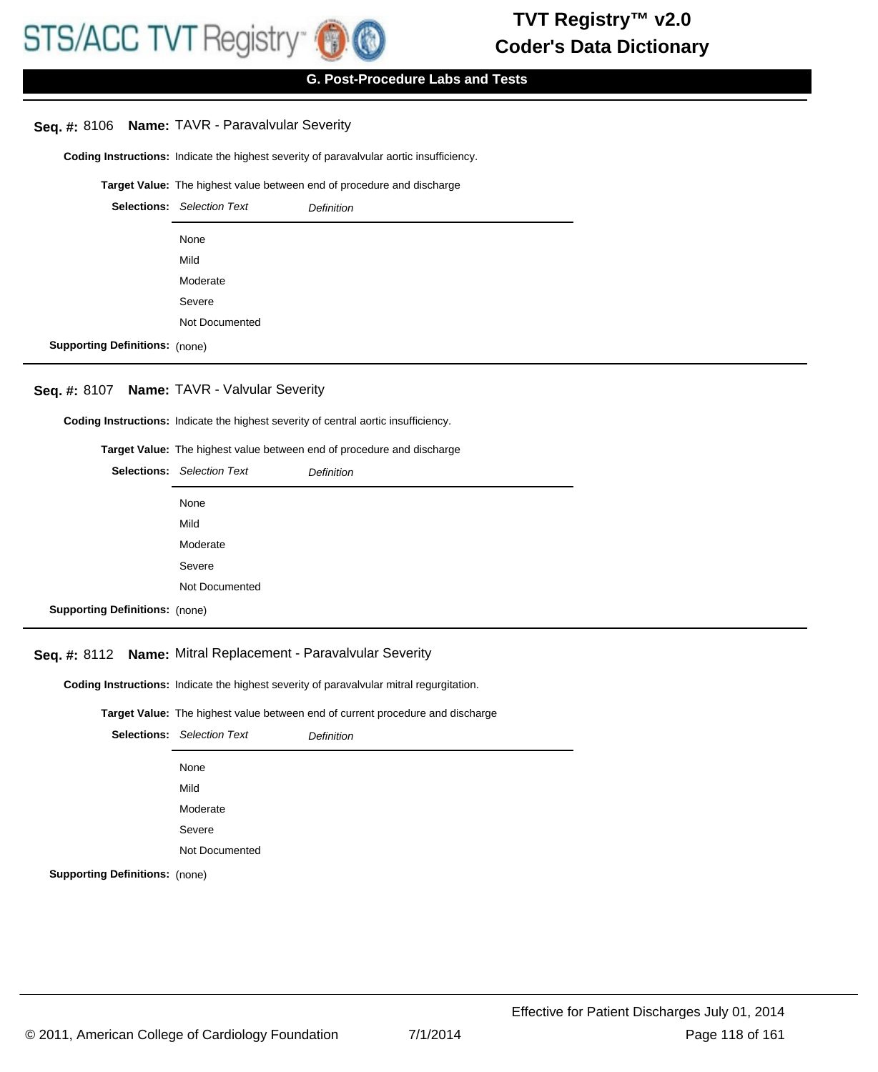## G. Post-Procedure Labs and Tests

**Seq. #:** 8106 **Name:** TAVR - Paravalvular Severity

**Coding Instructions:** Indicate the highest severity of paravalvular aortic insufficiency.

**Target Value:** The highest value between end of procedure and discharge

**Selections:**

| *Selection Text* | *Definition* |
|---|---|
| None | |
| Mild | |
| Moderate | |
| Severe | |
| Not Documented | |

**Supporting Definitions:** (none)

---

**Seq. #:** 8107 **Name:** TAVR - Valvular Severity

**Coding Instructions:** Indicate the highest severity of central aortic insufficiency.

**Target Value:** The highest value between end of procedure and discharge

**Selections:**

| *Selection Text* | *Definition* |
|---|---|
| None | |
| Mild | |
| Moderate | |
| Severe | |
| Not Documented | |

**Supporting Definitions:** (none)

---

**Seq. #:** 8112 **Name:** Mitral Replacement - Paravalvular Severity

**Coding Instructions:** Indicate the highest severity of paravalvular mitral regurgitation.

**Target Value:** The highest value between end of current procedure and discharge

**Selections:**

| *Selection Text* | *Definition* |
|---|---|
| None | |
| Mild | |
| Moderate | |
| Severe | |
| Not Documented | |

**Supporting Definitions:** (none)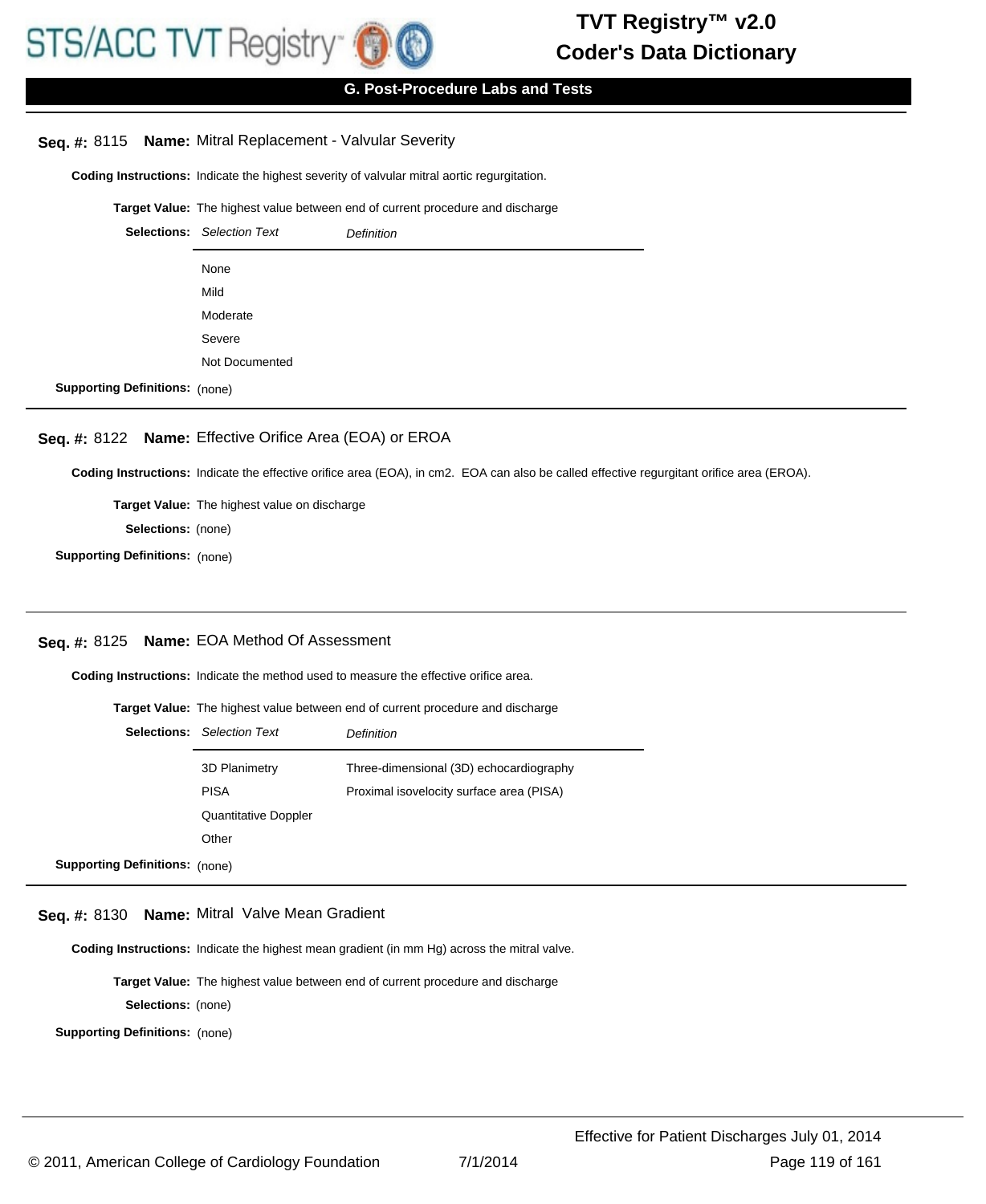## G. Post-Procedure Labs and Tests

**Seq. #:** 8115 **Name:** Mitral Replacement - Valvular Severity

**Coding Instructions:** Indicate the highest severity of valvular mitral aortic regurgitation.

**Target Value:** The highest value between end of current procedure and discharge

**Selections:**

| *Selection Text* | *Definition* |
|---|---|
| None | |
| Mild | |
| Moderate | |
| Severe | |
| Not Documented | |

**Supporting Definitions:** (none)

---

**Seq. #:** 8122 **Name:** Effective Orifice Area (EOA) or EROA

**Coding Instructions:** Indicate the effective orifice area (EOA), in cm2. EOA can also be called effective regurgitant orifice area (EROA).

**Target Value:** The highest value on discharge

**Selections:** (none)

**Supporting Definitions:** (none)

---

**Seq. #:** 8125 **Name:** EOA Method Of Assessment

**Coding Instructions:** Indicate the method used to measure the effective orifice area.

**Target Value:** The highest value between end of current procedure and discharge

**Selections:**

| *Selection Text* | *Definition* |
|---|---|
| 3D Planimetry | Three-dimensional (3D) echocardiography |
| PISA | Proximal isovelocity surface area (PISA) |
| Quantitative Doppler | |
| Other | |

**Supporting Definitions:** (none)

---

**Seq. #:** 8130 **Name:** Mitral Valve Mean Gradient

**Coding Instructions:** Indicate the highest mean gradient (in mm Hg) across the mitral valve.

**Target Value:** The highest value between end of current procedure and discharge

**Selections:** (none)

**Supporting Definitions:** (none)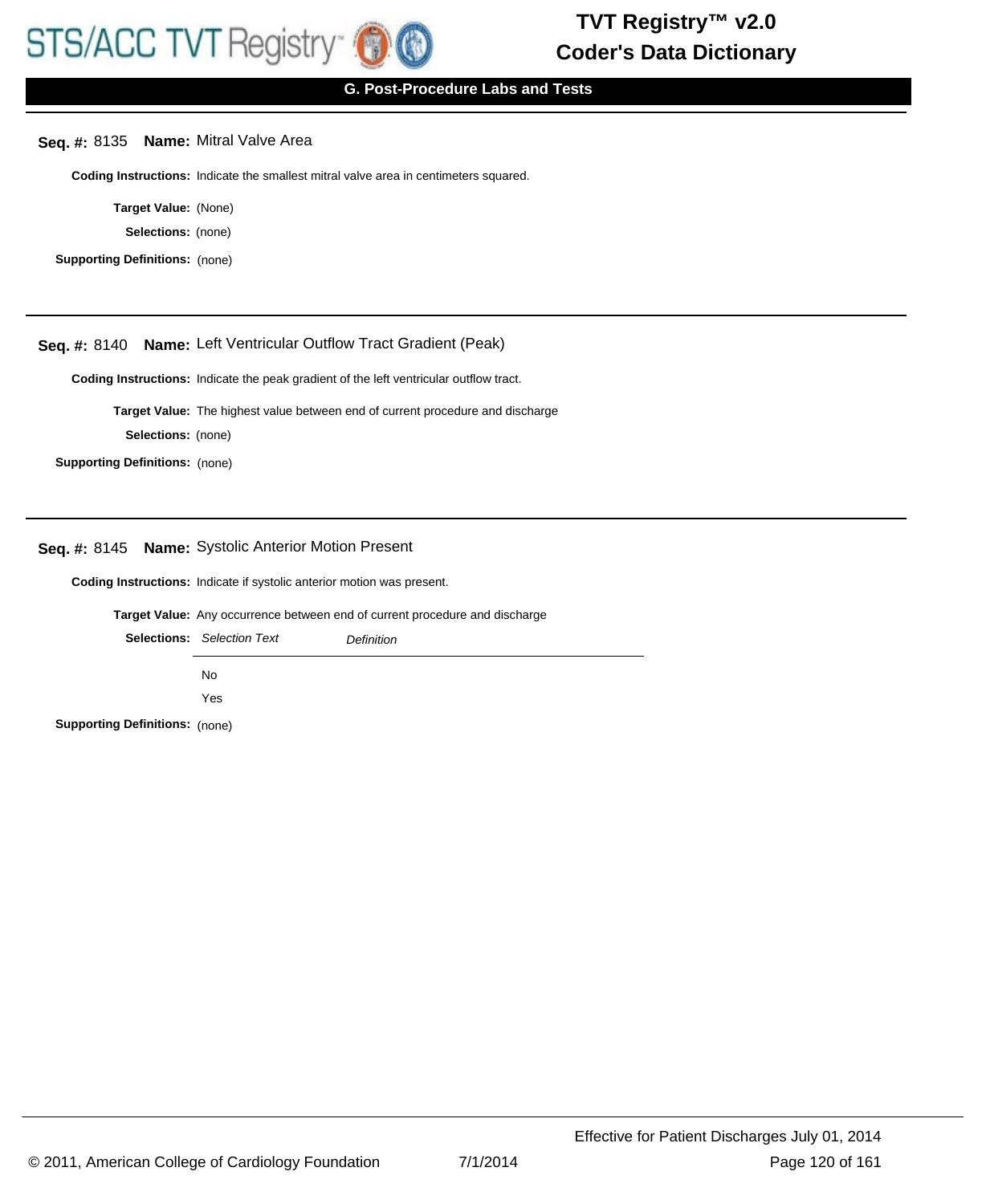## G. Post-Procedure Labs and Tests

**Seq. #:** 8135 **Name:** Mitral Valve Area

**Coding Instructions:** Indicate the smallest mitral valve area in centimeters squared.

**Target Value:** (None)

**Selections:** (none)

**Supporting Definitions:** (none)

---

**Seq. #:** 8140 **Name:** Left Ventricular Outflow Tract Gradient (Peak)

**Coding Instructions:** Indicate the peak gradient of the left ventricular outflow tract.

**Target Value:** The highest value between end of current procedure and discharge

**Selections:** (none)

**Supporting Definitions:** (none)

---

**Seq. #:** 8145 **Name:** Systolic Anterior Motion Present

**Coding Instructions:** Indicate if systolic anterior motion was present.

**Target Value:** Any occurrence between end of current procedure and discharge

**Selections:**

| *Selection Text* | *Definition* |
|---|---|
| No | |
| Yes | |

**Supporting Definitions:** (none)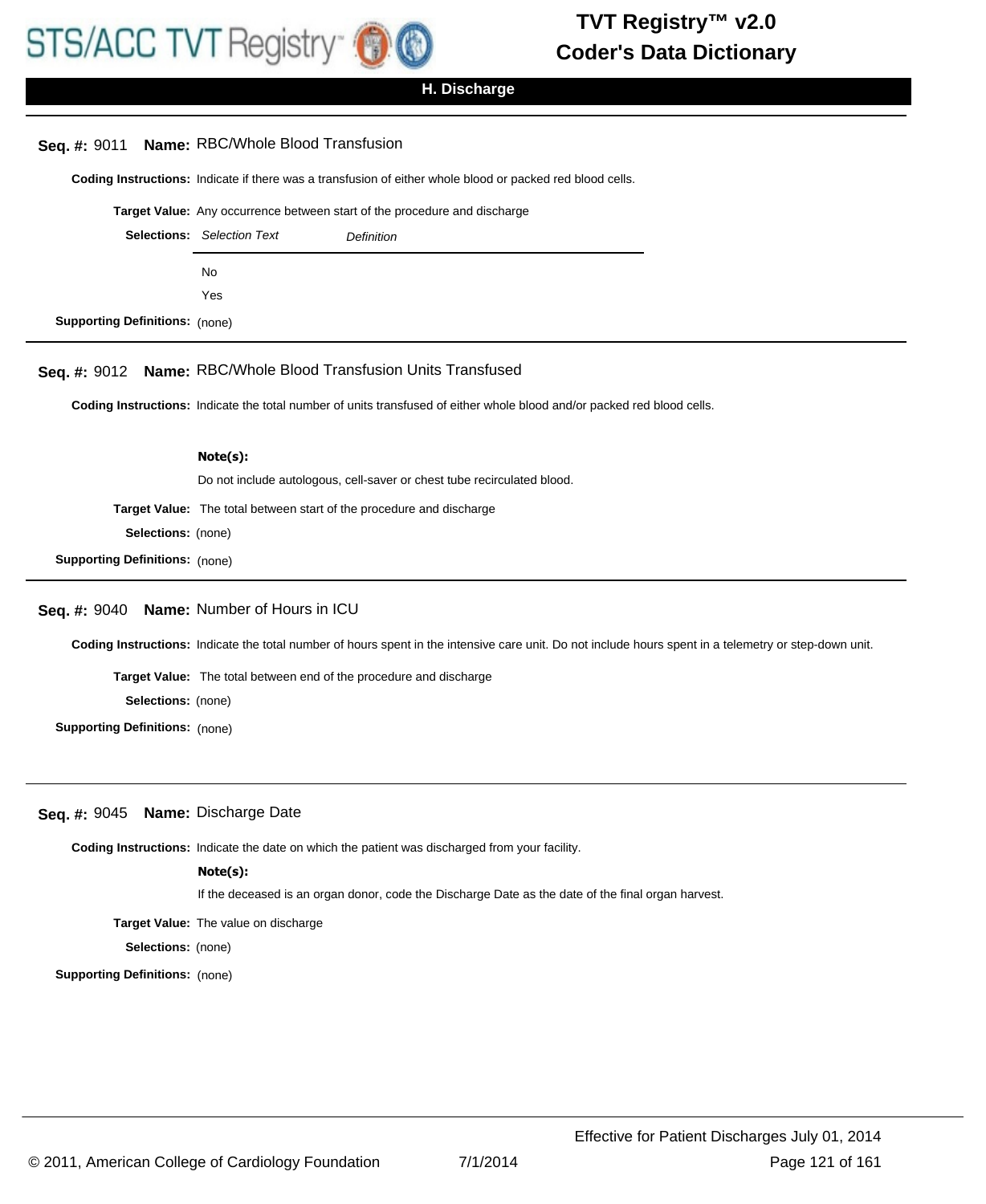## H. Discharge

**Seq. #:** 9011 **Name:** RBC/Whole Blood Transfusion

**Coding Instructions:** Indicate if there was a transfusion of either whole blood or packed red blood cells.

**Target Value:** Any occurrence between start of the procedure and discharge

**Selections:**

| *Selection Text* | *Definition* |
| --- | --- |
| No | |
| Yes | |

**Supporting Definitions:** (none)

---

**Seq. #:** 9012 **Name:** RBC/Whole Blood Transfusion Units Transfused

**Coding Instructions:** Indicate the total number of units transfused of either whole blood and/or packed red blood cells.

**Note(s):**

Do not include autologous, cell-saver or chest tube recirculated blood.

**Target Value:** The total between start of the procedure and discharge

**Selections:** (none)

**Supporting Definitions:** (none)

---

**Seq. #:** 9040 **Name:** Number of Hours in ICU

**Coding Instructions:** Indicate the total number of hours spent in the intensive care unit. Do not include hours spent in a telemetry or step-down unit.

**Target Value:** The total between end of the procedure and discharge

**Selections:** (none)

**Supporting Definitions:** (none)

---

**Seq. #:** 9045 **Name:** Discharge Date

**Coding Instructions:** Indicate the date on which the patient was discharged from your facility.

**Note(s):**

If the deceased is an organ donor, code the Discharge Date as the date of the final organ harvest.

**Target Value:** The value on discharge

**Selections:** (none)

**Supporting Definitions:** (none)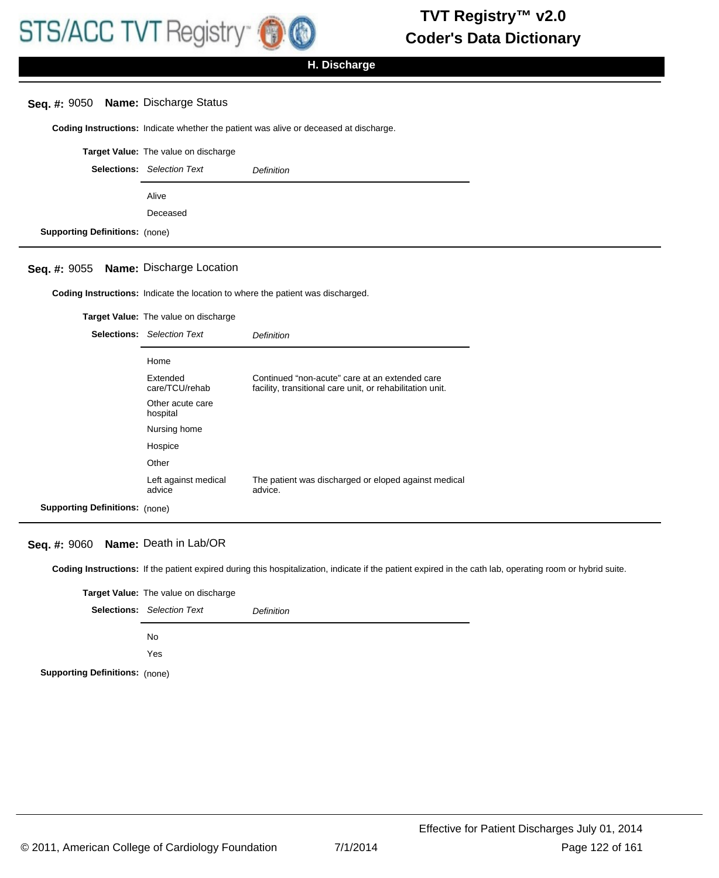## H. Discharge

**Seq. #:** 9050 **Name:** Discharge Status

**Coding Instructions:** Indicate whether the patient was alive or deceased at discharge.

**Target Value:** The value on discharge

**Selections:**

| *Selection Text* | *Definition* |
|---|---|
| Alive | |
| Deceased | |

**Supporting Definitions:** (none)

---

**Seq. #:** 9055 **Name:** Discharge Location

**Coding Instructions:** Indicate the location to where the patient was discharged.

**Target Value:** The value on discharge

**Selections:**

| *Selection Text* | *Definition* |
|---|---|
| Home | |
| Extended care/TCU/rehab | Continued "non-acute" care at an extended care facility, transitional care unit, or rehabilitation unit. |
| Other acute care hospital | |
| Nursing home | |
| Hospice | |
| Other | |
| Left against medical advice | The patient was discharged or eloped against medical advice. |

**Supporting Definitions:** (none)

---

**Seq. #:** 9060 **Name:** Death in Lab/OR

**Coding Instructions:** If the patient expired during this hospitalization, indicate if the patient expired in the cath lab, operating room or hybrid suite.

**Target Value:** The value on discharge

**Selections:**

| *Selection Text* | *Definition* |
|---|---|
| No | |
| Yes | |

**Supporting Definitions:** (none)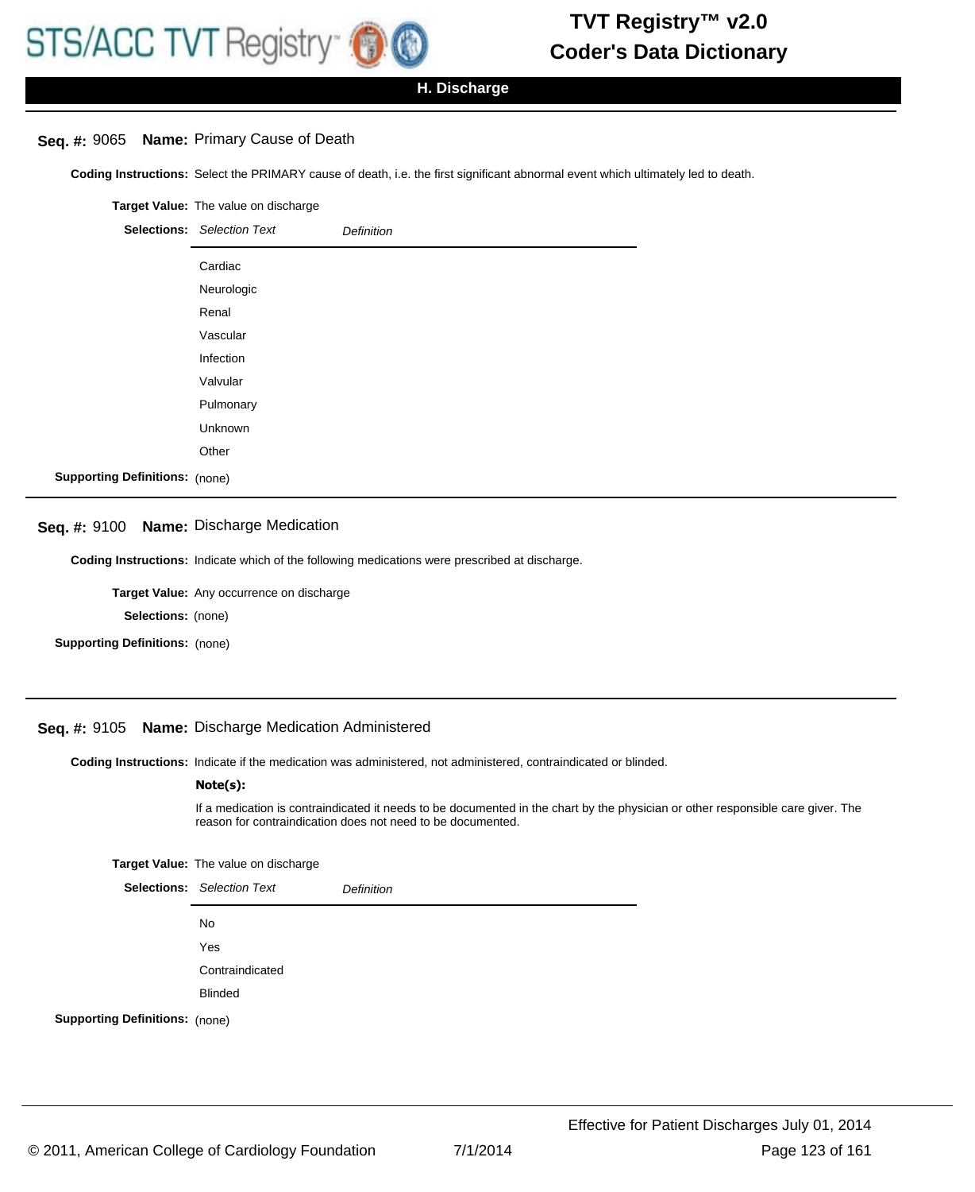## H. Discharge

**Seq. #:** 9065 **Name:** Primary Cause of Death

**Coding Instructions:** Select the PRIMARY cause of death, i.e. the first significant abnormal event which ultimately led to death.

**Target Value:** The value on discharge

**Selections:**

| *Selection Text* | *Definition* |
|---|---|
| Cardiac | |
| Neurologic | |
| Renal | |
| Vascular | |
| Infection | |
| Valvular | |
| Pulmonary | |
| Unknown | |
| Other | |

**Supporting Definitions:** (none)

---

**Seq. #:** 9100 **Name:** Discharge Medication

**Coding Instructions:** Indicate which of the following medications were prescribed at discharge.

**Target Value:** Any occurrence on discharge

**Selections:** (none)

**Supporting Definitions:** (none)

---

**Seq. #:** 9105 **Name:** Discharge Medication Administered

**Coding Instructions:** Indicate if the medication was administered, not administered, contraindicated or blinded.

**Note(s):**

If a medication is contraindicated it needs to be documented in the chart by the physician or other responsible care giver. The reason for contraindication does not need to be documented.

**Target Value:** The value on discharge

**Selections:**

| *Selection Text* | *Definition* |
|---|---|
| No | |
| Yes | |
| Contraindicated | |
| Blinded | |

**Supporting Definitions:** (none)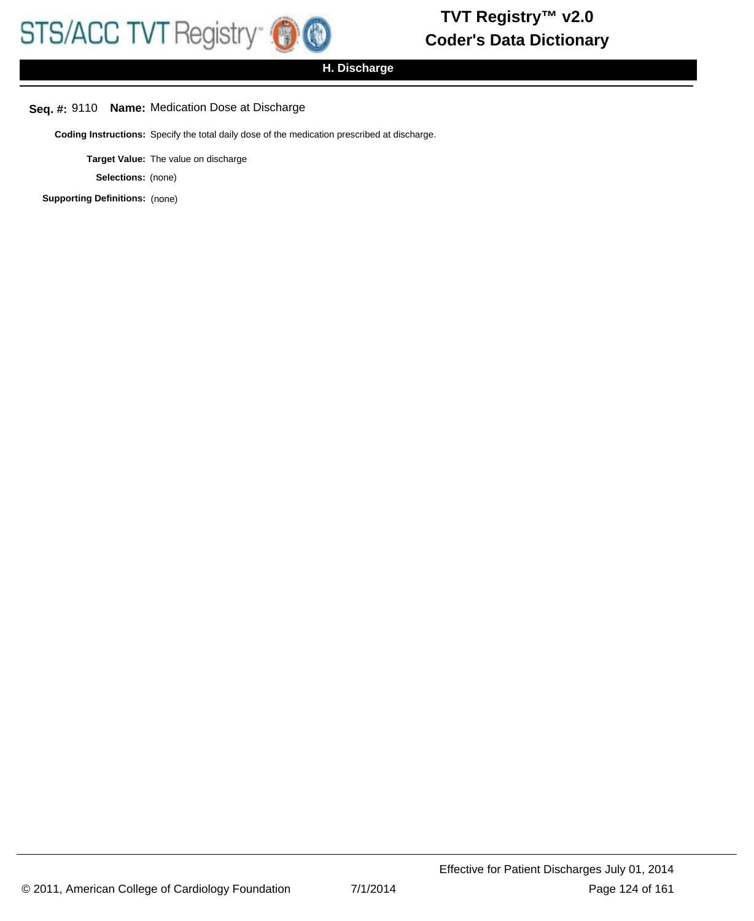## H. Discharge

**Seq. #:** 9110 **Name:** Medication Dose at Discharge

**Coding Instructions:** Specify the total daily dose of the medication prescribed at discharge.

**Target Value:** The value on discharge

**Selections:** (none)

**Supporting Definitions:** (none)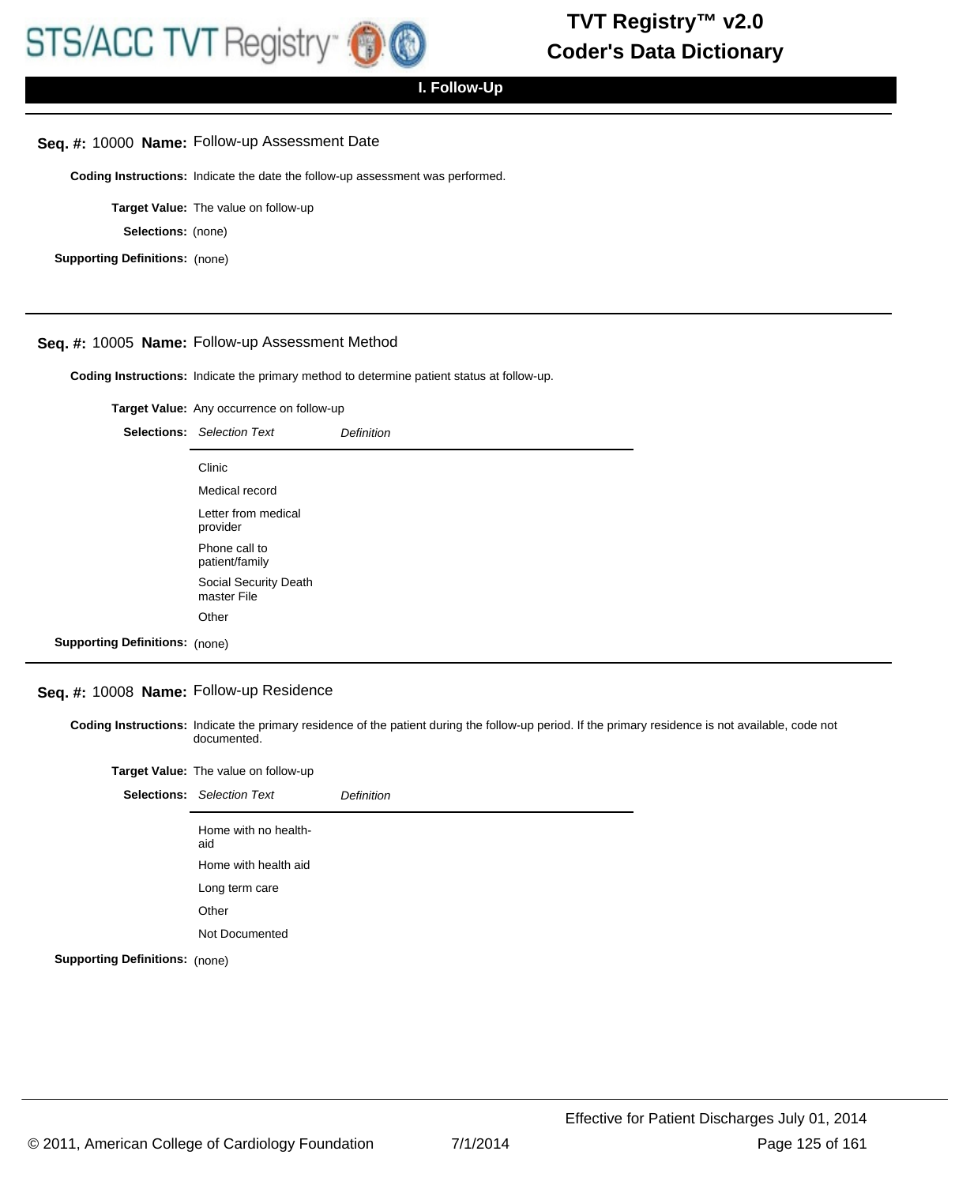## I. Follow-Up

**Seq. #:** 10000 **Name:** Follow-up Assessment Date

**Coding Instructions:** Indicate the date the follow-up assessment was performed.

**Target Value:** The value on follow-up

**Selections:** (none)

**Supporting Definitions:** (none)

---

**Seq. #:** 10005 **Name:** Follow-up Assessment Method

**Coding Instructions:** Indicate the primary method to determine patient status at follow-up.

**Target Value:** Any occurrence on follow-up

**Selections:**

| *Selection Text* | *Definition* |
|---|---|
| Clinic | |
| Medical record | |
| Letter from medical provider | |
| Phone call to patient/family | |
| Social Security Death master File | |
| Other | |

**Supporting Definitions:** (none)

---

**Seq. #:** 10008 **Name:** Follow-up Residence

**Coding Instructions:** Indicate the primary residence of the patient during the follow-up period. If the primary residence is not available, code not documented.

**Target Value:** The value on follow-up

**Selections:**

| *Selection Text* | *Definition* |
|---|---|
| Home with no health-aid | |
| Home with health aid | |
| Long term care | |
| Other | |
| Not Documented | |

**Supporting Definitions:** (none)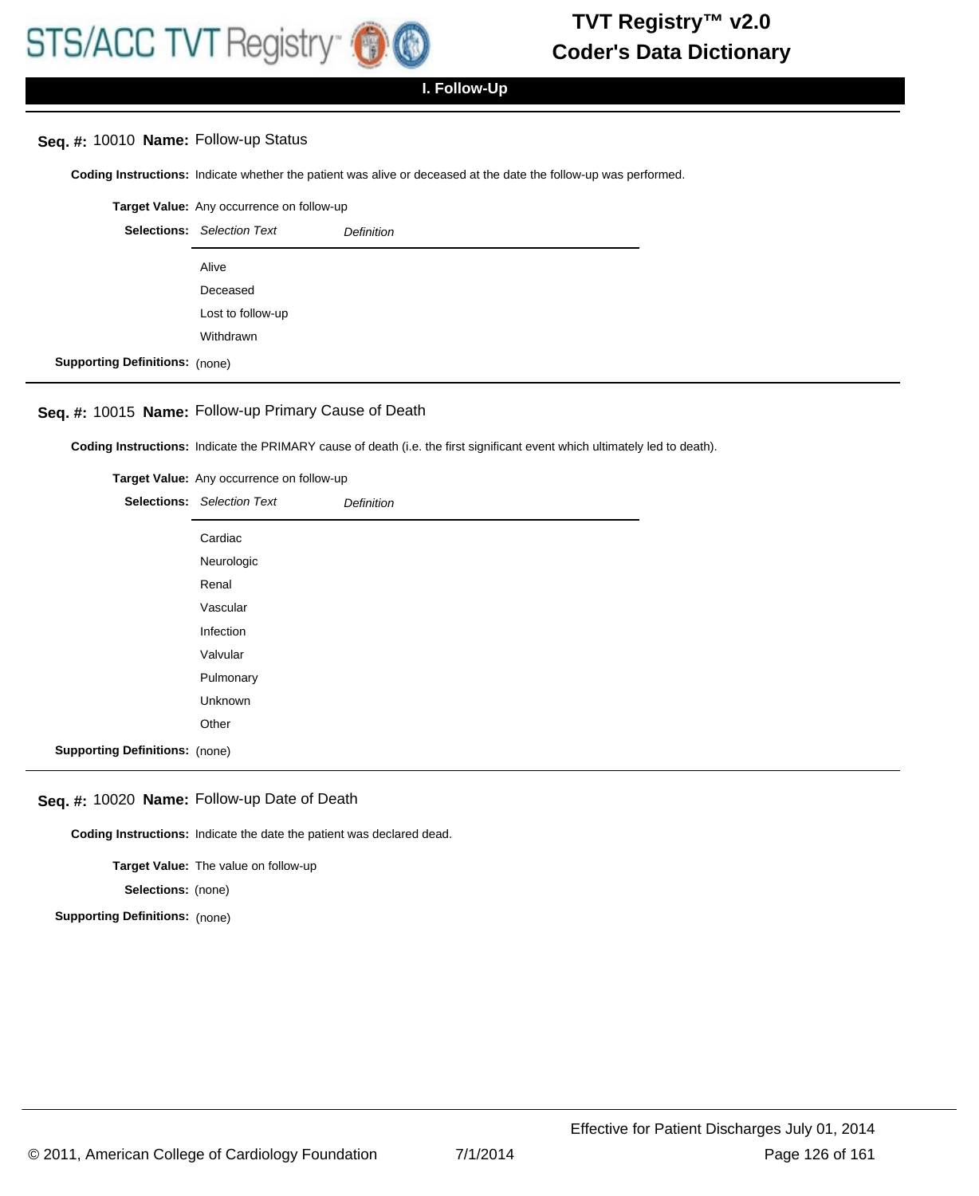## I. Follow-Up

**Seq. #:** 10010 **Name:** Follow-up Status

**Coding Instructions:** Indicate whether the patient was alive or deceased at the date the follow-up was performed.

**Target Value:** Any occurrence on follow-up

**Selections:**

| *Selection Text* | *Definition* |
|---|---|
| Alive | |
| Deceased | |
| Lost to follow-up | |
| Withdrawn | |

**Supporting Definitions:** (none)

---

**Seq. #:** 10015 **Name:** Follow-up Primary Cause of Death

**Coding Instructions:** Indicate the PRIMARY cause of death (i.e. the first significant event which ultimately led to death).

**Target Value:** Any occurrence on follow-up

**Selections:**

| *Selection Text* | *Definition* |
|---|---|
| Cardiac | |
| Neurologic | |
| Renal | |
| Vascular | |
| Infection | |
| Valvular | |
| Pulmonary | |
| Unknown | |
| Other | |

**Supporting Definitions:** (none)

---

**Seq. #:** 10020 **Name:** Follow-up Date of Death

**Coding Instructions:** Indicate the date the patient was declared dead.

**Target Value:** The value on follow-up

**Selections:** (none)

**Supporting Definitions:** (none)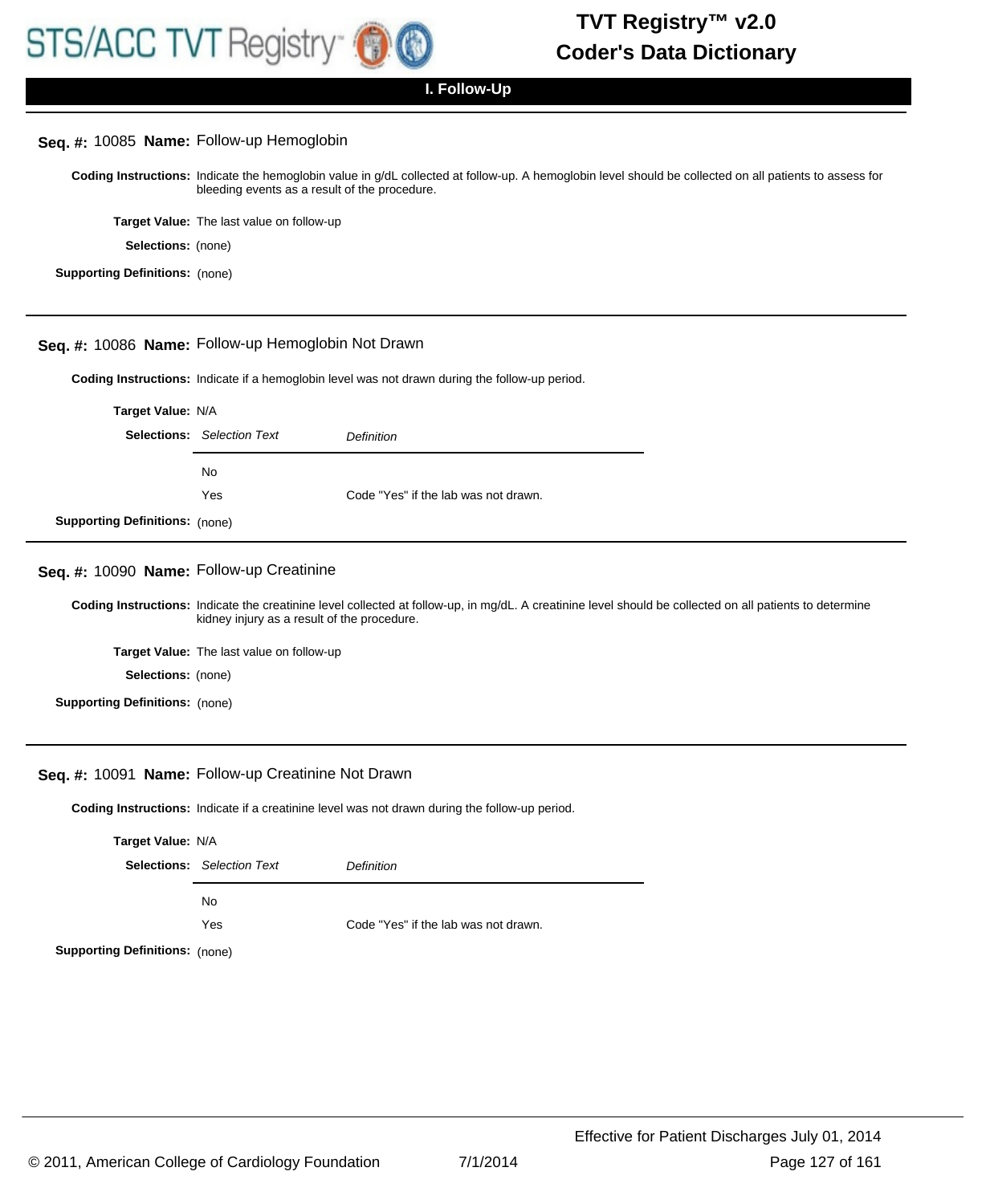## I. Follow-Up

**Seq. #:** 10085 **Name:** Follow-up Hemoglobin

**Coding Instructions:** Indicate the hemoglobin value in g/dL collected at follow-up. A hemoglobin level should be collected on all patients to assess for bleeding events as a result of the procedure.

**Target Value:** The last value on follow-up

**Selections:** (none)

**Supporting Definitions:** (none)

---

**Seq. #:** 10086 **Name:** Follow-up Hemoglobin Not Drawn

**Coding Instructions:** Indicate if a hemoglobin level was not drawn during the follow-up period.

**Target Value:** N/A

**Selections:**

| *Selection Text* | *Definition* |
|---|---|
| No | |
| Yes | Code "Yes" if the lab was not drawn. |

**Supporting Definitions:** (none)

---

**Seq. #:** 10090 **Name:** Follow-up Creatinine

**Coding Instructions:** Indicate the creatinine level collected at follow-up, in mg/dL. A creatinine level should be collected on all patients to determine kidney injury as a result of the procedure.

**Target Value:** The last value on follow-up

**Selections:** (none)

**Supporting Definitions:** (none)

---

**Seq. #:** 10091 **Name:** Follow-up Creatinine Not Drawn

**Coding Instructions:** Indicate if a creatinine level was not drawn during the follow-up period.

**Target Value:** N/A

**Selections:**

| *Selection Text* | *Definition* |
|---|---|
| No | |
| Yes | Code "Yes" if the lab was not drawn. |

**Supporting Definitions:** (none)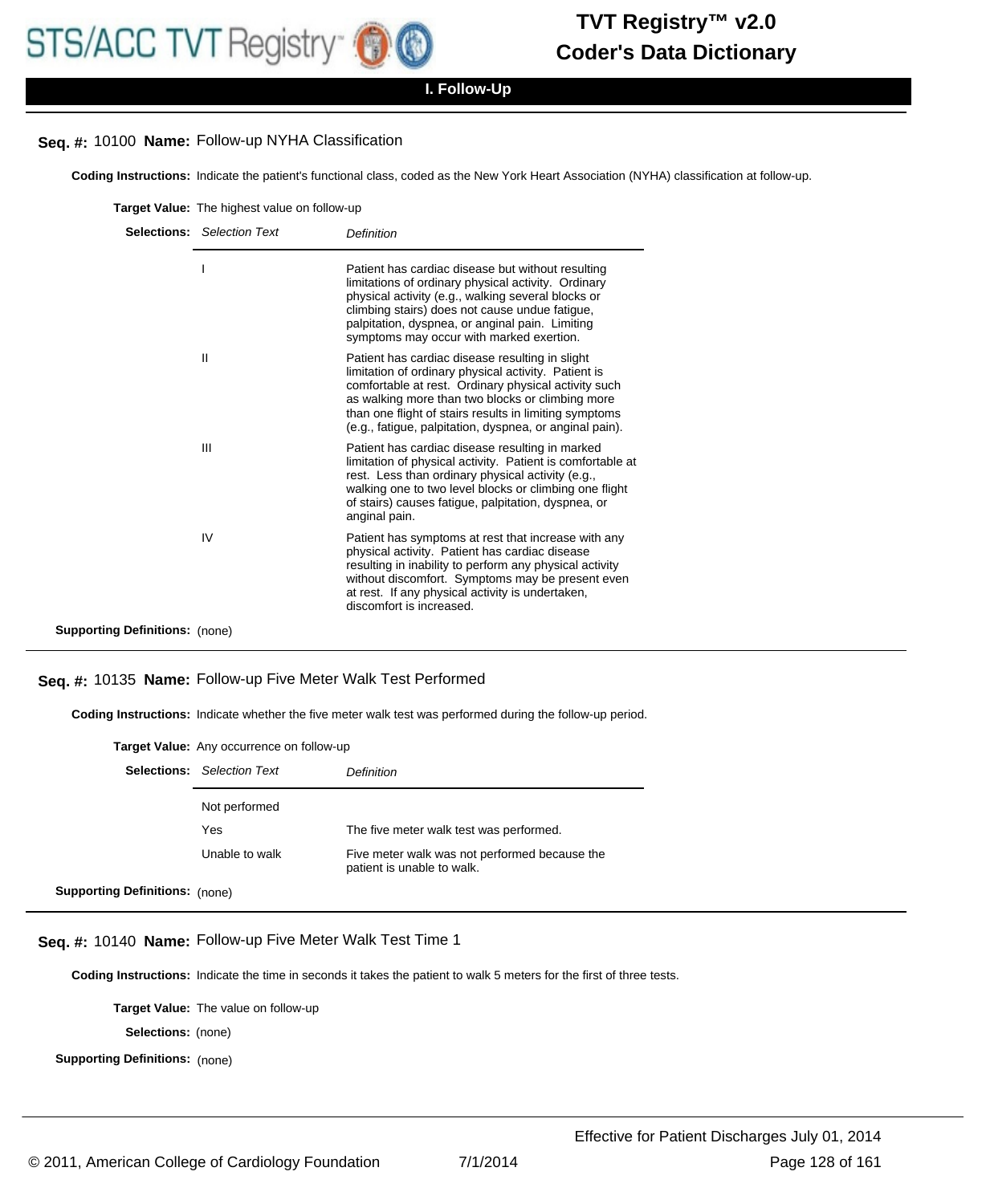## I. Follow-Up

### Seq. #: 10100 Name: Follow-up NYHA Classification

**Coding Instructions:** Indicate the patient's functional class, coded as the New York Heart Association (NYHA) classification at follow-up.

**Target Value:** The highest value on follow-up

**Selections:**

| *Selection Text* | *Definition* |
|---|---|
| I | Patient has cardiac disease but without resulting limitations of ordinary physical activity. Ordinary physical activity (e.g., walking several blocks or climbing stairs) does not cause undue fatigue, palpitation, dyspnea, or anginal pain. Limiting symptoms may occur with marked exertion. |
| II | Patient has cardiac disease resulting in slight limitation of ordinary physical activity. Patient is comfortable at rest. Ordinary physical activity such as walking more than two blocks or climbing more than one flight of stairs results in limiting symptoms (e.g., fatigue, palpitation, dyspnea, or anginal pain). |
| III | Patient has cardiac disease resulting in marked limitation of physical activity. Patient is comfortable at rest. Less than ordinary physical activity (e.g., walking one to two level blocks or climbing one flight of stairs) causes fatigue, palpitation, dyspnea, or anginal pain. |
| IV | Patient has symptoms at rest that increase with any physical activity. Patient has cardiac disease resulting in inability to perform any physical activity without discomfort. Symptoms may be present even at rest. If any physical activity is undertaken, discomfort is increased. |

**Supporting Definitions:** (none)

---

### Seq. #: 10135 Name: Follow-up Five Meter Walk Test Performed

**Coding Instructions:** Indicate whether the five meter walk test was performed during the follow-up period.

**Target Value:** Any occurrence on follow-up

**Selections:**

| *Selection Text* | *Definition* |
|---|---|
| Not performed | |
| Yes | The five meter walk test was performed. |
| Unable to walk | Five meter walk was not performed because the patient is unable to walk. |

**Supporting Definitions:** (none)

---

### Seq. #: 10140 Name: Follow-up Five Meter Walk Test Time 1

**Coding Instructions:** Indicate the time in seconds it takes the patient to walk 5 meters for the first of three tests.

**Target Value:** The value on follow-up

**Selections:** (none)

**Supporting Definitions:** (none)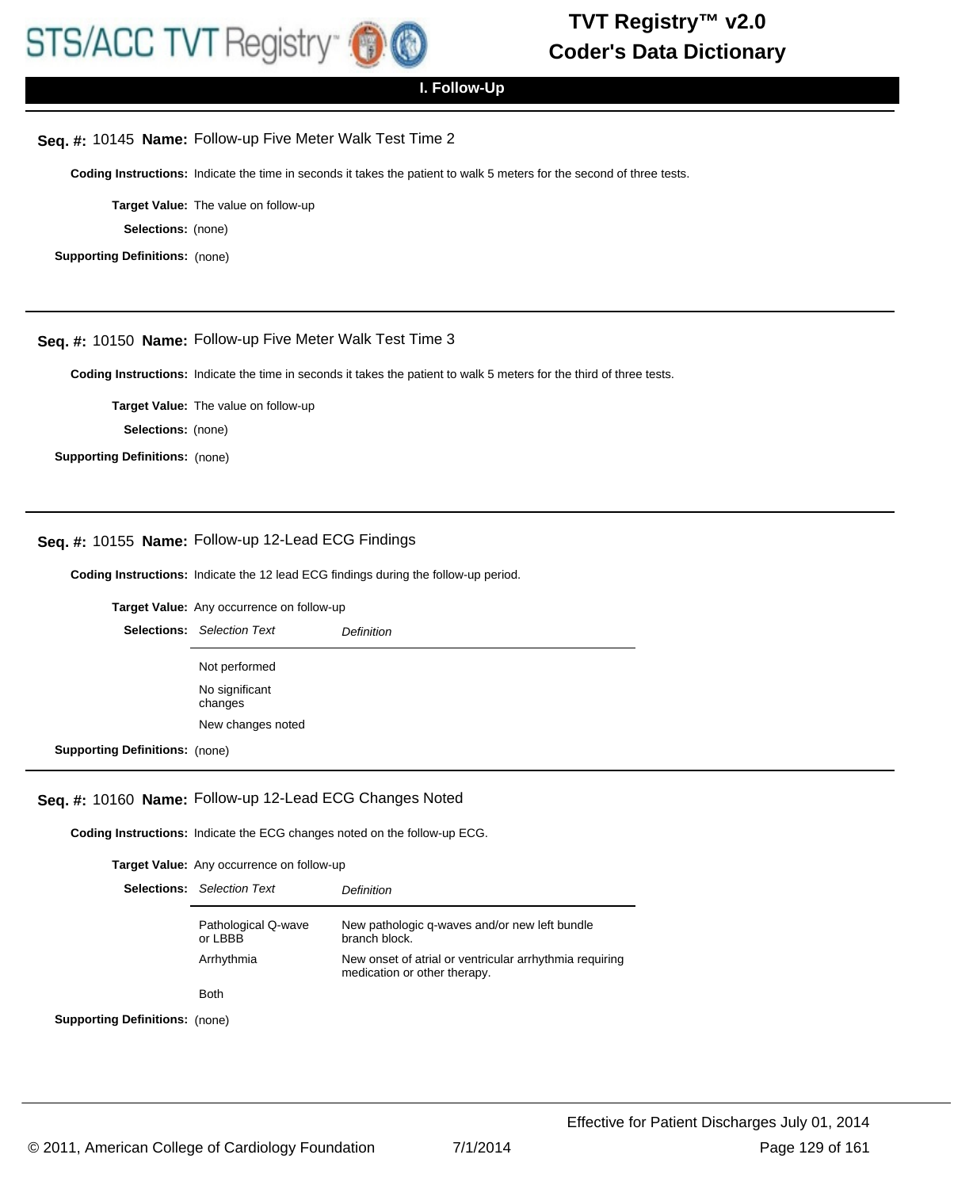## I. Follow-Up

**Seq. #:** 10145 **Name:** Follow-up Five Meter Walk Test Time 2

**Coding Instructions:** Indicate the time in seconds it takes the patient to walk 5 meters for the second of three tests.

**Target Value:** The value on follow-up

**Selections:** (none)

**Supporting Definitions:** (none)

---

**Seq. #:** 10150 **Name:** Follow-up Five Meter Walk Test Time 3

**Coding Instructions:** Indicate the time in seconds it takes the patient to walk 5 meters for the third of three tests.

**Target Value:** The value on follow-up

**Selections:** (none)

**Supporting Definitions:** (none)

---

**Seq. #:** 10155 **Name:** Follow-up 12-Lead ECG Findings

**Coding Instructions:** Indicate the 12 lead ECG findings during the follow-up period.

**Target Value:** Any occurrence on follow-up

**Selections:**

| *Selection Text* | *Definition* |
|---|---|
| Not performed | |
| No significant changes | |
| New changes noted | |

**Supporting Definitions:** (none)

---

**Seq. #:** 10160 **Name:** Follow-up 12-Lead ECG Changes Noted

**Coding Instructions:** Indicate the ECG changes noted on the follow-up ECG.

**Target Value:** Any occurrence on follow-up

**Selections:**

| *Selection Text* | *Definition* |
|---|---|
| Pathological Q-wave or LBBB | New pathologic q-waves and/or new left bundle branch block. |
| Arrhythmia | New onset of atrial or ventricular arrhythmia requiring medication or other therapy. |
| Both | |

**Supporting Definitions:** (none)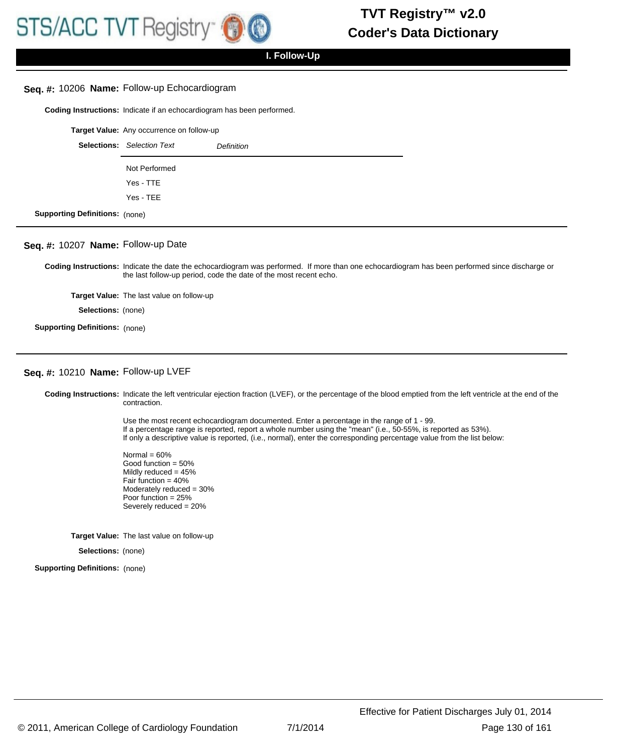## I. Follow-Up

---

**Seq. #:** 10206 **Name:** Follow-up Echocardiogram

**Coding Instructions:** Indicate if an echocardiogram has been performed.

**Target Value:** Any occurrence on follow-up

**Selections:**

| *Selection Text* | *Definition* |
|---|---|
| Not Performed | |
| Yes - TTE | |
| Yes - TEE | |

**Supporting Definitions:** (none)

---

**Seq. #:** 10207 **Name:** Follow-up Date

**Coding Instructions:** Indicate the date the echocardiogram was performed. If more than one echocardiogram has been performed since discharge or the last follow-up period, code the date of the most recent echo.

**Target Value:** The last value on follow-up

**Selections:** (none)

**Supporting Definitions:** (none)

---

**Seq. #:** 10210 **Name:** Follow-up LVEF

**Coding Instructions:** Indicate the left ventricular ejection fraction (LVEF), or the percentage of the blood emptied from the left ventricle at the end of the contraction.

Use the most recent echocardiogram documented. Enter a percentage in the range of 1 - 99.
If a percentage range is reported, report a whole number using the "mean" (i.e., 50-55%, is reported as 53%).
If only a descriptive value is reported, (i.e., normal), enter the corresponding percentage value from the list below:

Normal = 60%
Good function = 50%
Mildly reduced = 45%
Fair function = 40%
Moderately reduced = 30%
Poor function = 25%
Severely reduced = 20%

**Target Value:** The last value on follow-up

**Selections:** (none)

**Supporting Definitions:** (none)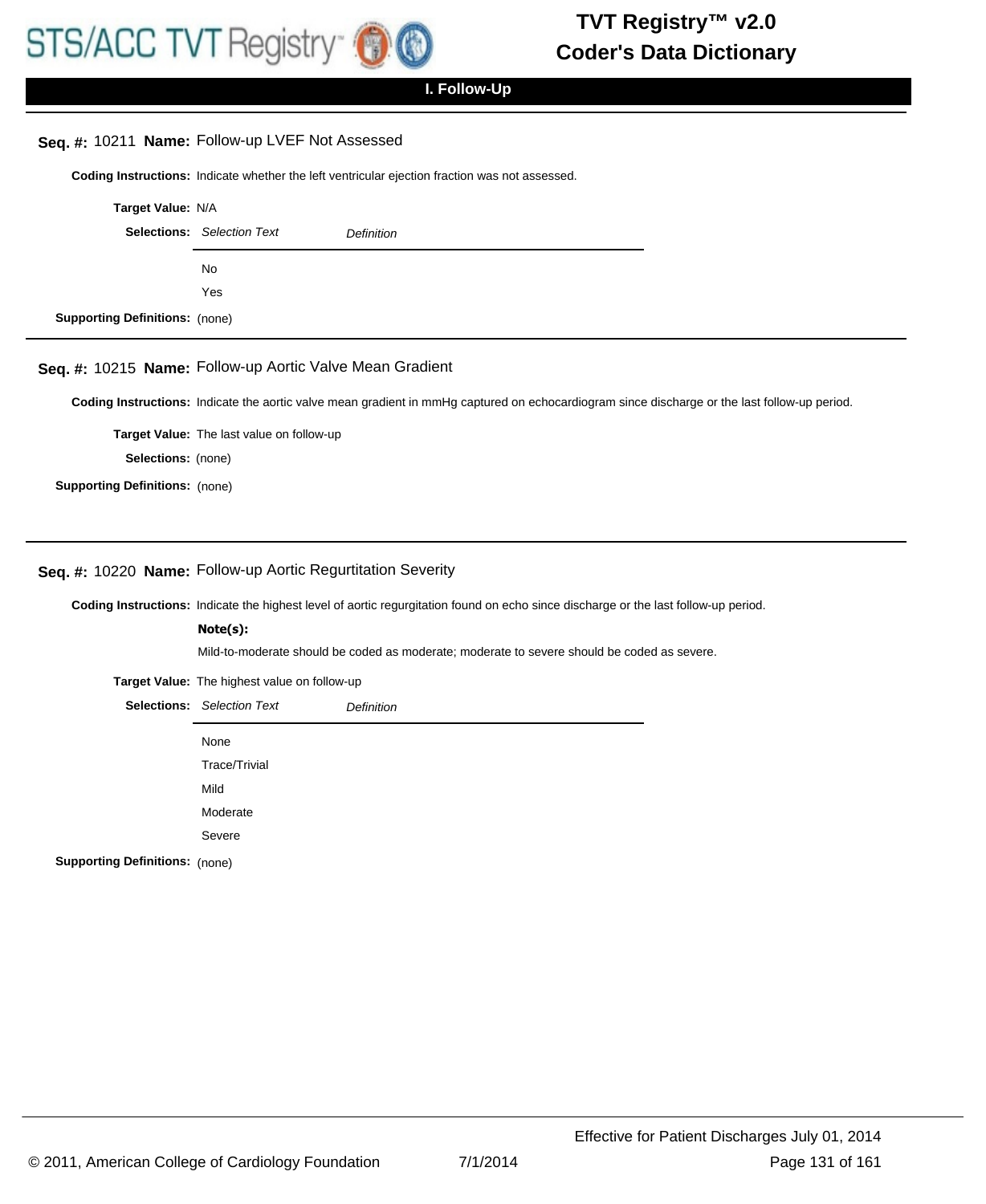## I. Follow-Up

**Seq. #:** 10211 **Name:** Follow-up LVEF Not Assessed

**Coding Instructions:** Indicate whether the left ventricular ejection fraction was not assessed.

**Target Value:** N/A

**Selections:**

| *Selection Text* | *Definition* |
|---|---|
| No | |
| Yes | |

**Supporting Definitions:** (none)

---

**Seq. #:** 10215 **Name:** Follow-up Aortic Valve Mean Gradient

**Coding Instructions:** Indicate the aortic valve mean gradient in mmHg captured on echocardiogram since discharge or the last follow-up period.

**Target Value:** The last value on follow-up

**Selections:** (none)

**Supporting Definitions:** (none)

---

**Seq. #:** 10220 **Name:** Follow-up Aortic Regurtitation Severity

**Coding Instructions:** Indicate the highest level of aortic regurgitation found on echo since discharge or the last follow-up period.

**Note(s):**

Mild-to-moderate should be coded as moderate; moderate to severe should be coded as severe.

**Target Value:** The highest value on follow-up

**Selections:**

| *Selection Text* | *Definition* |
|---|---|
| None | |
| Trace/Trivial | |
| Mild | |
| Moderate | |
| Severe | |

**Supporting Definitions:** (none)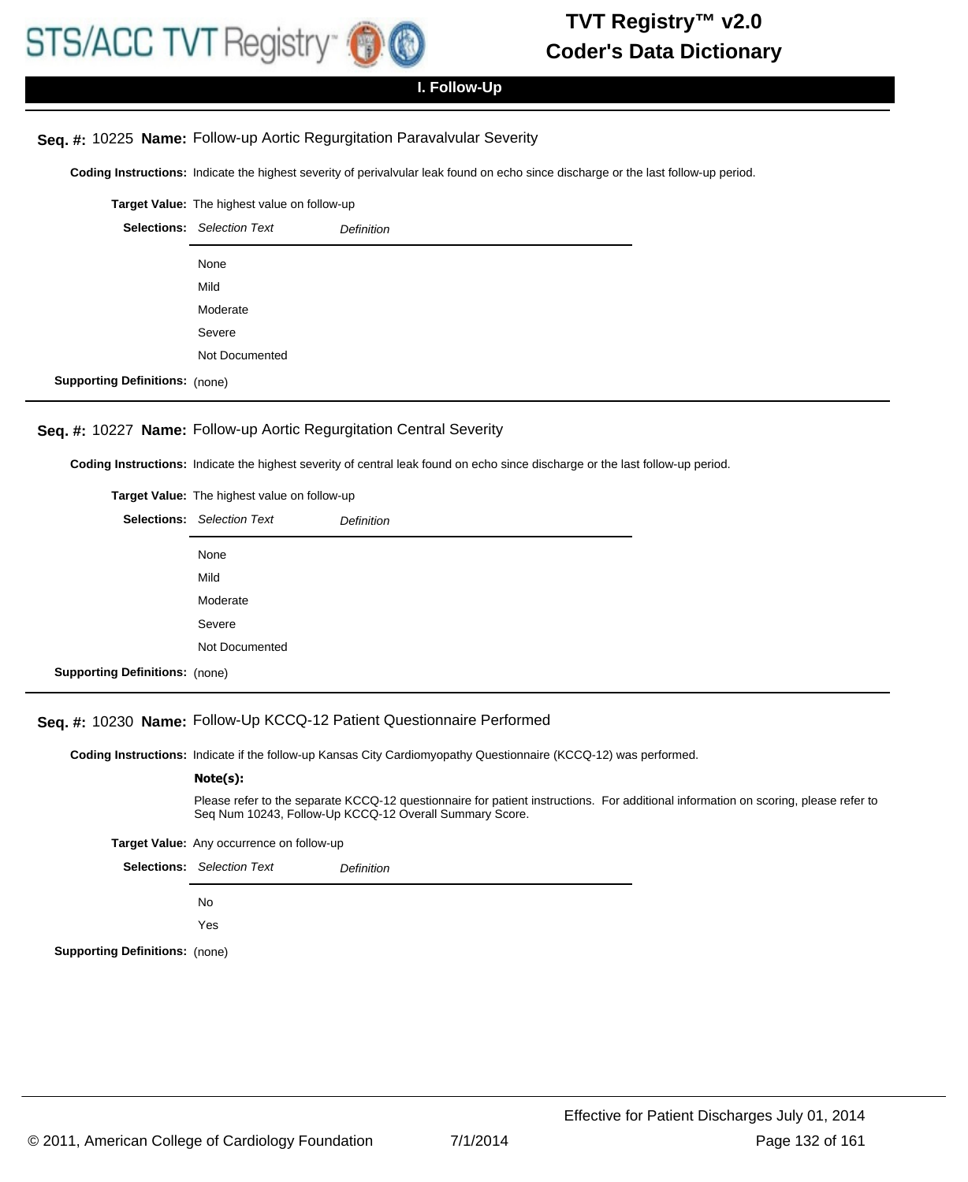## I. Follow-Up

**Seq. #:** 10225 **Name:** Follow-up Aortic Regurgitation Paravalvular Severity

**Coding Instructions:** Indicate the highest severity of perivalvular leak found on echo since discharge or the last follow-up period.

**Target Value:** The highest value on follow-up

**Selections:**

| *Selection Text* | *Definition* |
|---|---|
| None | |
| Mild | |
| Moderate | |
| Severe | |
| Not Documented | |

**Supporting Definitions:** (none)

---

**Seq. #:** 10227 **Name:** Follow-up Aortic Regurgitation Central Severity

**Coding Instructions:** Indicate the highest severity of central leak found on echo since discharge or the last follow-up period.

**Target Value:** The highest value on follow-up

**Selections:**

| *Selection Text* | *Definition* |
|---|---|
| None | |
| Mild | |
| Moderate | |
| Severe | |
| Not Documented | |

**Supporting Definitions:** (none)

---

**Seq. #:** 10230 **Name:** Follow-Up KCCQ-12 Patient Questionnaire Performed

**Coding Instructions:** Indicate if the follow-up Kansas City Cardiomyopathy Questionnaire (KCCQ-12) was performed.

**Note(s):**

Please refer to the separate KCCQ-12 questionnaire for patient instructions. For additional information on scoring, please refer to Seq Num 10243, Follow-Up KCCQ-12 Overall Summary Score.

**Target Value:** Any occurrence on follow-up

**Selections:**

| *Selection Text* | *Definition* |
|---|---|
| No | |
| Yes | |

**Supporting Definitions:** (none)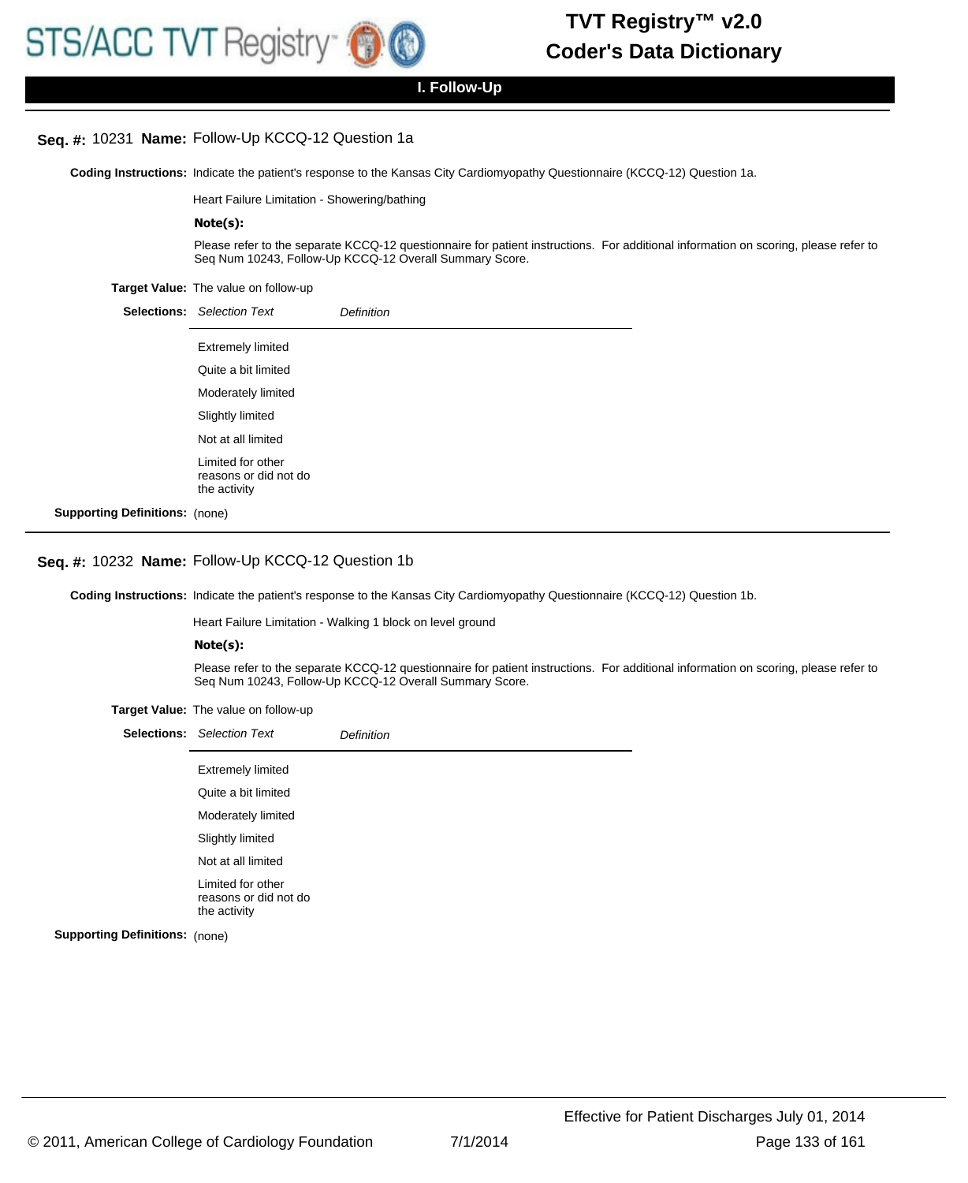## I. Follow-Up

### Seq. #: 10231 Name: Follow-Up KCCQ-12 Question 1a

**Coding Instructions:** Indicate the patient's response to the Kansas City Cardiomyopathy Questionnaire (KCCQ-12) Question 1a.

Heart Failure Limitation - Showering/bathing

**Note(s):**

Please refer to the separate KCCQ-12 questionnaire for patient instructions. For additional information on scoring, please refer to Seq Num 10243, Follow-Up KCCQ-12 Overall Summary Score.

**Target Value:** The value on follow-up

**Selections:**

| *Selection Text* | *Definition* |
|---|---|
| Extremely limited | |
| Quite a bit limited | |
| Moderately limited | |
| Slightly limited | |
| Not at all limited | |
| Limited for other reasons or did not do the activity | |

**Supporting Definitions:** (none)

---

### Seq. #: 10232 Name: Follow-Up KCCQ-12 Question 1b

**Coding Instructions:** Indicate the patient's response to the Kansas City Cardiomyopathy Questionnaire (KCCQ-12) Question 1b.

Heart Failure Limitation - Walking 1 block on level ground

**Note(s):**

Please refer to the separate KCCQ-12 questionnaire for patient instructions. For additional information on scoring, please refer to Seq Num 10243, Follow-Up KCCQ-12 Overall Summary Score.

**Target Value:** The value on follow-up

**Selections:**

| *Selection Text* | *Definition* |
|---|---|
| Extremely limited | |
| Quite a bit limited | |
| Moderately limited | |
| Slightly limited | |
| Not at all limited | |
| Limited for other reasons or did not do the activity | |

**Supporting Definitions:** (none)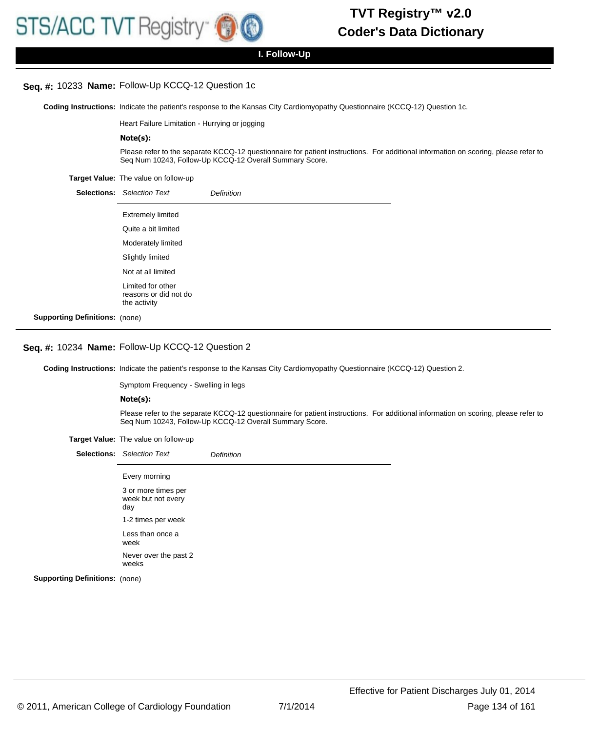## I. Follow-Up

**Seq. #:** 10233 **Name:** Follow-Up KCCQ-12 Question 1c

**Coding Instructions:** Indicate the patient's response to the Kansas City Cardiomyopathy Questionnaire (KCCQ-12) Question 1c.

Heart Failure Limitation - Hurrying or jogging

**Note(s):**

Please refer to the separate KCCQ-12 questionnaire for patient instructions. For additional information on scoring, please refer to Seq Num 10243, Follow-Up KCCQ-12 Overall Summary Score.

**Target Value:** The value on follow-up

**Selections:**

| *Selection Text* | *Definition* |
|---|---|
| Extremely limited | |
| Quite a bit limited | |
| Moderately limited | |
| Slightly limited | |
| Not at all limited | |
| Limited for other reasons or did not do the activity | |

**Supporting Definitions:** (none)

---

**Seq. #:** 10234 **Name:** Follow-Up KCCQ-12 Question 2

**Coding Instructions:** Indicate the patient's response to the Kansas City Cardiomyopathy Questionnaire (KCCQ-12) Question 2.

Symptom Frequency - Swelling in legs

**Note(s):**

Please refer to the separate KCCQ-12 questionnaire for patient instructions. For additional information on scoring, please refer to Seq Num 10243, Follow-Up KCCQ-12 Overall Summary Score.

**Target Value:** The value on follow-up

**Selections:**

| *Selection Text* | *Definition* |
|---|---|
| Every morning | |
| 3 or more times per week but not every day | |
| 1-2 times per week | |
| Less than once a week | |
| Never over the past 2 weeks | |

**Supporting Definitions:** (none)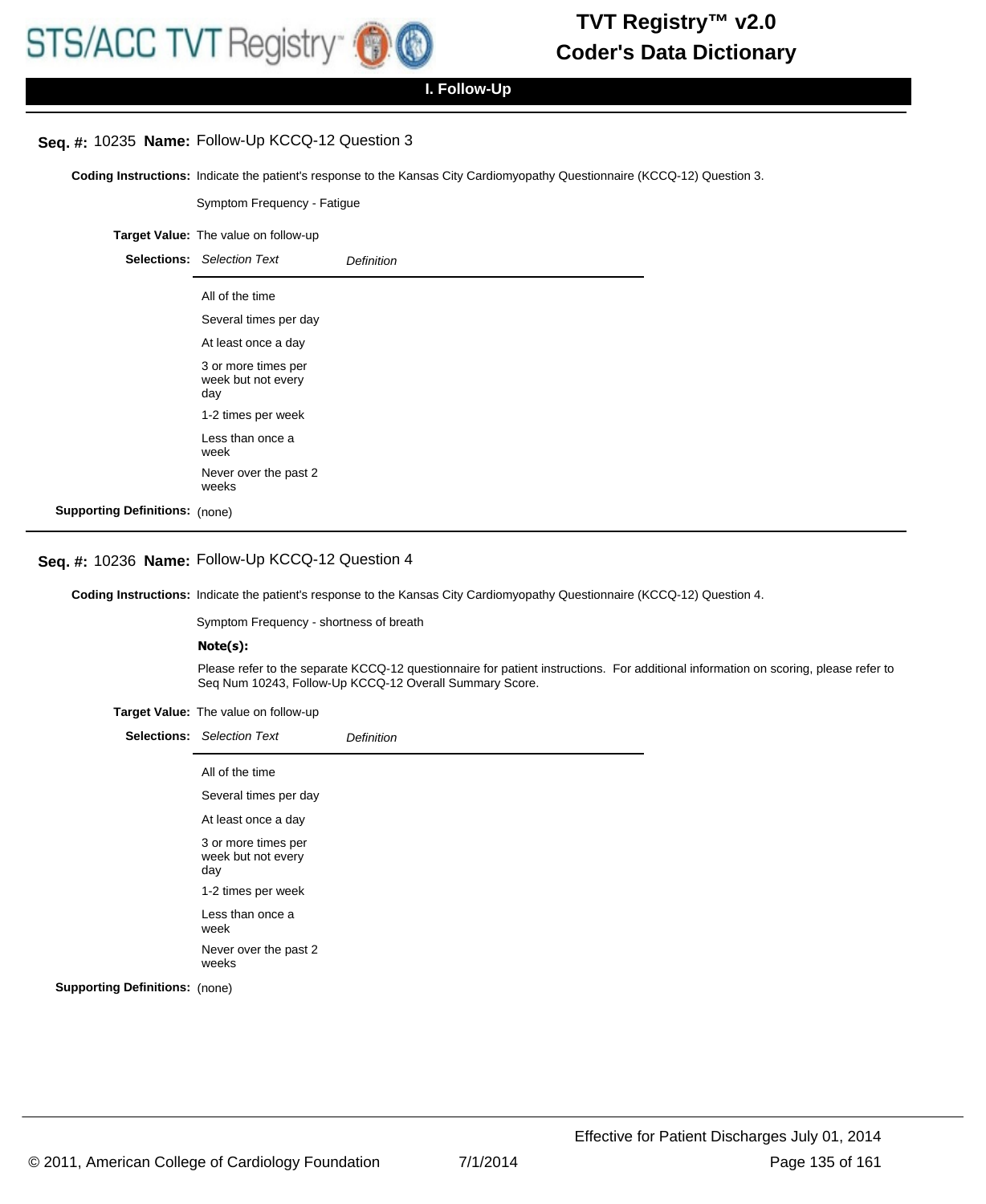## I. Follow-Up

### Seq. #: 10235 Name: Follow-Up KCCQ-12 Question 3

**Coding Instructions:** Indicate the patient's response to the Kansas City Cardiomyopathy Questionnaire (KCCQ-12) Question 3.

Symptom Frequency - Fatigue

**Target Value:** The value on follow-up

**Selections:**

| Selection Text | Definition |
|---|---|
| All of the time | |
| Several times per day | |
| At least once a day | |
| 3 or more times per week but not every day | |
| 1-2 times per week | |
| Less than once a week | |
| Never over the past 2 weeks | |

**Supporting Definitions:** (none)

---

### Seq. #: 10236 Name: Follow-Up KCCQ-12 Question 4

**Coding Instructions:** Indicate the patient's response to the Kansas City Cardiomyopathy Questionnaire (KCCQ-12) Question 4.

Symptom Frequency - shortness of breath

**Note(s):**

Please refer to the separate KCCQ-12 questionnaire for patient instructions. For additional information on scoring, please refer to Seq Num 10243, Follow-Up KCCQ-12 Overall Summary Score.

**Target Value:** The value on follow-up

**Selections:**

| Selection Text | Definition |
|---|---|
| All of the time | |
| Several times per day | |
| At least once a day | |
| 3 or more times per week but not every day | |
| 1-2 times per week | |
| Less than once a week | |
| Never over the past 2 weeks | |

**Supporting Definitions:** (none)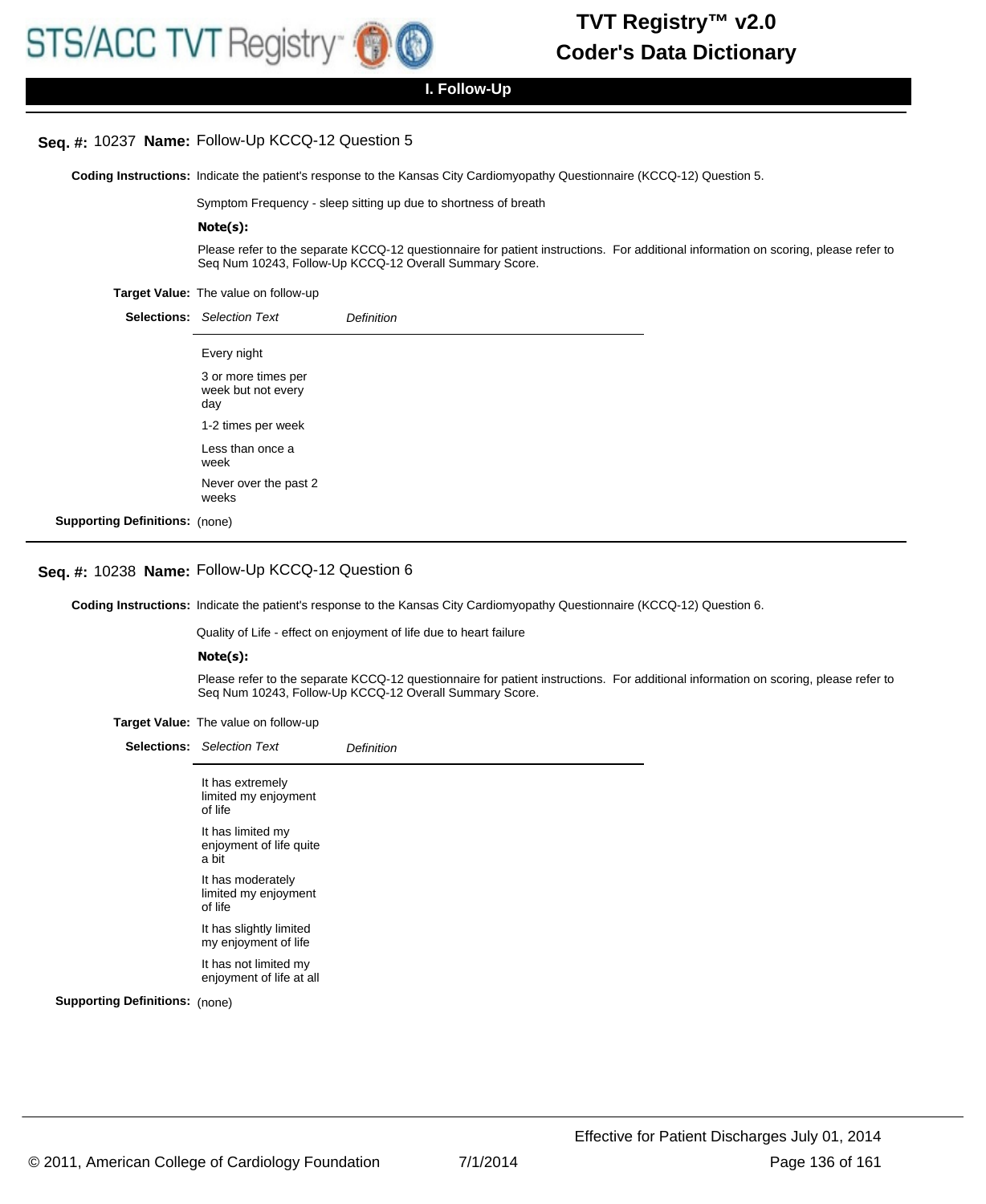## I. Follow-Up

**Seq. #:** 10237 **Name:** Follow-Up KCCQ-12 Question 5

**Coding Instructions:** Indicate the patient's response to the Kansas City Cardiomyopathy Questionnaire (KCCQ-12) Question 5.

Symptom Frequency - sleep sitting up due to shortness of breath

**Note(s):**

Please refer to the separate KCCQ-12 questionnaire for patient instructions. For additional information on scoring, please refer to Seq Num 10243, Follow-Up KCCQ-12 Overall Summary Score.

**Target Value:** The value on follow-up

**Selections:**

| *Selection Text* | *Definition* |
|---|---|
| Every night | |
| 3 or more times per week but not every day | |
| 1-2 times per week | |
| Less than once a week | |
| Never over the past 2 weeks | |

**Supporting Definitions:** (none)

---

**Seq. #:** 10238 **Name:** Follow-Up KCCQ-12 Question 6

**Coding Instructions:** Indicate the patient's response to the Kansas City Cardiomyopathy Questionnaire (KCCQ-12) Question 6.

Quality of Life - effect on enjoyment of life due to heart failure

**Note(s):**

Please refer to the separate KCCQ-12 questionnaire for patient instructions. For additional information on scoring, please refer to Seq Num 10243, Follow-Up KCCQ-12 Overall Summary Score.

**Target Value:** The value on follow-up

**Selections:**

| *Selection Text* | *Definition* |
|---|---|
| It has extremely limited my enjoyment of life | |
| It has limited my enjoyment of life quite a bit | |
| It has moderately limited my enjoyment of life | |
| It has slightly limited my enjoyment of life | |
| It has not limited my enjoyment of life at all | |

**Supporting Definitions:** (none)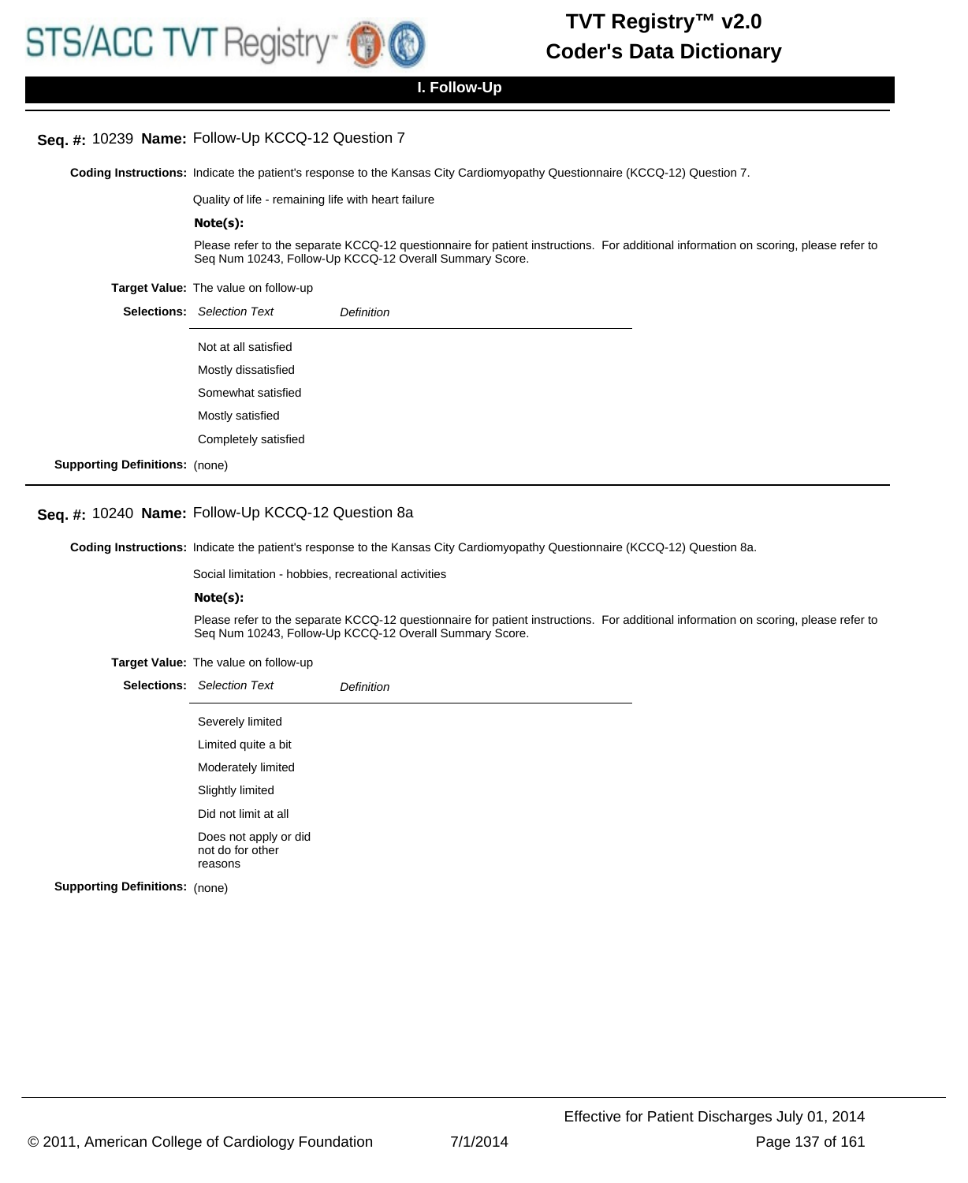## I. Follow-Up

**Seq. #:** 10239 **Name:** Follow-Up KCCQ-12 Question 7

**Coding Instructions:** Indicate the patient's response to the Kansas City Cardiomyopathy Questionnaire (KCCQ-12) Question 7.

Quality of life - remaining life with heart failure

**Note(s):**

Please refer to the separate KCCQ-12 questionnaire for patient instructions. For additional information on scoring, please refer to Seq Num 10243, Follow-Up KCCQ-12 Overall Summary Score.

**Target Value:** The value on follow-up

**Selections:**

| *Selection Text* | *Definition* |
|---|---|
| Not at all satisfied | |
| Mostly dissatisfied | |
| Somewhat satisfied | |
| Mostly satisfied | |
| Completely satisfied | |

**Supporting Definitions:** (none)

---

**Seq. #:** 10240 **Name:** Follow-Up KCCQ-12 Question 8a

**Coding Instructions:** Indicate the patient's response to the Kansas City Cardiomyopathy Questionnaire (KCCQ-12) Question 8a.

Social limitation - hobbies, recreational activities

**Note(s):**

Please refer to the separate KCCQ-12 questionnaire for patient instructions. For additional information on scoring, please refer to Seq Num 10243, Follow-Up KCCQ-12 Overall Summary Score.

**Target Value:** The value on follow-up

**Selections:**

| *Selection Text* | *Definition* |
|---|---|
| Severely limited | |
| Limited quite a bit | |
| Moderately limited | |
| Slightly limited | |
| Did not limit at all | |
| Does not apply or did not do for other reasons | |

**Supporting Definitions:** (none)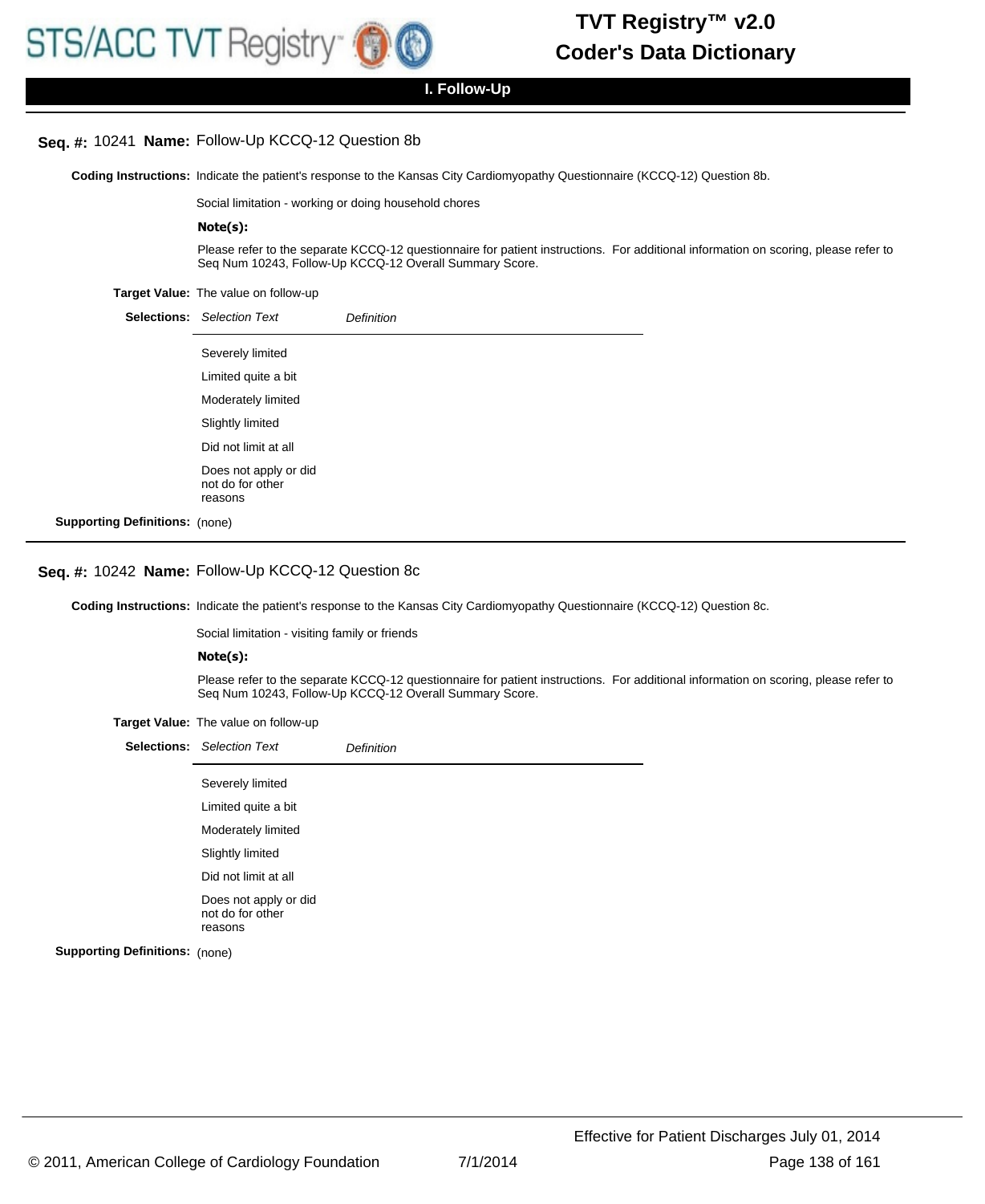## I. Follow-Up

**Seq. #:** 10241 **Name:** Follow-Up KCCQ-12 Question 8b

**Coding Instructions:** Indicate the patient's response to the Kansas City Cardiomyopathy Questionnaire (KCCQ-12) Question 8b.

Social limitation - working or doing household chores

**Note(s):**

Please refer to the separate KCCQ-12 questionnaire for patient instructions. For additional information on scoring, please refer to Seq Num 10243, Follow-Up KCCQ-12 Overall Summary Score.

**Target Value:** The value on follow-up

**Selections:**

| *Selection Text* | *Definition* |
|---|---|
| Severely limited | |
| Limited quite a bit | |
| Moderately limited | |
| Slightly limited | |
| Did not limit at all | |
| Does not apply or did not do for other reasons | |

**Supporting Definitions:** (none)

---

**Seq. #:** 10242 **Name:** Follow-Up KCCQ-12 Question 8c

**Coding Instructions:** Indicate the patient's response to the Kansas City Cardiomyopathy Questionnaire (KCCQ-12) Question 8c.

Social limitation - visiting family or friends

**Note(s):**

Please refer to the separate KCCQ-12 questionnaire for patient instructions. For additional information on scoring, please refer to Seq Num 10243, Follow-Up KCCQ-12 Overall Summary Score.

**Target Value:** The value on follow-up

**Selections:**

| *Selection Text* | *Definition* |
|---|---|
| Severely limited | |
| Limited quite a bit | |
| Moderately limited | |
| Slightly limited | |
| Did not limit at all | |
| Does not apply or did not do for other reasons | |

**Supporting Definitions:** (none)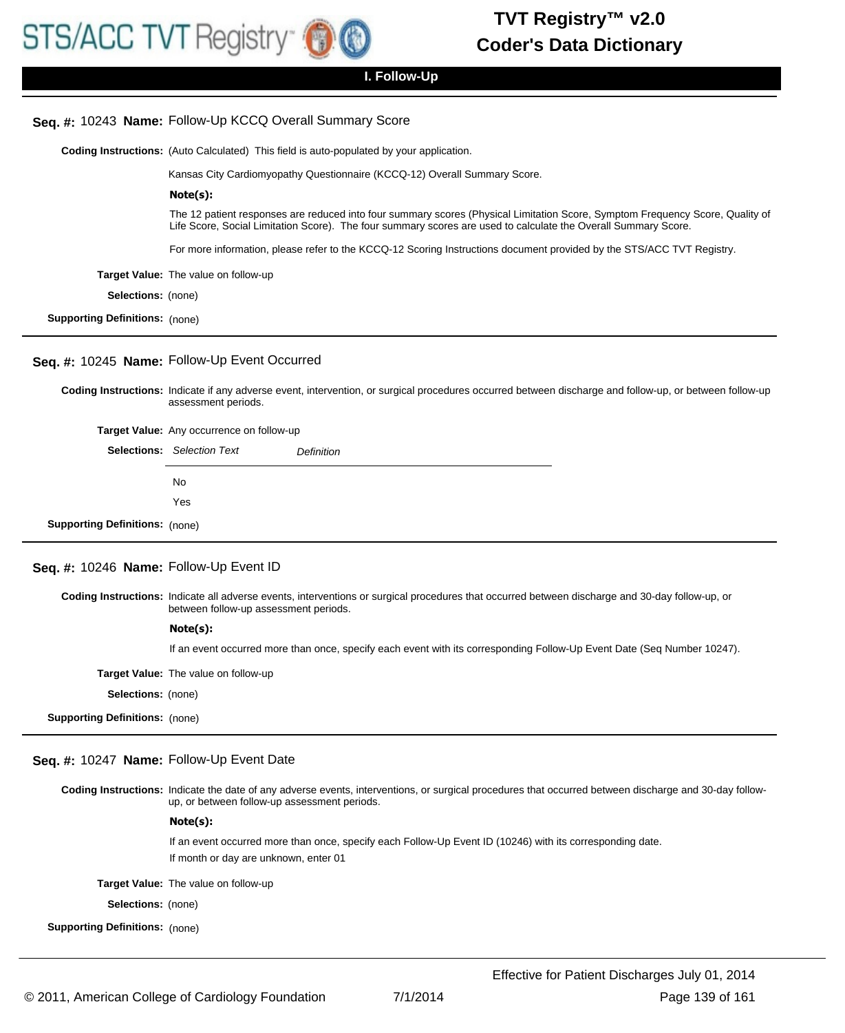## I. Follow-Up

**Seq. #:** 10243 **Name:** Follow-Up KCCQ Overall Summary Score

**Coding Instructions:** (Auto Calculated) This field is auto-populated by your application.

Kansas City Cardiomyopathy Questionnaire (KCCQ-12) Overall Summary Score.

**Note(s):**

The 12 patient responses are reduced into four summary scores (Physical Limitation Score, Symptom Frequency Score, Quality of Life Score, Social Limitation Score). The four summary scores are used to calculate the Overall Summary Score.

For more information, please refer to the KCCQ-12 Scoring Instructions document provided by the STS/ACC TVT Registry.

**Target Value:** The value on follow-up

**Selections:** (none)

**Supporting Definitions:** (none)

---

**Seq. #:** 10245 **Name:** Follow-Up Event Occurred

**Coding Instructions:** Indicate if any adverse event, intervention, or surgical procedures occurred between discharge and follow-up, or between follow-up assessment periods.

**Target Value:** Any occurrence on follow-up

**Selections:**

| *Selection Text* | *Definition* |
|---|---|
| No | |
| Yes | |

**Supporting Definitions:** (none)

---

**Seq. #:** 10246 **Name:** Follow-Up Event ID

**Coding Instructions:** Indicate all adverse events, interventions or surgical procedures that occurred between discharge and 30-day follow-up, or between follow-up assessment periods.

**Note(s):**

If an event occurred more than once, specify each event with its corresponding Follow-Up Event Date (Seq Number 10247).

**Target Value:** The value on follow-up

**Selections:** (none)

**Supporting Definitions:** (none)

---

**Seq. #:** 10247 **Name:** Follow-Up Event Date

**Coding Instructions:** Indicate the date of any adverse events, interventions, or surgical procedures that occurred between discharge and 30-day follow-up, or between follow-up assessment periods.

**Note(s):**

If an event occurred more than once, specify each Follow-Up Event ID (10246) with its corresponding date.
If month or day are unknown, enter 01

**Target Value:** The value on follow-up

**Selections:** (none)

**Supporting Definitions:** (none)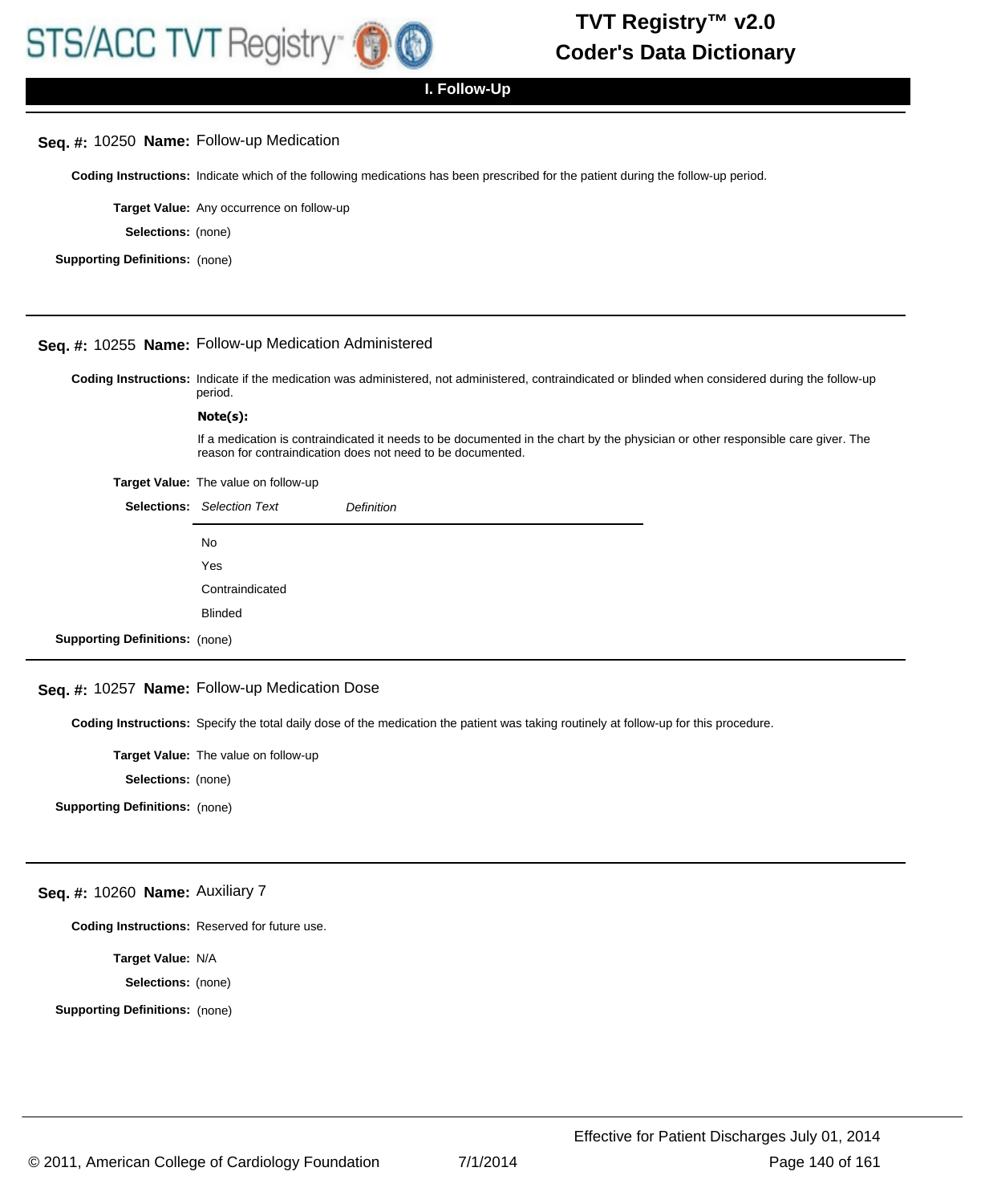## I. Follow-Up

**Seq. #:** 10250 **Name:** Follow-up Medication

**Coding Instructions:** Indicate which of the following medications has been prescribed for the patient during the follow-up period.

**Target Value:** Any occurrence on follow-up

**Selections:** (none)

**Supporting Definitions:** (none)

---

**Seq. #:** 10255 **Name:** Follow-up Medication Administered

**Coding Instructions:** Indicate if the medication was administered, not administered, contraindicated or blinded when considered during the follow-up period.

**Note(s):**

If a medication is contraindicated it needs to be documented in the chart by the physician or other responsible care giver. The reason for contraindication does not need to be documented.

**Target Value:** The value on follow-up

**Selections:**

| *Selection Text* | *Definition* |
|---|---|
| No | |
| Yes | |
| Contraindicated | |
| Blinded | |

**Supporting Definitions:** (none)

---

**Seq. #:** 10257 **Name:** Follow-up Medication Dose

**Coding Instructions:** Specify the total daily dose of the medication the patient was taking routinely at follow-up for this procedure.

**Target Value:** The value on follow-up

**Selections:** (none)

**Supporting Definitions:** (none)

---

**Seq. #:** 10260 **Name:** Auxiliary 7

**Coding Instructions:** Reserved for future use.

**Target Value:** N/A

**Selections:** (none)

**Supporting Definitions:** (none)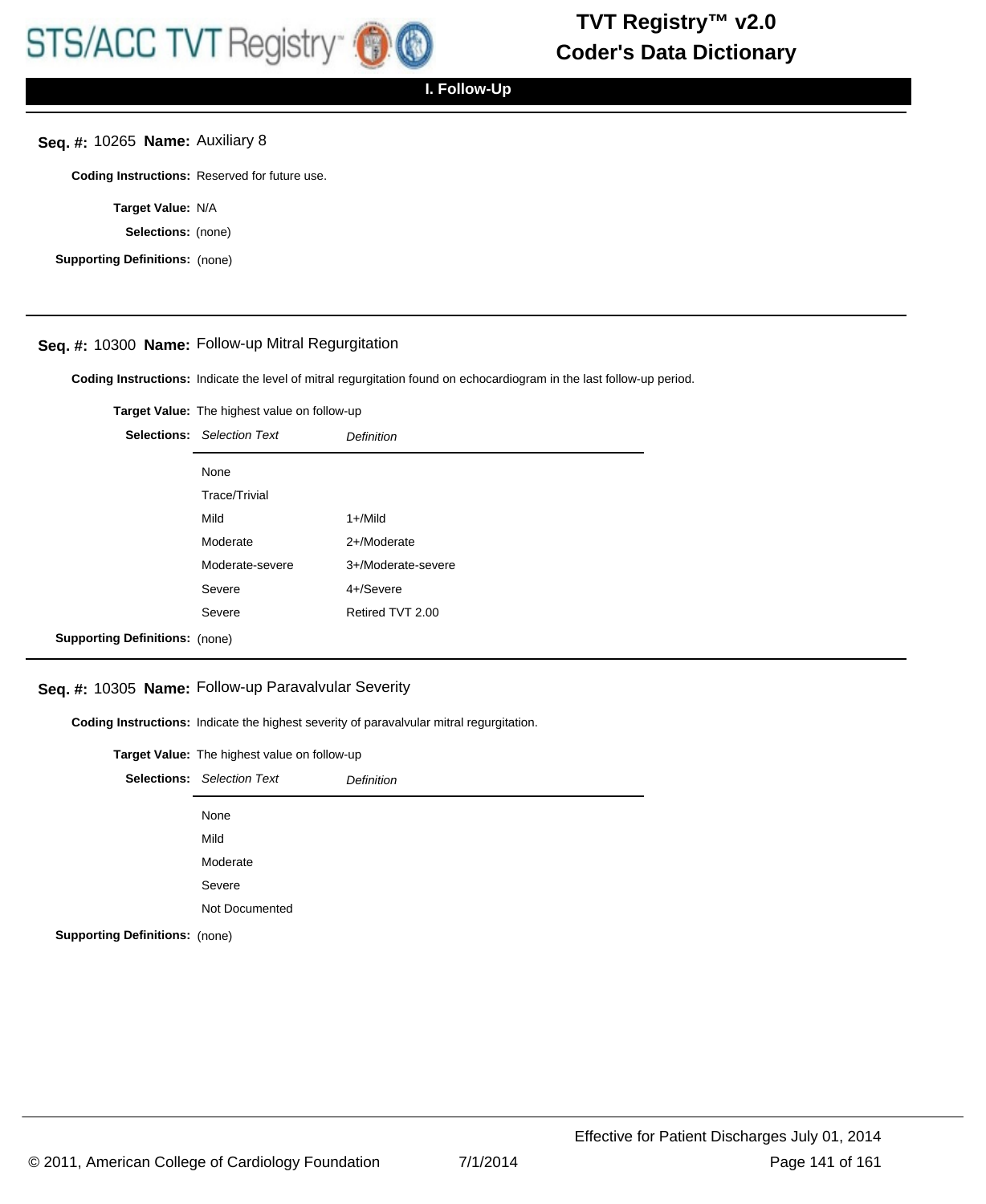## I. Follow-Up

**Seq. #:** 10265 **Name:** Auxiliary 8

**Coding Instructions:** Reserved for future use.

**Target Value:** N/A

**Selections:** (none)

**Supporting Definitions:** (none)

---

**Seq. #:** 10300 **Name:** Follow-up Mitral Regurgitation

**Coding Instructions:** Indicate the level of mitral regurgitation found on echocardiogram in the last follow-up period.

**Target Value:** The highest value on follow-up

**Selections:**

| *Selection Text* | *Definition* |
|---|---|
| None | |
| Trace/Trivial | |
| Mild | 1+/Mild |
| Moderate | 2+/Moderate |
| Moderate-severe | 3+/Moderate-severe |
| Severe | 4+/Severe |
| Severe | Retired TVT 2.00 |

**Supporting Definitions:** (none)

---

**Seq. #:** 10305 **Name:** Follow-up Paravalvular Severity

**Coding Instructions:** Indicate the highest severity of paravalvular mitral regurgitation.

**Target Value:** The highest value on follow-up

**Selections:**

| *Selection Text* | *Definition* |
|---|---|
| None | |
| Mild | |
| Moderate | |
| Severe | |
| Not Documented | |

**Supporting Definitions:** (none)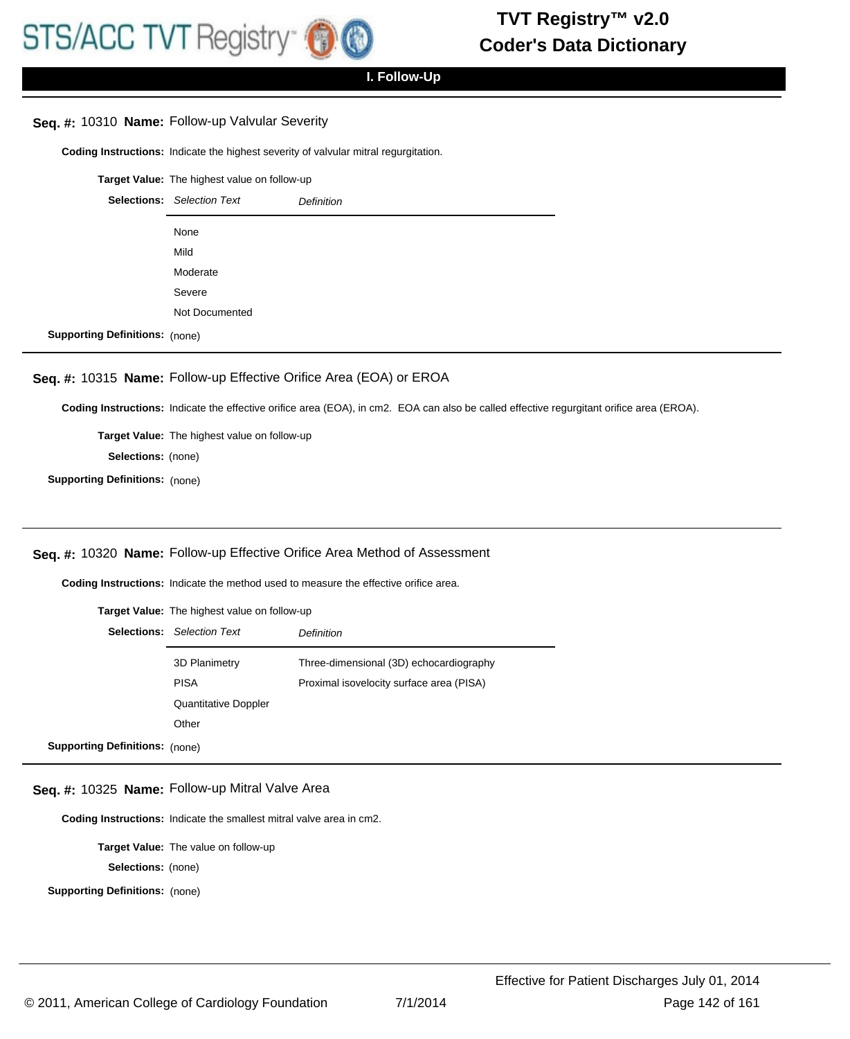## I. Follow-Up

**Seq. #:** 10310 **Name:** Follow-up Valvular Severity

**Coding Instructions:** Indicate the highest severity of valvular mitral regurgitation.

**Target Value:** The highest value on follow-up

**Selections:**

| *Selection Text* | *Definition* |
|---|---|
| None | |
| Mild | |
| Moderate | |
| Severe | |
| Not Documented | |

**Supporting Definitions:** (none)

---

**Seq. #:** 10315 **Name:** Follow-up Effective Orifice Area (EOA) or EROA

**Coding Instructions:** Indicate the effective orifice area (EOA), in cm2. EOA can also be called effective regurgitant orifice area (EROA).

**Target Value:** The highest value on follow-up

**Selections:** (none)

**Supporting Definitions:** (none)

---

**Seq. #:** 10320 **Name:** Follow-up Effective Orifice Area Method of Assessment

**Coding Instructions:** Indicate the method used to measure the effective orifice area.

**Target Value:** The highest value on follow-up

**Selections:**

| *Selection Text* | *Definition* |
|---|---|
| 3D Planimetry | Three-dimensional (3D) echocardiography |
| PISA | Proximal isovelocity surface area (PISA) |
| Quantitative Doppler | |
| Other | |

**Supporting Definitions:** (none)

---

**Seq. #:** 10325 **Name:** Follow-up Mitral Valve Area

**Coding Instructions:** Indicate the smallest mitral valve area in cm2.

**Target Value:** The value on follow-up

**Selections:** (none)

**Supporting Definitions:** (none)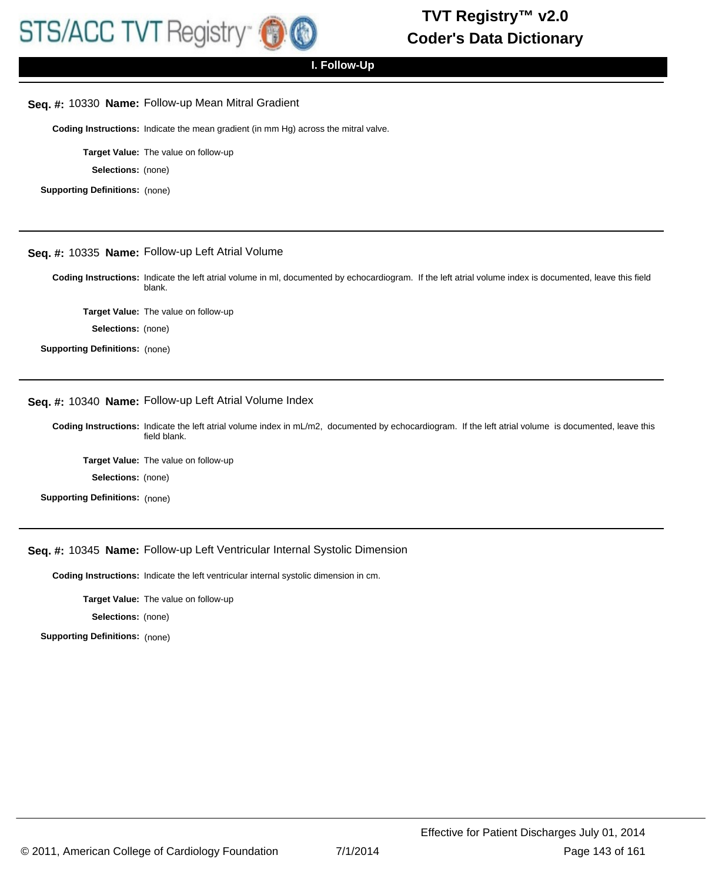## I. Follow-Up

**Seq. #:** 10330 **Name:** Follow-up Mean Mitral Gradient

**Coding Instructions:** Indicate the mean gradient (in mm Hg) across the mitral valve.

**Target Value:** The value on follow-up

**Selections:** (none)

**Supporting Definitions:** (none)

---

**Seq. #:** 10335 **Name:** Follow-up Left Atrial Volume

**Coding Instructions:** Indicate the left atrial volume in ml, documented by echocardiogram. If the left atrial volume index is documented, leave this field blank.

**Target Value:** The value on follow-up

**Selections:** (none)

**Supporting Definitions:** (none)

---

**Seq. #:** 10340 **Name:** Follow-up Left Atrial Volume Index

**Coding Instructions:** Indicate the left atrial volume index in mL/m2, documented by echocardiogram. If the left atrial volume is documented, leave this field blank.

**Target Value:** The value on follow-up

**Selections:** (none)

**Supporting Definitions:** (none)

---

**Seq. #:** 10345 **Name:** Follow-up Left Ventricular Internal Systolic Dimension

**Coding Instructions:** Indicate the left ventricular internal systolic dimension in cm.

**Target Value:** The value on follow-up

**Selections:** (none)

**Supporting Definitions:** (none)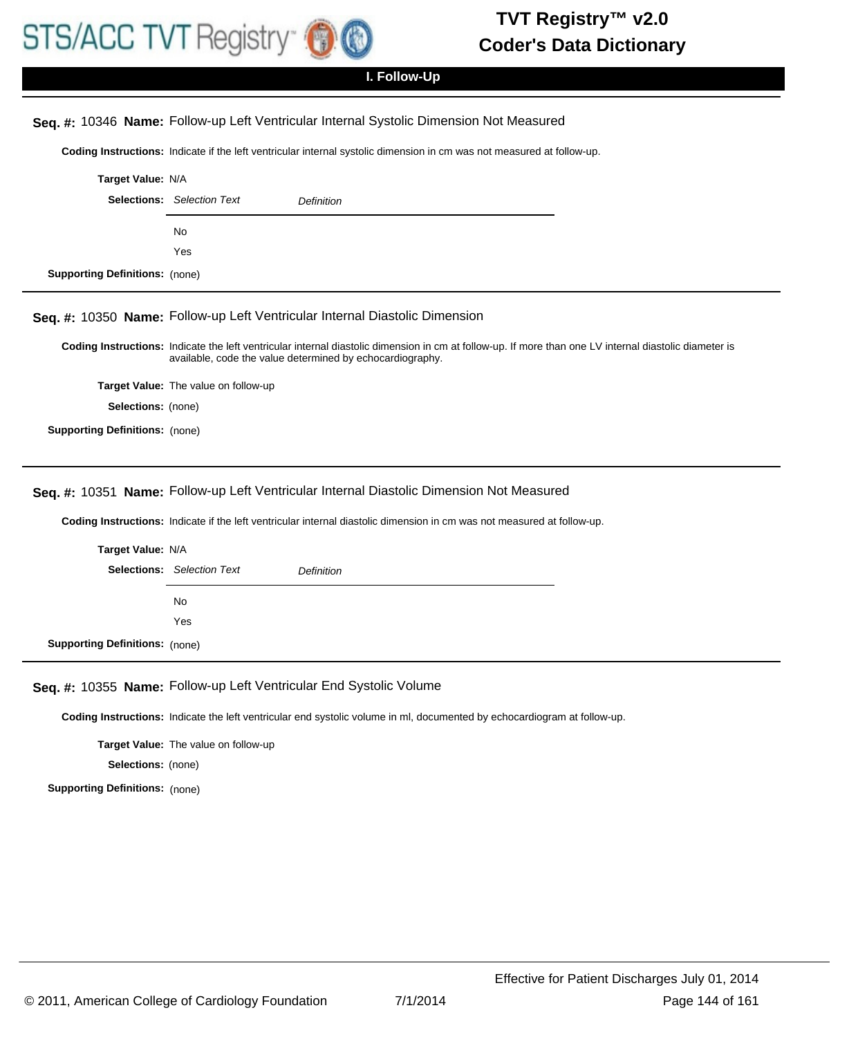## I. Follow-Up

**Seq. #:** 10346 **Name:** Follow-up Left Ventricular Internal Systolic Dimension Not Measured

**Coding Instructions:** Indicate if the left ventricular internal systolic dimension in cm was not measured at follow-up.

**Target Value:** N/A

**Selections:**

| *Selection Text* | *Definition* |
|---|---|
| No | |
| Yes | |

**Supporting Definitions:** (none)

---

**Seq. #:** 10350 **Name:** Follow-up Left Ventricular Internal Diastolic Dimension

**Coding Instructions:** Indicate the left ventricular internal diastolic dimension in cm at follow-up. If more than one LV internal diastolic diameter is available, code the value determined by echocardiography.

**Target Value:** The value on follow-up

**Selections:** (none)

**Supporting Definitions:** (none)

---

**Seq. #:** 10351 **Name:** Follow-up Left Ventricular Internal Diastolic Dimension Not Measured

**Coding Instructions:** Indicate if the left ventricular internal diastolic dimension in cm was not measured at follow-up.

**Target Value:** N/A

**Selections:**

| *Selection Text* | *Definition* |
|---|---|
| No | |
| Yes | |

**Supporting Definitions:** (none)

---

**Seq. #:** 10355 **Name:** Follow-up Left Ventricular End Systolic Volume

**Coding Instructions:** Indicate the left ventricular end systolic volume in ml, documented by echocardiogram at follow-up.

**Target Value:** The value on follow-up

**Selections:** (none)

**Supporting Definitions:** (none)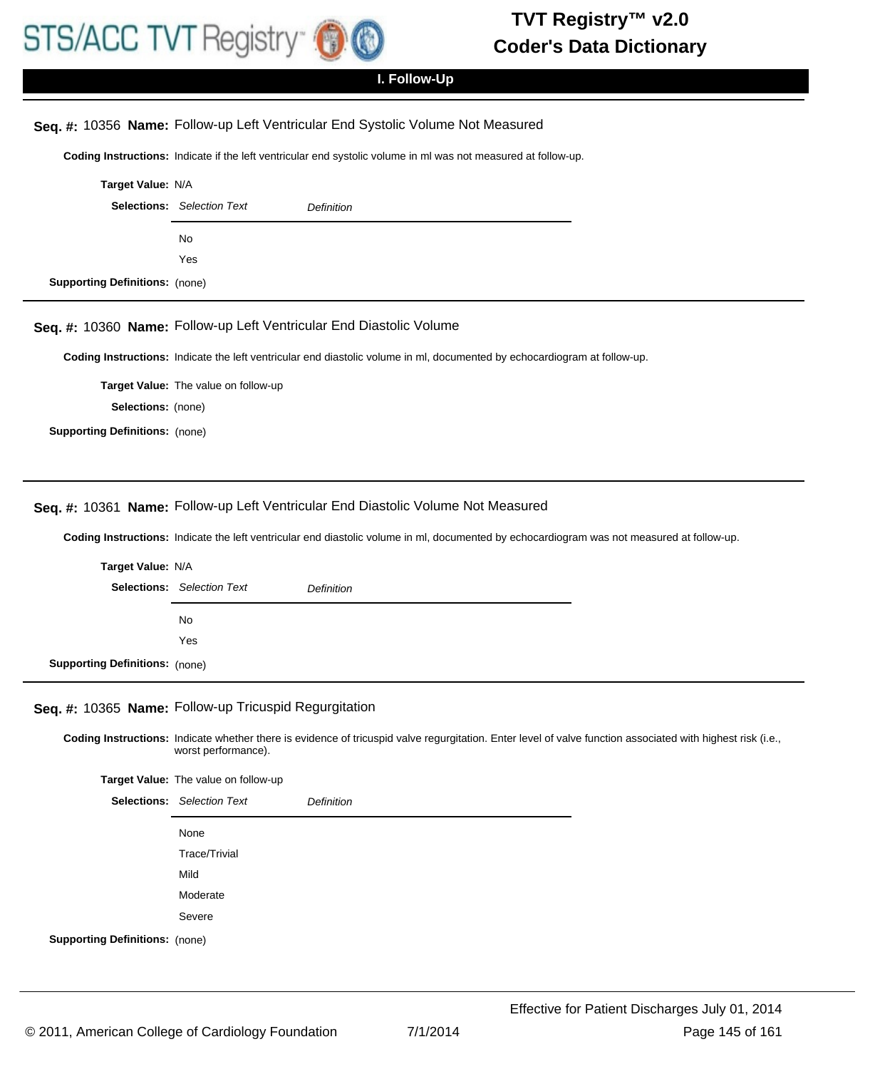## I. Follow-Up

**Seq. #:** 10356 **Name:** Follow-up Left Ventricular End Systolic Volume Not Measured

**Coding Instructions:** Indicate if the left ventricular end systolic volume in ml was not measured at follow-up.

**Target Value:** N/A

**Selections:**

| *Selection Text* | *Definition* |
|---|---|
| No | |
| Yes | |

**Supporting Definitions:** (none)

---

**Seq. #:** 10360 **Name:** Follow-up Left Ventricular End Diastolic Volume

**Coding Instructions:** Indicate the left ventricular end diastolic volume in ml, documented by echocardiogram at follow-up.

**Target Value:** The value on follow-up

**Selections:** (none)

**Supporting Definitions:** (none)

---

**Seq. #:** 10361 **Name:** Follow-up Left Ventricular End Diastolic Volume Not Measured

**Coding Instructions:** Indicate the left ventricular end diastolic volume in ml, documented by echocardiogram was not measured at follow-up.

**Target Value:** N/A

**Selections:**

| *Selection Text* | *Definition* |
|---|---|
| No | |
| Yes | |

**Supporting Definitions:** (none)

---

**Seq. #:** 10365 **Name:** Follow-up Tricuspid Regurgitation

**Coding Instructions:** Indicate whether there is evidence of tricuspid valve regurgitation. Enter level of valve function associated with highest risk (i.e., worst performance).

**Target Value:** The value on follow-up

**Selections:**

| *Selection Text* | *Definition* |
|---|---|
| None | |
| Trace/Trivial | |
| Mild | |
| Moderate | |
| Severe | |

**Supporting Definitions:** (none)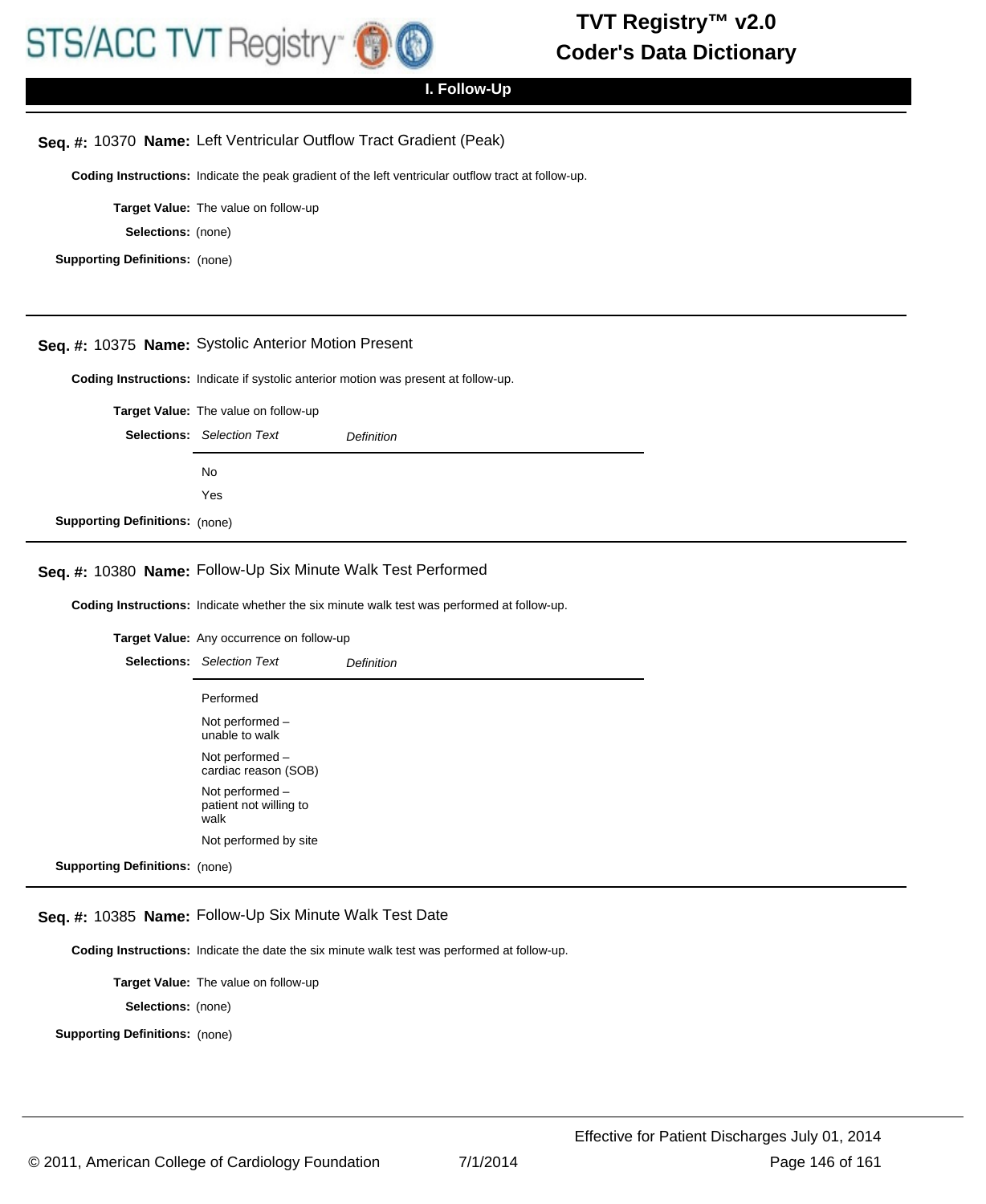## I. Follow-Up

**Seq. #:** 10370 **Name:** Left Ventricular Outflow Tract Gradient (Peak)

**Coding Instructions:** Indicate the peak gradient of the left ventricular outflow tract at follow-up.

**Target Value:** The value on follow-up

**Selections:** (none)

**Supporting Definitions:** (none)

---

**Seq. #:** 10375 **Name:** Systolic Anterior Motion Present

**Coding Instructions:** Indicate if systolic anterior motion was present at follow-up.

**Target Value:** The value on follow-up

**Selections:**

| *Selection Text* | *Definition* |
|---|---|
| No | |
| Yes | |

**Supporting Definitions:** (none)

---

**Seq. #:** 10380 **Name:** Follow-Up Six Minute Walk Test Performed

**Coding Instructions:** Indicate whether the six minute walk test was performed at follow-up.

**Target Value:** Any occurrence on follow-up

**Selections:**

| *Selection Text* | *Definition* |
|---|---|
| Performed | |
| Not performed – unable to walk | |
| Not performed – cardiac reason (SOB) | |
| Not performed – patient not willing to walk | |
| Not performed by site | |

**Supporting Definitions:** (none)

---

**Seq. #:** 10385 **Name:** Follow-Up Six Minute Walk Test Date

**Coding Instructions:** Indicate the date the six minute walk test was performed at follow-up.

**Target Value:** The value on follow-up

**Selections:** (none)

**Supporting Definitions:** (none)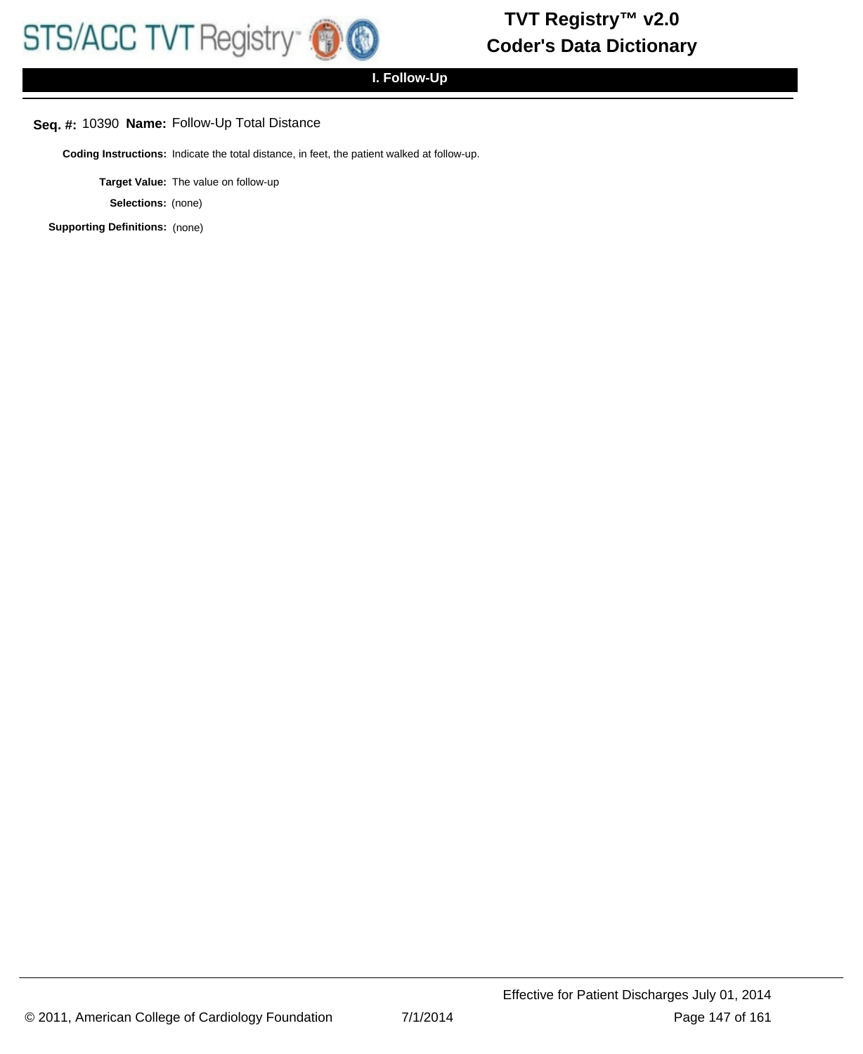## I. Follow-Up

**Seq. #:** 10390 **Name:** Follow-Up Total Distance

**Coding Instructions:** Indicate the total distance, in feet, the patient walked at follow-up.

**Target Value:** The value on follow-up

**Selections:** (none)

**Supporting Definitions:** (none)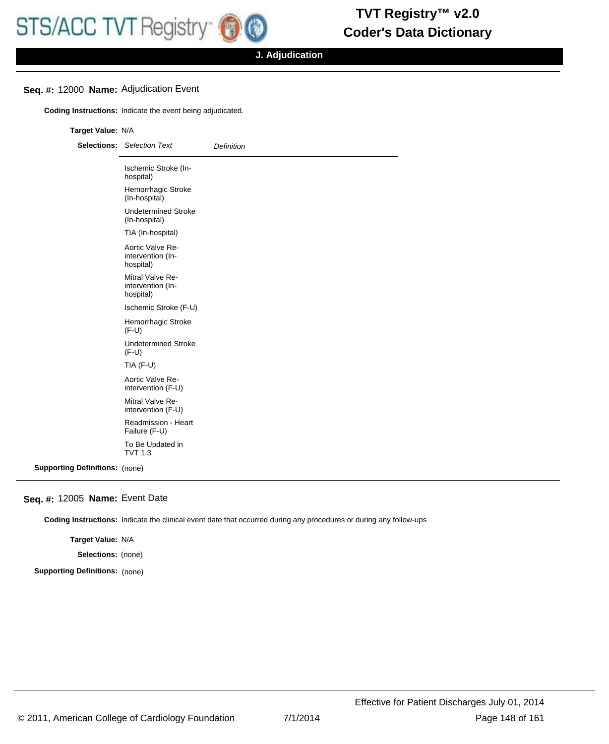## J. Adjudication

**Seq. #:** 12000 **Name:** Adjudication Event

**Coding Instructions:** Indicate the event being adjudicated.

**Target Value:** N/A

**Selections:**

| *Selection Text* | *Definition* |
|---|---|
| Ischemic Stroke (In-hospital) | |
| Hemorrhagic Stroke (In-hospital) | |
| Undetermined Stroke (In-hospital) | |
| TIA (In-hospital) | |
| Aortic Valve Re-intervention (In-hospital) | |
| Mitral Valve Re-intervention (In-hospital) | |
| Ischemic Stroke (F-U) | |
| Hemorrhagic Stroke (F-U) | |
| Undetermined Stroke (F-U) | |
| TIA (F-U) | |
| Aortic Valve Re-intervention (F-U) | |
| Mitral Valve Re-intervention (F-U) | |
| Readmission - Heart Failure (F-U) | |
| To Be Updated in TVT 1.3 | |

**Supporting Definitions:** (none)

---

**Seq. #:** 12005 **Name:** Event Date

**Coding Instructions:** Indicate the clinical event date that occurred during any procedures or during any follow-ups

**Target Value:** N/A

**Selections:** (none)

**Supporting Definitions:** (none)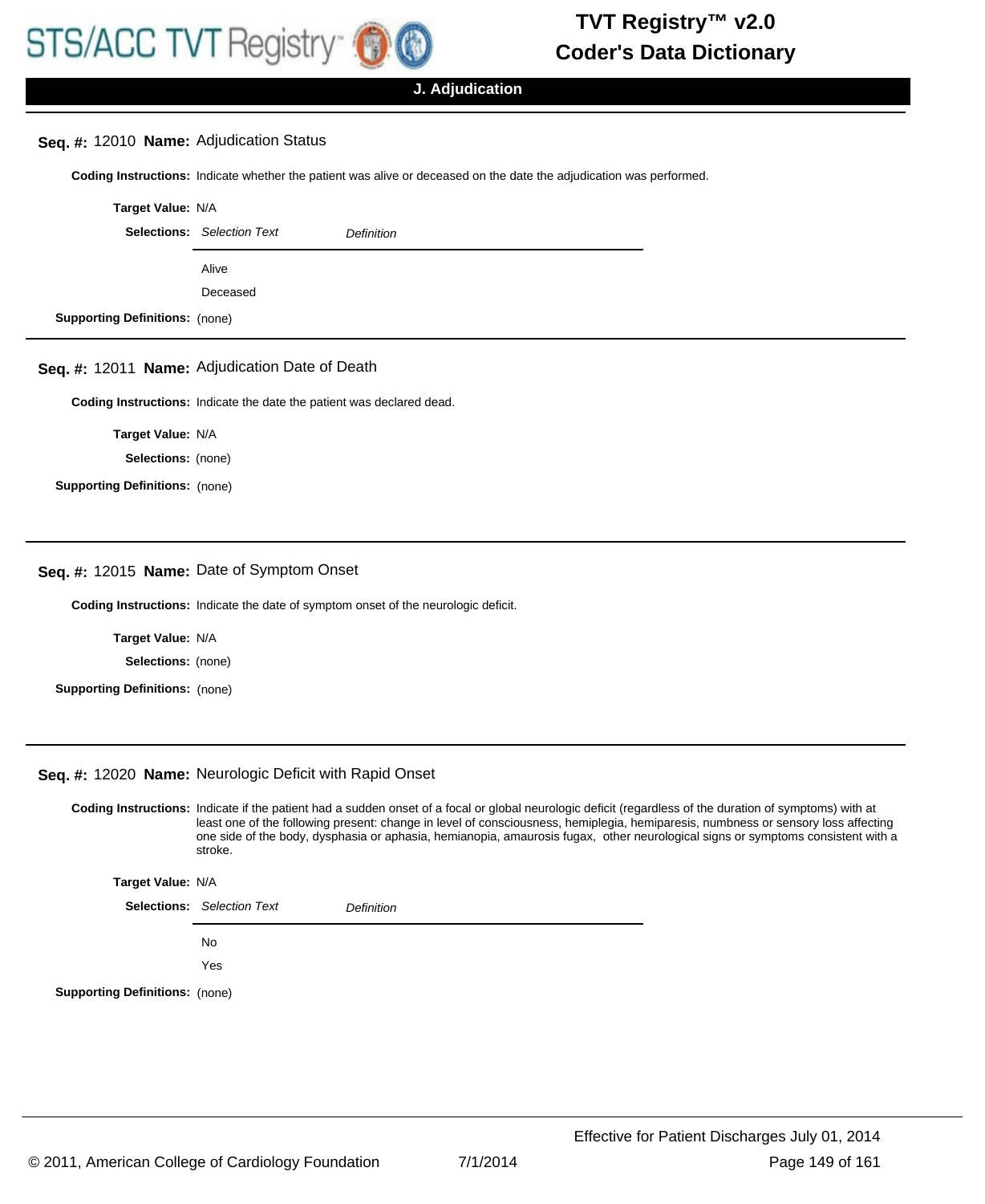## J. Adjudication

---

**Seq. #:** 12010 **Name:** Adjudication Status

**Coding Instructions:** Indicate whether the patient was alive or deceased on the date the adjudication was performed.

**Target Value:** N/A

**Selections:**

| *Selection Text* | *Definition* |
|---|---|
| Alive | |
| Deceased | |

**Supporting Definitions:** (none)

---

**Seq. #:** 12011 **Name:** Adjudication Date of Death

**Coding Instructions:** Indicate the date the patient was declared dead.

**Target Value:** N/A

**Selections:** (none)

**Supporting Definitions:** (none)

---

**Seq. #:** 12015 **Name:** Date of Symptom Onset

**Coding Instructions:** Indicate the date of symptom onset of the neurologic deficit.

**Target Value:** N/A

**Selections:** (none)

**Supporting Definitions:** (none)

---

**Seq. #:** 12020 **Name:** Neurologic Deficit with Rapid Onset

**Coding Instructions:** Indicate if the patient had a sudden onset of a focal or global neurologic deficit (regardless of the duration of symptoms) with at least one of the following present: change in level of consciousness, hemiplegia, hemiparesis, numbness or sensory loss affecting one side of the body, dysphasia or aphasia, hemianopia, amaurosis fugax, other neurological signs or symptoms consistent with a stroke.

**Target Value:** N/A

**Selections:**

| *Selection Text* | *Definition* |
|---|---|
| No | |
| Yes | |

**Supporting Definitions:** (none)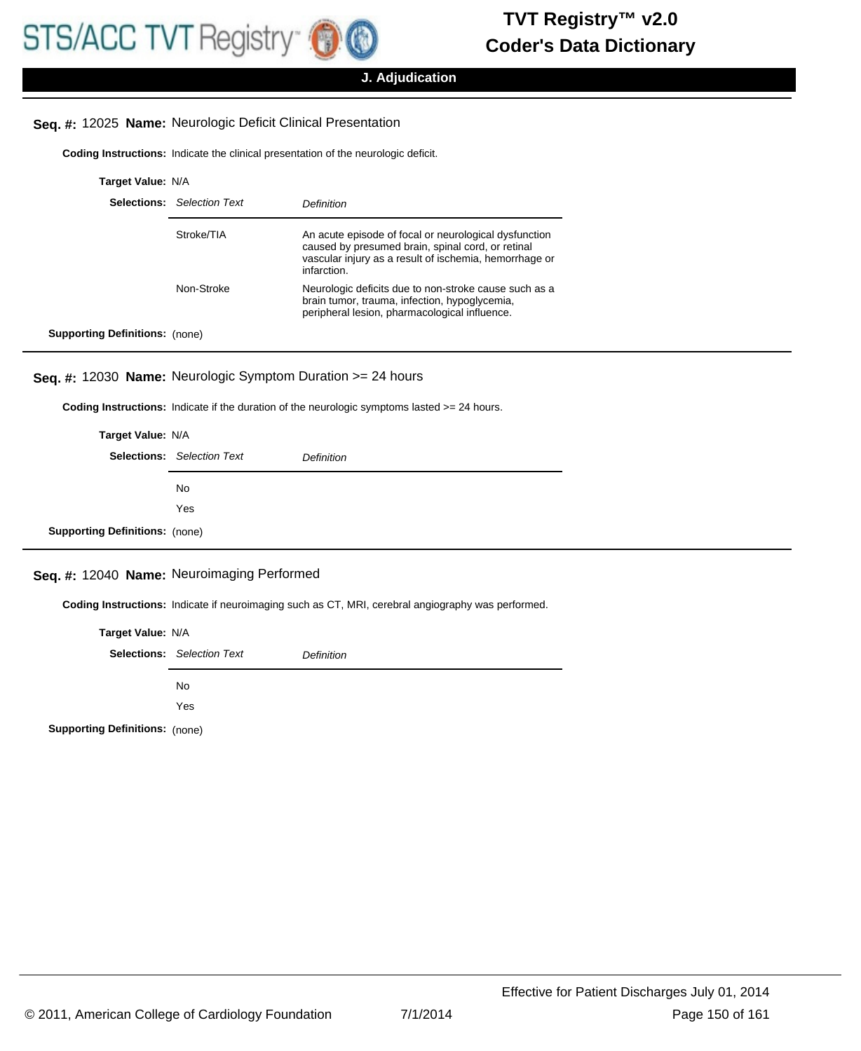## J. Adjudication

**Seq. #:** 12025 **Name:** Neurologic Deficit Clinical Presentation

**Coding Instructions:** Indicate the clinical presentation of the neurologic deficit.

**Target Value:** N/A

**Selections:**

| *Selection Text* | *Definition* |
|---|---|
| Stroke/TIA | An acute episode of focal or neurological dysfunction caused by presumed brain, spinal cord, or retinal vascular injury as a result of ischemia, hemorrhage or infarction. |
| Non-Stroke | Neurologic deficits due to non-stroke cause such as a brain tumor, trauma, infection, hypoglycemia, peripheral lesion, pharmacological influence. |

**Supporting Definitions:** (none)

---

**Seq. #:** 12030 **Name:** Neurologic Symptom Duration >= 24 hours

**Coding Instructions:** Indicate if the duration of the neurologic symptoms lasted >= 24 hours.

**Target Value:** N/A

**Selections:**

| *Selection Text* | *Definition* |
|---|---|
| No | |
| Yes | |

**Supporting Definitions:** (none)

---

**Seq. #:** 12040 **Name:** Neuroimaging Performed

**Coding Instructions:** Indicate if neuroimaging such as CT, MRI, cerebral angiography was performed.

**Target Value:** N/A

**Selections:**

| *Selection Text* | *Definition* |
|---|---|
| No | |
| Yes | |

**Supporting Definitions:** (none)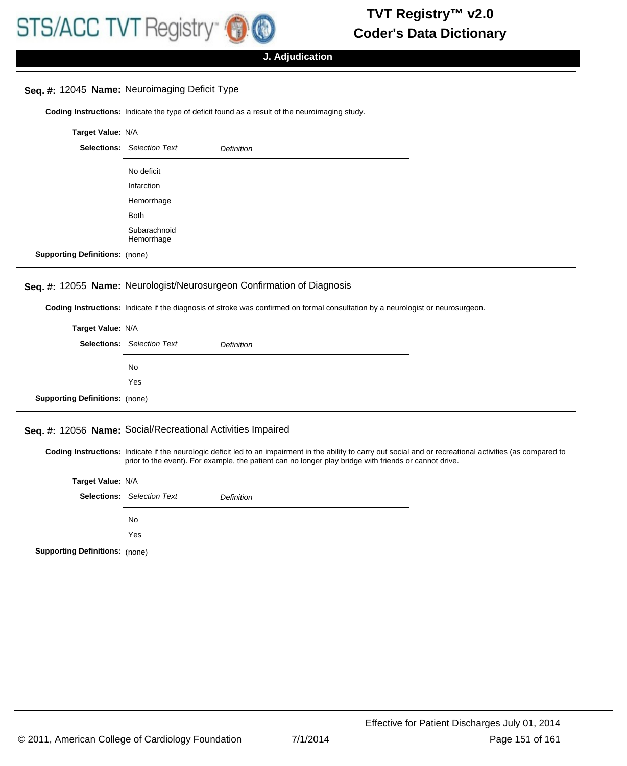## J. Adjudication

### Seq. #: 12045 Name: Neuroimaging Deficit Type

**Coding Instructions:** Indicate the type of deficit found as a result of the neuroimaging study.

**Target Value:** N/A

**Selections:**

| *Selection Text* | *Definition* |
|---|---|
| No deficit | |
| Infarction | |
| Hemorrhage | |
| Both | |
| Subarachnoid Hemorrhage | |

**Supporting Definitions:** (none)

---

### Seq. #: 12055 Name: Neurologist/Neurosurgeon Confirmation of Diagnosis

**Coding Instructions:** Indicate if the diagnosis of stroke was confirmed on formal consultation by a neurologist or neurosurgeon.

**Target Value:** N/A

**Selections:**

| *Selection Text* | *Definition* |
|---|---|
| No | |
| Yes | |

**Supporting Definitions:** (none)

---

### Seq. #: 12056 Name: Social/Recreational Activities Impaired

**Coding Instructions:** Indicate if the neurologic deficit led to an impairment in the ability to carry out social and or recreational activities (as compared to prior to the event). For example, the patient can no longer play bridge with friends or cannot drive.

**Target Value:** N/A

**Selections:**

| *Selection Text* | *Definition* |
|---|---|
| No | |
| Yes | |

**Supporting Definitions:** (none)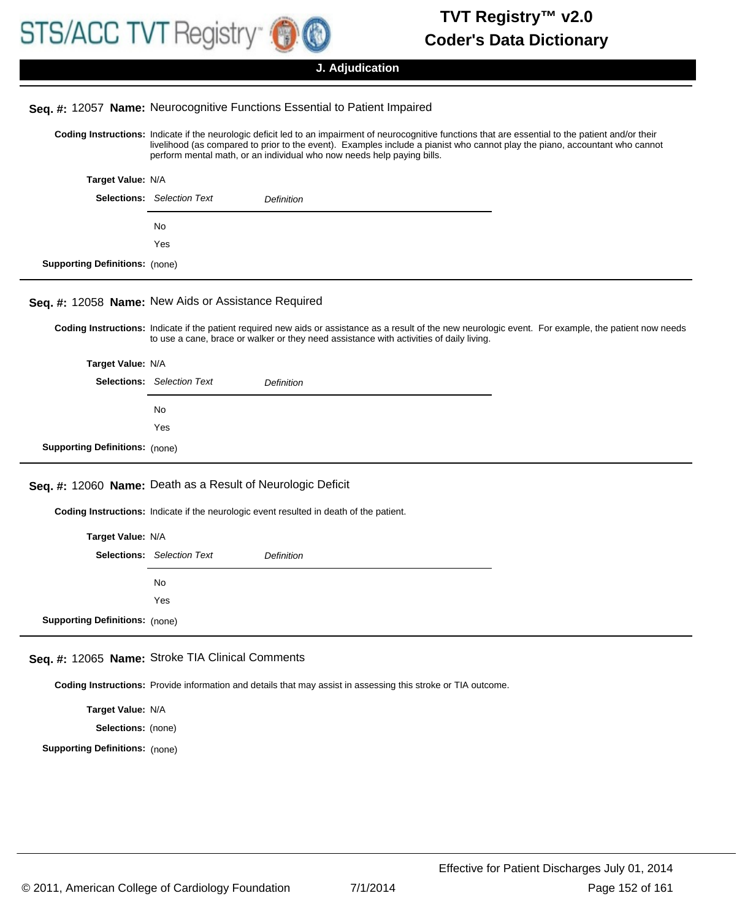## J. Adjudication

**Seq. #:** 12057 **Name:** Neurocognitive Functions Essential to Patient Impaired

**Coding Instructions:** Indicate if the neurologic deficit led to an impairment of neurocognitive functions that are essential to the patient and/or their livelihood (as compared to prior to the event). Examples include a pianist who cannot play the piano, accountant who cannot perform mental math, or an individual who now needs help paying bills.

**Target Value:** N/A

**Selections:**

| *Selection Text* | *Definition* |
|---|---|
| No | |
| Yes | |

**Supporting Definitions:** (none)

---

**Seq. #:** 12058 **Name:** New Aids or Assistance Required

**Coding Instructions:** Indicate if the patient required new aids or assistance as a result of the new neurologic event. For example, the patient now needs to use a cane, brace or walker or they need assistance with activities of daily living.

**Target Value:** N/A

**Selections:**

| *Selection Text* | *Definition* |
|---|---|
| No | |
| Yes | |

**Supporting Definitions:** (none)

---

**Seq. #:** 12060 **Name:** Death as a Result of Neurologic Deficit

**Coding Instructions:** Indicate if the neurologic event resulted in death of the patient.

**Target Value:** N/A

**Selections:**

| *Selection Text* | *Definition* |
|---|---|
| No | |
| Yes | |

**Supporting Definitions:** (none)

---

**Seq. #:** 12065 **Name:** Stroke TIA Clinical Comments

**Coding Instructions:** Provide information and details that may assist in assessing this stroke or TIA outcome.

**Target Value:** N/A

**Selections:** (none)

**Supporting Definitions:** (none)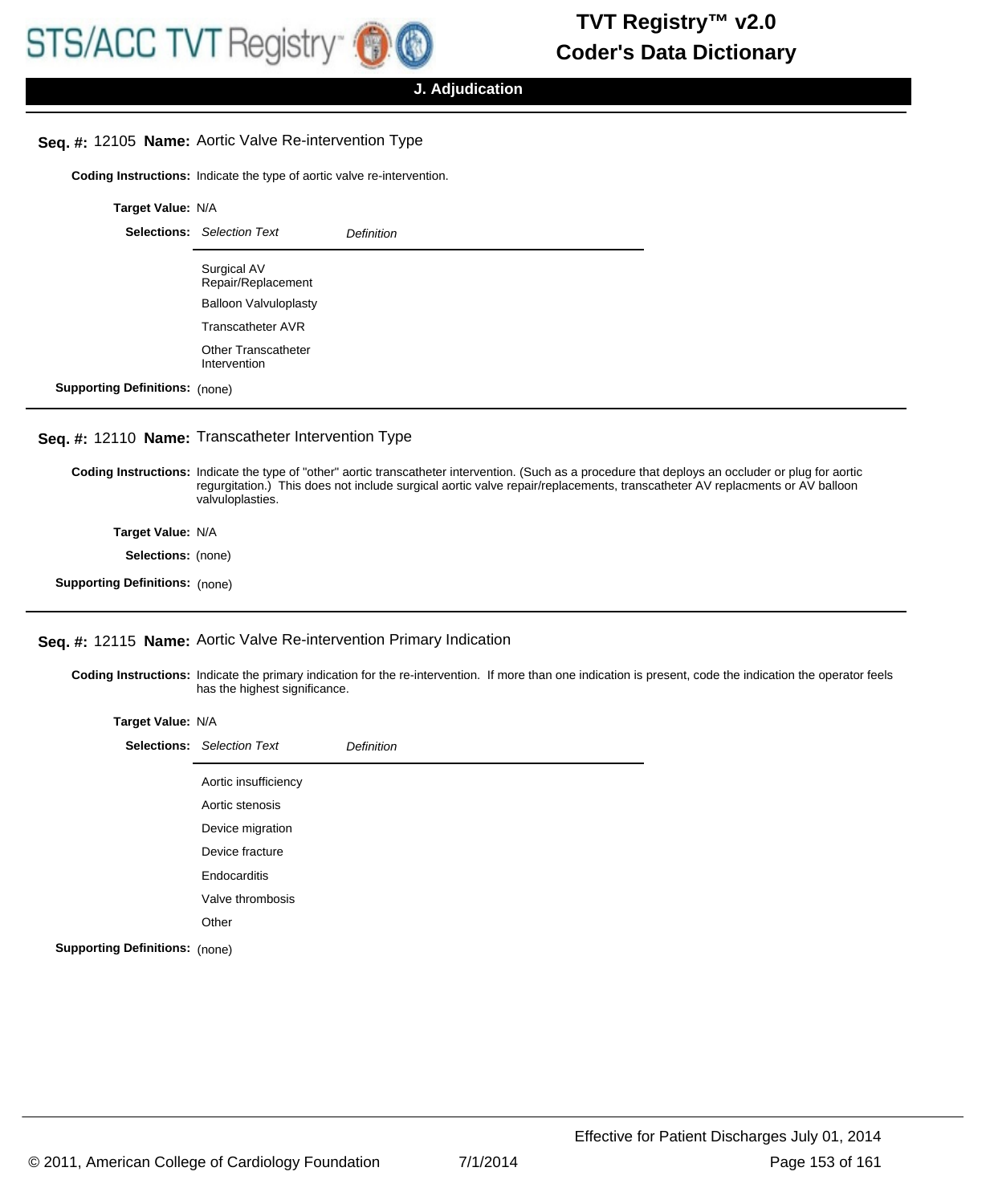## J. Adjudication

**Seq. #:** 12105 **Name:** Aortic Valve Re-intervention Type

**Coding Instructions:** Indicate the type of aortic valve re-intervention.

**Target Value:** N/A

**Selections:**

| *Selection Text* | *Definition* |
|---|---|
| Surgical AV Repair/Replacement | |
| Balloon Valvuloplasty | |
| Transcatheter AVR | |
| Other Transcatheter Intervention | |

**Supporting Definitions:** (none)

---

**Seq. #:** 12110 **Name:** Transcatheter Intervention Type

**Coding Instructions:** Indicate the type of "other" aortic transcatheter intervention. (Such as a procedure that deploys an occluder or plug for aortic regurgitation.) This does not include surgical aortic valve repair/replacements, transcatheter AV replacments or AV balloon valvuloplasties.

**Target Value:** N/A

**Selections:** (none)

**Supporting Definitions:** (none)

---

**Seq. #:** 12115 **Name:** Aortic Valve Re-intervention Primary Indication

**Coding Instructions:** Indicate the primary indication for the re-intervention. If more than one indication is present, code the indication the operator feels has the highest significance.

**Target Value:** N/A

**Selections:**

| *Selection Text* | *Definition* |
|---|---|
| Aortic insufficiency | |
| Aortic stenosis | |
| Device migration | |
| Device fracture | |
| Endocarditis | |
| Valve thrombosis | |
| Other | |

**Supporting Definitions:** (none)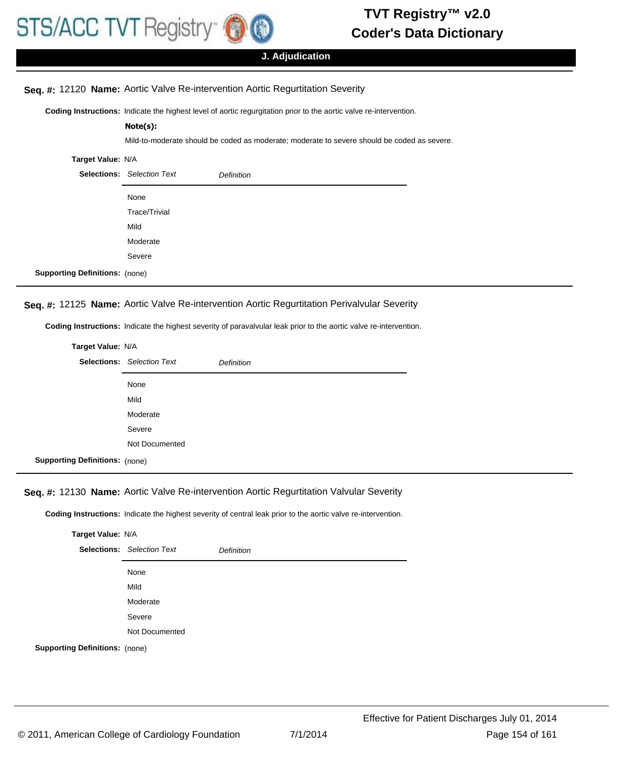## J. Adjudication

**Seq. #:** 12120 **Name:** Aortic Valve Re-intervention Aortic Regurtitation Severity

**Coding Instructions:** Indicate the highest level of aortic regurgitation prior to the aortic valve re-intervention.

**Note(s):**

Mild-to-moderate should be coded as moderate; moderate to severe should be coded as severe.

**Target Value:** N/A

**Selections:**

| *Selection Text* | *Definition* |
|---|---|
| None | |
| Trace/Trivial | |
| Mild | |
| Moderate | |
| Severe | |

**Supporting Definitions:** (none)

---

**Seq. #:** 12125 **Name:** Aortic Valve Re-intervention Aortic Regurtitation Perivalvular Severity

**Coding Instructions:** Indicate the highest severity of paravalvular leak prior to the aortic valve re-intervention.

**Target Value:** N/A

**Selections:**

| *Selection Text* | *Definition* |
|---|---|
| None | |
| Mild | |
| Moderate | |
| Severe | |
| Not Documented | |

**Supporting Definitions:** (none)

---

**Seq. #:** 12130 **Name:** Aortic Valve Re-intervention Aortic Regurtitation Valvular Severity

**Coding Instructions:** Indicate the highest severity of central leak prior to the aortic valve re-intervention.

**Target Value:** N/A

**Selections:**

| *Selection Text* | *Definition* |
|---|---|
| None | |
| Mild | |
| Moderate | |
| Severe | |
| Not Documented | |

**Supporting Definitions:** (none)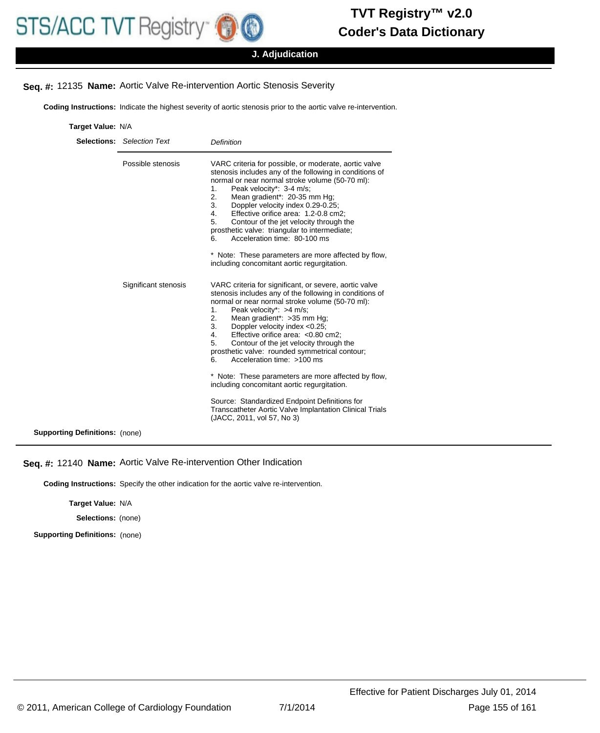## J. Adjudication

**Seq. #:** 12135 **Name:** Aortic Valve Re-intervention Aortic Stenosis Severity

**Coding Instructions:** Indicate the highest severity of aortic stenosis prior to the aortic valve re-intervention.

**Target Value:** N/A

**Selections:**

| *Selection Text* | *Definition* |
|---|---|
| Possible stenosis | VARC criteria for possible, or moderate, aortic valve stenosis includes any of the following in conditions of normal or near normal stroke volume (50-70 ml):<br>1. Peak velocity*: 3-4 m/s;<br>2. Mean gradient*: 20-35 mm Hg;<br>3. Doppler velocity index 0.29-0.25;<br>4. Effective orifice area: 1.2-0.8 cm2;<br>5. Contour of the jet velocity through the prosthetic valve: triangular to intermediate;<br>6. Acceleration time: 80-100 ms<br><br>* Note: These parameters are more affected by flow, including concomitant aortic regurgitation. |
| Significant stenosis | VARC criteria for significant, or severe, aortic valve stenosis includes any of the following in conditions of normal or near normal stroke volume (50-70 ml):<br>1. Peak velocity*: >4 m/s;<br>2. Mean gradient*: >35 mm Hg;<br>3. Doppler velocity index <0.25;<br>4. Effective orifice area: <0.80 cm2;<br>5. Contour of the jet velocity through the prosthetic valve: rounded symmetrical contour;<br>6. Acceleration time: >100 ms<br><br>* Note: These parameters are more affected by flow, including concomitant aortic regurgitation.<br><br>Source: Standardized Endpoint Definitions for Transcatheter Aortic Valve Implantation Clinical Trials (JACC, 2011, vol 57, No 3) |

**Supporting Definitions:** (none)

---

**Seq. #:** 12140 **Name:** Aortic Valve Re-intervention Other Indication

**Coding Instructions:** Specify the other indication for the aortic valve re-intervention.

**Target Value:** N/A

**Selections:** (none)

**Supporting Definitions:** (none)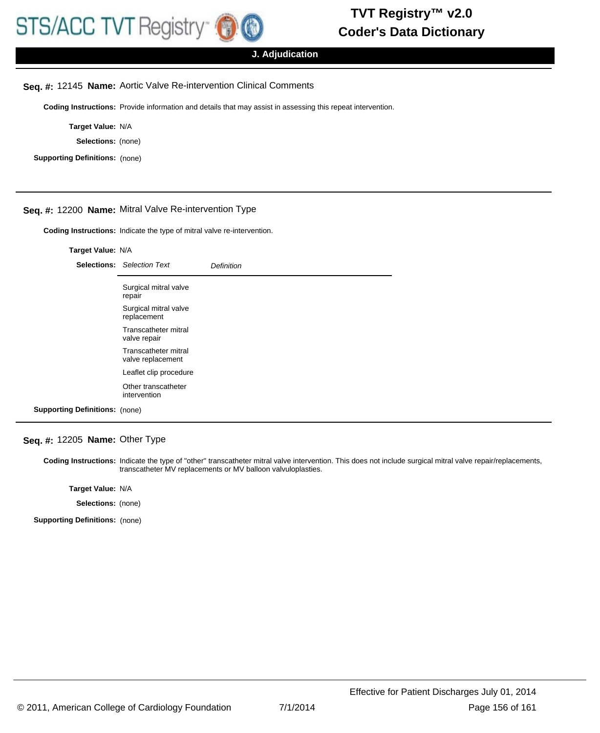## J. Adjudication

**Seq. #:** 12145 **Name:** Aortic Valve Re-intervention Clinical Comments

**Coding Instructions:** Provide information and details that may assist in assessing this repeat intervention.

**Target Value:** N/A

**Selections:** (none)

**Supporting Definitions:** (none)

---

**Seq. #:** 12200 **Name:** Mitral Valve Re-intervention Type

**Coding Instructions:** Indicate the type of mitral valve re-intervention.

**Target Value:** N/A

**Selections:**

| *Selection Text* | *Definition* |
|---|---|
| Surgical mitral valve repair | |
| Surgical mitral valve replacement | |
| Transcatheter mitral valve repair | |
| Transcatheter mitral valve replacement | |
| Leaflet clip procedure | |
| Other transcatheter intervention | |

**Supporting Definitions:** (none)

---

**Seq. #:** 12205 **Name:** Other Type

**Coding Instructions:** Indicate the type of "other" transcatheter mitral valve intervention. This does not include surgical mitral valve repair/replacements, transcatheter MV replacements or MV balloon valvuloplasties.

**Target Value:** N/A

**Selections:** (none)

**Supporting Definitions:** (none)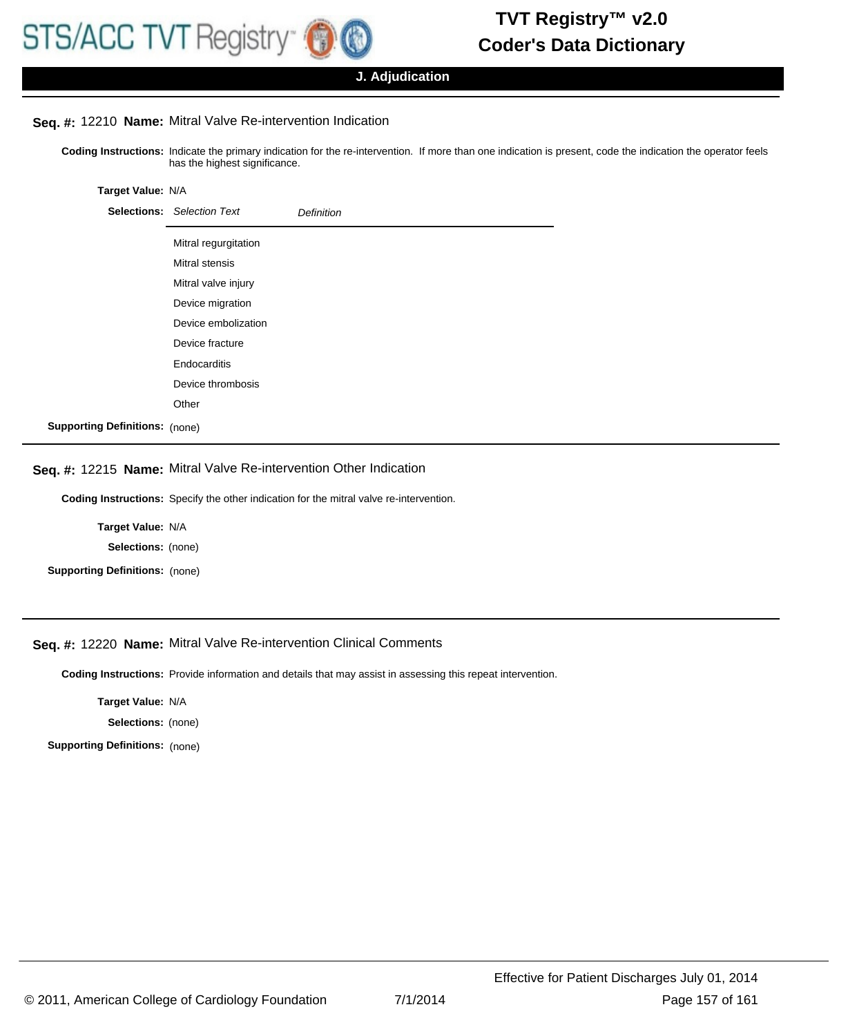## J. Adjudication

**Seq. #:** 12210 **Name:** Mitral Valve Re-intervention Indication

**Coding Instructions:** Indicate the primary indication for the re-intervention. If more than one indication is present, code the indication the operator feels has the highest significance.

**Target Value:** N/A

**Selections:**

| *Selection Text* | *Definition* |
|---|---|
| Mitral regurgitation | |
| Mitral stensis | |
| Mitral valve injury | |
| Device migration | |
| Device embolization | |
| Device fracture | |
| Endocarditis | |
| Device thrombosis | |
| Other | |

**Supporting Definitions:** (none)

---

**Seq. #:** 12215 **Name:** Mitral Valve Re-intervention Other Indication

**Coding Instructions:** Specify the other indication for the mitral valve re-intervention.

**Target Value:** N/A

**Selections:** (none)

**Supporting Definitions:** (none)

---

**Seq. #:** 12220 **Name:** Mitral Valve Re-intervention Clinical Comments

**Coding Instructions:** Provide information and details that may assist in assessing this repeat intervention.

**Target Value:** N/A

**Selections:** (none)

**Supporting Definitions:** (none)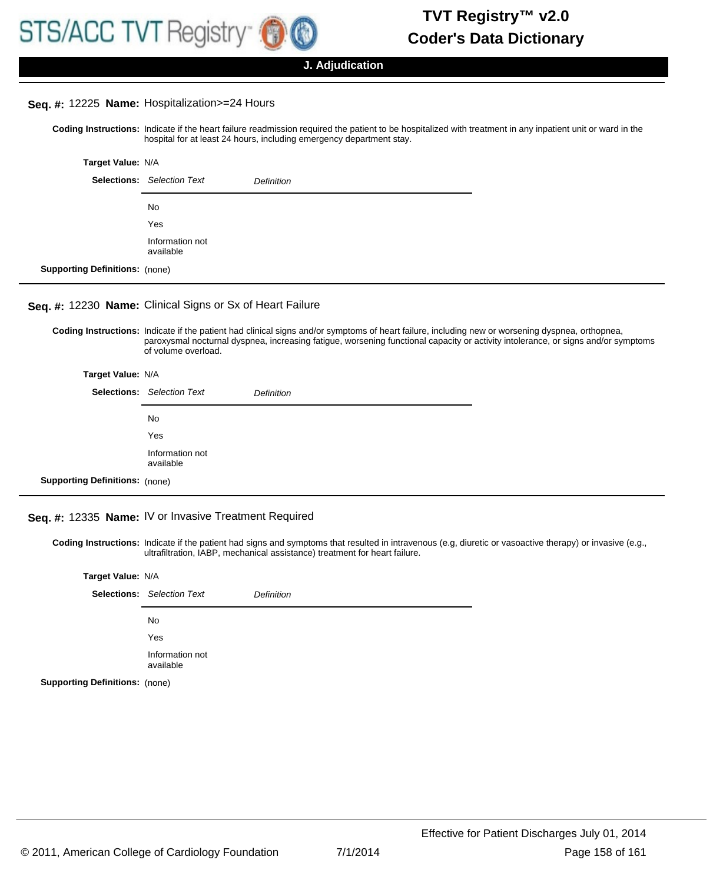## J. Adjudication

**Seq. #:** 12225 **Name:** Hospitalization>=24 Hours

**Coding Instructions:** Indicate if the heart failure readmission required the patient to be hospitalized with treatment in any inpatient unit or ward in the hospital for at least 24 hours, including emergency department stay.

**Target Value:** N/A

**Selections:**

| *Selection Text* | *Definition* |
|---|---|
| No | |
| Yes | |
| Information not available | |

**Supporting Definitions:** (none)

---

**Seq. #:** 12230 **Name:** Clinical Signs or Sx of Heart Failure

**Coding Instructions:** Indicate if the patient had clinical signs and/or symptoms of heart failure, including new or worsening dyspnea, orthopnea, paroxysmal nocturnal dyspnea, increasing fatigue, worsening functional capacity or activity intolerance, or signs and/or symptoms of volume overload.

**Target Value:** N/A

**Selections:**

| *Selection Text* | *Definition* |
|---|---|
| No | |
| Yes | |
| Information not available | |

**Supporting Definitions:** (none)

---

**Seq. #:** 12335 **Name:** IV or Invasive Treatment Required

**Coding Instructions:** Indicate if the patient had signs and symptoms that resulted in intravenous (e.g, diuretic or vasoactive therapy) or invasive (e.g., ultrafiltration, IABP, mechanical assistance) treatment for heart failure.

**Target Value:** N/A

**Selections:**

| *Selection Text* | *Definition* |
|---|---|
| No | |
| Yes | |
| Information not available | |

**Supporting Definitions:** (none)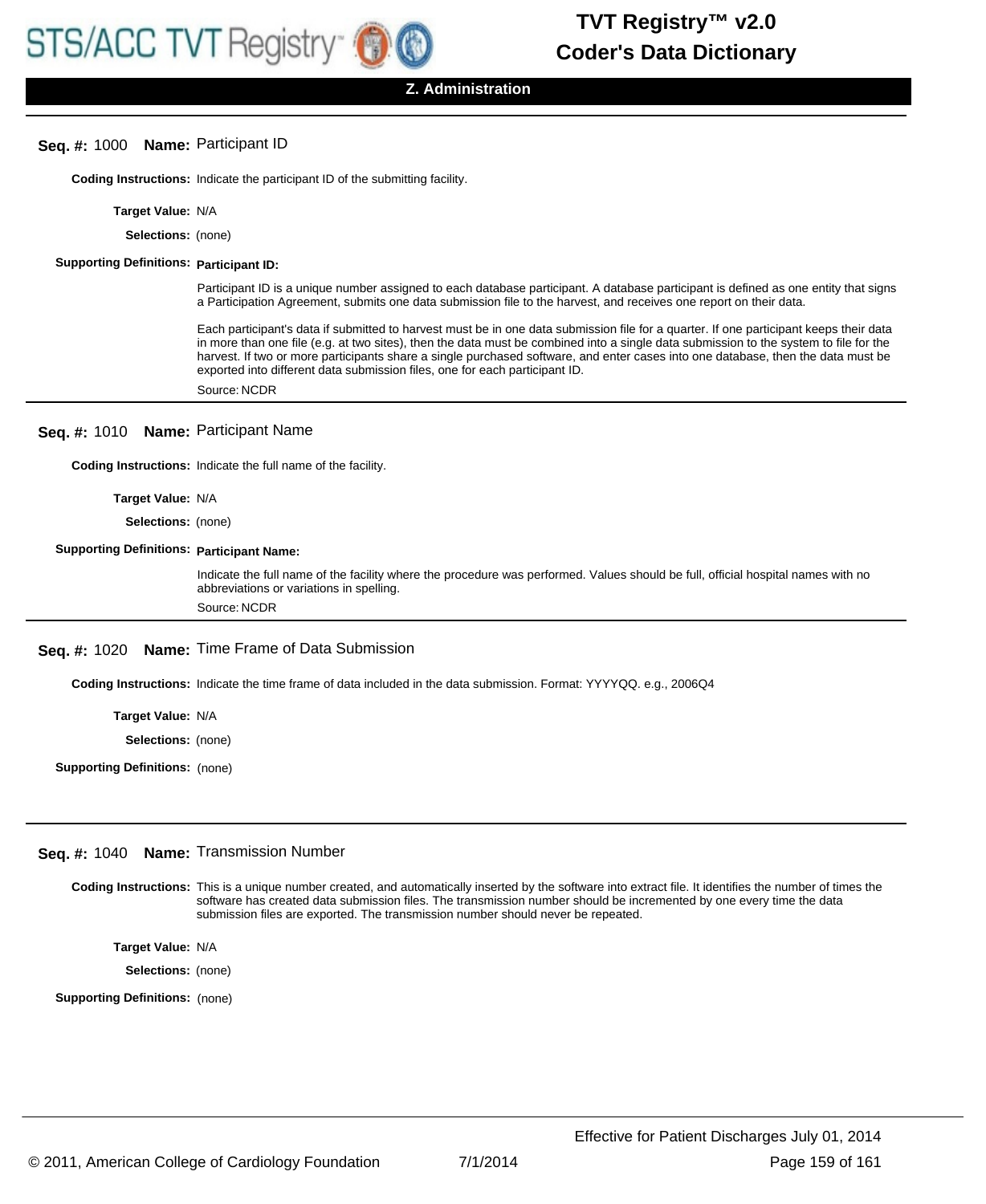## Z. Administration

**Seq. #:** 1000 **Name:** Participant ID

**Coding Instructions:** Indicate the participant ID of the submitting facility.

**Target Value:** N/A

**Selections:** (none)

**Supporting Definitions:** **Participant ID:**

Participant ID is a unique number assigned to each database participant. A database participant is defined as one entity that signs a Participation Agreement, submits one data submission file to the harvest, and receives one report on their data.

Each participant's data if submitted to harvest must be in one data submission file for a quarter. If one participant keeps their data in more than one file (e.g. at two sites), then the data must be combined into a single data submission to the system to file for the harvest. If two or more participants share a single purchased software, and enter cases into one database, then the data must be exported into different data submission files, one for each participant ID.

Source: NCDR

---

**Seq. #:** 1010 **Name:** Participant Name

**Coding Instructions:** Indicate the full name of the facility.

**Target Value:** N/A

**Selections:** (none)

**Supporting Definitions:** **Participant Name:**

Indicate the full name of the facility where the procedure was performed. Values should be full, official hospital names with no abbreviations or variations in spelling.

Source: NCDR

---

**Seq. #:** 1020 **Name:** Time Frame of Data Submission

**Coding Instructions:** Indicate the time frame of data included in the data submission. Format: YYYYQQ. e.g., 2006Q4

**Target Value:** N/A

**Selections:** (none)

**Supporting Definitions:** (none)

---

**Seq. #:** 1040 **Name:** Transmission Number

**Coding Instructions:** This is a unique number created, and automatically inserted by the software into extract file. It identifies the number of times the software has created data submission files. The transmission number should be incremented by one every time the data submission files are exported. The transmission number should never be repeated.

**Target Value:** N/A

**Selections:** (none)

**Supporting Definitions:** (none)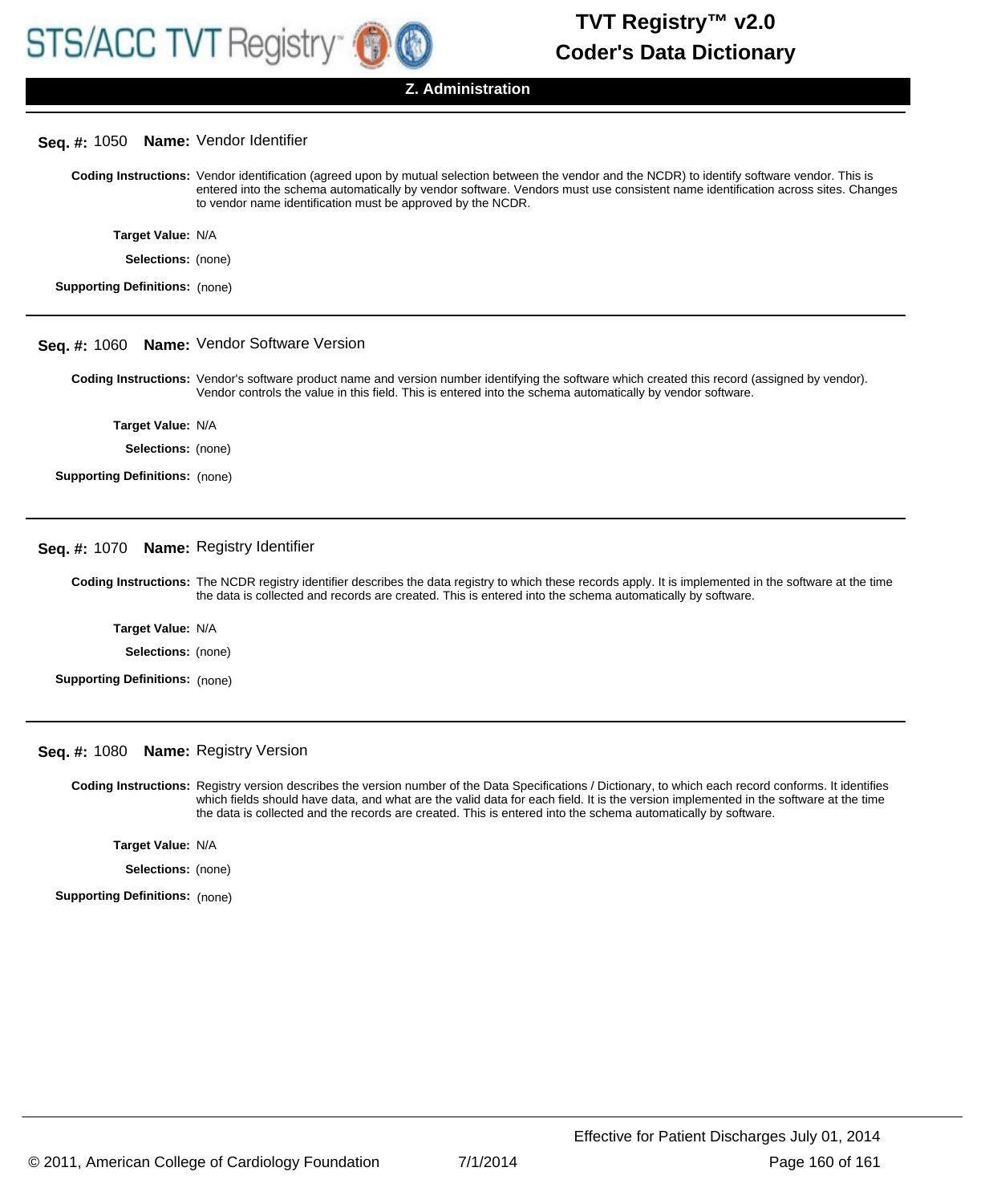## Z. Administration

**Seq. #:** 1050 **Name:** Vendor Identifier

**Coding Instructions:** Vendor identification (agreed upon by mutual selection between the vendor and the NCDR) to identify software vendor. This is entered into the schema automatically by vendor software. Vendors must use consistent name identification across sites. Changes to vendor name identification must be approved by the NCDR.

**Target Value:** N/A

**Selections:** (none)

**Supporting Definitions:** (none)

---

**Seq. #:** 1060 **Name:** Vendor Software Version

**Coding Instructions:** Vendor's software product name and version number identifying the software which created this record (assigned by vendor). Vendor controls the value in this field. This is entered into the schema automatically by vendor software.

**Target Value:** N/A

**Selections:** (none)

**Supporting Definitions:** (none)

---

**Seq. #:** 1070 **Name:** Registry Identifier

**Coding Instructions:** The NCDR registry identifier describes the data registry to which these records apply. It is implemented in the software at the time the data is collected and records are created. This is entered into the schema automatically by software.

**Target Value:** N/A

**Selections:** (none)

**Supporting Definitions:** (none)

---

**Seq. #:** 1080 **Name:** Registry Version

**Coding Instructions:** Registry version describes the version number of the Data Specifications / Dictionary, to which each record conforms. It identifies which fields should have data, and what are the valid data for each field. It is the version implemented in the software at the time the data is collected and the records are created. This is entered into the schema automatically by software.

**Target Value:** N/A

**Selections:** (none)

**Supporting Definitions:** (none)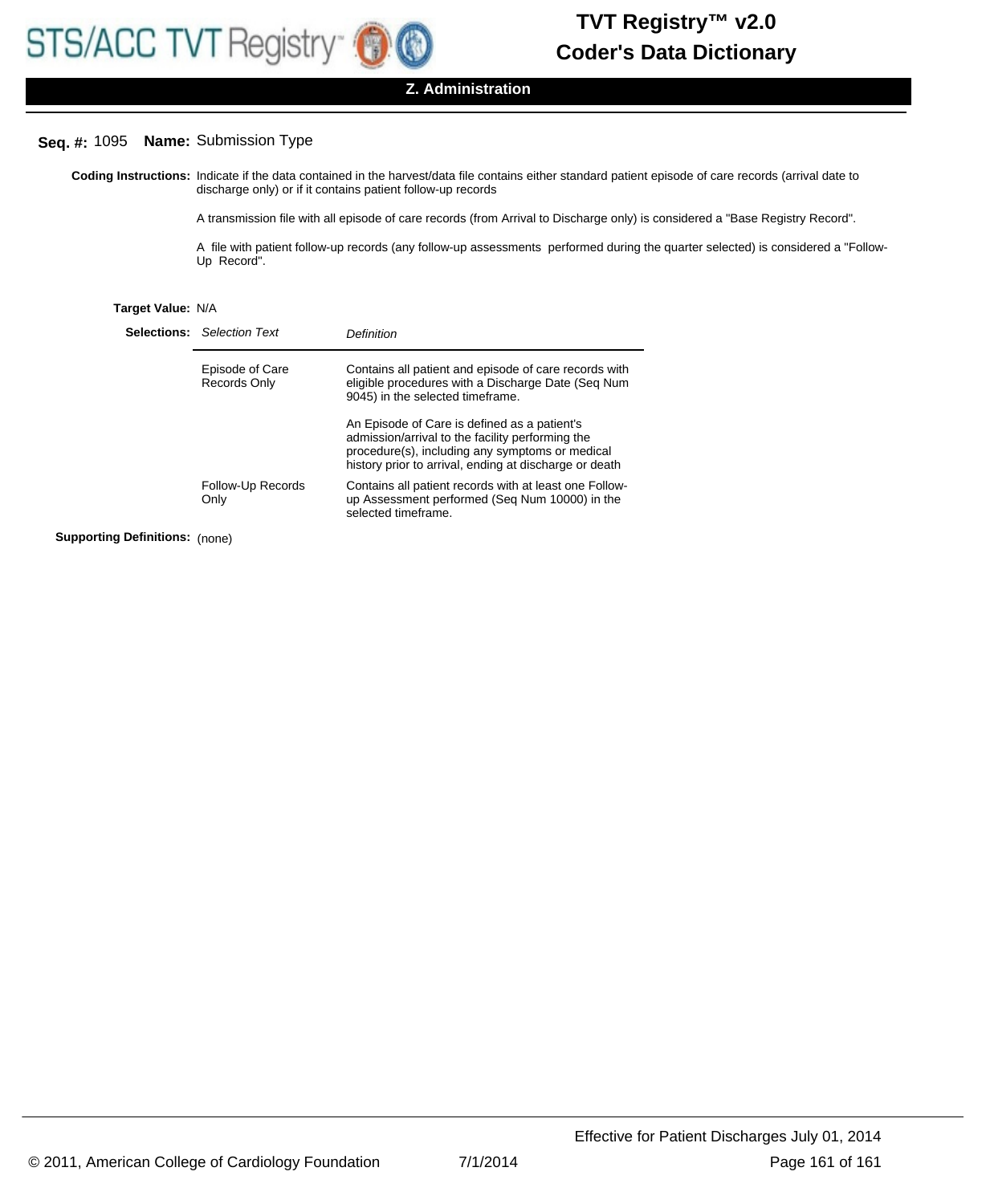## Z. Administration

**Seq. #:** 1095 **Name:** Submission Type

**Coding Instructions:** Indicate if the data contained in the harvest/data file contains either standard patient episode of care records (arrival date to discharge only) or if it contains patient follow-up records

A transmission file with all episode of care records (from Arrival to Discharge only) is considered a "Base Registry Record".

A file with patient follow-up records (any follow-up assessments performed during the quarter selected) is considered a "Follow-Up Record".

**Target Value:** N/A

**Selections:**

| *Selection Text* | *Definition* |
|---|---|
| Episode of Care Records Only | Contains all patient and episode of care records with eligible procedures with a Discharge Date (Seq Num 9045) in the selected timeframe.<br><br>An Episode of Care is defined as a patient's admission/arrival to the facility performing the procedure(s), including any symptoms or medical history prior to arrival, ending at discharge or death |
| Follow-Up Records Only | Contains all patient records with at least one Follow-up Assessment performed (Seq Num 10000) in the selected timeframe. |

**Supporting Definitions:** (none)